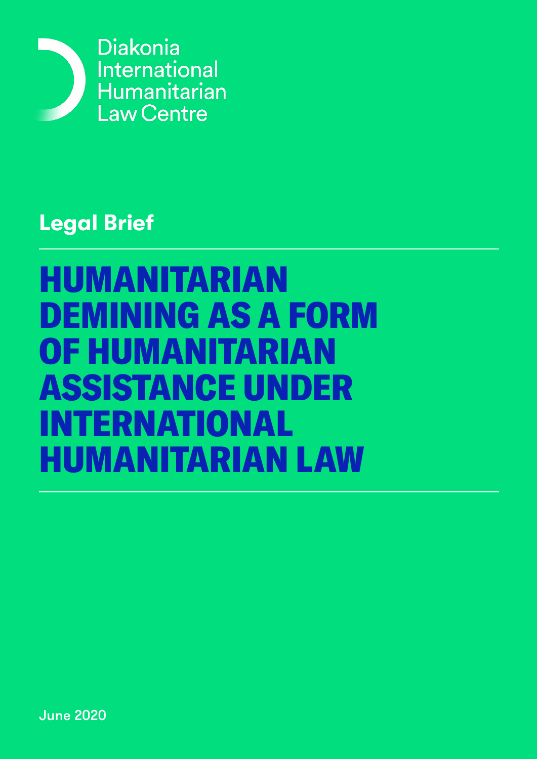Diakonia
International
Humanitarian
Law Centre

**Legal Brief**

# HUMANITARIAN DEMINING AS A FORM OF HUMANITARIAN ASSISTANCE UNDER INTERNATIONAL HUMANITARIAN LAW

June 2020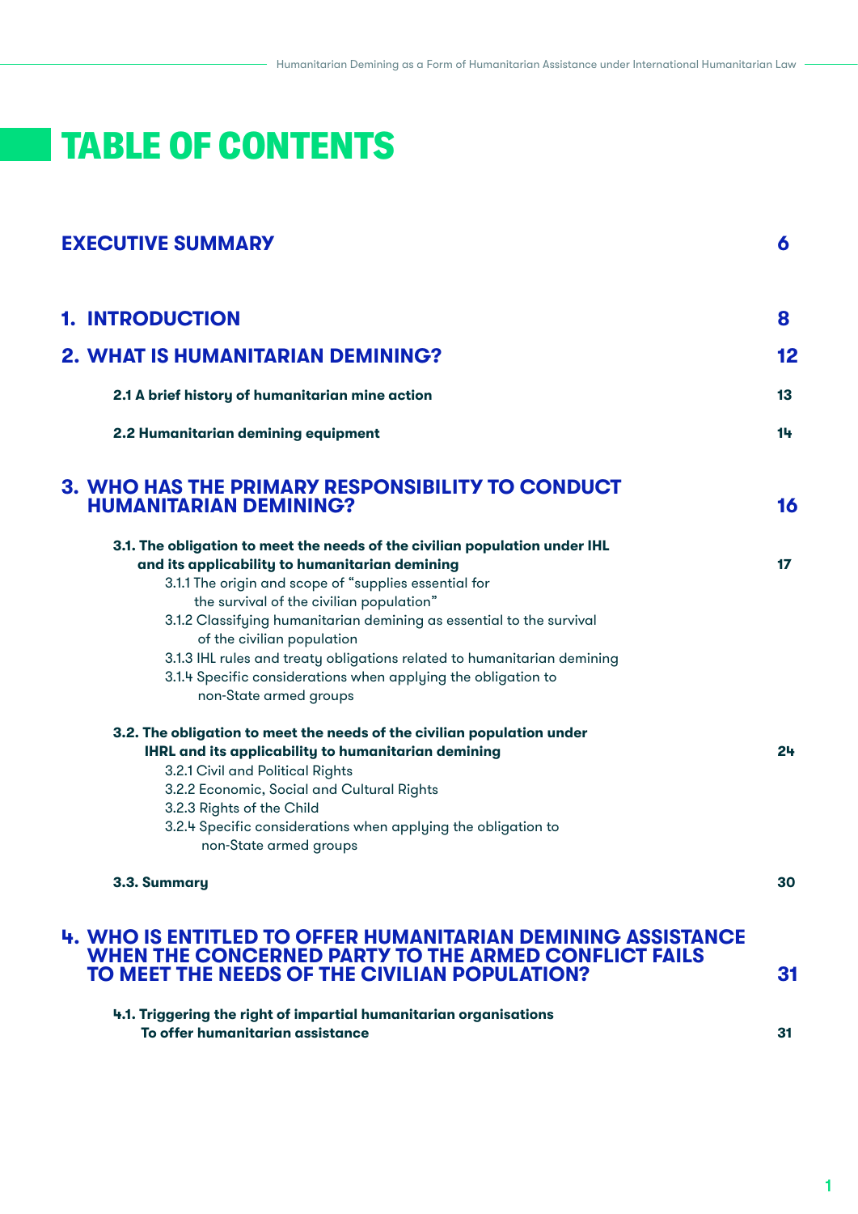# TABLE OF CONTENTS

**EXECUTIVE SUMMARY** 6

**1. INTRODUCTION** 8

**2. WHAT IS HUMANITARIAN DEMINING?** 12

- **2.1 A brief history of humanitarian mine action** 13
- **2.2 Humanitarian demining equipment** 14

**3. WHO HAS THE PRIMARY RESPONSIBILITY TO CONDUCT HUMANITARIAN DEMINING?** 16

- **3.1. The obligation to meet the needs of the civilian population under IHL and its applicability to humanitarian demining** 17
  - 3.1.1 The origin and scope of "supplies essential for the survival of the civilian population"
  - 3.1.2 Classifying humanitarian demining as essential to the survival of the civilian population
  - 3.1.3 IHL rules and treaty obligations related to humanitarian demining
  - 3.1.4 Specific considerations when applying the obligation to non-State armed groups
- **3.2. The obligation to meet the needs of the civilian population under IHRL and its applicability to humanitarian demining** 24
  - 3.2.1 Civil and Political Rights
  - 3.2.2 Economic, Social and Cultural Rights
  - 3.2.3 Rights of the Child
  - 3.2.4 Specific considerations when applying the obligation to non-State armed groups
- **3.3. Summary** 30

**4. WHO IS ENTITLED TO OFFER HUMANITARIAN DEMINING ASSISTANCE WHEN THE CONCERNED PARTY TO THE ARMED CONFLICT FAILS TO MEET THE NEEDS OF THE CIVILIAN POPULATION?** 31

- **4.1. Triggering the right of impartial humanitarian organisations To offer humanitarian assistance** 31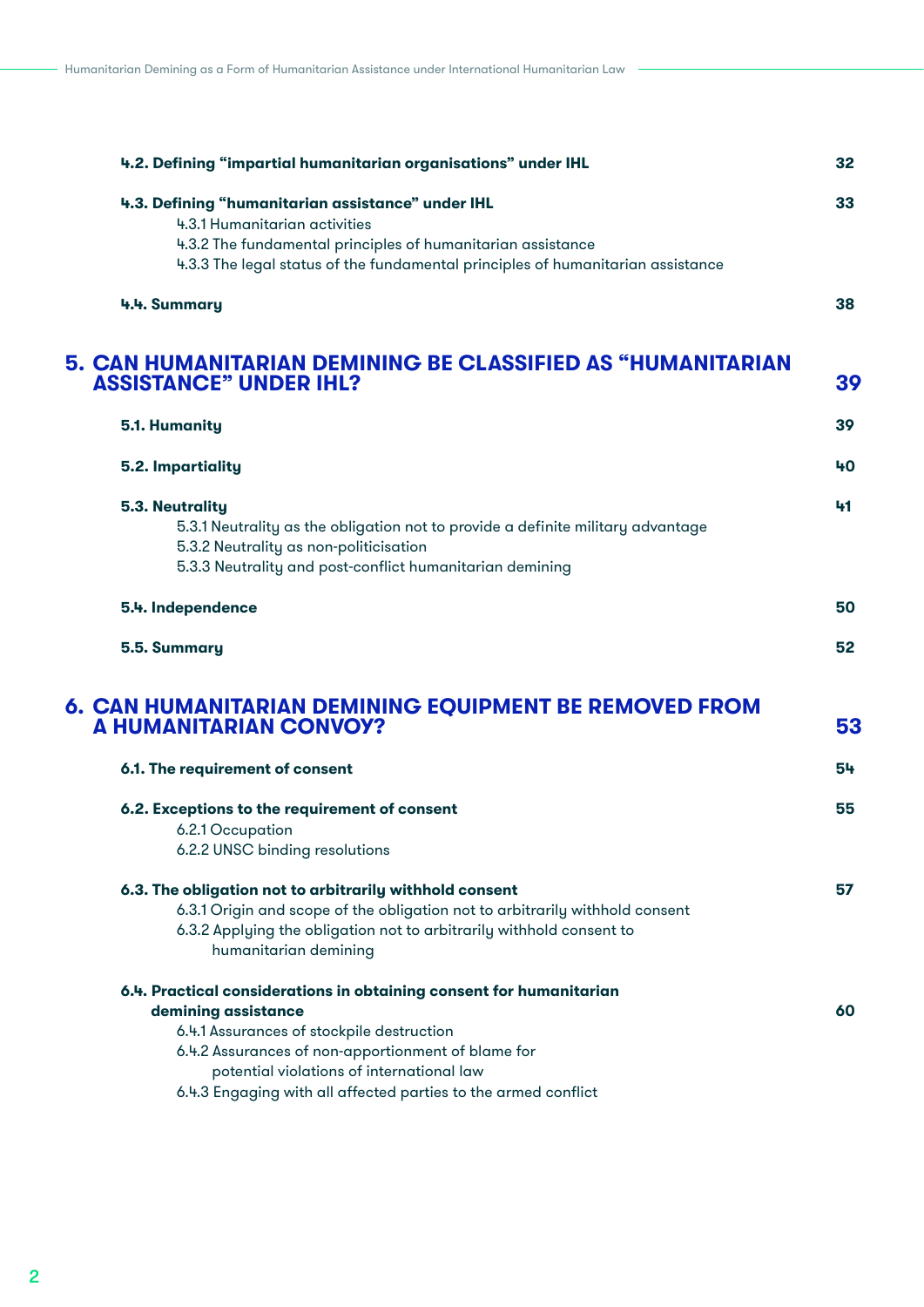**4.2. Defining "impartial humanitarian organisations" under IHL** 32

**4.3. Defining "humanitarian assistance" under IHL** 33

- 4.3.1 Humanitarian activities
- 4.3.2 The fundamental principles of humanitarian assistance
- 4.3.3 The legal status of the fundamental principles of humanitarian assistance

**4.4. Summary** 38

## 5. CAN HUMANITARIAN DEMINING BE CLASSIFIED AS "HUMANITARIAN ASSISTANCE" UNDER IHL? 39

**5.1. Humanity** 39

**5.2. Impartiality** 40

**5.3. Neutrality** 41

- 5.3.1 Neutrality as the obligation not to provide a definite military advantage
- 5.3.2 Neutrality as non-politicisation
- 5.3.3 Neutrality and post-conflict humanitarian demining

**5.4. Independence** 50

**5.5. Summary** 52

## 6. CAN HUMANITARIAN DEMINING EQUIPMENT BE REMOVED FROM A HUMANITARIAN CONVOY? 53

**6.1. The requirement of consent** 54

**6.2. Exceptions to the requirement of consent** 55

- 6.2.1 Occupation
- 6.2.2 UNSC binding resolutions

**6.3. The obligation not to arbitrarily withhold consent** 57

- 6.3.1 Origin and scope of the obligation not to arbitrarily withhold consent
- 6.3.2 Applying the obligation not to arbitrarily withhold consent to humanitarian demining

**6.4. Practical considerations in obtaining consent for humanitarian demining assistance** 60

- 6.4.1 Assurances of stockpile destruction
- 6.4.2 Assurances of non-apportionment of blame for potential violations of international law
- 6.4.3 Engaging with all affected parties to the armed conflict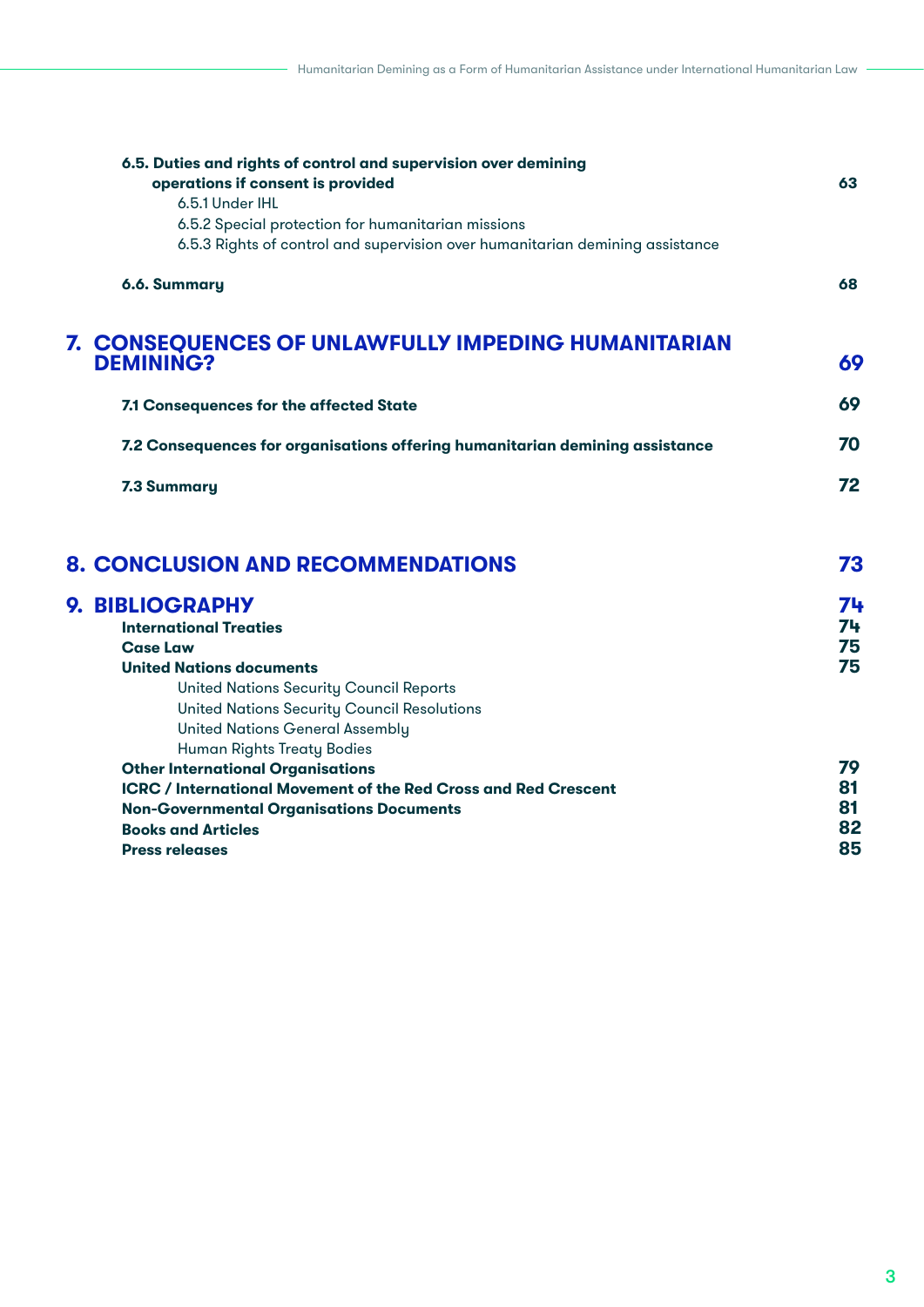**6.5. Duties and rights of control and supervision over demining operations if consent is provided** 63

- 6.5.1 Under IHL
- 6.5.2 Special protection for humanitarian missions
- 6.5.3 Rights of control and supervision over humanitarian demining assistance

**6.6. Summary** 68

## 7. CONSEQUENCES OF UNLAWFULLY IMPEDING HUMANITARIAN DEMINING? 69

**7.1 Consequences for the affected State** 69

**7.2 Consequences for organisations offering humanitarian demining assistance** 70

**7.3 Summary** 72

## 8. CONCLUSION AND RECOMMENDATIONS 73

## 9. BIBLIOGRAPHY 74

**International Treaties** 74

**Case Law** 75

**United Nations documents** 75

- United Nations Security Council Reports
- United Nations Security Council Resolutions
- United Nations General Assembly
- Human Rights Treaty Bodies

**Other International Organisations** 79

**ICRC / International Movement of the Red Cross and Red Crescent** 81

**Non-Governmental Organisations Documents** 81

**Books and Articles** 82

**Press releases** 85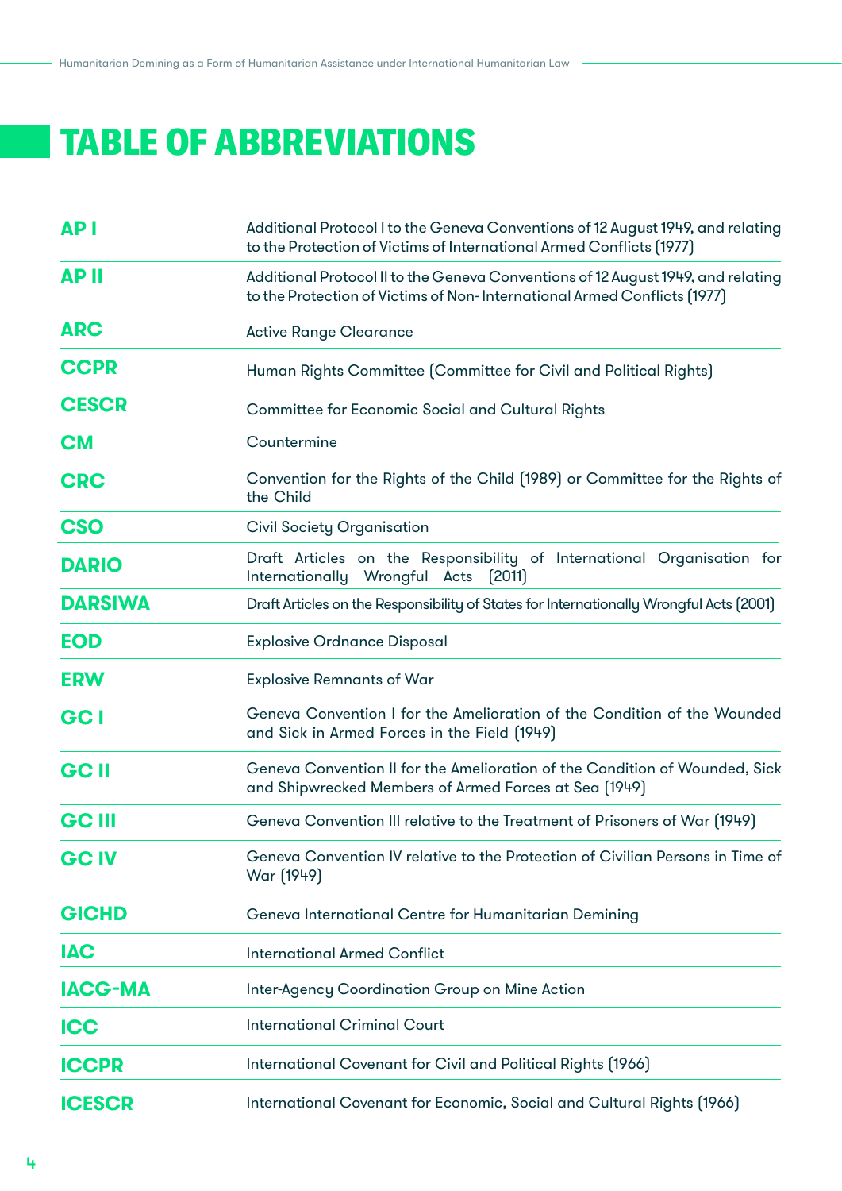# TABLE OF ABBREVIATIONS

| | |
|---|---|
| **AP I** | Additional Protocol I to the Geneva Conventions of 12 August 1949, and relating to the Protection of Victims of International Armed Conflicts (1977) |
| **AP II** | Additional Protocol II to the Geneva Conventions of 12 August 1949, and relating to the Protection of Victims of Non- International Armed Conflicts (1977) |
| **ARC** | Active Range Clearance |
| **CCPR** | Human Rights Committee (Committee for Civil and Political Rights) |
| **CESCR** | Committee for Economic Social and Cultural Rights |
| **CM** | Countermine |
| **CRC** | Convention for the Rights of the Child (1989) or Committee for the Rights of the Child |
| **CSO** | Civil Society Organisation |
| **DARIO** | Draft Articles on the Responsibility of International Organisation for Internationally Wrongful Acts (2011) |
| **DARSIWA** | Draft Articles on the Responsibility of States for Internationally Wrongful Acts (2001) |
| **EOD** | Explosive Ordnance Disposal |
| **ERW** | Explosive Remnants of War |
| **GC I** | Geneva Convention I for the Amelioration of the Condition of the Wounded and Sick in Armed Forces in the Field (1949) |
| **GC II** | Geneva Convention II for the Amelioration of the Condition of Wounded, Sick and Shipwrecked Members of Armed Forces at Sea (1949) |
| **GC III** | Geneva Convention III relative to the Treatment of Prisoners of War (1949) |
| **GC IV** | Geneva Convention IV relative to the Protection of Civilian Persons in Time of War (1949) |
| **GICHD** | Geneva International Centre for Humanitarian Demining |
| **IAC** | International Armed Conflict |
| **IACG-MA** | Inter-Agency Coordination Group on Mine Action |
| **ICC** | International Criminal Court |
| **ICCPR** | International Covenant for Civil and Political Rights (1966) |
| **ICESCR** | International Covenant for Economic, Social and Cultural Rights (1966) |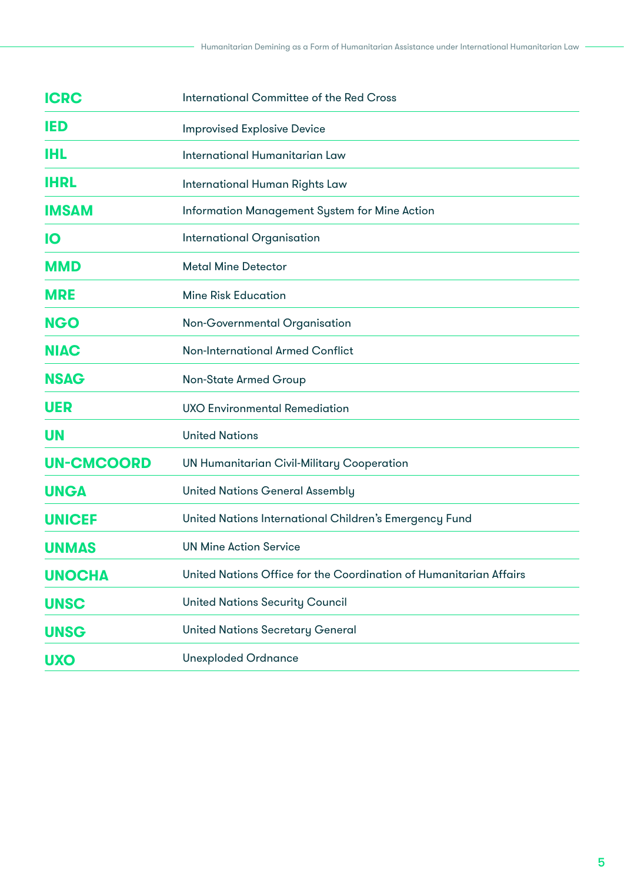| | |
|---|---|
| **ICRC** | International Committee of the Red Cross |
| **IED** | Improvised Explosive Device |
| **IHL** | International Humanitarian Law |
| **IHRL** | International Human Rights Law |
| **IMSAM** | Information Management System for Mine Action |
| **IO** | International Organisation |
| **MMD** | Metal Mine Detector |
| **MRE** | Mine Risk Education |
| **NGO** | Non-Governmental Organisation |
| **NIAC** | Non-International Armed Conflict |
| **NSAG** | Non-State Armed Group |
| **UER** | UXO Environmental Remediation |
| **UN** | United Nations |
| **UN-CMCOORD** | UN Humanitarian Civil-Military Cooperation |
| **UNGA** | United Nations General Assembly |
| **UNICEF** | United Nations International Children's Emergency Fund |
| **UNMAS** | UN Mine Action Service |
| **UNOCHA** | United Nations Office for the Coordination of Humanitarian Affairs |
| **UNSC** | United Nations Security Council |
| **UNSG** | United Nations Secretary General |
| **UXO** | Unexploded Ordnance |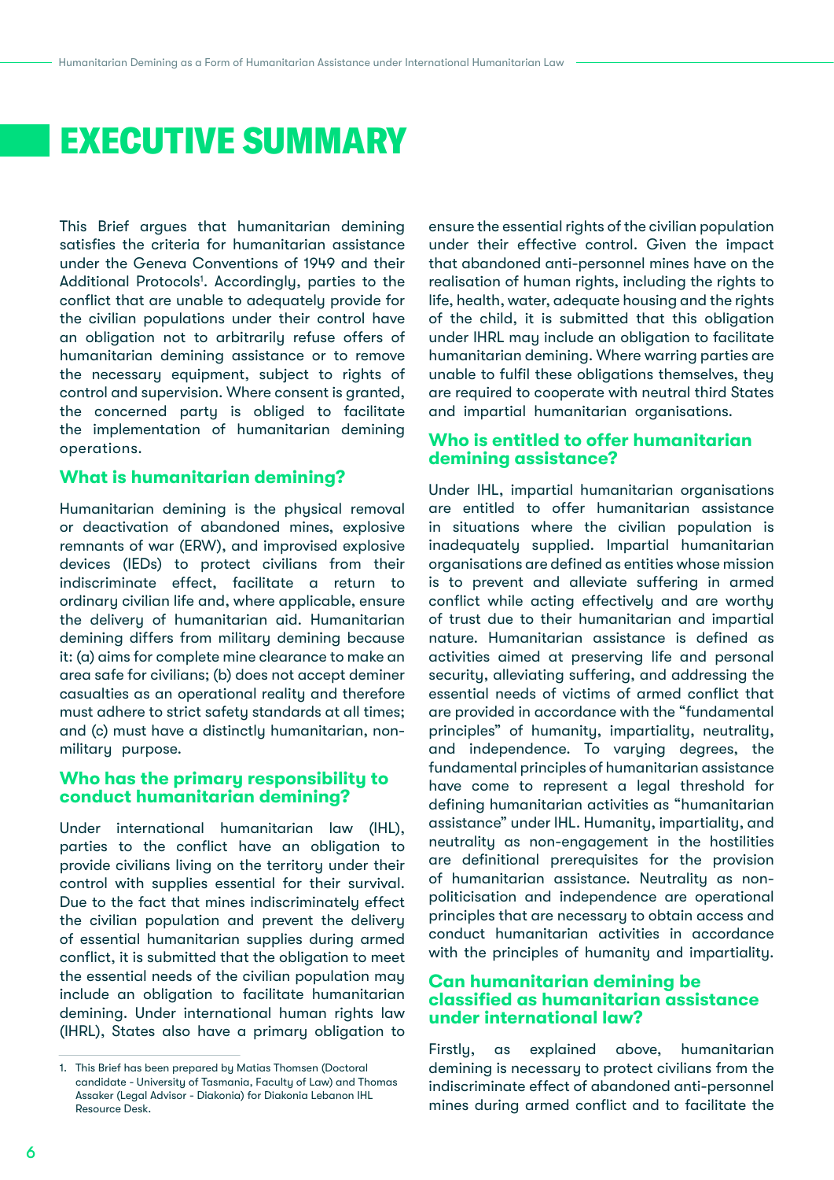# EXECUTIVE SUMMARY

This Brief argues that humanitarian demining satisfies the criteria for humanitarian assistance under the Geneva Conventions of 1949 and their Additional Protocols[1]. Accordingly, parties to the conflict that are unable to adequately provide for the civilian populations under their control have an obligation not to arbitrarily refuse offers of humanitarian demining assistance or to remove the necessary equipment, subject to rights of control and supervision. Where consent is granted, the concerned party is obliged to facilitate the implementation of humanitarian demining operations.

## What is humanitarian demining?

Humanitarian demining is the physical removal or deactivation of abandoned mines, explosive remnants of war (ERW), and improvised explosive devices (IEDs) to protect civilians from their indiscriminate effect, facilitate a return to ordinary civilian life and, where applicable, ensure the delivery of humanitarian aid. Humanitarian demining differs from military demining because it: (a) aims for complete mine clearance to make an area safe for civilians; (b) does not accept deminer casualties as an operational reality and therefore must adhere to strict safety standards at all times; and (c) must have a distinctly humanitarian, non-military purpose.

## Who has the primary responsibility to conduct humanitarian demining?

Under international humanitarian law (IHL), parties to the conflict have an obligation to provide civilians living on the territory under their control with supplies essential for their survival. Due to the fact that mines indiscriminately effect the civilian population and prevent the delivery of essential humanitarian supplies during armed conflict, it is submitted that the obligation to meet the essential needs of the civilian population may include an obligation to facilitate humanitarian demining. Under international human rights law (IHRL), States also have a primary obligation to ensure the essential rights of the civilian population under their effective control. Given the impact that abandoned anti-personnel mines have on the realisation of human rights, including the rights to life, health, water, adequate housing and the rights of the child, it is submitted that this obligation under IHRL may include an obligation to facilitate humanitarian demining. Where warring parties are unable to fulfil these obligations themselves, they are required to cooperate with neutral third States and impartial humanitarian organisations.

## Who is entitled to offer humanitarian demining assistance?

Under IHL, impartial humanitarian organisations are entitled to offer humanitarian assistance in situations where the civilian population is inadequately supplied. Impartial humanitarian organisations are defined as entities whose mission is to prevent and alleviate suffering in armed conflict while acting effectively and are worthy of trust due to their humanitarian and impartial nature. Humanitarian assistance is defined as activities aimed at preserving life and personal security, alleviating suffering, and addressing the essential needs of victims of armed conflict that are provided in accordance with the "fundamental principles" of humanity, impartiality, neutrality, and independence. To varying degrees, the fundamental principles of humanitarian assistance have come to represent a legal threshold for defining humanitarian activities as "humanitarian assistance" under IHL. Humanity, impartiality, and neutrality as non-engagement in the hostilities are definitional prerequisites for the provision of humanitarian assistance. Neutrality as non-politicisation and independence are operational principles that are necessary to obtain access and conduct humanitarian activities in accordance with the principles of humanity and impartiality.

## Can humanitarian demining be classified as humanitarian assistance under international law?

Firstly, as explained above, humanitarian demining is necessary to protect civilians from the indiscriminate effect of abandoned anti-personnel mines during armed conflict and to facilitate the

---

1. This Brief has been prepared by Matias Thomsen (Doctoral candidate - University of Tasmania, Faculty of Law) and Thomas Assaker (Legal Advisor - Diakonia) for Diakonia Lebanon IHL Resource Desk.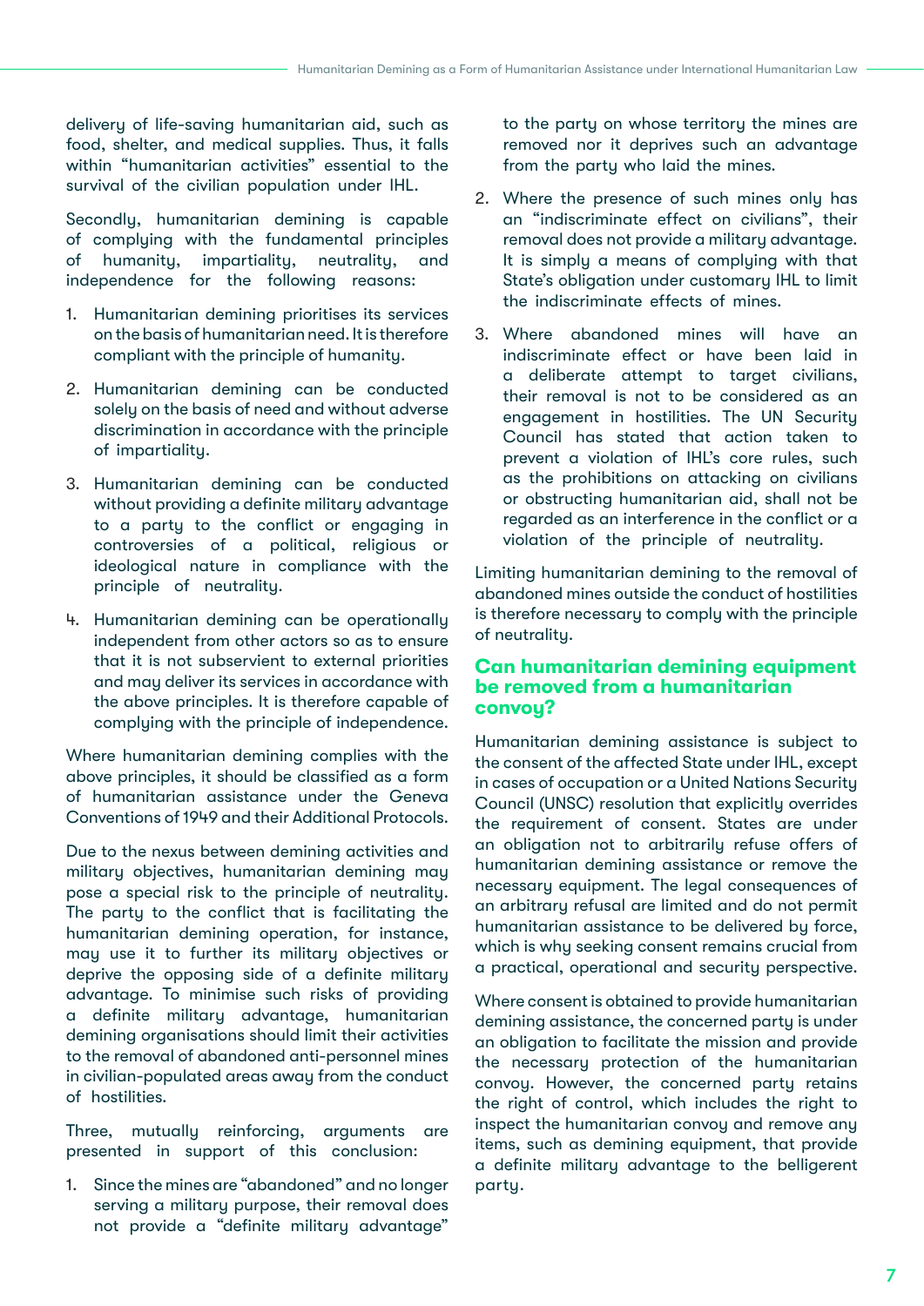delivery of life-saving humanitarian aid, such as food, shelter, and medical supplies. Thus, it falls within "humanitarian activities" essential to the survival of the civilian population under IHL.

Secondly, humanitarian demining is capable of complying with the fundamental principles of humanity, impartiality, neutrality, and independence for the following reasons:

1. Humanitarian demining prioritises its services on the basis of humanitarian need. It is therefore compliant with the principle of humanity.
2. Humanitarian demining can be conducted solely on the basis of need and without adverse discrimination in accordance with the principle of impartiality.
3. Humanitarian demining can be conducted without providing a definite military advantage to a party to the conflict or engaging in controversies of a political, religious or ideological nature in compliance with the principle of neutrality.
4. Humanitarian demining can be operationally independent from other actors so as to ensure that it is not subservient to external priorities and may deliver its services in accordance with the above principles. It is therefore capable of complying with the principle of independence.

Where humanitarian demining complies with the above principles, it should be classified as a form of humanitarian assistance under the Geneva Conventions of 1949 and their Additional Protocols.

Due to the nexus between demining activities and military objectives, humanitarian demining may pose a special risk to the principle of neutrality. The party to the conflict that is facilitating the humanitarian demining operation, for instance, may use it to further its military objectives or deprive the opposing side of a definite military advantage. To minimise such risks of providing a definite military advantage, humanitarian demining organisations should limit their activities to the removal of abandoned anti-personnel mines in civilian-populated areas away from the conduct of hostilities.

Three, mutually reinforcing, arguments are presented in support of this conclusion:

1. Since the mines are "abandoned" and no longer serving a military purpose, their removal does not provide a "definite military advantage" to the party on whose territory the mines are removed nor it deprives such an advantage from the party who laid the mines.
2. Where the presence of such mines only has an "indiscriminate effect on civilians", their removal does not provide a military advantage. It is simply a means of complying with that State's obligation under customary IHL to limit the indiscriminate effects of mines.
3. Where abandoned mines will have an indiscriminate effect or have been laid in a deliberate attempt to target civilians, their removal is not to be considered as an engagement in hostilities. The UN Security Council has stated that action taken to prevent a violation of IHL's core rules, such as the prohibitions on attacking on civilians or obstructing humanitarian aid, shall not be regarded as an interference in the conflict or a violation of the principle of neutrality.

Limiting humanitarian demining to the removal of abandoned mines outside the conduct of hostilities is therefore necessary to comply with the principle of neutrality.

## Can humanitarian demining equipment be removed from a humanitarian convoy?

Humanitarian demining assistance is subject to the consent of the affected State under IHL, except in cases of occupation or a United Nations Security Council (UNSC) resolution that explicitly overrides the requirement of consent. States are under an obligation not to arbitrarily refuse offers of humanitarian demining assistance or remove the necessary equipment. The legal consequences of an arbitrary refusal are limited and do not permit humanitarian assistance to be delivered by force, which is why seeking consent remains crucial from a practical, operational and security perspective.

Where consent is obtained to provide humanitarian demining assistance, the concerned party is under an obligation to facilitate the mission and provide the necessary protection of the humanitarian convoy. However, the concerned party retains the right of control, which includes the right to inspect the humanitarian convoy and remove any items, such as demining equipment, that provide a definite military advantage to the belligerent party.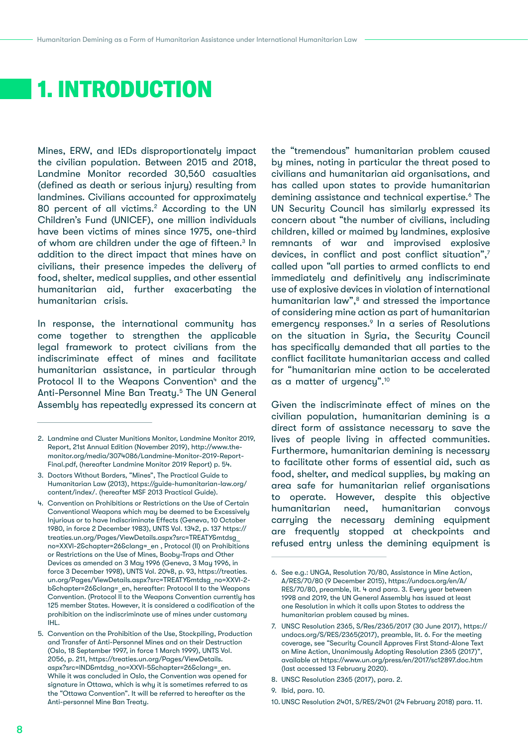# 1. INTRODUCTION

Mines, ERW, and IEDs disproportionately impact the civilian population. Between 2015 and 2018, Landmine Monitor recorded 30,560 casualties (defined as death or serious injury) resulting from landmines. Civilians accounted for approximately 80 percent of all victims.[2] According to the UN Children's Fund (UNICEF), one million individuals have been victims of mines since 1975, one-third of whom are children under the age of fifteen.[3] In addition to the direct impact that mines have on civilians, their presence impedes the delivery of food, shelter, medical supplies, and other essential humanitarian aid, further exacerbating the humanitarian crisis.

In response, the international community has come together to strengthen the applicable legal framework to protect civilians from the indiscriminate effect of mines and facilitate humanitarian assistance, in particular through Protocol II to the Weapons Convention[4] and the Anti-Personnel Mine Ban Treaty.[5] The UN General Assembly has repeatedly expressed its concern at the "tremendous" humanitarian problem caused by mines, noting in particular the threat posed to civilians and humanitarian aid organisations, and has called upon states to provide humanitarian demining assistance and technical expertise.[6] The UN Security Council has similarly expressed its concern about "the number of civilians, including children, killed or maimed by landmines, explosive remnants of war and improvised explosive devices, in conflict and post conflict situation",[7] called upon "all parties to armed conflicts to end immediately and definitively any indiscriminate use of explosive devices in violation of international humanitarian law",[8] and stressed the importance of considering mine action as part of humanitarian emergency responses.[9] In a series of Resolutions on the situation in Syria, the Security Council has specifically demanded that all parties to the conflict facilitate humanitarian access and called for "humanitarian mine action to be accelerated as a matter of urgency".[10]

Given the indiscriminate effect of mines on the civilian population, humanitarian demining is a direct form of assistance necessary to save the lives of people living in affected communities. Furthermore, humanitarian demining is necessary to facilitate other forms of essential aid, such as food, shelter, and medical supplies, by making an area safe for humanitarian relief organisations to operate. However, despite this objective humanitarian need, humanitarian convoys carrying the necessary demining equipment are frequently stopped at checkpoints and refused entry unless the demining equipment is

---

2. Landmine and Cluster Munitions Monitor, Landmine Monitor 2019, Report, 21st Annual Edition (November 2019), http://www.the-monitor.org/media/3074086/Landmine-Monitor-2019-Report-Final.pdf, (hereafter Landmine Monitor 2019 Report) p. 54.

3. Doctors Without Borders, "Mines", The Practical Guide to Humanitarian Law (2013), https://guide-humanitarian-law.org/content/index/. (hereafter MSF 2013 Practical Guide).

4. Convention on Prohibitions or Restrictions on the Use of Certain Conventional Weapons which may be deemed to be Excessively Injurious or to have Indiscriminate Effects (Geneva, 10 October 1980, in force 2 December 1983), UNTS Vol. 1342, p. 137 https://treaties.un.org/Pages/ViewDetails.aspx?src=TREATY&mtdsg_no=XXVI-2&chapter=26&clang=_en , Protocol (II) on Prohibitions or Restrictions on the Use of Mines, Booby-Traps and Other Devices as amended on 3 May 1996 (Geneva, 3 May 1996, in force 3 December 1998), UNTS Vol. 2048, p. 93, https://treaties.un.org/Pages/ViewDetails.aspx?src=TREATY&mtdsg_no=XXVI-2-b&chapter=26&clang=_en, hereafter: Protocol II to the Weapons Convention. (Protocol II to the Weapons Convention currently has 125 member States. However, it is considered a codification of the prohibition on the indiscriminate use of mines under customary IHL.

5. Convention on the Prohibition of the Use, Stockpiling, Production and Transfer of Anti-Personnel Mines and on their Destruction (Oslo, 18 September 1997, in force 1 March 1999), UNTS Vol. 2056, p. 211, https://treaties.un.org/Pages/ViewDetails.aspx?src=IND&mtdsg_no=XXVI-5&chapter=26&clang=_en. While it was concluded in Oslo, the Convention was opened for signature in Ottawa, which is why it is sometimes referred to as the "Ottawa Convention". It will be referred to hereafter as the Anti-personnel Mine Ban Treaty.

6. See e.g.: UNGA, Resolution 70/80, Assistance in Mine Action, A/RES/70/80 (9 December 2015), https://undocs.org/en/A/RES/70/80, preamble, lit. 4 and para. 3. Every year between 1998 and 2019, the UN General Assembly has issued at least one Resolution in which it calls upon States to address the humanitarian problem caused by mines.

7. UNSC Resolution 2365, S/Res/2365/2017 (30 June 2017), https://undocs.org/S/RES/2365(2017), preamble, lit. 6. For the meeting coverage, see "Security Council Approves First Stand-Alone Text on Mine Action, Unanimously Adopting Resolution 2365 (2017)", available at https://www.un.org/press/en/2017/sc12897.doc.htm (last accessed 13 February 2020).

8. UNSC Resolution 2365 (2017), para. 2.

9. Ibid, para. 10.

10. UNSC Resolution 2401, S/RES/2401 (24 February 2018) para. 11.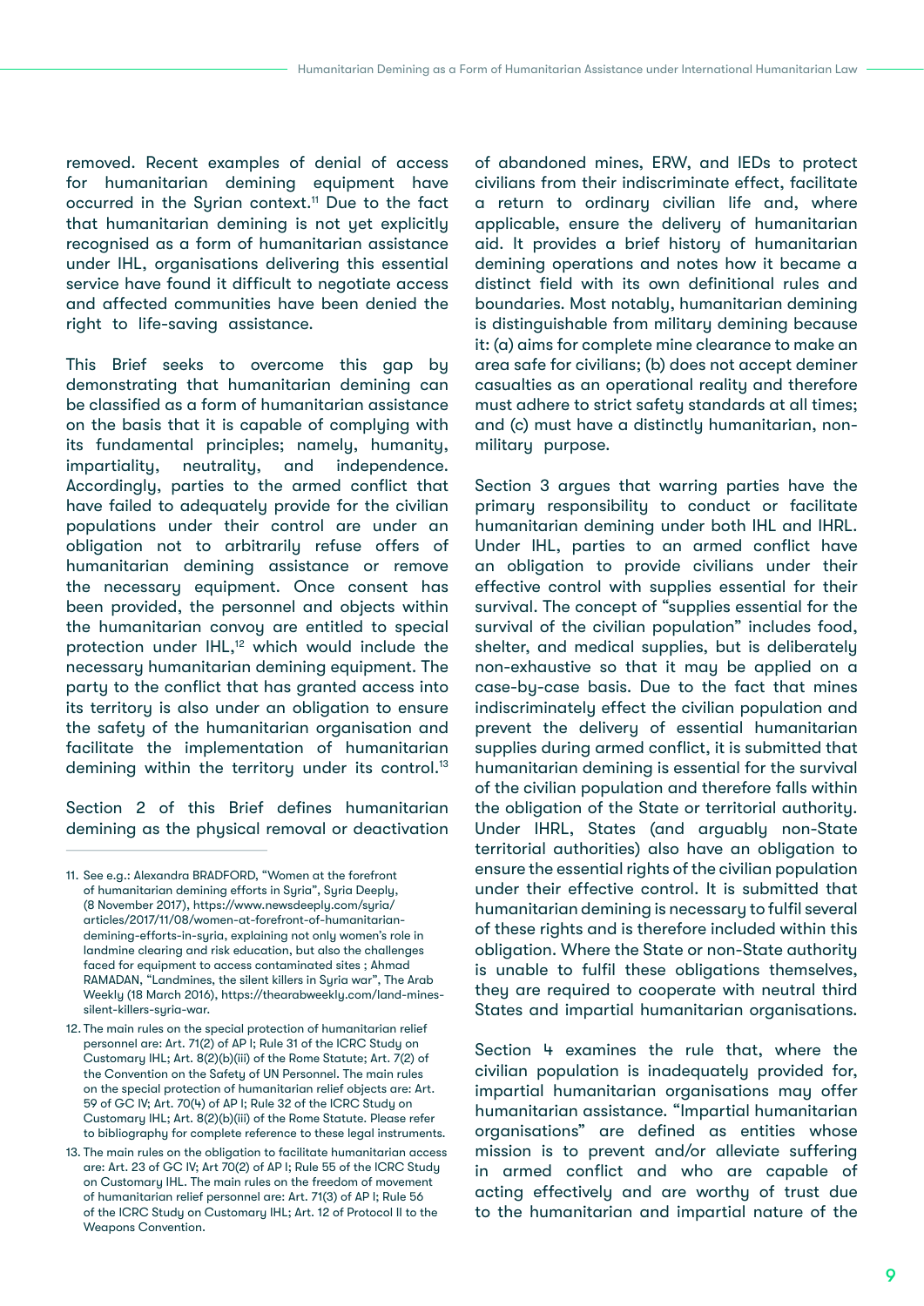removed. Recent examples of denial of access for humanitarian demining equipment have occurred in the Syrian context.[11] Due to the fact that humanitarian demining is not yet explicitly recognised as a form of humanitarian assistance under IHL, organisations delivering this essential service have found it difficult to negotiate access and affected communities have been denied the right to life-saving assistance.

This Brief seeks to overcome this gap by demonstrating that humanitarian demining can be classified as a form of humanitarian assistance on the basis that it is capable of complying with its fundamental principles; namely, humanity, impartiality, neutrality, and independence. Accordingly, parties to the armed conflict that have failed to adequately provide for the civilian populations under their control are under an obligation not to arbitrarily refuse offers of humanitarian demining assistance or remove the necessary equipment. Once consent has been provided, the personnel and objects within the humanitarian convoy are entitled to special protection under IHL,[12] which would include the necessary humanitarian demining equipment. The party to the conflict that has granted access into its territory is also under an obligation to ensure the safety of the humanitarian organisation and facilitate the implementation of humanitarian demining within the territory under its control.[13]

Section 2 of this Brief defines humanitarian demining as the physical removal or deactivation of abandoned mines, ERW, and IEDs to protect civilians from their indiscriminate effect, facilitate a return to ordinary civilian life and, where applicable, ensure the delivery of humanitarian aid. It provides a brief history of humanitarian demining operations and notes how it became a distinct field with its own definitional rules and boundaries. Most notably, humanitarian demining is distinguishable from military demining because it: (a) aims for complete mine clearance to make an area safe for civilians; (b) does not accept deminer casualties as an operational reality and therefore must adhere to strict safety standards at all times; and (c) must have a distinctly humanitarian, non-military purpose.

Section 3 argues that warring parties have the primary responsibility to conduct or facilitate humanitarian demining under both IHL and IHRL. Under IHL, parties to an armed conflict have an obligation to provide civilians under their effective control with supplies essential for their survival. The concept of "supplies essential for the survival of the civilian population" includes food, shelter, and medical supplies, but is deliberately non-exhaustive so that it may be applied on a case-by-case basis. Due to the fact that mines indiscriminately effect the civilian population and prevent the delivery of essential humanitarian supplies during armed conflict, it is submitted that humanitarian demining is essential for the survival of the civilian population and therefore falls within the obligation of the State or territorial authority. Under IHRL, States (and arguably non-State territorial authorities) also have an obligation to ensure the essential rights of the civilian population under their effective control. It is submitted that humanitarian demining is necessary to fulfil several of these rights and is therefore included within this obligation. Where the State or non-State authority is unable to fulfil these obligations themselves, they are required to cooperate with neutral third States and impartial humanitarian organisations.

Section 4 examines the rule that, where the civilian population is inadequately provided for, impartial humanitarian organisations may offer humanitarian assistance. "Impartial humanitarian organisations" are defined as entities whose mission is to prevent and/or alleviate suffering in armed conflict and who are capable of acting effectively and are worthy of trust due to the humanitarian and impartial nature of the

---

11. See e.g.: Alexandra BRADFORD, "Women at the forefront of humanitarian demining efforts in Syria", Syria Deeply, (8 November 2017), https://www.newsdeeply.com/syria/articles/2017/11/08/women-at-forefront-of-humanitarian-demining-efforts-in-syria, explaining not only women's role in landmine clearing and risk education, but also the challenges faced for equipment to access contaminated sites ; Ahmad RAMADAN, "Landmines, the silent killers in Syria war", The Arab Weekly (18 March 2016), https://thearabweekly.com/land-mines-silent-killers-syria-war.

12. The main rules on the special protection of humanitarian relief personnel are: Art. 71(2) of AP I; Rule 31 of the ICRC Study on Customary IHL; Art. 8(2)(b)(iii) of the Rome Statute; Art. 7(2) of the Convention on the Safety of UN Personnel. The main rules on the special protection of humanitarian relief objects are: Art. 59 of GC IV; Art. 70(4) of AP I; Rule 32 of the ICRC Study on Customary IHL; Art. 8(2)(b)(iii) of the Rome Statute. Please refer to bibliography for complete reference to these legal instruments.

13. The main rules on the obligation to facilitate humanitarian access are: Art. 23 of GC IV; Art 70(2) of AP I; Rule 55 of the ICRC Study on Customary IHL. The main rules on the freedom of movement of humanitarian relief personnel are: Art. 71(3) of AP I; Rule 56 of the ICRC Study on Customary IHL; Art. 12 of Protocol II to the Weapons Convention.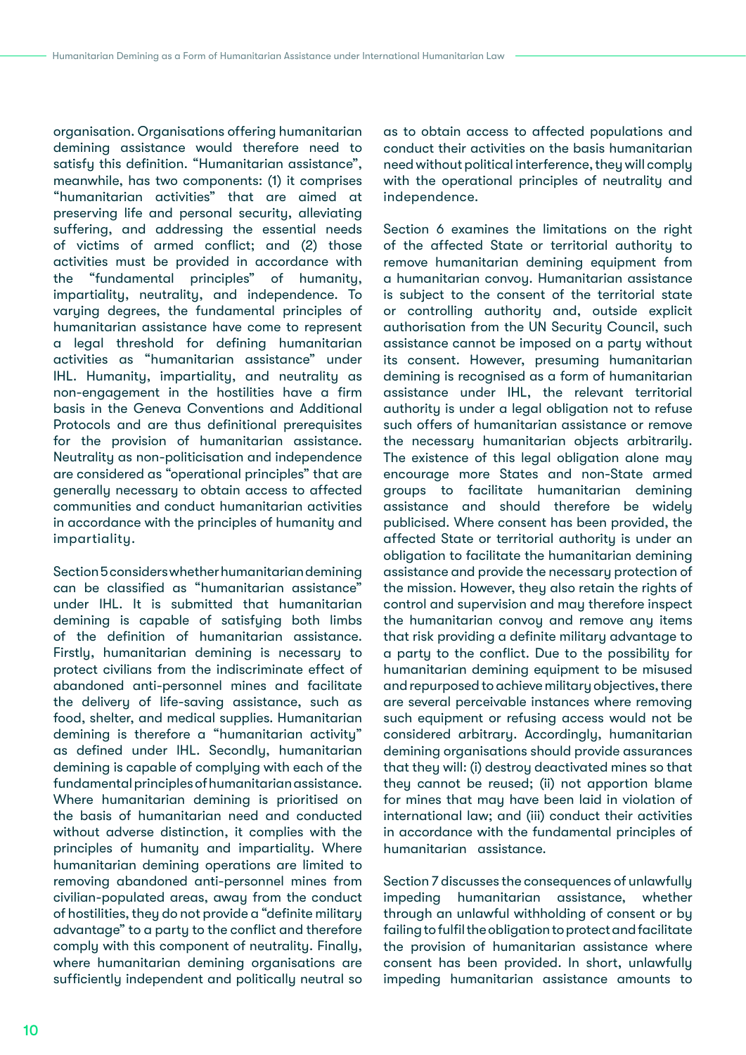organisation. Organisations offering humanitarian demining assistance would therefore need to satisfy this definition. "Humanitarian assistance", meanwhile, has two components: (1) it comprises "humanitarian activities" that are aimed at preserving life and personal security, alleviating suffering, and addressing the essential needs of victims of armed conflict; and (2) those activities must be provided in accordance with the "fundamental principles" of humanity, impartiality, neutrality, and independence. To varying degrees, the fundamental principles of humanitarian assistance have come to represent a legal threshold for defining humanitarian activities as "humanitarian assistance" under IHL. Humanity, impartiality, and neutrality as non-engagement in the hostilities have a firm basis in the Geneva Conventions and Additional Protocols and are thus definitional prerequisites for the provision of humanitarian assistance. Neutrality as non-politicisation and independence are considered as "operational principles" that are generally necessary to obtain access to affected communities and conduct humanitarian activities in accordance with the principles of humanity and impartiality.

Section 5 considers whether humanitarian demining can be classified as "humanitarian assistance" under IHL. It is submitted that humanitarian demining is capable of satisfying both limbs of the definition of humanitarian assistance. Firstly, humanitarian demining is necessary to protect civilians from the indiscriminate effect of abandoned anti-personnel mines and facilitate the delivery of life-saving assistance, such as food, shelter, and medical supplies. Humanitarian demining is therefore a "humanitarian activity" as defined under IHL. Secondly, humanitarian demining is capable of complying with each of the fundamental principles of humanitarian assistance. Where humanitarian demining is prioritised on the basis of humanitarian need and conducted without adverse distinction, it complies with the principles of humanity and impartiality. Where humanitarian demining operations are limited to removing abandoned anti-personnel mines from civilian-populated areas, away from the conduct of hostilities, they do not provide a "definite military advantage" to a party to the conflict and therefore comply with this component of neutrality. Finally, where humanitarian demining organisations are sufficiently independent and politically neutral so as to obtain access to affected populations and conduct their activities on the basis humanitarian need without political interference, they will comply with the operational principles of neutrality and independence.

Section 6 examines the limitations on the right of the affected State or territorial authority to remove humanitarian demining equipment from a humanitarian convoy. Humanitarian assistance is subject to the consent of the territorial state or controlling authority and, outside explicit authorisation from the UN Security Council, such assistance cannot be imposed on a party without its consent. However, presuming humanitarian demining is recognised as a form of humanitarian assistance under IHL, the relevant territorial authority is under a legal obligation not to refuse such offers of humanitarian assistance or remove the necessary humanitarian objects arbitrarily. The existence of this legal obligation alone may encourage more States and non-State armed groups to facilitate humanitarian demining assistance and should therefore be widely publicised. Where consent has been provided, the affected State or territorial authority is under an obligation to facilitate the humanitarian demining assistance and provide the necessary protection of the mission. However, they also retain the rights of control and supervision and may therefore inspect the humanitarian convoy and remove any items that risk providing a definite military advantage to a party to the conflict. Due to the possibility for humanitarian demining equipment to be misused and repurposed to achieve military objectives, there are several perceivable instances where removing such equipment or refusing access would not be considered arbitrary. Accordingly, humanitarian demining organisations should provide assurances that they will: (i) destroy deactivated mines so that they cannot be reused; (ii) not apportion blame for mines that may have been laid in violation of international law; and (iii) conduct their activities in accordance with the fundamental principles of humanitarian assistance.

Section 7 discusses the consequences of unlawfully impeding humanitarian assistance, whether through an unlawful withholding of consent or by failing to fulfil the obligation to protect and facilitate the provision of humanitarian assistance where consent has been provided. In short, unlawfully impeding humanitarian assistance amounts to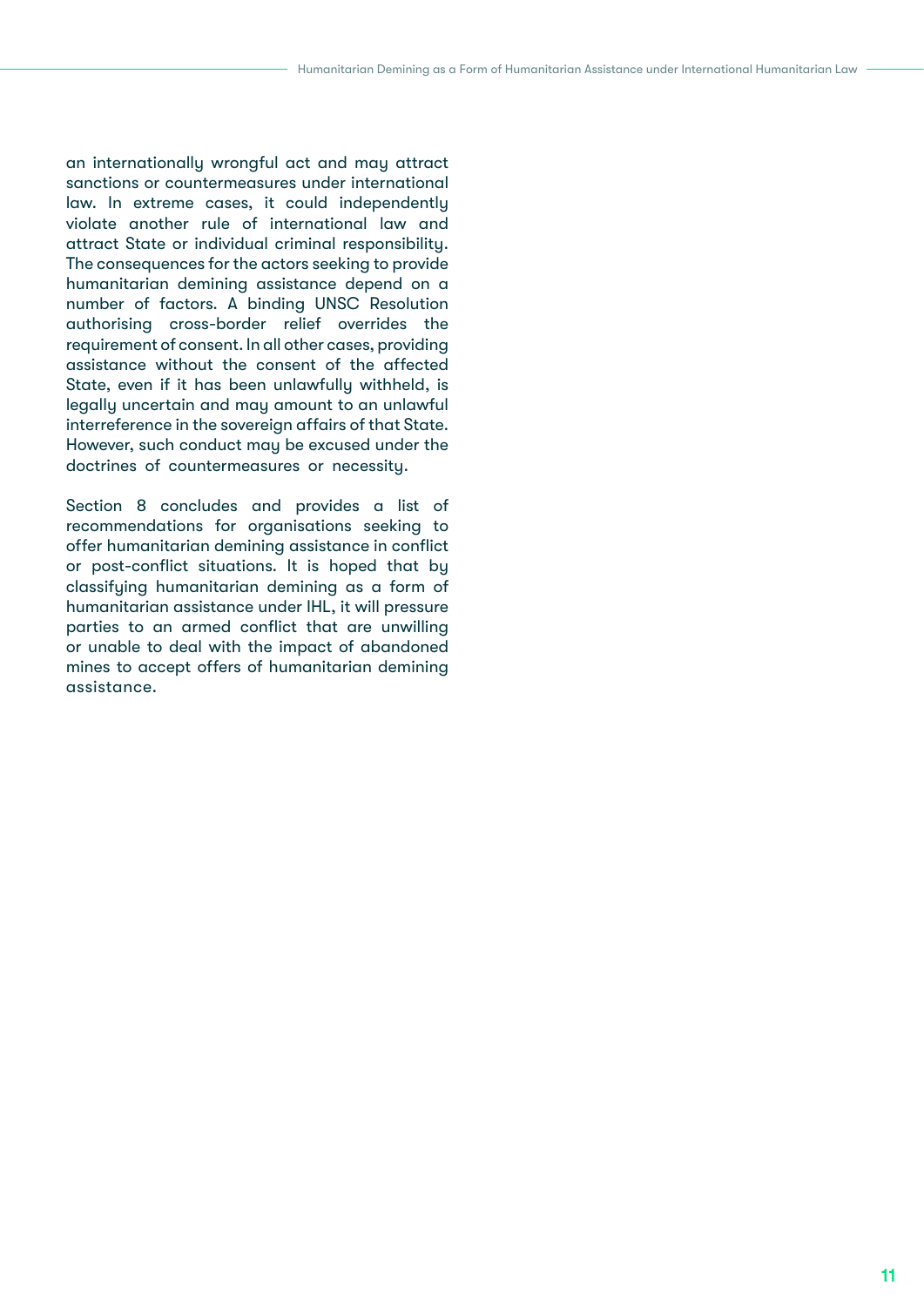an internationally wrongful act and may attract sanctions or countermeasures under international law. In extreme cases, it could independently violate another rule of international law and attract State or individual criminal responsibility. The consequences for the actors seeking to provide humanitarian demining assistance depend on a number of factors. A binding UNSC Resolution authorising cross-border relief overrides the requirement of consent. In all other cases, providing assistance without the consent of the affected State, even if it has been unlawfully withheld, is legally uncertain and may amount to an unlawful interreference in the sovereign affairs of that State. However, such conduct may be excused under the doctrines of countermeasures or necessity.

Section 8 concludes and provides a list of recommendations for organisations seeking to offer humanitarian demining assistance in conflict or post-conflict situations. It is hoped that by classifying humanitarian demining as a form of humanitarian assistance under IHL, it will pressure parties to an armed conflict that are unwilling or unable to deal with the impact of abandoned mines to accept offers of humanitarian demining assistance.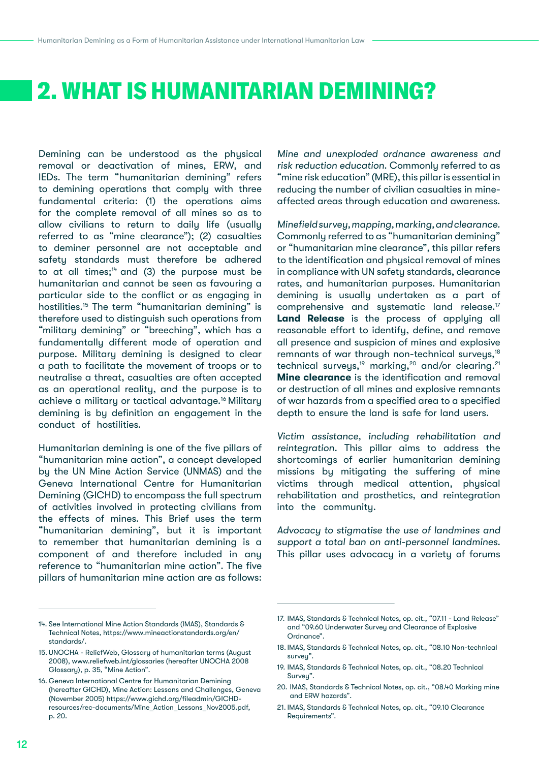# 2. WHAT IS HUMANITARIAN DEMINING?

Demining can be understood as the physical removal or deactivation of mines, ERW, and IEDs. The term "humanitarian demining" refers to demining operations that comply with three fundamental criteria: (1) the operations aims for the complete removal of all mines so as to allow civilians to return to daily life (usually referred to as "mine clearance"); (2) casualties to deminer personnel are not acceptable and safety standards must therefore be adhered to at all times;[14] and (3) the purpose must be humanitarian and cannot be seen as favouring a particular side to the conflict or as engaging in hostilities.[15] The term "humanitarian demining" is therefore used to distinguish such operations from "military demining" or "breeching", which has a fundamentally different mode of operation and purpose. Military demining is designed to clear a path to facilitate the movement of troops or to neutralise a threat, casualties are often accepted as an operational reality, and the purpose is to achieve a military or tactical advantage.[16] Military demining is by definition an engagement in the conduct of hostilities.

Humanitarian demining is one of the five pillars of "humanitarian mine action", a concept developed by the UN Mine Action Service (UNMAS) and the Geneva International Centre for Humanitarian Demining (GICHD) to encompass the full spectrum of activities involved in protecting civilians from the effects of mines. This Brief uses the term "humanitarian demining", but it is important to remember that humanitarian demining is a component of and therefore included in any reference to "humanitarian mine action". The five pillars of humanitarian mine action are as follows:

*Mine and unexploded ordnance awareness and risk reduction education.* Commonly referred to as "mine risk education" (MRE), this pillar is essential in reducing the number of civilian casualties in mine-affected areas through education and awareness.

*Minefield survey, mapping, marking, and clearance.* Commonly referred to as "humanitarian demining" or "humanitarian mine clearance", this pillar refers to the identification and physical removal of mines in compliance with UN safety standards, clearance rates, and humanitarian purposes. Humanitarian demining is usually undertaken as a part of comprehensive and systematic land release.[17] **Land Release** is the process of applying all reasonable effort to identify, define, and remove all presence and suspicion of mines and explosive remnants of war through non-technical surveys,[18] technical surveys,[19] marking,[20] and/or clearing.[21] **Mine clearance** is the identification and removal or destruction of all mines and explosive remnants of war hazards from a specified area to a specified depth to ensure the land is safe for land users.

*Victim assistance, including rehabilitation and reintegration.* This pillar aims to address the shortcomings of earlier humanitarian demining missions by mitigating the suffering of mine victims through medical attention, physical rehabilitation and prosthetics, and reintegration into the community.

*Advocacy to stigmatise the use of landmines and support a total ban on anti-personnel landmines.* This pillar uses advocacy in a variety of forums

---

14. See International Mine Action Standards (IMAS), Standards & Technical Notes, https://www.mineactionstandards.org/en/standards/.

15. UNOCHA - ReliefWeb, Glossary of humanitarian terms (August 2008), www.reliefweb.int/glossaries (hereafter UNOCHA 2008 Glossary), p. 35, "Mine Action".

16. Geneva International Centre for Humanitarian Demining (hereafter GICHD), Mine Action: Lessons and Challenges, Geneva (November 2005) https://www.gichd.org/fileadmin/GICHD-resources/rec-documents/Mine_Action_Lessons_Nov2005.pdf, p. 20.

17. IMAS, Standards & Technical Notes, op. cit., "07.11 - Land Release" and "09.60 Underwater Survey and Clearance of Explosive Ordnance".

18. IMAS, Standards & Technical Notes, op. cit., "08.10 Non-technical survey".

19. IMAS, Standards & Technical Notes, op. cit., "08.20 Technical Survey".

20. IMAS, Standards & Technical Notes, op. cit., "08.40 Marking mine and ERW hazards".

21. IMAS, Standards & Technical Notes, op. cit., "09.10 Clearance Requirements".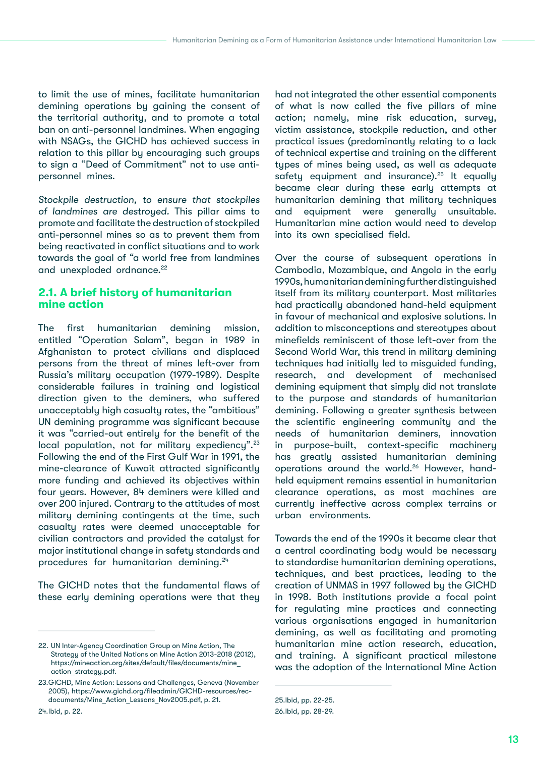to limit the use of mines, facilitate humanitarian demining operations by gaining the consent of the territorial authority, and to promote a total ban on anti-personnel landmines. When engaging with NSAGs, the GICHD has achieved success in relation to this pillar by encouraging such groups to sign a "Deed of Commitment" not to use anti-personnel mines.

*Stockpile destruction, to ensure that stockpiles of landmines are destroyed.* This pillar aims to promote and facilitate the destruction of stockpiled anti-personnel mines so as to prevent them from being reactivated in conflict situations and to work towards the goal of "a world free from landmines and unexploded ordnance.[22]

## 2.1. A brief history of humanitarian mine action

The first humanitarian demining mission, entitled "Operation Salam", began in 1989 in Afghanistan to protect civilians and displaced persons from the threat of mines left-over from Russia's military occupation (1979-1989). Despite considerable failures in training and logistical direction given to the deminers, who suffered unacceptably high casualty rates, the "ambitious" UN demining programme was significant because it was "carried-out entirely for the benefit of the local population, not for military expediency".[23] Following the end of the First Gulf War in 1991, the mine-clearance of Kuwait attracted significantly more funding and achieved its objectives within four years. However, 84 deminers were killed and over 200 injured. Contrary to the attitudes of most military demining contingents at the time, such casualty rates were deemed unacceptable for civilian contractors and provided the catalyst for major institutional change in safety standards and procedures for humanitarian demining.[24]

The GICHD notes that the fundamental flaws of these early demining operations were that they had not integrated the other essential components of what is now called the five pillars of mine action; namely, mine risk education, survey, victim assistance, stockpile reduction, and other practical issues (predominantly relating to a lack of technical expertise and training on the different types of mines being used, as well as adequate safety equipment and insurance).[25] It equally became clear during these early attempts at humanitarian demining that military techniques and equipment were generally unsuitable. Humanitarian mine action would need to develop into its own specialised field.

Over the course of subsequent operations in Cambodia, Mozambique, and Angola in the early 1990s, humanitarian demining further distinguished itself from its military counterpart. Most militaries had practically abandoned hand-held equipment in favour of mechanical and explosive solutions. In addition to misconceptions and stereotypes about minefields reminiscent of those left-over from the Second World War, this trend in military demining techniques had initially led to misguided funding, research, and development of mechanised demining equipment that simply did not translate to the purpose and standards of humanitarian demining. Following a greater synthesis between the scientific engineering community and the needs of humanitarian deminers, innovation in purpose-built, context-specific machinery has greatly assisted humanitarian demining operations around the world.[26] However, hand-held equipment remains essential in humanitarian clearance operations, as most machines are currently ineffective across complex terrains or urban environments.

Towards the end of the 1990s it became clear that a central coordinating body would be necessary to standardise humanitarian demining operations, techniques, and best practices, leading to the creation of UNMAS in 1997 followed by the GICHD in 1998. Both institutions provide a focal point for regulating mine practices and connecting various organisations engaged in humanitarian demining, as well as facilitating and promoting humanitarian mine action research, education, and training. A significant practical milestone was the adoption of the International Mine Action

---

22. UN Inter-Agency Coordination Group on Mine Action, The Strategy of the United Nations on Mine Action 2013-2018 (2012), https://mineaction.org/sites/default/files/documents/mine_action_strategy.pdf.

23. GICHD, Mine Action: Lessons and Challenges, Geneva (November 2005), https://www.gichd.org/fileadmin/GICHD-resources/rec-documents/Mine_Action_Lessons_Nov2005.pdf, p. 21.

24. Ibid, p. 22.

25. Ibid, pp. 22-25.

26. Ibid, pp. 28-29.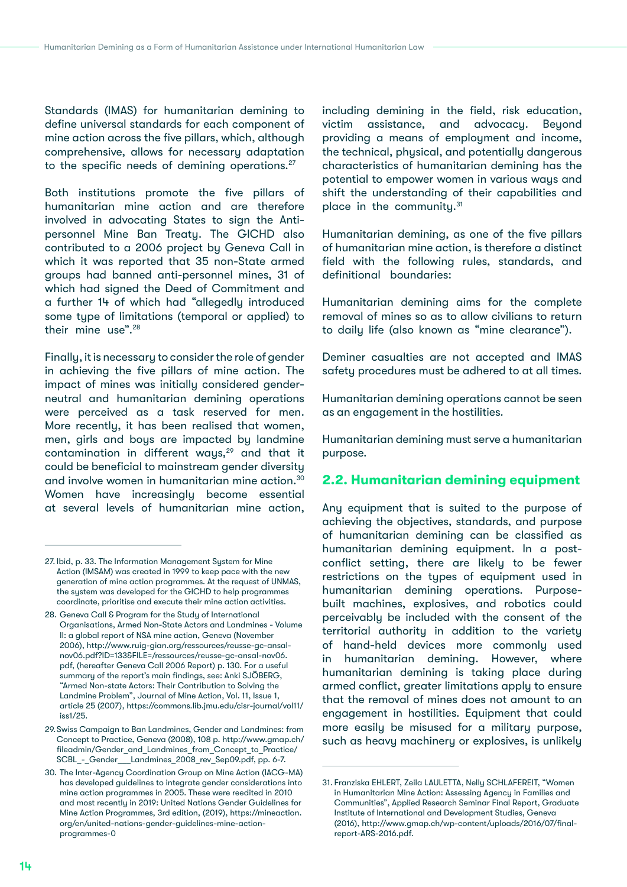Standards (IMAS) for humanitarian demining to define universal standards for each component of mine action across the five pillars, which, although comprehensive, allows for necessary adaptation to the specific needs of demining operations.[27]

Both institutions promote the five pillars of humanitarian mine action and are therefore involved in advocating States to sign the Anti-personnel Mine Ban Treaty. The GICHD also contributed to a 2006 project by Geneva Call in which it was reported that 35 non-State armed groups had banned anti-personnel mines, 31 of which had signed the Deed of Commitment and a further 14 of which had "allegedly introduced some type of limitations (temporal or applied) to their mine use".[28]

Finally, it is necessary to consider the role of gender in achieving the five pillars of mine action. The impact of mines was initially considered gender-neutral and humanitarian demining operations were perceived as a task reserved for men. More recently, it has been realised that women, men, girls and boys are impacted by landmine contamination in different ways,[29] and that it could be beneficial to mainstream gender diversity and involve women in humanitarian mine action.[30] Women have increasingly become essential at several levels of humanitarian mine action, including demining in the field, risk education, victim assistance, and advocacy. Beyond providing a means of employment and income, the technical, physical, and potentially dangerous characteristics of humanitarian demining has the potential to empower women in various ways and shift the understanding of their capabilities and place in the community.[31]

Humanitarian demining, as one of the five pillars of humanitarian mine action, is therefore a distinct field with the following rules, standards, and definitional boundaries:

Humanitarian demining aims for the complete removal of mines so as to allow civilians to return to daily life (also known as "mine clearance").

Deminer casualties are not accepted and IMAS safety procedures must be adhered to at all times.

Humanitarian demining operations cannot be seen as an engagement in the hostilities.

Humanitarian demining must serve a humanitarian purpose.

## 2.2. Humanitarian demining equipment

Any equipment that is suited to the purpose of achieving the objectives, standards, and purpose of humanitarian demining can be classified as humanitarian demining equipment. In a post-conflict setting, there are likely to be fewer restrictions on the types of equipment used in humanitarian demining operations. Purpose-built machines, explosives, and robotics could perceivably be included with the consent of the territorial authority in addition to the variety of hand-held devices more commonly used in humanitarian demining. However, where humanitarian demining is taking place during armed conflict, greater limitations apply to ensure that the removal of mines does not amount to an engagement in hostilities. Equipment that could more easily be misused for a military purpose, such as heavy machinery or explosives, is unlikely

27. Ibid, p. 33. The Information Management System for Mine Action (IMSAM) was created in 1999 to keep pace with the new generation of mine action programmes. At the request of UNMAS, the system was developed for the GICHD to help programmes coordinate, prioritise and execute their mine action activities.

28. Geneva Call & Program for the Study of International Organisations, Armed Non-State Actors and Landmines - Volume II: a global report of NSA mine action, Geneva (November 2006), http://www.ruig-gian.org/ressources/reusse-gc-ansal-nov06.pdf?ID=133&FILE=/ressources/reusse-gc-ansal-nov06.pdf, (hereafter Geneva Call 2006 Report) p. 130. For a useful summary of the report's main findings, see: Anki SJÖBERG, "Armed Non-state Actors: Their Contribution to Solving the Landmine Problem", Journal of Mine Action, Vol. 11, Issue 1, article 25 (2007), https://commons.lib.jmu.edu/cisr-journal/vol11/iss1/25.

29. Swiss Campaign to Ban Landmines, Gender and Landmines: from Concept to Practice, Geneva (2008), 108 p. http://www.gmap.ch/fileadmin/Gender_and_Landmines_from_Concept_to_Practice/SCBL_-_Gender___Landmines_2008_rev_Sep09.pdf, pp. 6-7.

30. The Inter-Agency Coordination Group on Mine Action (IACG-MA) has developed guidelines to integrate gender considerations into mine action programmes in 2005. These were reedited in 2010 and most recently in 2019: United Nations Gender Guidelines for Mine Action Programmes, 3rd edition, (2019), https://mineaction.org/en/united-nations-gender-guidelines-mine-action-programmes-0

31. Franziska EHLERT, Zeila LAULETTA, Nelly SCHLAFEREIT, "Women in Humanitarian Mine Action: Assessing Agency in Families and Communities", Applied Research Seminar Final Report, Graduate Institute of International and Development Studies, Geneva (2016), http://www.gmap.ch/wp-content/uploads/2016/07/final-report-ARS-2016.pdf.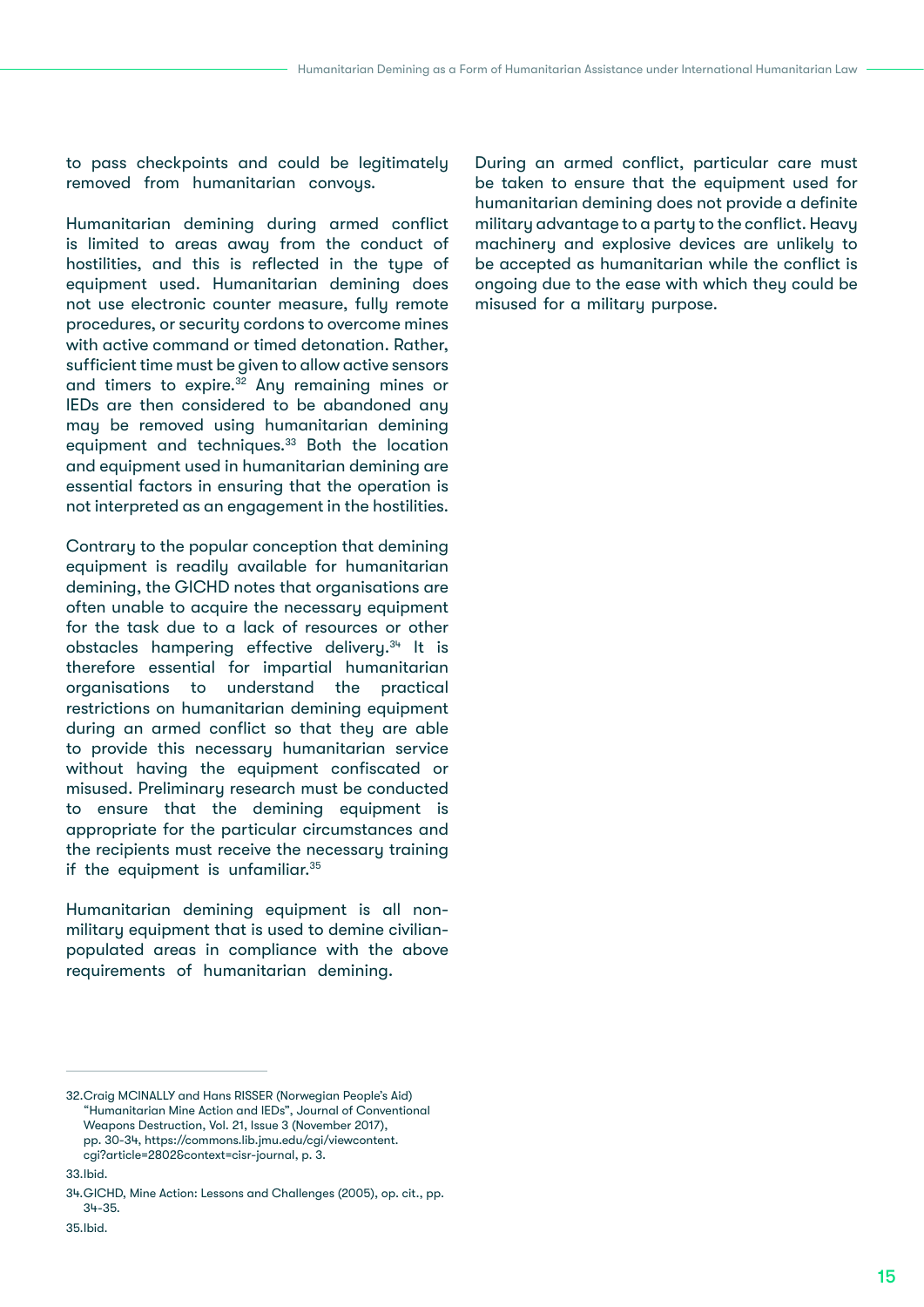to pass checkpoints and could be legitimately removed from humanitarian convoys.

Humanitarian demining during armed conflict is limited to areas away from the conduct of hostilities, and this is reflected in the type of equipment used. Humanitarian demining does not use electronic counter measure, fully remote procedures, or security cordons to overcome mines with active command or timed detonation. Rather, sufficient time must be given to allow active sensors and timers to expire.[32] Any remaining mines or IEDs are then considered to be abandoned any may be removed using humanitarian demining equipment and techniques.[33] Both the location and equipment used in humanitarian demining are essential factors in ensuring that the operation is not interpreted as an engagement in the hostilities.

Contrary to the popular conception that demining equipment is readily available for humanitarian demining, the GICHD notes that organisations are often unable to acquire the necessary equipment for the task due to a lack of resources or other obstacles hampering effective delivery.[34] It is therefore essential for impartial humanitarian organisations to understand the practical restrictions on humanitarian demining equipment during an armed conflict so that they are able to provide this necessary humanitarian service without having the equipment confiscated or misused. Preliminary research must be conducted to ensure that the demining equipment is appropriate for the particular circumstances and the recipients must receive the necessary training if the equipment is unfamiliar.[35]

Humanitarian demining equipment is all non-military equipment that is used to demine civilian-populated areas in compliance with the above requirements of humanitarian demining.

During an armed conflict, particular care must be taken to ensure that the equipment used for humanitarian demining does not provide a definite military advantage to a party to the conflict. Heavy machinery and explosive devices are unlikely to be accepted as humanitarian while the conflict is ongoing due to the ease with which they could be misused for a military purpose.

---

32. Craig MCINALLY and Hans RISSER (Norwegian People's Aid) "Humanitarian Mine Action and IEDs", Journal of Conventional Weapons Destruction, Vol. 21, Issue 3 (November 2017), pp. 30-34, https://commons.lib.jmu.edu/cgi/viewcontent.cgi?article=2802&context=cisr-journal, p. 3.

33. Ibid.

34. GICHD, Mine Action: Lessons and Challenges (2005), op. cit., pp. 34-35.

35. Ibid.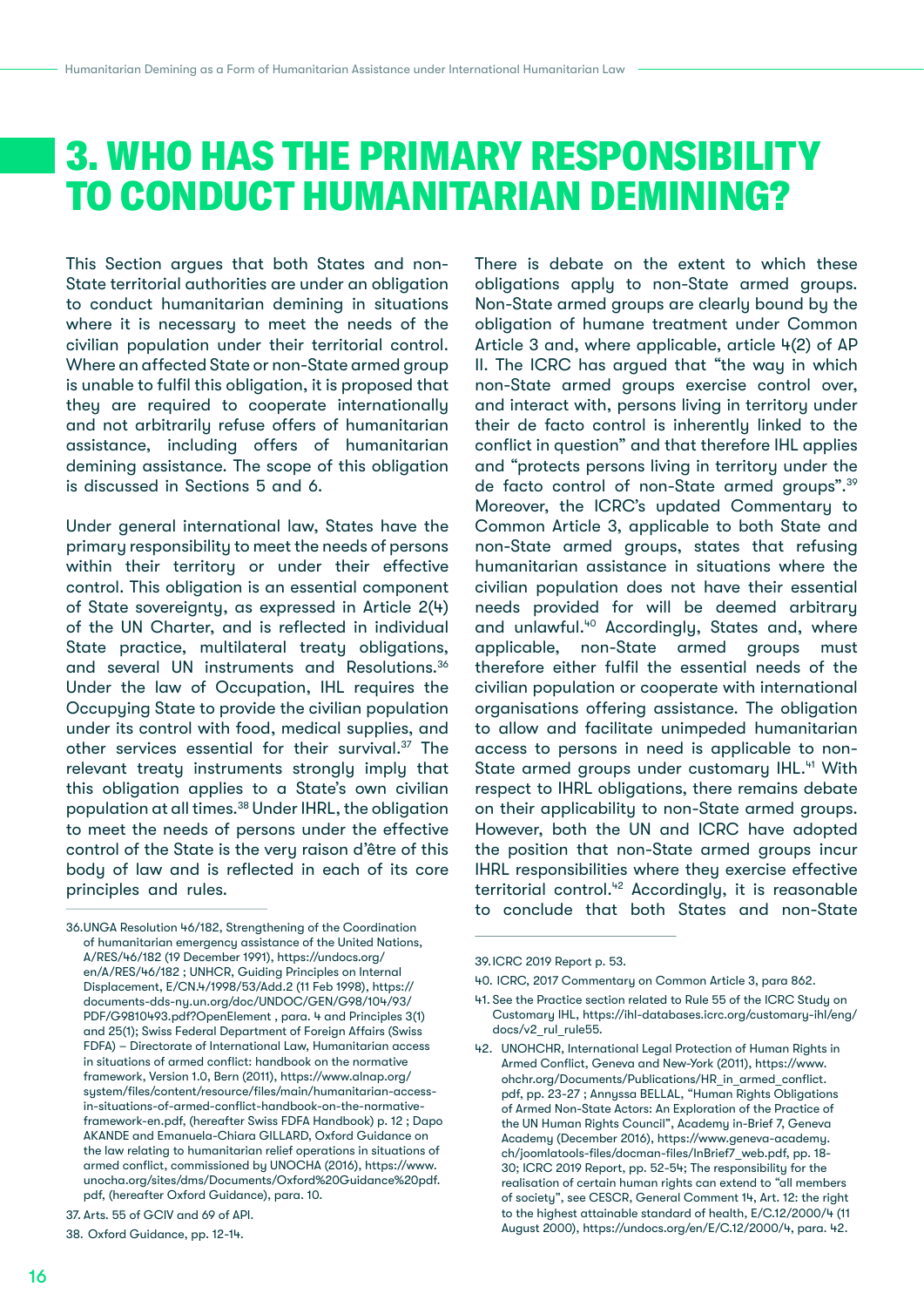# 3. WHO HAS THE PRIMARY RESPONSIBILITY TO CONDUCT HUMANITARIAN DEMINING?

This Section argues that both States and non-State territorial authorities are under an obligation to conduct humanitarian demining in situations where it is necessary to meet the needs of the civilian population under their territorial control. Where an affected State or non-State armed group is unable to fulfil this obligation, it is proposed that they are required to cooperate internationally and not arbitrarily refuse offers of humanitarian assistance, including offers of humanitarian demining assistance. The scope of this obligation is discussed in Sections 5 and 6.

Under general international law, States have the primary responsibility to meet the needs of persons within their territory or under their effective control. This obligation is an essential component of State sovereignty, as expressed in Article 2(4) of the UN Charter, and is reflected in individual State practice, multilateral treaty obligations, and several UN instruments and Resolutions.[36] Under the law of Occupation, IHL requires the Occupying State to provide the civilian population under its control with food, medical supplies, and other services essential for their survival.[37] The relevant treaty instruments strongly imply that this obligation applies to a State's own civilian population at all times.[38] Under IHRL, the obligation to meet the needs of persons under the effective control of the State is the very raison d'être of this body of law and is reflected in each of its core principles and rules.

There is debate on the extent to which these obligations apply to non-State armed groups. Non-State armed groups are clearly bound by the obligation of humane treatment under Common Article 3 and, where applicable, article 4(2) of AP II. The ICRC has argued that "the way in which non-State armed groups exercise control over, and interact with, persons living in territory under their de facto control is inherently linked to the conflict in question" and that therefore IHL applies and "protects persons living in territory under the de facto control of non-State armed groups".[39] Moreover, the ICRC's updated Commentary to Common Article 3, applicable to both State and non-State armed groups, states that refusing humanitarian assistance in situations where the civilian population does not have their essential needs provided for will be deemed arbitrary and unlawful.[40] Accordingly, States and, where applicable, non-State armed groups must therefore either fulfil the essential needs of the civilian population or cooperate with international organisations offering assistance. The obligation to allow and facilitate unimpeded humanitarian access to persons in need is applicable to non-State armed groups under customary IHL.[41] With respect to IHRL obligations, there remains debate on their applicability to non-State armed groups. However, both the UN and ICRC have adopted the position that non-State armed groups incur IHRL responsibilities where they exercise effective territorial control.[42] Accordingly, it is reasonable to conclude that both States and non-State

36. UNGA Resolution 46/182, Strengthening of the Coordination of humanitarian emergency assistance of the United Nations, A/RES/46/182 (19 December 1991), https://undocs.org/en/A/RES/46/182 ; UNHCR, Guiding Principles on Internal Displacement, E/CN.4/1998/53/Add.2 (11 Feb 1998), https://documents-dds-ny.un.org/doc/UNDOC/GEN/G98/104/93/PDF/G9810493.pdf?OpenElement , para. 4 and Principles 3(1) and 25(1); Swiss Federal Department of Foreign Affairs (Swiss FDFA) – Directorate of International Law, Humanitarian access in situations of armed conflict: handbook on the normative framework, Version 1.0, Bern (2011), https://www.alnap.org/system/files/content/resource/files/main/humanitarian-access-in-situations-of-armed-conflict-handbook-on-the-normative-framework-en.pdf, (hereafter Swiss FDFA Handbook) p. 12 ; Dapo AKANDE and Emanuela-Chiara GILLARD, Oxford Guidance on the law relating to humanitarian relief operations in situations of armed conflict, commissioned by UNOCHA (2016), https://www.unocha.org/sites/dms/Documents/Oxford%20Guidance%20pdf.pdf, (hereafter Oxford Guidance), para. 10.

37. Arts. 55 of GCIV and 69 of API.

38. Oxford Guidance, pp. 12-14.

39. ICRC 2019 Report p. 53.

40. ICRC, 2017 Commentary on Common Article 3, para 862.

41. See the Practice section related to Rule 55 of the ICRC Study on Customary IHL, https://ihl-databases.icrc.org/customary-ihl/eng/docs/v2_rul_rule55.

42. UNOHCHR, International Legal Protection of Human Rights in Armed Conflict, Geneva and New-York (2011), https://www.ohchr.org/Documents/Publications/HR_in_armed_conflict.pdf, pp. 23-27 ; Annyssa BELLAL, "Human Rights Obligations of Armed Non-State Actors: An Exploration of the Practice of the UN Human Rights Council", Academy in-Brief 7, Geneva Academy (December 2016), https://www.geneva-academy.ch/joomlatools-files/docman-files/InBrief7_web.pdf, pp. 18-30; ICRC 2019 Report, pp. 52-54; The responsibility for the realisation of certain human rights can extend to "all members of society", see CESCR, General Comment 14, Art. 12: the right to the highest attainable standard of health, E/C.12/2000/4 (11 August 2000), https://undocs.org/en/E/C.12/2000/4, para. 42.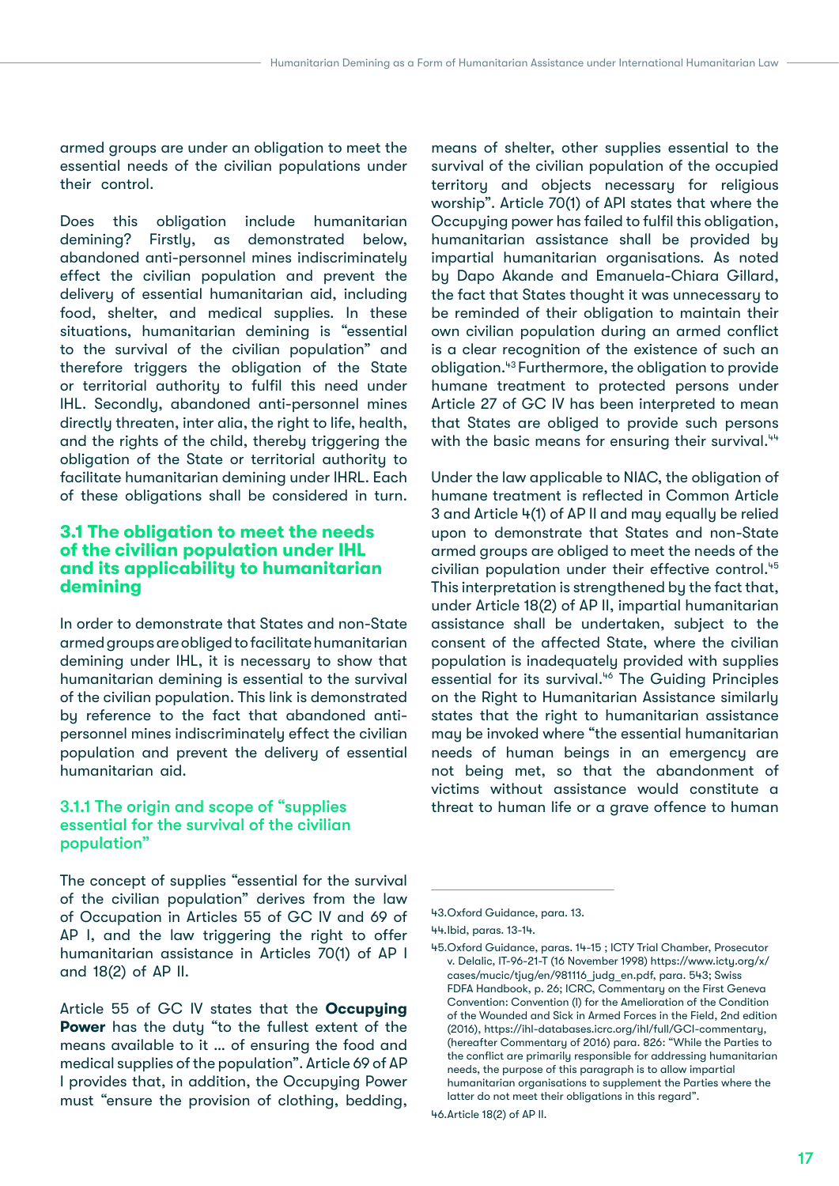armed groups are under an obligation to meet the essential needs of the civilian populations under their control.

Does this obligation include humanitarian demining? Firstly, as demonstrated below, abandoned anti-personnel mines indiscriminately effect the civilian population and prevent the delivery of essential humanitarian aid, including food, shelter, and medical supplies. In these situations, humanitarian demining is "essential to the survival of the civilian population" and therefore triggers the obligation of the State or territorial authority to fulfil this need under IHL. Secondly, abandoned anti-personnel mines directly threaten, inter alia, the right to life, health, and the rights of the child, thereby triggering the obligation of the State or territorial authority to facilitate humanitarian demining under IHRL. Each of these obligations shall be considered in turn.

## 3.1 The obligation to meet the needs of the civilian population under IHL and its applicability to humanitarian demining

In order to demonstrate that States and non-State armed groups are obliged to facilitate humanitarian demining under IHL, it is necessary to show that humanitarian demining is essential to the survival of the civilian population. This link is demonstrated by reference to the fact that abandoned anti-personnel mines indiscriminately effect the civilian population and prevent the delivery of essential humanitarian aid.

### 3.1.1 The origin and scope of "supplies essential for the survival of the civilian population"

The concept of supplies "essential for the survival of the civilian population" derives from the law of Occupation in Articles 55 of GC IV and 69 of AP I, and the law triggering the right to offer humanitarian assistance in Articles 70(1) of AP I and 18(2) of AP II.

Article 55 of GC IV states that the **Occupying Power** has the duty "to the fullest extent of the means available to it ... of ensuring the food and medical supplies of the population". Article 69 of AP I provides that, in addition, the Occupying Power must "ensure the provision of clothing, bedding, means of shelter, other supplies essential to the survival of the civilian population of the occupied territory and objects necessary for religious worship". Article 70(1) of API states that where the Occupying power has failed to fulfil this obligation, humanitarian assistance shall be provided by impartial humanitarian organisations. As noted by Dapo Akande and Emanuela-Chiara Gillard, the fact that States thought it was unnecessary to be reminded of their obligation to maintain their own civilian population during an armed conflict is a clear recognition of the existence of such an obligation.[43] Furthermore, the obligation to provide humane treatment to protected persons under Article 27 of GC IV has been interpreted to mean that States are obliged to provide such persons with the basic means for ensuring their survival.[44]

Under the law applicable to NIAC, the obligation of humane treatment is reflected in Common Article 3 and Article 4(1) of AP II and may equally be relied upon to demonstrate that States and non-State armed groups are obliged to meet the needs of the civilian population under their effective control.[45] This interpretation is strengthened by the fact that, under Article 18(2) of AP II, impartial humanitarian assistance shall be undertaken, subject to the consent of the affected State, where the civilian population is inadequately provided with supplies essential for its survival.[46] The Guiding Principles on the Right to Humanitarian Assistance similarly states that the right to humanitarian assistance may be invoked where "the essential humanitarian needs of human beings in an emergency are not being met, so that the abandonment of victims without assistance would constitute a threat to human life or a grave offence to human

---

43. Oxford Guidance, para. 13.

44. Ibid, paras. 13-14.

45. Oxford Guidance, paras. 14-15 ; ICTY Trial Chamber, Prosecutor v. Delalic, IT-96-21-T (16 November 1998) https://www.icty.org/x/cases/mucic/tjug/en/981116_judg_en.pdf, para. 543; Swiss FDFA Handbook, p. 26; ICRC, Commentary on the First Geneva Convention: Convention (I) for the Amelioration of the Condition of the Wounded and Sick in Armed Forces in the Field, 2nd edition (2016), https://ihl-databases.icrc.org/ihl/full/GCI-commentary, (hereafter Commentary of 2016) para. 826: "While the Parties to the conflict are primarily responsible for addressing humanitarian needs, the purpose of this paragraph is to allow impartial humanitarian organisations to supplement the Parties where the latter do not meet their obligations in this regard".

46. Article 18(2) of AP II.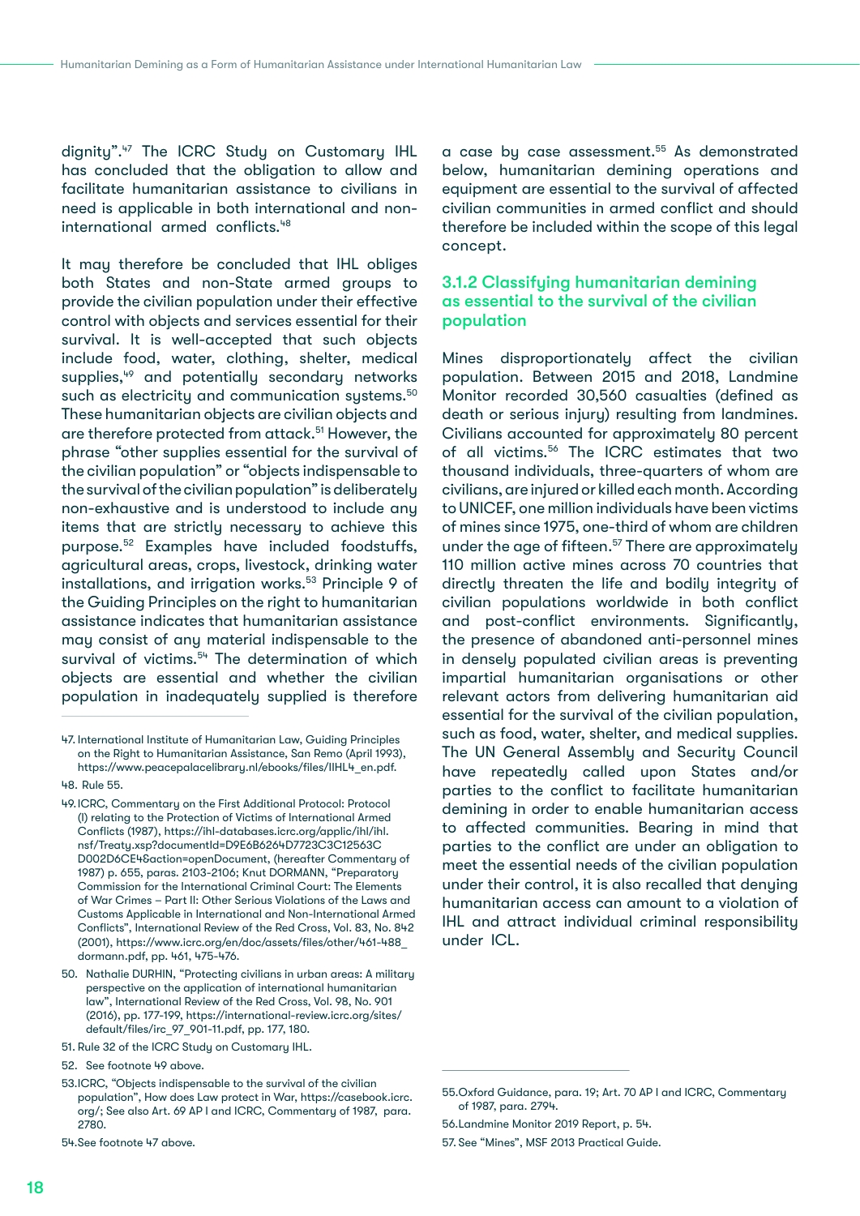dignity".[47] The ICRC Study on Customary IHL has concluded that the obligation to allow and facilitate humanitarian assistance to civilians in need is applicable in both international and non-international armed conflicts.[48]

It may therefore be concluded that IHL obliges both States and non-State armed groups to provide the civilian population under their effective control with objects and services essential for their survival. It is well-accepted that such objects include food, water, clothing, shelter, medical supplies,[49] and potentially secondary networks such as electricity and communication systems.[50] These humanitarian objects are civilian objects and are therefore protected from attack.[51] However, the phrase "other supplies essential for the survival of the civilian population" or "objects indispensable to the survival of the civilian population" is deliberately non-exhaustive and is understood to include any items that are strictly necessary to achieve this purpose.[52] Examples have included foodstuffs, agricultural areas, crops, livestock, drinking water installations, and irrigation works.[53] Principle 9 of the Guiding Principles on the right to humanitarian assistance indicates that humanitarian assistance may consist of any material indispensable to the survival of victims.[54] The determination of which objects are essential and whether the civilian population in inadequately supplied is therefore a case by case assessment.[55] As demonstrated below, humanitarian demining operations and equipment are essential to the survival of affected civilian communities in armed conflict and should therefore be included within the scope of this legal concept.

### 3.1.2 Classifying humanitarian demining as essential to the survival of the civilian population

Mines disproportionately affect the civilian population. Between 2015 and 2018, Landmine Monitor recorded 30,560 casualties (defined as death or serious injury) resulting from landmines. Civilians accounted for approximately 80 percent of all victims.[56] The ICRC estimates that two thousand individuals, three-quarters of whom are civilians, are injured or killed each month. According to UNICEF, one million individuals have been victims of mines since 1975, one-third of whom are children under the age of fifteen.[57] There are approximately 110 million active mines across 70 countries that directly threaten the life and bodily integrity of civilian populations worldwide in both conflict and post-conflict environments. Significantly, the presence of abandoned anti-personnel mines in densely populated civilian areas is preventing impartial humanitarian organisations or other relevant actors from delivering humanitarian aid essential for the survival of the civilian population, such as food, water, shelter, and medical supplies. The UN General Assembly and Security Council have repeatedly called upon States and/or parties to the conflict to facilitate humanitarian demining in order to enable humanitarian access to affected communities. Bearing in mind that parties to the conflict are under an obligation to meet the essential needs of the civilian population under their control, it is also recalled that denying humanitarian access can amount to a violation of IHL and attract individual criminal responsibility under ICL.

---

47. International Institute of Humanitarian Law, Guiding Principles on the Right to Humanitarian Assistance, San Remo (April 1993), https://www.peacepalacelibrary.nl/ebooks/files/IIHL4_en.pdf.

48. Rule 55.

49. ICRC, Commentary on the First Additional Protocol: Protocol (I) relating to the Protection of Victims of International Armed Conflicts (1987), https://ihl-databases.icrc.org/applic/ihl/ihl.nsf/Treaty.xsp?documentId=D9E6B6264D7723C3C12563CD002D6CE4&action=openDocument, (hereafter Commentary of 1987) p. 655, paras. 2103-2106; Knut DORMANN, "Preparatory Commission for the International Criminal Court: The Elements of War Crimes – Part II: Other Serious Violations of the Laws and Customs Applicable in International and Non-International Armed Conflicts", International Review of the Red Cross, Vol. 83, No. 842 (2001), https://www.icrc.org/en/doc/assets/files/other/461-488_dormann.pdf, pp. 461, 475-476.

50. Nathalie DURHIN, "Protecting civilians in urban areas: A military perspective on the application of international humanitarian law", International Review of the Red Cross, Vol. 98, No. 901 (2016), pp. 177-199, https://international-review.icrc.org/sites/default/files/irc_97_901-11.pdf, pp. 177, 180.

51. Rule 32 of the ICRC Study on Customary IHL.

52. See footnote 49 above.

53. ICRC, "Objects indispensable to the survival of the civilian population", How does Law protect in War, https://casebook.icrc.org/; See also Art. 69 AP I and ICRC, Commentary of 1987, para. 2780.

54. See footnote 47 above.

55. Oxford Guidance, para. 19; Art. 70 AP I and ICRC, Commentary of 1987, para. 2794.

56. Landmine Monitor 2019 Report, p. 54.

57. See "Mines", MSF 2013 Practical Guide.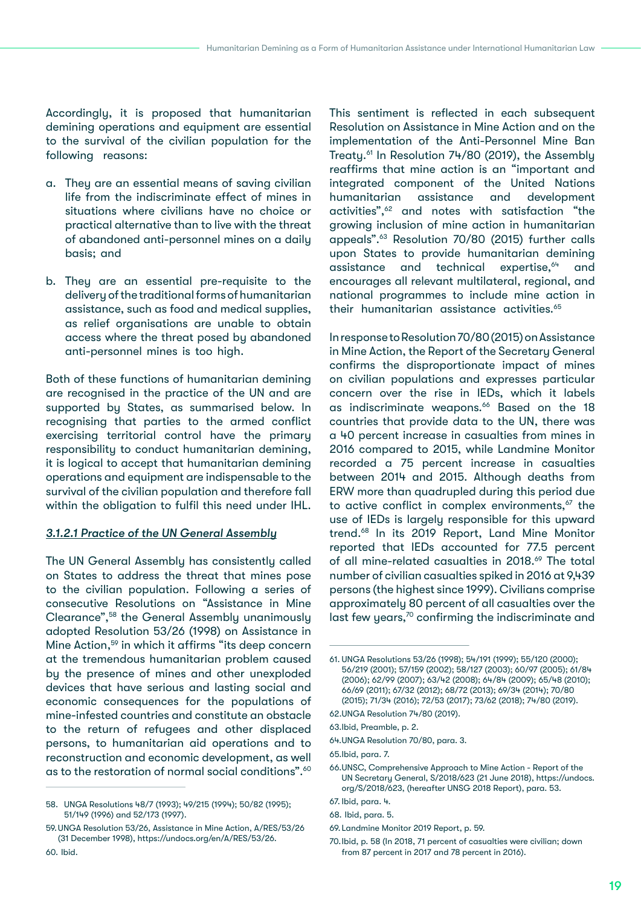Accordingly, it is proposed that humanitarian demining operations and equipment are essential to the survival of the civilian population for the following reasons:

a. They are an essential means of saving civilian life from the indiscriminate effect of mines in situations where civilians have no choice or practical alternative than to live with the threat of abandoned anti-personnel mines on a daily basis; and

b. They are an essential pre-requisite to the delivery of the traditional forms of humanitarian assistance, such as food and medical supplies, as relief organisations are unable to obtain access where the threat posed by abandoned anti-personnel mines is too high.

Both of these functions of humanitarian demining are recognised in the practice of the UN and are supported by States, as summarised below. In recognising that parties to the armed conflict exercising territorial control have the primary responsibility to conduct humanitarian demining, it is logical to accept that humanitarian demining operations and equipment are indispensable to the survival of the civilian population and therefore fall within the obligation to fulfil this need under IHL.

#### *3.1.2.1 Practice of the UN General Assembly*

The UN General Assembly has consistently called on States to address the threat that mines pose to the civilian population. Following a series of consecutive Resolutions on "Assistance in Mine Clearance",[58] the General Assembly unanimously adopted Resolution 53/26 (1998) on Assistance in Mine Action,[59] in which it affirms "its deep concern at the tremendous humanitarian problem caused by the presence of mines and other unexploded devices that have serious and lasting social and economic consequences for the populations of mine-infested countries and constitute an obstacle to the return of refugees and other displaced persons, to humanitarian aid operations and to reconstruction and economic development, as well as to the restoration of normal social conditions".[60]

This sentiment is reflected in each subsequent Resolution on Assistance in Mine Action and on the implementation of the Anti-Personnel Mine Ban Treaty.[61] In Resolution 74/80 (2019), the Assembly reaffirms that mine action is an "important and integrated component of the United Nations humanitarian assistance and development activities",[62] and notes with satisfaction "the growing inclusion of mine action in humanitarian appeals".[63] Resolution 70/80 (2015) further calls upon States to provide humanitarian demining assistance and technical expertise,[64] and encourages all relevant multilateral, regional, and national programmes to include mine action in their humanitarian assistance activities.[65]

In response to Resolution 70/80 (2015) on Assistance in Mine Action, the Report of the Secretary General confirms the disproportionate impact of mines on civilian populations and expresses particular concern over the rise in IEDs, which it labels as indiscriminate weapons.[66] Based on the 18 countries that provide data to the UN, there was a 40 percent increase in casualties from mines in 2016 compared to 2015, while Landmine Monitor recorded a 75 percent increase in casualties between 2014 and 2015. Although deaths from ERW more than quadrupled during this period due to active conflict in complex environments,[67] the use of IEDs is largely responsible for this upward trend.[68] In its 2019 Report, Land Mine Monitor reported that IEDs accounted for 77.5 percent of all mine-related casualties in 2018.[69] The total number of civilian casualties spiked in 2016 at 9,439 persons (the highest since 1999). Civilians comprise approximately 80 percent of all casualties over the last few years,[70] confirming the indiscriminate and

---

58. UNGA Resolutions 48/7 (1993); 49/215 (1994); 50/82 (1995); 51/149 (1996) and 52/173 (1997).
59. UNGA Resolution 53/26, Assistance in Mine Action, A/RES/53/26 (31 December 1998), https://undocs.org/en/A/RES/53/26.
60. Ibid.
61. UNGA Resolutions 53/26 (1998); 54/191 (1999); 55/120 (2000); 56/219 (2001); 57/159 (2002); 58/127 (2003); 60/97 (2005); 61/84 (2006); 62/99 (2007); 63/42 (2008); 64/84 (2009); 65/48 (2010); 66/69 (2011); 67/32 (2012); 68/72 (2013); 69/34 (2014); 70/80 (2015); 71/34 (2016); 72/53 (2017); 73/62 (2018); 74/80 (2019).
62. UNGA Resolution 74/80 (2019).
63. Ibid, Preamble, p. 2.
64. UNGA Resolution 70/80, para. 3.
65. Ibid, para. 7.
66. UNSC, Comprehensive Approach to Mine Action - Report of the UN Secretary General, S/2018/623 (21 June 2018), https://undocs.org/S/2018/623, (hereafter UNSG 2018 Report), para. 53.
67. Ibid, para. 4.
68. Ibid, para. 5.
69. Landmine Monitor 2019 Report, p. 59.
70. Ibid, p. 58 (In 2018, 71 percent of casualties were civilian; down from 87 percent in 2017 and 78 percent in 2016).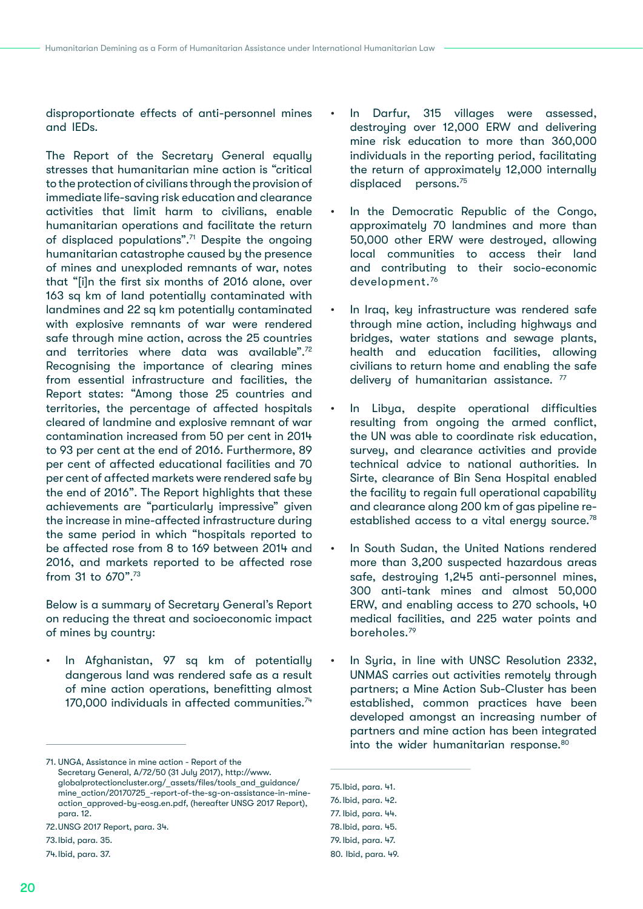disproportionate effects of anti-personnel mines and IEDs.

The Report of the Secretary General equally stresses that humanitarian mine action is "critical to the protection of civilians through the provision of immediate life-saving risk education and clearance activities that limit harm to civilians, enable humanitarian operations and facilitate the return of displaced populations".[71] Despite the ongoing humanitarian catastrophe caused by the presence of mines and unexploded remnants of war, notes that "[i]n the first six months of 2016 alone, over 163 sq km of land potentially contaminated with landmines and 22 sq km potentially contaminated with explosive remnants of war were rendered safe through mine action, across the 25 countries and territories where data was available".[72] Recognising the importance of clearing mines from essential infrastructure and facilities, the Report states: "Among those 25 countries and territories, the percentage of affected hospitals cleared of landmine and explosive remnant of war contamination increased from 50 per cent in 2014 to 93 per cent at the end of 2016. Furthermore, 89 per cent of affected educational facilities and 70 per cent of affected markets were rendered safe by the end of 2016". The Report highlights that these achievements are "particularly impressive" given the increase in mine-affected infrastructure during the same period in which "hospitals reported to be affected rose from 8 to 169 between 2014 and 2016, and markets reported to be affected rose from 31 to 670".[73]

Below is a summary of Secretary General's Report on reducing the threat and socioeconomic impact of mines by country:

- In Afghanistan, 97 sq km of potentially dangerous land was rendered safe as a result of mine action operations, benefitting almost 170,000 individuals in affected communities.[74]
- In Darfur, 315 villages were assessed, destroying over 12,000 ERW and delivering mine risk education to more than 360,000 individuals in the reporting period, facilitating the return of approximately 12,000 internally displaced persons.[75]
- In the Democratic Republic of the Congo, approximately 70 landmines and more than 50,000 other ERW were destroyed, allowing local communities to access their land and contributing to their socio-economic development.[76]
- In Iraq, key infrastructure was rendered safe through mine action, including highways and bridges, water stations and sewage plants, health and education facilities, allowing civilians to return home and enabling the safe delivery of humanitarian assistance.[77]
- In Libya, despite operational difficulties resulting from ongoing the armed conflict, the UN was able to coordinate risk education, survey, and clearance activities and provide technical advice to national authorities. In Sirte, clearance of Bin Sena Hospital enabled the facility to regain full operational capability and clearance along 200 km of gas pipeline re-established access to a vital energy source.[78]
- In South Sudan, the United Nations rendered more than 3,200 suspected hazardous areas safe, destroying 1,245 anti-personnel mines, 300 anti-tank mines and almost 50,000 ERW, and enabling access to 270 schools, 40 medical facilities, and 225 water points and boreholes.[79]
- In Syria, in line with UNSC Resolution 2332, UNMAS carries out activities remotely through partners; a Mine Action Sub-Cluster has been established, common practices have been developed amongst an increasing number of partners and mine action has been integrated into the wider humanitarian response.[80]

71. UNGA, Assistance in mine action - Report of the Secretary General, A/72/50 (31 July 2017), http://www.globalprotectioncluster.org/_assets/files/tools_and_guidance/mine_action/20170725_-report-of-the-sg-on-assistance-in-mine-action_approved-by-eosg.en.pdf, (hereafter UNSG 2017 Report), para. 12.

72. UNSG 2017 Report, para. 34.

73. Ibid, para. 35.

74. Ibid, para. 37.

75. Ibid, para. 41.

76. Ibid, para. 42.

77. Ibid, para. 44.

78. Ibid, para. 45.

79. Ibid, para. 47.

80. Ibid, para. 49.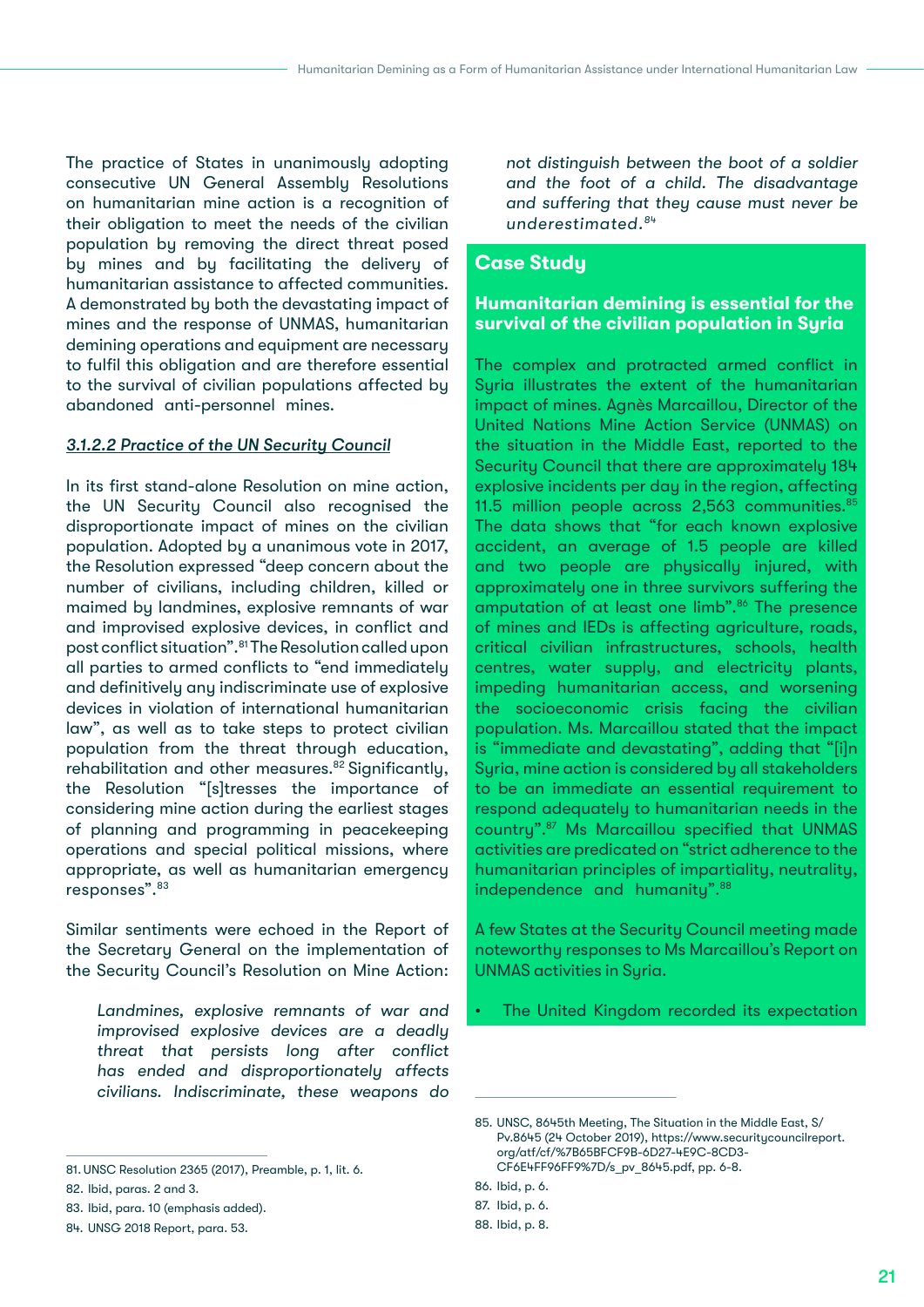The practice of States in unanimously adopting consecutive UN General Assembly Resolutions on humanitarian mine action is a recognition of their obligation to meet the needs of the civilian population by removing the direct threat posed by mines and by facilitating the delivery of humanitarian assistance to affected communities. A demonstrated by both the devastating impact of mines and the response of UNMAS, humanitarian demining operations and equipment are necessary to fulfil this obligation and are therefore essential to the survival of civilian populations affected by abandoned anti-personnel mines.

#### *3.1.2.2 Practice of the UN Security Council*

In its first stand-alone Resolution on mine action, the UN Security Council also recognised the disproportionate impact of mines on the civilian population. Adopted by a unanimous vote in 2017, the Resolution expressed "deep concern about the number of civilians, including children, killed or maimed by landmines, explosive remnants of war and improvised explosive devices, in conflict and post conflict situation".[81] The Resolution called upon all parties to armed conflicts to "end immediately and definitively any indiscriminate use of explosive devices in violation of international humanitarian law", as well as to take steps to protect civilian population from the threat through education, rehabilitation and other measures.[82] Significantly, the Resolution "[s]tresses the importance of considering mine action during the earliest stages of planning and programming in peacekeeping operations and special political missions, where appropriate, as well as humanitarian emergency responses".[83]

Similar sentiments were echoed in the Report of the Secretary General on the implementation of the Security Council's Resolution on Mine Action:

> *Landmines, explosive remnants of war and improvised explosive devices are a deadly threat that persists long after conflict has ended and disproportionately affects civilians. Indiscriminate, these weapons do not distinguish between the boot of a soldier and the foot of a child. The disadvantage and suffering that they cause must never be underestimated.*[84]

## Case Study

### Humanitarian demining is essential for the survival of the civilian population in Syria

The complex and protracted armed conflict in Syria illustrates the extent of the humanitarian impact of mines. Agnès Marcaillou, Director of the United Nations Mine Action Service (UNMAS) on the situation in the Middle East, reported to the Security Council that there are approximately 184 explosive incidents per day in the region, affecting 11.5 million people across 2,563 communities.[85] The data shows that "for each known explosive accident, an average of 1.5 people are killed and two people are physically injured, with approximately one in three survivors suffering the amputation of at least one limb".[86] The presence of mines and IEDs is affecting agriculture, roads, critical civilian infrastructures, schools, health centres, water supply, and electricity plants, impeding humanitarian access, and worsening the socioeconomic crisis facing the civilian population. Ms. Marcaillou stated that the impact is "immediate and devastating", adding that "[i]n Syria, mine action is considered by all stakeholders to be an immediate an essential requirement to respond adequately to humanitarian needs in the country".[87] Ms Marcaillou specified that UNMAS activities are predicated on "strict adherence to the humanitarian principles of impartiality, neutrality, independence and humanity".[88]

A few States at the Security Council meeting made noteworthy responses to Ms Marcaillou's Report on UNMAS activities in Syria.

- The United Kingdom recorded its expectation

---

81. UNSC Resolution 2365 (2017), Preamble, p. 1, lit. 6.
82. Ibid, paras. 2 and 3.
83. Ibid, para. 10 (emphasis added).
84. UNSG 2018 Report, para. 53.
85. UNSC, 8645th Meeting, The Situation in the Middle East, S/Pv.8645 (24 October 2019), https://www.securitycouncilreport.org/atf/cf/%7B65BFCF9B-6D27-4E9C-8CD3-CF6E4FF96FF9%7D/s_pv_8645.pdf, pp. 6-8.
86. Ibid, p. 6.
87. Ibid, p. 6.
88. Ibid, p. 8.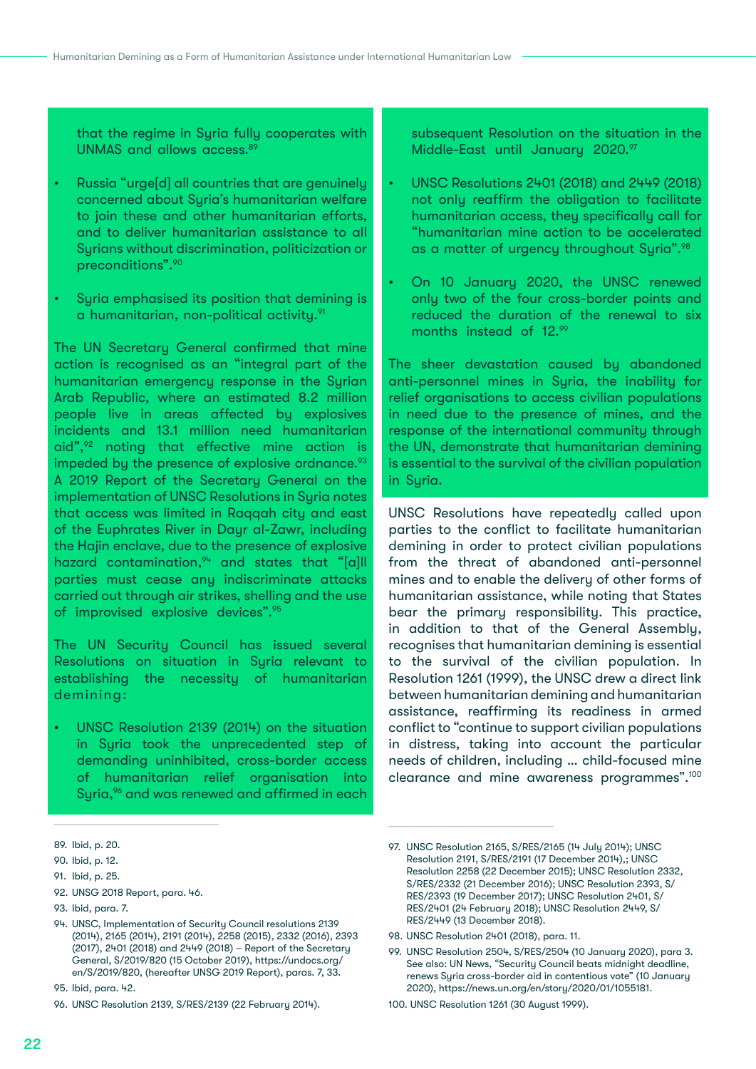that the regime in Syria fully cooperates with UNMAS and allows access.[89]

- Russia "urge[d] all countries that are genuinely concerned about Syria's humanitarian welfare to join these and other humanitarian efforts, and to deliver humanitarian assistance to all Syrians without discrimination, politicization or preconditions".[90]

- Syria emphasised its position that demining is a humanitarian, non-political activity.[91]

The UN Secretary General confirmed that mine action is recognised as an "integral part of the humanitarian emergency response in the Syrian Arab Republic, where an estimated 8.2 million people live in areas affected by explosives incidents and 13.1 million need humanitarian aid",[92] noting that effective mine action is impeded by the presence of explosive ordnance.[93] A 2019 Report of the Secretary General on the implementation of UNSC Resolutions in Syria notes that access was limited in Raqqah city and east of the Euphrates River in Dayr al-Zawr, including the Hajin enclave, due to the presence of explosive hazard contamination,[94] and states that "[a]ll parties must cease any indiscriminate attacks carried out through air strikes, shelling and the use of improvised explosive devices".[95]

The UN Security Council has issued several Resolutions on situation in Syria relevant to establishing the necessity of humanitarian demining:

- UNSC Resolution 2139 (2014) on the situation in Syria took the unprecedented step of demanding uninhibited, cross-border access of humanitarian relief organisation into Syria,[96] and was renewed and affirmed in each subsequent Resolution on the situation in the Middle-East until January 2020.[97]

- UNSC Resolutions 2401 (2018) and 2449 (2018) not only reaffirm the obligation to facilitate humanitarian access, they specifically call for "humanitarian mine action to be accelerated as a matter of urgency throughout Syria".[98]

- On 10 January 2020, the UNSC renewed only two of the four cross-border points and reduced the duration of the renewal to six months instead of 12.[99]

The sheer devastation caused by abandoned anti-personnel mines in Syria, the inability for relief organisations to access civilian populations in need due to the presence of mines, and the response of the international community through the UN, demonstrate that humanitarian demining is essential to the survival of the civilian population in Syria.

UNSC Resolutions have repeatedly called upon parties to the conflict to facilitate humanitarian demining in order to protect civilian populations from the threat of abandoned anti-personnel mines and to enable the delivery of other forms of humanitarian assistance, while noting that States bear the primary responsibility. This practice, in addition to that of the General Assembly, recognises that humanitarian demining is essential to the survival of the civilian population. In Resolution 1261 (1999), the UNSC drew a direct link between humanitarian demining and humanitarian assistance, reaffirming its readiness in armed conflict to "continue to support civilian populations in distress, taking into account the particular needs of children, including … child-focused mine clearance and mine awareness programmes".[100]

89. Ibid, p. 20.
90. Ibid, p. 12.
91. Ibid, p. 25.
92. UNSG 2018 Report, para. 46.
93. Ibid, para. 7.
94. UNSC, Implementation of Security Council resolutions 2139 (2014), 2165 (2014), 2191 (2014), 2258 (2015), 2332 (2016), 2393 (2017), 2401 (2018) and 2449 (2018) – Report of the Secretary General, S/2019/820 (15 October 2019), https://undocs.org/en/S/2019/820, (hereafter UNSG 2019 Report), paras. 7, 33.
95. Ibid, para. 42.
96. UNSC Resolution 2139, S/RES/2139 (22 February 2014).
97. UNSC Resolution 2165, S/RES/2165 (14 July 2014); UNSC Resolution 2191, S/RES/2191 (17 December 2014),; UNSC Resolution 2258 (22 December 2015); UNSC Resolution 2332, S/RES/2332 (21 December 2016); UNSC Resolution 2393, S/RES/2393 (19 December 2017); UNSC Resolution 2401, S/RES/2401 (24 February 2018); UNSC Resolution 2449, S/RES/2449 (13 December 2018).
98. UNSC Resolution 2401 (2018), para. 11.
99. UNSC Resolution 2504, S/RES/2504 (10 January 2020), para 3. See also: UN News, "Security Council beats midnight deadline, renews Syria cross-border aid in contentious vote" (10 January 2020), https://news.un.org/en/story/2020/01/1055181.
100. UNSC Resolution 1261 (30 August 1999).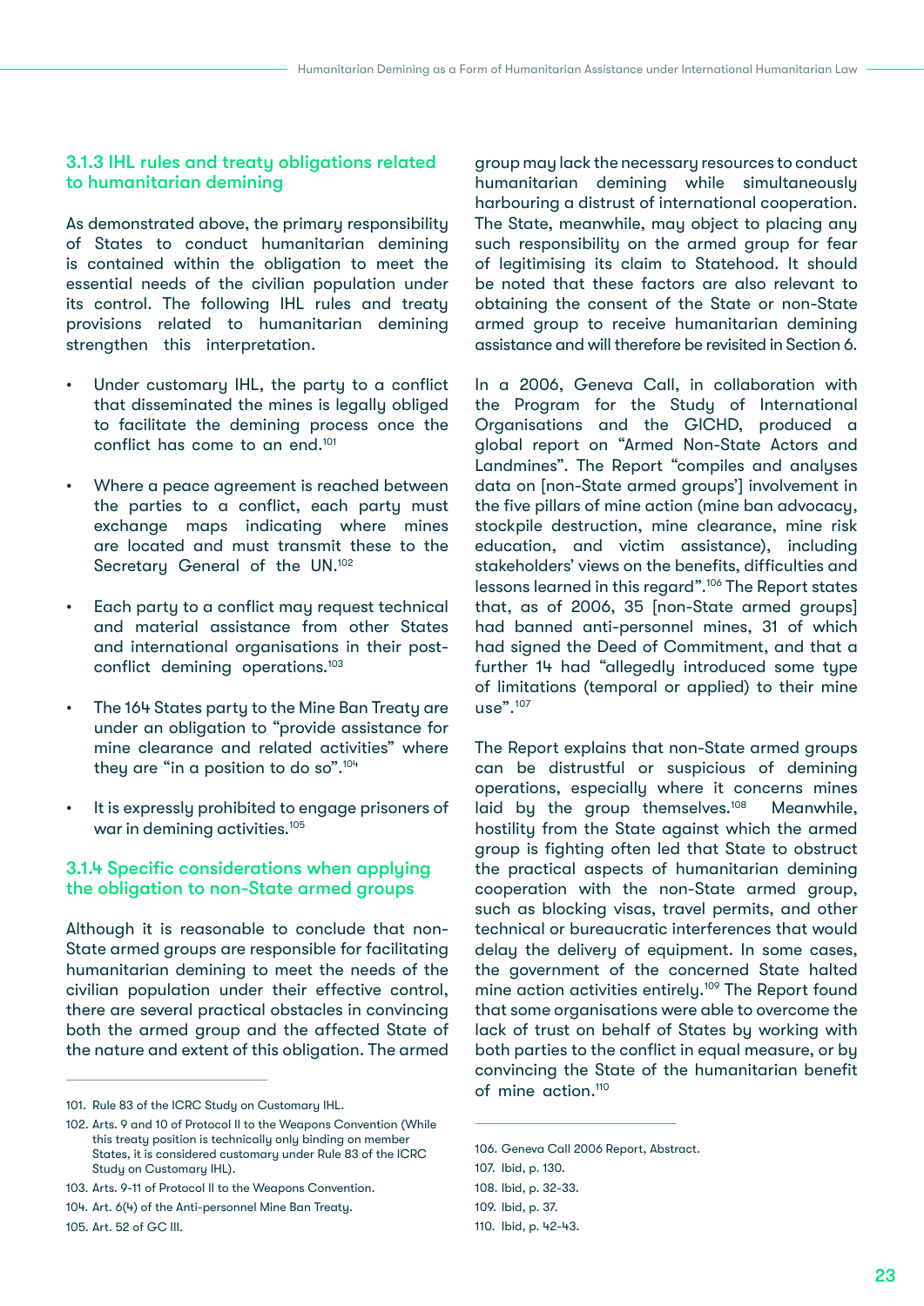### 3.1.3 IHL rules and treaty obligations related to humanitarian demining

As demonstrated above, the primary responsibility of States to conduct humanitarian demining is contained within the obligation to meet the essential needs of the civilian population under its control. The following IHL rules and treaty provisions related to humanitarian demining strengthen this interpretation.

- Under customary IHL, the party to a conflict that disseminated the mines is legally obliged to facilitate the demining process once the conflict has come to an end.[101]
- Where a peace agreement is reached between the parties to a conflict, each party must exchange maps indicating where mines are located and must transmit these to the Secretary General of the UN.[102]
- Each party to a conflict may request technical and material assistance from other States and international organisations in their post-conflict demining operations.[103]
- The 164 States party to the Mine Ban Treaty are under an obligation to "provide assistance for mine clearance and related activities" where they are "in a position to do so".[104]
- It is expressly prohibited to engage prisoners of war in demining activities.[105]

### 3.1.4 Specific considerations when applying the obligation to non-State armed groups

Although it is reasonable to conclude that non-State armed groups are responsible for facilitating humanitarian demining to meet the needs of the civilian population under their effective control, there are several practical obstacles in convincing both the armed group and the affected State of the nature and extent of this obligation. The armed group may lack the necessary resources to conduct humanitarian demining while simultaneously harbouring a distrust of international cooperation. The State, meanwhile, may object to placing any such responsibility on the armed group for fear of legitimising its claim to Statehood. It should be noted that these factors are also relevant to obtaining the consent of the State or non-State armed group to receive humanitarian demining assistance and will therefore be revisited in Section 6.

In a 2006, Geneva Call, in collaboration with the Program for the Study of International Organisations and the GICHD, produced a global report on "Armed Non-State Actors and Landmines". The Report "compiles and analyses data on [non-State armed groups'] involvement in the five pillars of mine action (mine ban advocacy, stockpile destruction, mine clearance, mine risk education, and victim assistance), including stakeholders' views on the benefits, difficulties and lessons learned in this regard".[106] The Report states that, as of 2006, 35 [non-State armed groups] had banned anti-personnel mines, 31 of which had signed the Deed of Commitment, and that a further 14 had "allegedly introduced some type of limitations (temporal or applied) to their mine use".[107]

The Report explains that non-State armed groups can be distrustful or suspicious of demining operations, especially where it concerns mines laid by the group themselves.[108] Meanwhile, hostility from the State against which the armed group is fighting often led that State to obstruct the practical aspects of humanitarian demining cooperation with the non-State armed group, such as blocking visas, travel permits, and other technical or bureaucratic interferences that would delay the delivery of equipment. In some cases, the government of the concerned State halted mine action activities entirely.[109] The Report found that some organisations were able to overcome the lack of trust on behalf of States by working with both parties to the conflict in equal measure, or by convincing the State of the humanitarian benefit of mine action.[110]

---

101. Rule 83 of the ICRC Study on Customary IHL.
102. Arts. 9 and 10 of Protocol II to the Weapons Convention (While this treaty position is technically only binding on member States, it is considered customary under Rule 83 of the ICRC Study on Customary IHL).
103. Arts. 9-11 of Protocol II to the Weapons Convention.
104. Art. 6(4) of the Anti-personnel Mine Ban Treaty.
105. Art. 52 of GC III.
106. Geneva Call 2006 Report, Abstract.
107. Ibid, p. 130.
108. Ibid, p. 32-33.
109. Ibid, p. 37.
110. Ibid, p. 42-43.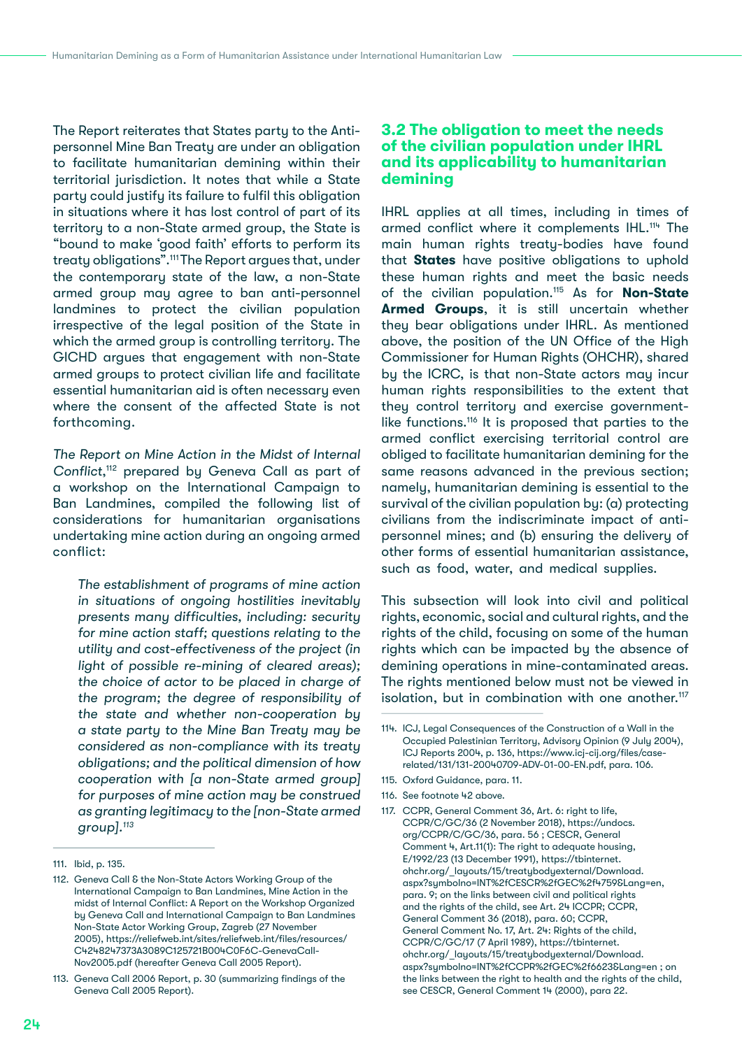The Report reiterates that States party to the Anti-personnel Mine Ban Treaty are under an obligation to facilitate humanitarian demining within their territorial jurisdiction. It notes that while a State party could justify its failure to fulfil this obligation in situations where it has lost control of part of its territory to a non-State armed group, the State is "bound to make 'good faith' efforts to perform its treaty obligations".[111] The Report argues that, under the contemporary state of the law, a non-State armed group may agree to ban anti-personnel landmines to protect the civilian population irrespective of the legal position of the State in which the armed group is controlling territory. The GICHD argues that engagement with non-State armed groups to protect civilian life and facilitate essential humanitarian aid is often necessary even where the consent of the affected State is not forthcoming.

*The Report on Mine Action in the Midst of Internal Conflict*,[112] prepared by Geneva Call as part of a workshop on the International Campaign to Ban Landmines, compiled the following list of considerations for humanitarian organisations undertaking mine action during an ongoing armed conflict:

> *The establishment of programs of mine action in situations of ongoing hostilities inevitably presents many difficulties, including: security for mine action staff; questions relating to the utility and cost-effectiveness of the project (in light of possible re-mining of cleared areas); the choice of actor to be placed in charge of the program; the degree of responsibility of the state and whether non-cooperation by a state party to the Mine Ban Treaty may be considered as non-compliance with its treaty obligations; and the political dimension of how cooperation with [a non-State armed group] for purposes of mine action may be construed as granting legitimacy to the [non-State armed group].*[113]

## 3.2 The obligation to meet the needs of the civilian population under IHRL and its applicability to humanitarian demining

IHRL applies at all times, including in times of armed conflict where it complements IHL.[114] The main human rights treaty-bodies have found that **States** have positive obligations to uphold these human rights and meet the basic needs of the civilian population.[115] As for **Non-State Armed Groups**, it is still uncertain whether they bear obligations under IHRL. As mentioned above, the position of the UN Office of the High Commissioner for Human Rights (OHCHR), shared by the ICRC, is that non-State actors may incur human rights responsibilities to the extent that they control territory and exercise government-like functions.[116] It is proposed that parties to the armed conflict exercising territorial control are obliged to facilitate humanitarian demining for the same reasons advanced in the previous section; namely, humanitarian demining is essential to the survival of the civilian population by: (a) protecting civilians from the indiscriminate impact of anti-personnel mines; and (b) ensuring the delivery of other forms of essential humanitarian assistance, such as food, water, and medical supplies.

This subsection will look into civil and political rights, economic, social and cultural rights, and the rights of the child, focusing on some of the human rights which can be impacted by the absence of demining operations in mine-contaminated areas. The rights mentioned below must not be viewed in isolation, but in combination with one another.[117]

---

111. Ibid, p. 135.

112. Geneva Call & the Non-State Actors Working Group of the International Campaign to Ban Landmines, Mine Action in the midst of Internal Conflict: A Report on the Workshop Organized by Geneva Call and International Campaign to Ban Landmines Non-State Actor Working Group, Zagreb (27 November 2005), https://reliefweb.int/sites/reliefweb.int/files/resources/C4248247373A3089C125721B004C0F6C-GenevaCall-Nov2005.pdf (hereafter Geneva Call 2005 Report).

113. Geneva Call 2006 Report, p. 30 (summarizing findings of the Geneva Call 2005 Report).

114. ICJ, Legal Consequences of the Construction of a Wall in the Occupied Palestinian Territory, Advisory Opinion (9 July 2004), ICJ Reports 2004, p. 136, https://www.icj-cij.org/files/case-related/131/131-20040709-ADV-01-00-EN.pdf, para. 106.

115. Oxford Guidance, para. 11.

116. See footnote 42 above.

117. CCPR, General Comment 36, Art. 6: right to life, CCPR/C/GC/36 (2 November 2018), https://undocs.org/CCPR/C/GC/36, para. 56 ; CESCR, General Comment 4, Art.11(1): The right to adequate housing, E/1992/23 (13 December 1991), https://tbinternet.ohchr.org/_layouts/15/treatybodyexternal/Download.aspx?symbolno=INT%2fCESCR%2fGEC%2f4759&Lang=en, para. 9; on the links between civil and political rights and the rights of the child, see Art. 24 ICCPR; CCPR, General Comment 36 (2018), para. 60; CCPR, General Comment No. 17, Art. 24: Rights of the child, CCPR/C/GC/17 (7 April 1989), https://tbinternet.ohchr.org/_layouts/15/treatybodyexternal/Download.aspx?symbolno=INT%2fCCPR%2fGEC%2f6623&Lang=en ; on the links between the right to health and the rights of the child, see CESCR, General Comment 14 (2000), para 22.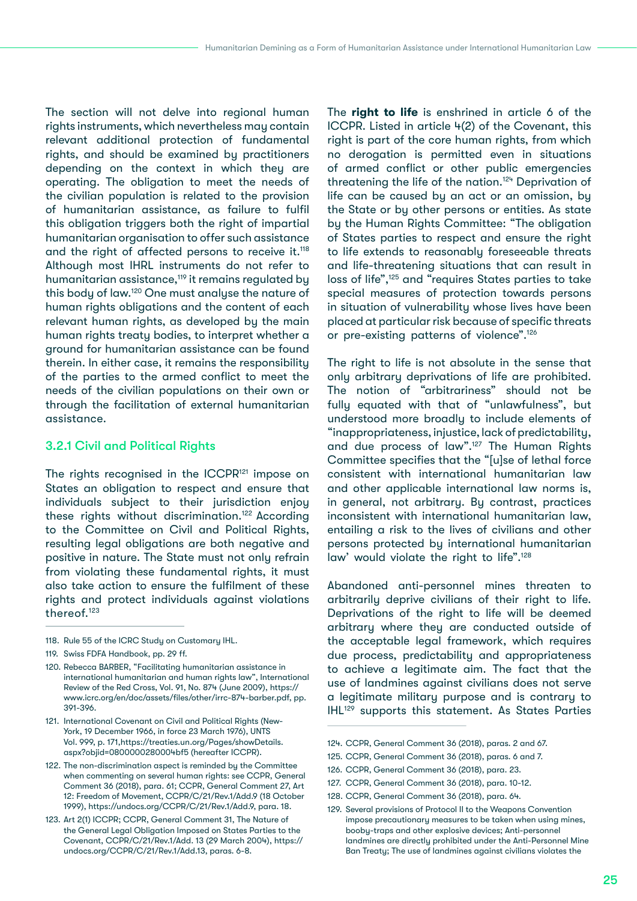The section will not delve into regional human rights instruments, which nevertheless may contain relevant additional protection of fundamental rights, and should be examined by practitioners depending on the context in which they are operating. The obligation to meet the needs of the civilian population is related to the provision of humanitarian assistance, as failure to fulfil this obligation triggers both the right of impartial humanitarian organisation to offer such assistance and the right of affected persons to receive it.[118] Although most IHRL instruments do not refer to humanitarian assistance,[119] it remains regulated by this body of law.[120] One must analyse the nature of human rights obligations and the content of each relevant human rights, as developed by the main human rights treaty bodies, to interpret whether a ground for humanitarian assistance can be found therein. In either case, it remains the responsibility of the parties to the armed conflict to meet the needs of the civilian populations on their own or through the facilitation of external humanitarian assistance.

### 3.2.1 Civil and Political Rights

The rights recognised in the ICCPR[121] impose on States an obligation to respect and ensure that individuals subject to their jurisdiction enjoy these rights without discrimination.[122] According to the Committee on Civil and Political Rights, resulting legal obligations are both negative and positive in nature. The State must not only refrain from violating these fundamental rights, it must also take action to ensure the fulfilment of these rights and protect individuals against violations thereof.[123]

The **right to life** is enshrined in article 6 of the ICCPR. Listed in article 4(2) of the Covenant, this right is part of the core human rights, from which no derogation is permitted even in situations of armed conflict or other public emergencies threatening the life of the nation.[124] Deprivation of life can be caused by an act or an omission, by the State or by other persons or entities. As state by the Human Rights Committee: "The obligation of States parties to respect and ensure the right to life extends to reasonably foreseeable threats and life-threatening situations that can result in loss of life",[125] and "requires States parties to take special measures of protection towards persons in situation of vulnerability whose lives have been placed at particular risk because of specific threats or pre-existing patterns of violence".[126]

The right to life is not absolute in the sense that only arbitrary deprivations of life are prohibited. The notion of "arbitrariness" should not be fully equated with that of "unlawfulness", but understood more broadly to include elements of "inappropriateness, injustice, lack of predictability, and due process of law".[127] The Human Rights Committee specifies that the "[u]se of lethal force consistent with international humanitarian law and other applicable international law norms is, in general, not arbitrary. By contrast, practices inconsistent with international humanitarian law, entailing a risk to the lives of civilians and other persons protected by international humanitarian law' would violate the right to life".[128]

Abandoned anti-personnel mines threaten to arbitrarily deprive civilians of their right to life. Deprivations of the right to life will be deemed arbitrary where they are conducted outside of the acceptable legal framework, which requires due process, predictability and appropriateness to achieve a legitimate aim. The fact that the use of landmines against civilians does not serve a legitimate military purpose and is contrary to IHL[129] supports this statement. As States Parties

---

118. Rule 55 of the ICRC Study on Customary IHL.
119. Swiss FDFA Handbook, pp. 29 ff.
120. Rebecca BARBER, "Facilitating humanitarian assistance in international humanitarian and human rights law", International Review of the Red Cross, Vol. 91, No. 874 (June 2009), https://www.icrc.org/en/doc/assets/files/other/irrc-874-barber.pdf, pp. 391-396.
121. International Covenant on Civil and Political Rights (New-York, 19 December 1966, in force 23 March 1976), UNTS Vol. 999, p. 171,https://treaties.un.org/Pages/showDetails.aspx?objid=0800000280004bf5 (hereafter ICCPR).
122. The non-discrimination aspect is reminded by the Committee when commenting on several human rights: see CCPR, General Comment 36 (2018), para. 61; CCPR, General Comment 27, Art 12: Freedom of Movement, CCPR/C/21/Rev.1/Add.9 (18 October 1999), https://undocs.org/CCPR/C/21/Rev.1/Add.9, para. 18.
123. Art 2(1) ICCPR; CCPR, General Comment 31, The Nature of the General Legal Obligation Imposed on States Parties to the Covenant, CCPR/C/21/Rev.1/Add. 13 (29 March 2004), https://undocs.org/CCPR/C/21/Rev.1/Add.13, paras. 6-8.
124. CCPR, General Comment 36 (2018), paras. 2 and 67.
125. CCPR, General Comment 36 (2018), paras. 6 and 7.
126. CCPR, General Comment 36 (2018), para. 23.
127. CCPR, General Comment 36 (2018), para. 10-12.
128. CCPR, General Comment 36 (2018), para. 64.
129. Several provisions of Protocol II to the Weapons Convention impose precautionary measures to be taken when using mines, booby-traps and other explosive devices; Anti-personnel landmines are directly prohibited under the Anti-Personnel Mine Ban Treaty; The use of landmines against civilians violates the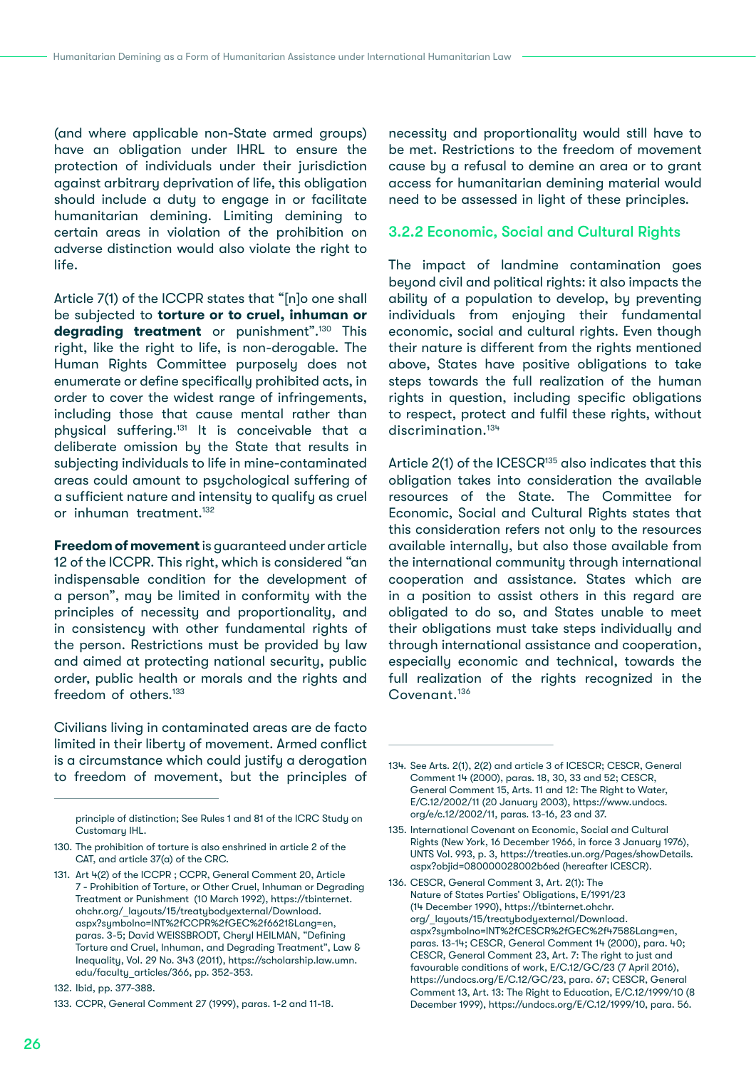(and where applicable non-State armed groups) have an obligation under IHRL to ensure the protection of individuals under their jurisdiction against arbitrary deprivation of life, this obligation should include a duty to engage in or facilitate humanitarian demining. Limiting demining to certain areas in violation of the prohibition on adverse distinction would also violate the right to life.

Article 7(1) of the ICCPR states that "[n]o one shall be subjected to **torture or to cruel, inhuman or degrading treatment** or punishment".[130] This right, like the right to life, is non-derogable. The Human Rights Committee purposely does not enumerate or define specifically prohibited acts, in order to cover the widest range of infringements, including those that cause mental rather than physical suffering.[131] It is conceivable that a deliberate omission by the State that results in subjecting individuals to life in mine-contaminated areas could amount to psychological suffering of a sufficient nature and intensity to qualify as cruel or inhuman treatment.[132]

**Freedom of movement** is guaranteed under article 12 of the ICCPR. This right, which is considered "an indispensable condition for the development of a person", may be limited in conformity with the principles of necessity and proportionality, and in consistency with other fundamental rights of the person. Restrictions must be provided by law and aimed at protecting national security, public order, public health or morals and the rights and freedom of others.[133]

Civilians living in contaminated areas are de facto limited in their liberty of movement. Armed conflict is a circumstance which could justify a derogation to freedom of movement, but the principles of necessity and proportionality would still have to be met. Restrictions to the freedom of movement cause by a refusal to demine an area or to grant access for humanitarian demining material would need to be assessed in light of these principles.

### 3.2.2 Economic, Social and Cultural Rights

The impact of landmine contamination goes beyond civil and political rights: it also impacts the ability of a population to develop, by preventing individuals from enjoying their fundamental economic, social and cultural rights. Even though their nature is different from the rights mentioned above, States have positive obligations to take steps towards the full realization of the human rights in question, including specific obligations to respect, protect and fulfil these rights, without discrimination.[134]

Article 2(1) of the ICESCR[135] also indicates that this obligation takes into consideration the available resources of the State. The Committee for Economic, Social and Cultural Rights states that this consideration refers not only to the resources available internally, but also those available from the international community through international cooperation and assistance. States which are in a position to assist others in this regard are obligated to do so, and States unable to meet their obligations must take steps individually and through international assistance and cooperation, especially economic and technical, towards the full realization of the rights recognized in the Covenant.[136]

---

principle of distinction; See Rules 1 and 81 of the ICRC Study on Customary IHL.

130. The prohibition of torture is also enshrined in article 2 of the CAT, and article 37(a) of the CRC.

131. Art 4(2) of the ICCPR ; CCPR, General Comment 20, Article 7 - Prohibition of Torture, or Other Cruel, Inhuman or Degrading Treatment or Punishment (10 March 1992), https://tbinternet.ohchr.org/_layouts/15/treatybodyexternal/Download.aspx?symbolno=INT%2fCCPR%2fGEC%2f6621&Lang=en, paras. 3-5; David WEISSBRODT, Cheryl HEILMAN, "Defining Torture and Cruel, Inhuman, and Degrading Treatment", Law & Inequality, Vol. 29 No. 343 (2011), https://scholarship.law.umn.edu/faculty_articles/366, pp. 352-353.

132. Ibid, pp. 377-388.

133. CCPR, General Comment 27 (1999), paras. 1-2 and 11-18.

134. See Arts. 2(1), 2(2) and article 3 of ICESCR; CESCR, General Comment 14 (2000), paras. 18, 30, 33 and 52; CESCR, General Comment 15, Arts. 11 and 12: The Right to Water, E/C.12/2002/11 (20 January 2003), https://www.undocs.org/e/c.12/2002/11, paras. 13-16, 23 and 37.

135. International Covenant on Economic, Social and Cultural Rights (New York, 16 December 1966, in force 3 January 1976), UNTS Vol. 993, p. 3, https://treaties.un.org/Pages/showDetails.aspx?objid=080000028002b6ed (hereafter ICESCR).

136. CESCR, General Comment 3, Art. 2(1): The Nature of States Parties' Obligations, E/1991/23 (14 December 1990), https://tbinternet.ohchr.org/_layouts/15/treatybodyexternal/Download.aspx?symbolno=INT%2fCESCR%2fGEC%2f4758&Lang=en, paras. 13-14; CESCR, General Comment 14 (2000), para. 40; CESCR, General Comment 23, Art. 7: The right to just and favourable conditions of work, E/C.12/GC/23 (7 April 2016), https://undocs.org/E/C.12/GC/23, para. 67; CESCR, General Comment 13, Art. 13: The Right to Education, E/C.12/1999/10 (8 December 1999), https://undocs.org/E/C.12/1999/10, para. 56.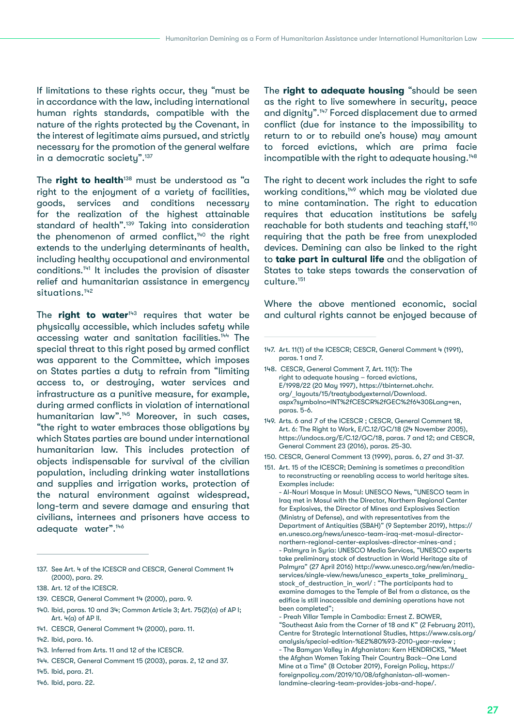If limitations to these rights occur, they "must be in accordance with the law, including international human rights standards, compatible with the nature of the rights protected by the Covenant, in the interest of legitimate aims pursued, and strictly necessary for the promotion of the general welfare in a democratic society".[137]

The **right to health**[138] must be understood as "a right to the enjoyment of a variety of facilities, goods, services and conditions necessary for the realization of the highest attainable standard of health".[139] Taking into consideration the phenomenon of armed conflict,[140] the right extends to the underlying determinants of health, including healthy occupational and environmental conditions.[141] It includes the provision of disaster relief and humanitarian assistance in emergency situations.[142]

The **right to water**[143] requires that water be physically accessible, which includes safety while accessing water and sanitation facilities.[144] The special threat to this right posed by armed conflict was apparent to the Committee, which imposes on States parties a duty to refrain from "limiting access to, or destroying, water services and infrastructure as a punitive measure, for example, during armed conflicts in violation of international humanitarian law".[145] Moreover, in such cases, "the right to water embraces those obligations by which States parties are bound under international humanitarian law. This includes protection of objects indispensable for survival of the civilian population, including drinking water installations and supplies and irrigation works, protection of the natural environment against widespread, long-term and severe damage and ensuring that civilians, internees and prisoners have access to adequate water".[146]

The **right to adequate housing** "should be seen as the right to live somewhere in security, peace and dignity".[147] Forced displacement due to armed conflict (due for instance to the impossibility to return to or to rebuild one's house) may amount to forced evictions, which are prima facie incompatible with the right to adequate housing.[148]

The right to decent work includes the right to safe working conditions,[149] which may be violated due to mine contamination. The right to education requires that education institutions be safely reachable for both students and teaching staff,[150] requiring that the path be free from unexploded devices. Demining can also be linked to the right to **take part in cultural life** and the obligation of States to take steps towards the conservation of culture.[151]

Where the above mentioned economic, social and cultural rights cannot be enjoyed because of

---

137. See Art. 4 of the ICESCR and CESCR, General Comment 14 (2000), para. 29.

138. Art. 12 of the ICESCR.

139. CESCR, General Comment 14 (2000), para. 9.

140. Ibid, paras. 10 and 34; Common Article 3; Art. 75(2)(a) of AP I; Art. 4(a) of AP II.

141. CESCR, General Comment 14 (2000), para. 11.

142. Ibid, para. 16.

143. Inferred from Arts. 11 and 12 of the ICESCR.

144. CESCR, General Comment 15 (2003), paras. 2, 12 and 37.

145. Ibid, para. 21.

146. Ibid, para. 22.

147. Art. 11(1) of the ICESCR; CESCR, General Comment 4 (1991), paras. 1 and 7.

148. CESCR, General Comment 7, Art. 11(1): The right to adequate housing – forced evictions, E/1998/22 (20 May 1997), https://tbinternet.ohchr.org/_layouts/15/treatybodyexternal/Download.aspx?symbolno=INT%2fCESCR%2fGEC%2f6430&Lang=en, paras. 5-6.

149. Arts. 6 and 7 of the ICESCR ; CESCR, General Comment 18, Art. 6: The Right to Work, E/C.12/GC/18 (24 November 2005), https://undocs.org/E/C.12/GC/18, paras. 7 and 12; and CESCR, General Comment 23 (2016), paras. 25-30.

150. CESCR, General Comment 13 (1999), paras. 6, 27 and 31-37.

151. Art. 15 of the ICESCR; Demining is sometimes a precondition to reconstructing or reenabling access to world heritage sites. Examples include:
- Al-Nouri Mosque in Mosul: UNESCO News, "UNESCO team in Iraq met in Mosul with the Director, Northern Regional Center for Explosives, the Director of Mines and Explosives Section (Ministry of Defense), and with representatives from the Department of Antiquities (SBAH)" (9 September 2019), https://en.unesco.org/news/unesco-team-iraq-met-mosul-director-northern-regional-center-explosives-director-mines-and ;
- Palmyra in Syria: UNESCO Media Services, "UNESCO experts take preliminary stock of destruction in World Heritage site of Palmyra" (27 April 2016) http://www.unesco.org/new/en/media-services/single-view/news/unesco_experts_take_preliminary_stock_of_destruction_in_worl/ : "The participants had to examine damages to the Temple of Bel from a distance, as the edifice is still inaccessible and demining operations have not been completed";
- Preah Villar Temple in Cambodia: Ernest Z. BOWER, "Southeast Asia from the Corner of 18 and K" (2 February 2011), Centre for Strategic International Studies, https://www.csis.org/analysis/special-edition-%E2%80%93-2010-year-review ;
- The Bamyan Valley in Afghanistan: Kern HENDRICKS, "Meet the Afghan Women Taking Their Country Back—One Land Mine at a Time" (8 October 2019), Foreign Policy, https://foreignpolicy.com/2019/10/08/afghanistan-all-women-landmine-clearing-team-provides-jobs-and-hope/.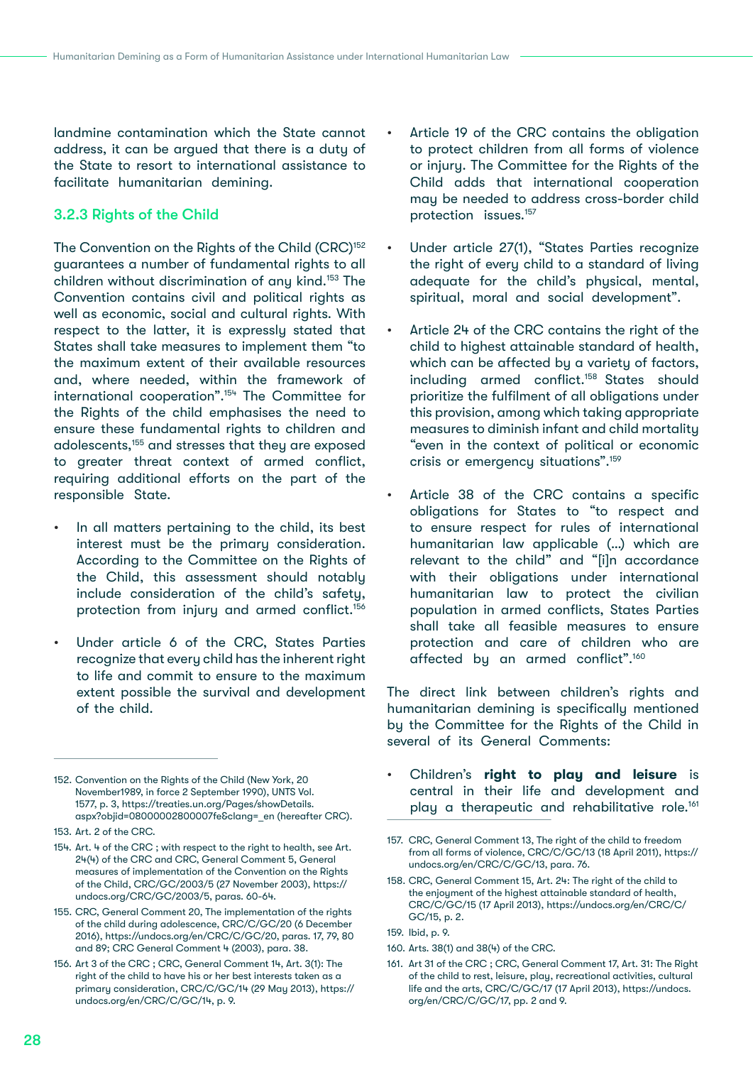landmine contamination which the State cannot address, it can be argued that there is a duty of the State to resort to international assistance to facilitate humanitarian demining.

### 3.2.3 Rights of the Child

The Convention on the Rights of the Child (CRC)[152] guarantees a number of fundamental rights to all children without discrimination of any kind.[153] The Convention contains civil and political rights as well as economic, social and cultural rights. With respect to the latter, it is expressly stated that States shall take measures to implement them "to the maximum extent of their available resources and, where needed, within the framework of international cooperation".[154] The Committee for the Rights of the child emphasises the need to ensure these fundamental rights to children and adolescents,[155] and stresses that they are exposed to greater threat context of armed conflict, requiring additional efforts on the part of the responsible State.

- In all matters pertaining to the child, its best interest must be the primary consideration. According to the Committee on the Rights of the Child, this assessment should notably include consideration of the child's safety, protection from injury and armed conflict.[156]
- Under article 6 of the CRC, States Parties recognize that every child has the inherent right to life and commit to ensure to the maximum extent possible the survival and development of the child.
- Article 19 of the CRC contains the obligation to protect children from all forms of violence or injury. The Committee for the Rights of the Child adds that international cooperation may be needed to address cross-border child protection issues.[157]
- Under article 27(1), "States Parties recognize the right of every child to a standard of living adequate for the child's physical, mental, spiritual, moral and social development".
- Article 24 of the CRC contains the right of the child to highest attainable standard of health, which can be affected by a variety of factors, including armed conflict.[158] States should prioritize the fulfilment of all obligations under this provision, among which taking appropriate measures to diminish infant and child mortality "even in the context of political or economic crisis or emergency situations".[159]
- Article 38 of the CRC contains a specific obligations for States to "to respect and to ensure respect for rules of international humanitarian law applicable (…) which are relevant to the child" and "[i]n accordance with their obligations under international humanitarian law to protect the civilian population in armed conflicts, States Parties shall take all feasible measures to ensure protection and care of children who are affected by an armed conflict".[160]

The direct link between children's rights and humanitarian demining is specifically mentioned by the Committee for the Rights of the Child in several of its General Comments:

- Children's **right to play and leisure** is central in their life and development and play a therapeutic and rehabilitative role.[161]

---

152. Convention on the Rights of the Child (New York, 20 November1989, in force 2 September 1990), UNTS Vol. 1577, p. 3, https://treaties.un.org/Pages/showDetails.aspx?objid=08000002800007fe&clang=_en (hereafter CRC).

153. Art. 2 of the CRC.

154. Art. 4 of the CRC ; with respect to the right to health, see Art. 24(4) of the CRC and CRC, General Comment 5, General measures of implementation of the Convention on the Rights of the Child, CRC/GC/2003/5 (27 November 2003), https://undocs.org/CRC/GC/2003/5, paras. 60-64.

155. CRC, General Comment 20, The implementation of the rights of the child during adolescence, CRC/C/GC/20 (6 December 2016), https://undocs.org/en/CRC/C/GC/20, paras. 17, 79, 80 and 89; CRC General Comment 4 (2003), para. 38.

156. Art 3 of the CRC ; CRC, General Comment 14, Art. 3(1): The right of the child to have his or her best interests taken as a primary consideration, CRC/C/GC/14 (29 May 2013), https://undocs.org/en/CRC/C/GC/14, p. 9.

157. CRC, General Comment 13, The right of the child to freedom from all forms of violence, CRC/C/GC/13 (18 April 2011), https://undocs.org/en/CRC/C/GC/13, para. 76.

158. CRC, General Comment 15, Art. 24: The right of the child to the enjoyment of the highest attainable standard of health, CRC/C/GC/15 (17 April 2013), https://undocs.org/en/CRC/C/GC/15, p. 2.

159. Ibid, p. 9.

160. Arts. 38(1) and 38(4) of the CRC.

161. Art 31 of the CRC ; CRC, General Comment 17, Art. 31: The Right of the child to rest, leisure, play, recreational activities, cultural life and the arts, CRC/C/GC/17 (17 April 2013), https://undocs.org/en/CRC/C/GC/17, pp. 2 and 9.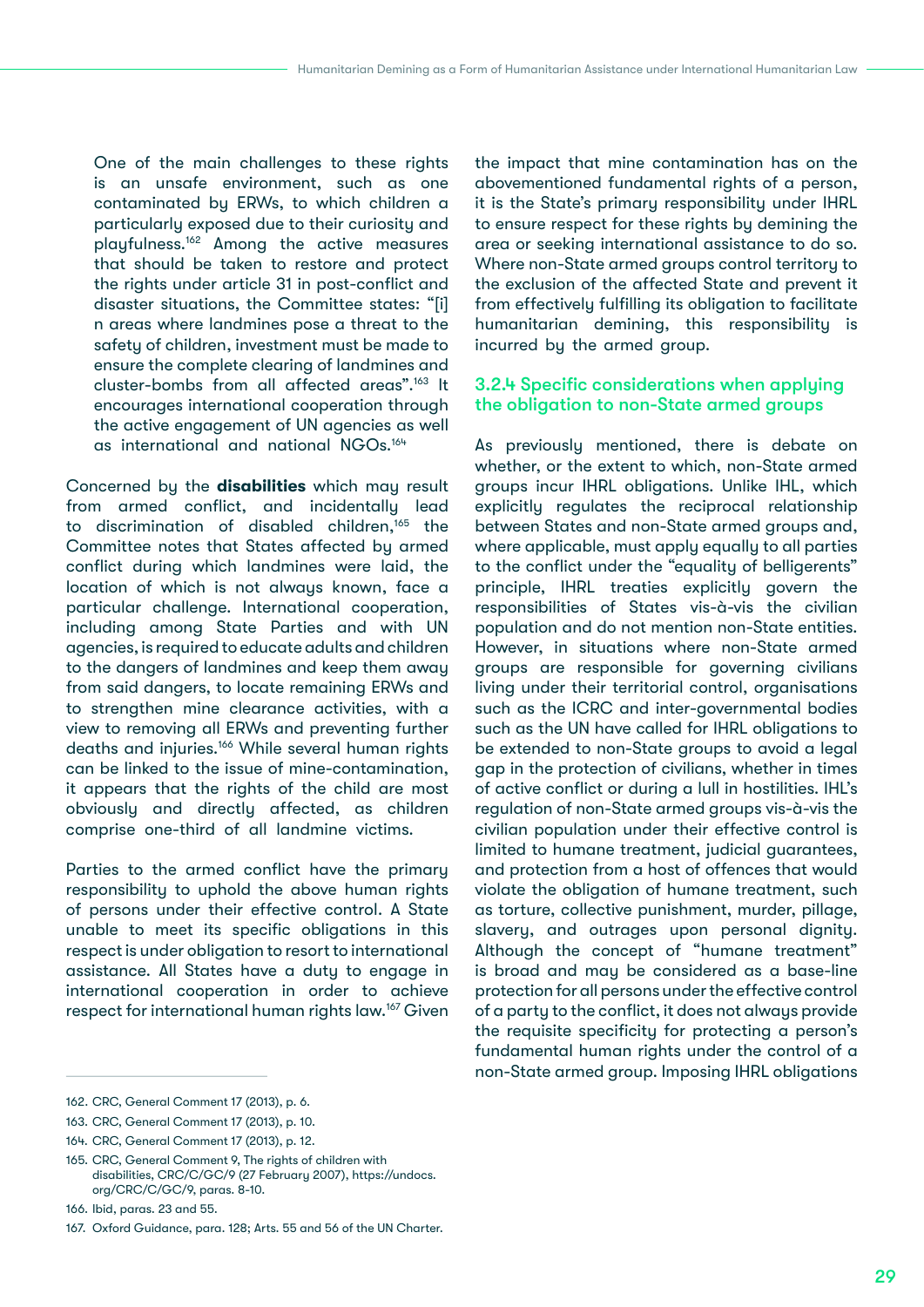One of the main challenges to these rights is an unsafe environment, such as one contaminated by ERWs, to which children a particularly exposed due to their curiosity and playfulness.[162] Among the active measures that should be taken to restore and protect the rights under article 31 in post-conflict and disaster situations, the Committee states: "[i]n areas where landmines pose a threat to the safety of children, investment must be made to ensure the complete clearing of landmines and cluster-bombs from all affected areas".[163] It encourages international cooperation through the active engagement of UN agencies as well as international and national NGOs.[164]

Concerned by the **disabilities** which may result from armed conflict, and incidentally lead to discrimination of disabled children,[165] the Committee notes that States affected by armed conflict during which landmines were laid, the location of which is not always known, face a particular challenge. International cooperation, including among State Parties and with UN agencies, is required to educate adults and children to the dangers of landmines and keep them away from said dangers, to locate remaining ERWs and to strengthen mine clearance activities, with a view to removing all ERWs and preventing further deaths and injuries.[166] While several human rights can be linked to the issue of mine-contamination, it appears that the rights of the child are most obviously and directly affected, as children comprise one-third of all landmine victims.

Parties to the armed conflict have the primary responsibility to uphold the above human rights of persons under their effective control. A State unable to meet its specific obligations in this respect is under obligation to resort to international assistance. All States have a duty to engage in international cooperation in order to achieve respect for international human rights law.[167] Given the impact that mine contamination has on the abovementioned fundamental rights of a person, it is the State's primary responsibility under IHRL to ensure respect for these rights by demining the area or seeking international assistance to do so. Where non-State armed groups control territory to the exclusion of the affected State and prevent it from effectively fulfilling its obligation to facilitate humanitarian demining, this responsibility is incurred by the armed group.

### 3.2.4 Specific considerations when applying the obligation to non-State armed groups

As previously mentioned, there is debate on whether, or the extent to which, non-State armed groups incur IHRL obligations. Unlike IHL, which explicitly regulates the reciprocal relationship between States and non-State armed groups and, where applicable, must apply equally to all parties to the conflict under the "equality of belligerents" principle, IHRL treaties explicitly govern the responsibilities of States vis-à-vis the civilian population and do not mention non-State entities. However, in situations where non-State armed groups are responsible for governing civilians living under their territorial control, organisations such as the ICRC and inter-governmental bodies such as the UN have called for IHRL obligations to be extended to non-State groups to avoid a legal gap in the protection of civilians, whether in times of active conflict or during a lull in hostilities. IHL's regulation of non-State armed groups vis-à-vis the civilian population under their effective control is limited to humane treatment, judicial guarantees, and protection from a host of offences that would violate the obligation of humane treatment, such as torture, collective punishment, murder, pillage, slavery, and outrages upon personal dignity. Although the concept of "humane treatment" is broad and may be considered as a base-line protection for all persons under the effective control of a party to the conflict, it does not always provide the requisite specificity for protecting a person's fundamental human rights under the control of a non-State armed group. Imposing IHRL obligations

---

162. CRC, General Comment 17 (2013), p. 6.

163. CRC, General Comment 17 (2013), p. 10.

164. CRC, General Comment 17 (2013), p. 12.

165. CRC, General Comment 9, The rights of children with disabilities, CRC/C/GC/9 (27 February 2007), https://undocs.org/CRC/C/GC/9, paras. 8-10.

166. Ibid, paras. 23 and 55.

167. Oxford Guidance, para. 128; Arts. 55 and 56 of the UN Charter.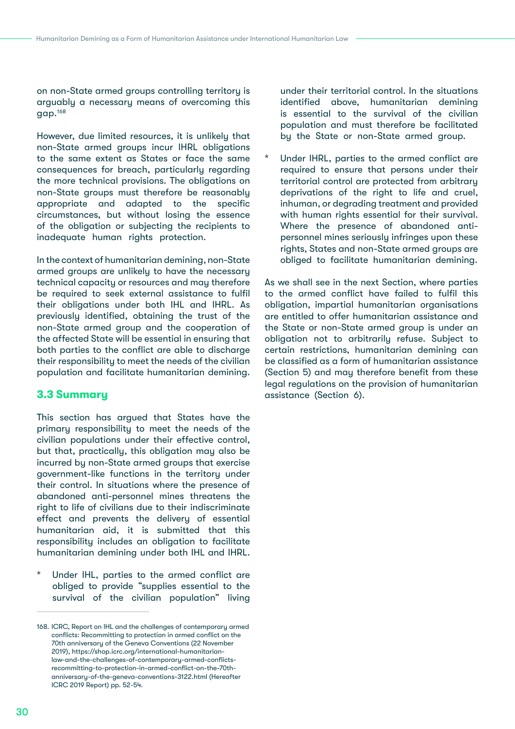on non-State armed groups controlling territory is arguably a necessary means of overcoming this gap.[168]

However, due limited resources, it is unlikely that non-State armed groups incur IHRL obligations to the same extent as States or face the same consequences for breach, particularly regarding the more technical provisions. The obligations on non-State groups must therefore be reasonably appropriate and adapted to the specific circumstances, but without losing the essence of the obligation or subjecting the recipients to inadequate human rights protection.

In the context of humanitarian demining, non-State armed groups are unlikely to have the necessary technical capacity or resources and may therefore be required to seek external assistance to fulfil their obligations under both IHL and IHRL. As previously identified, obtaining the trust of the non-State armed group and the cooperation of the affected State will be essential in ensuring that both parties to the conflict are able to discharge their responsibility to meet the needs of the civilian population and facilitate humanitarian demining.

### 3.3 Summary

This section has argued that States have the primary responsibility to meet the needs of the civilian populations under their effective control, but that, practically, this obligation may also be incurred by non-State armed groups that exercise government-like functions in the territory under their control. In situations where the presence of abandoned anti-personnel mines threatens the right to life of civilians due to their indiscriminate effect and prevents the delivery of essential humanitarian aid, it is submitted that this responsibility includes an obligation to facilitate humanitarian demining under both IHL and IHRL.

* Under IHL, parties to the armed conflict are obliged to provide "supplies essential to the survival of the civilian population" living under their territorial control. In the situations identified above, humanitarian demining is essential to the survival of the civilian population and must therefore be facilitated by the State or non-State armed group.

* Under IHRL, parties to the armed conflict are required to ensure that persons under their territorial control are protected from arbitrary deprivations of the right to life and cruel, inhuman, or degrading treatment and provided with human rights essential for their survival. Where the presence of abandoned anti-personnel mines seriously infringes upon these rights, States and non-State armed groups are obliged to facilitate humanitarian demining.

As we shall see in the next Section, where parties to the armed conflict have failed to fulfil this obligation, impartial humanitarian organisations are entitled to offer humanitarian assistance and the State or non-State armed group is under an obligation not to arbitrarily refuse. Subject to certain restrictions, humanitarian demining can be classified as a form of humanitarian assistance (Section 5) and may therefore benefit from these legal regulations on the provision of humanitarian assistance (Section 6).

---

168. ICRC, Report on IHL and the challenges of contemporary armed conflicts: Recommitting to protection in armed conflict on the 70th anniversary of the Geneva Conventions (22 November 2019), https://shop.icrc.org/international-humanitarian-law-and-the-challenges-of-contemporary-armed-conflicts-recommitting-to-protection-in-armed-conflict-on-the-70th-anniversary-of-the-geneva-conventions-3122.html (Hereafter ICRC 2019 Report) pp. 52-54.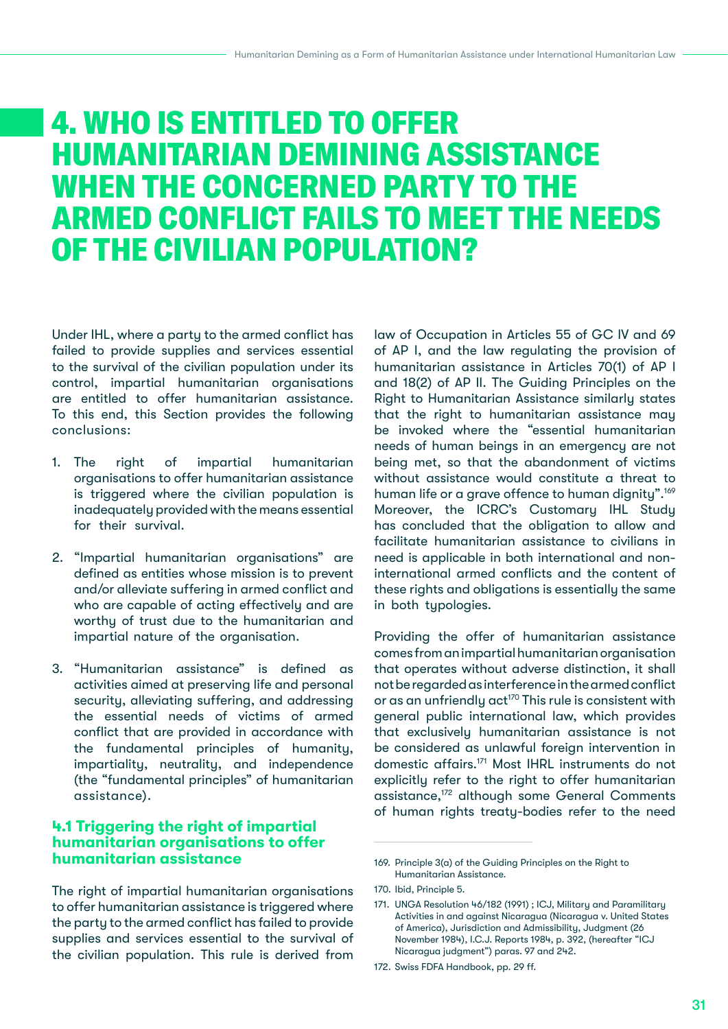# 4. WHO IS ENTITLED TO OFFER HUMANITARIAN DEMINING ASSISTANCE WHEN THE CONCERNED PARTY TO THE ARMED CONFLICT FAILS TO MEET THE NEEDS OF THE CIVILIAN POPULATION?

Under IHL, where a party to the armed conflict has failed to provide supplies and services essential to the survival of the civilian population under its control, impartial humanitarian organisations are entitled to offer humanitarian assistance. To this end, this Section provides the following conclusions:

1. The right of impartial humanitarian organisations to offer humanitarian assistance is triggered where the civilian population is inadequately provided with the means essential for their survival.
2. "Impartial humanitarian organisations" are defined as entities whose mission is to prevent and/or alleviate suffering in armed conflict and who are capable of acting effectively and are worthy of trust due to the humanitarian and impartial nature of the organisation.
3. "Humanitarian assistance" is defined as activities aimed at preserving life and personal security, alleviating suffering, and addressing the essential needs of victims of armed conflict that are provided in accordance with the fundamental principles of humanity, impartiality, neutrality, and independence (the "fundamental principles" of humanitarian assistance).

## 4.1 Triggering the right of impartial humanitarian organisations to offer humanitarian assistance

The right of impartial humanitarian organisations to offer humanitarian assistance is triggered where the party to the armed conflict has failed to provide supplies and services essential to the survival of the civilian population. This rule is derived from law of Occupation in Articles 55 of GC IV and 69 of AP I, and the law regulating the provision of humanitarian assistance in Articles 70(1) of AP I and 18(2) of AP II. The Guiding Principles on the Right to Humanitarian Assistance similarly states that the right to humanitarian assistance may be invoked where the "essential humanitarian needs of human beings in an emergency are not being met, so that the abandonment of victims without assistance would constitute a threat to human life or a grave offence to human dignity".[169] Moreover, the ICRC's Customary IHL Study has concluded that the obligation to allow and facilitate humanitarian assistance to civilians in need is applicable in both international and non-international armed conflicts and the content of these rights and obligations is essentially the same in both typologies.

Providing the offer of humanitarian assistance comes from an impartial humanitarian organisation that operates without adverse distinction, it shall not be regarded as interference in the armed conflict or as an unfriendly act[170] This rule is consistent with general public international law, which provides that exclusively humanitarian assistance is not be considered as unlawful foreign intervention in domestic affairs.[171] Most IHRL instruments do not explicitly refer to the right to offer humanitarian assistance,[172] although some General Comments of human rights treaty-bodies refer to the need

169. Principle 3(a) of the Guiding Principles on the Right to Humanitarian Assistance.

170. Ibid, Principle 5.

171. UNGA Resolution 46/182 (1991) ; ICJ, Military and Paramilitary Activities in and against Nicaragua (Nicaragua v. United States of America), Jurisdiction and Admissibility, Judgment (26 November 1984), I.C.J. Reports 1984, p. 392, (hereafter "ICJ Nicaragua judgment") paras. 97 and 242.

172. Swiss FDFA Handbook, pp. 29 ff.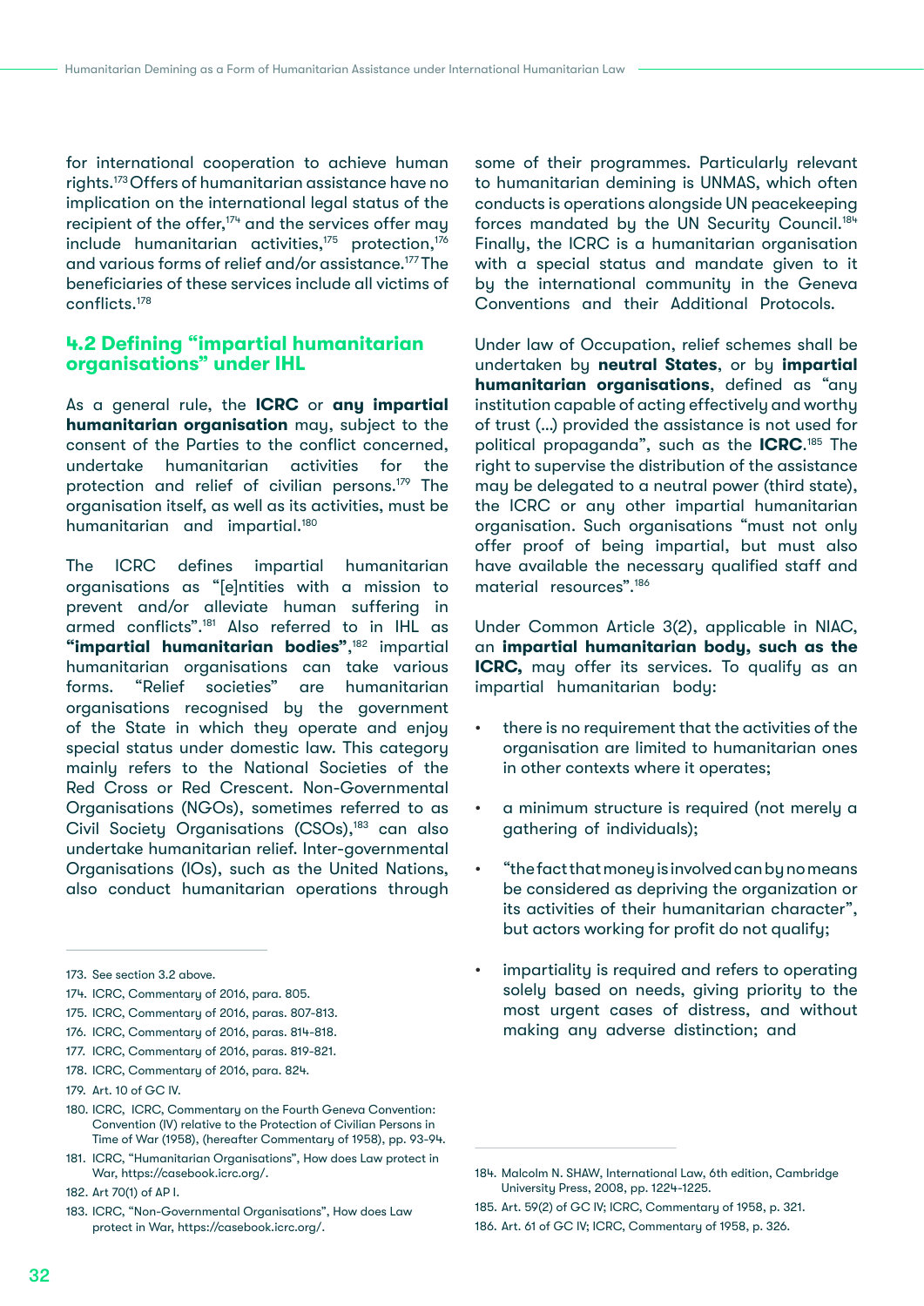for international cooperation to achieve human rights.[173] Offers of humanitarian assistance have no implication on the international legal status of the recipient of the offer,[174] and the services offer may include humanitarian activities,[175] protection,[176] and various forms of relief and/or assistance.[177] The beneficiaries of these services include all victims of conflicts.[178]

## 4.2 Defining "impartial humanitarian organisations" under IHL

As a general rule, the **ICRC** or **any impartial humanitarian organisation** may, subject to the consent of the Parties to the conflict concerned, undertake humanitarian activities for the protection and relief of civilian persons.[179] The organisation itself, as well as its activities, must be humanitarian and impartial.[180]

The ICRC defines impartial humanitarian organisations as "[e]ntities with a mission to prevent and/or alleviate human suffering in armed conflicts".[181] Also referred to in IHL as **"impartial humanitarian bodies"**,[182] impartial humanitarian organisations can take various forms. "Relief societies" are humanitarian organisations recognised by the government of the State in which they operate and enjoy special status under domestic law. This category mainly refers to the National Societies of the Red Cross or Red Crescent. Non-Governmental Organisations (NGOs), sometimes referred to as Civil Society Organisations (CSOs),[183] can also undertake humanitarian relief. Inter-governmental Organisations (IOs), such as the United Nations, also conduct humanitarian operations through some of their programmes. Particularly relevant to humanitarian demining is UNMAS, which often conducts is operations alongside UN peacekeeping forces mandated by the UN Security Council.[184] Finally, the ICRC is a humanitarian organisation with a special status and mandate given to it by the international community in the Geneva Conventions and their Additional Protocols.

Under law of Occupation, relief schemes shall be undertaken by **neutral States**, or by **impartial humanitarian organisations**, defined as "any institution capable of acting effectively and worthy of trust (...) provided the assistance is not used for political propaganda", such as the **ICRC**.[185] The right to supervise the distribution of the assistance may be delegated to a neutral power (third state), the ICRC or any other impartial humanitarian organisation. Such organisations "must not only offer proof of being impartial, but must also have available the necessary qualified staff and material resources".[186]

Under Common Article 3(2), applicable in NIAC, an **impartial humanitarian body, such as the ICRC,** may offer its services. To qualify as an impartial humanitarian body:

- there is no requirement that the activities of the organisation are limited to humanitarian ones in other contexts where it operates;
- a minimum structure is required (not merely a gathering of individuals);
- "the fact that money is involved can by no means be considered as depriving the organization or its activities of their humanitarian character", but actors working for profit do not qualify;
- impartiality is required and refers to operating solely based on needs, giving priority to the most urgent cases of distress, and without making any adverse distinction; and

---

173. See section 3.2 above.
174. ICRC, Commentary of 2016, para. 805.
175. ICRC, Commentary of 2016, paras. 807-813.
176. ICRC, Commentary of 2016, paras. 814-818.
177. ICRC, Commentary of 2016, paras. 819-821.
178. ICRC, Commentary of 2016, para. 824.
179. Art. 10 of GC IV.
180. ICRC, ICRC, Commentary on the Fourth Geneva Convention: Convention (IV) relative to the Protection of Civilian Persons in Time of War (1958), (hereafter Commentary of 1958), pp. 93-94.
181. ICRC, "Humanitarian Organisations", How does Law protect in War, https://casebook.icrc.org/.
182. Art 70(1) of AP I.
183. ICRC, "Non-Governmental Organisations", How does Law protect in War, https://casebook.icrc.org/.
184. Malcolm N. SHAW, International Law, 6th edition, Cambridge University Press, 2008, pp. 1224-1225.
185. Art. 59(2) of GC IV; ICRC, Commentary of 1958, p. 321.
186. Art. 61 of GC IV; ICRC, Commentary of 1958, p. 326.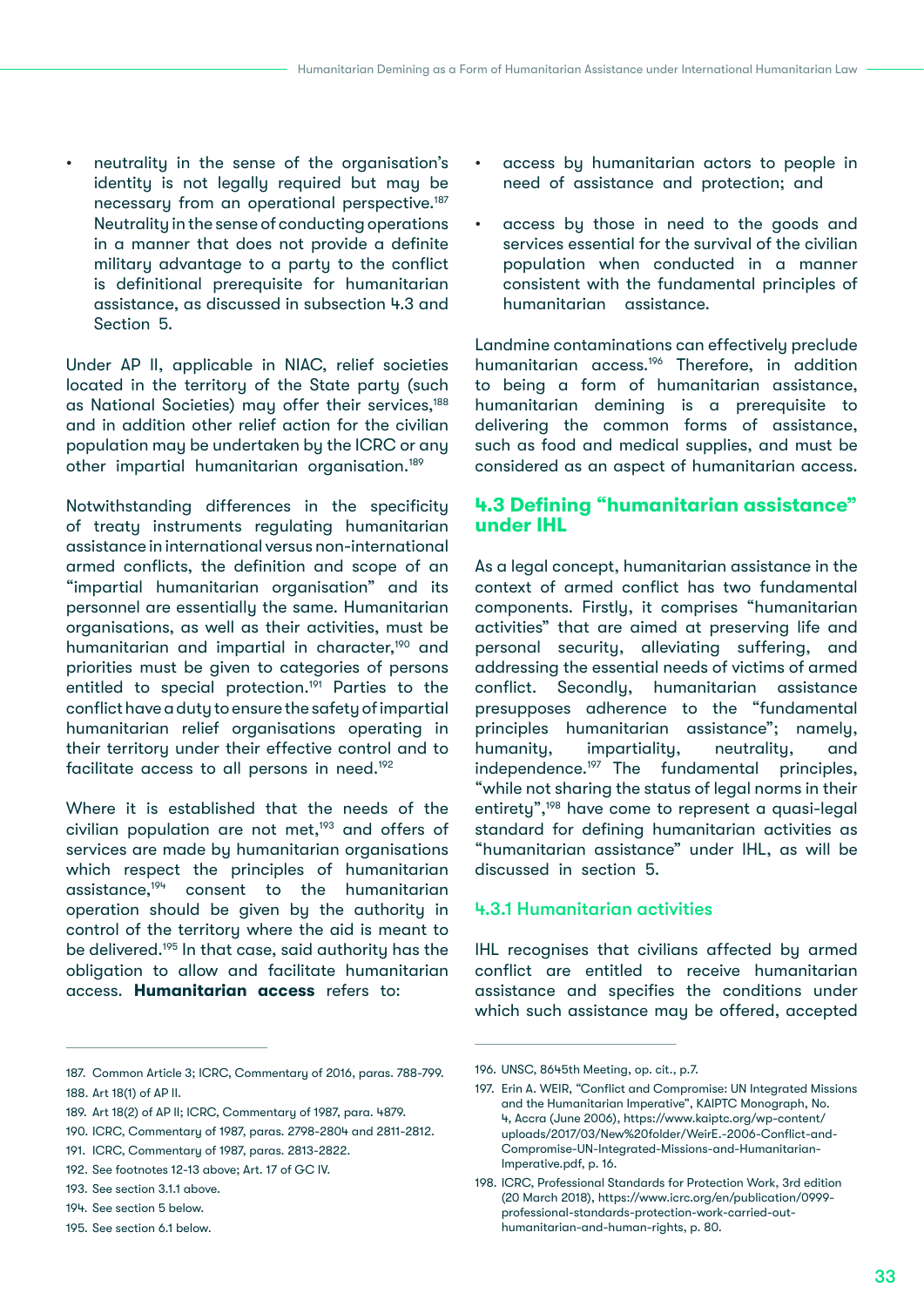- neutrality in the sense of the organisation's identity is not legally required but may be necessary from an operational perspective.[187] Neutrality in the sense of conducting operations in a manner that does not provide a definite military advantage to a party to the conflict is definitional prerequisite for humanitarian assistance, as discussed in subsection 4.3 and Section 5.

Under AP II, applicable in NIAC, relief societies located in the territory of the State party (such as National Societies) may offer their services,[188] and in addition other relief action for the civilian population may be undertaken by the ICRC or any other impartial humanitarian organisation.[189]

Notwithstanding differences in the specificity of treaty instruments regulating humanitarian assistance in international versus non-international armed conflicts, the definition and scope of an "impartial humanitarian organisation" and its personnel are essentially the same. Humanitarian organisations, as well as their activities, must be humanitarian and impartial in character,[190] and priorities must be given to categories of persons entitled to special protection.[191] Parties to the conflict have a duty to ensure the safety of impartial humanitarian relief organisations operating in their territory under their effective control and to facilitate access to all persons in need.[192]

Where it is established that the needs of the civilian population are not met,[193] and offers of services are made by humanitarian organisations which respect the principles of humanitarian assistance,[194] consent to the humanitarian operation should be given by the authority in control of the territory where the aid is meant to be delivered.[195] In that case, said authority has the obligation to allow and facilitate humanitarian access. **Humanitarian access** refers to:

- access by humanitarian actors to people in need of assistance and protection; and
- access by those in need to the goods and services essential for the survival of the civilian population when conducted in a manner consistent with the fundamental principles of humanitarian assistance.

Landmine contaminations can effectively preclude humanitarian access.[196] Therefore, in addition to being a form of humanitarian assistance, humanitarian demining is a prerequisite to delivering the common forms of assistance, such as food and medical supplies, and must be considered as an aspect of humanitarian access.

## 4.3 Defining "humanitarian assistance" under IHL

As a legal concept, humanitarian assistance in the context of armed conflict has two fundamental components. Firstly, it comprises "humanitarian activities" that are aimed at preserving life and personal security, alleviating suffering, and addressing the essential needs of victims of armed conflict. Secondly, humanitarian assistance presupposes adherence to the "fundamental principles humanitarian assistance"; namely, humanity, impartiality, neutrality, and independence.[197] The fundamental principles, "while not sharing the status of legal norms in their entirety",[198] have come to represent a quasi-legal standard for defining humanitarian activities as "humanitarian assistance" under IHL, as will be discussed in section 5.

### 4.3.1 Humanitarian activities

IHL recognises that civilians affected by armed conflict are entitled to receive humanitarian assistance and specifies the conditions under which such assistance may be offered, accepted

---

187. Common Article 3; ICRC, Commentary of 2016, paras. 788-799.
188. Art 18(1) of AP II.
189. Art 18(2) of AP II; ICRC, Commentary of 1987, para. 4879.
190. ICRC, Commentary of 1987, paras. 2798-2804 and 2811-2812.
191. ICRC, Commentary of 1987, paras. 2813-2822.
192. See footnotes 12-13 above; Art. 17 of GC IV.
193. See section 3.1.1 above.
194. See section 5 below.
195. See section 6.1 below.
196. UNSC, 8645th Meeting, op. cit., p.7.
197. Erin A. WEIR, "Conflict and Compromise: UN Integrated Missions and the Humanitarian Imperative", KAIPTC Monograph, No. 4, Accra (June 2006), https://www.kaiptc.org/wp-content/uploads/2017/03/New%20folder/WeirE.-2006-Conflict-and-Compromise-UN-Integrated-Missions-and-Humanitarian-Imperative.pdf, p. 16.
198. ICRC, Professional Standards for Protection Work, 3rd edition (20 March 2018), https://www.icrc.org/en/publication/0999-professional-standards-protection-work-carried-out-humanitarian-and-human-rights, p. 80.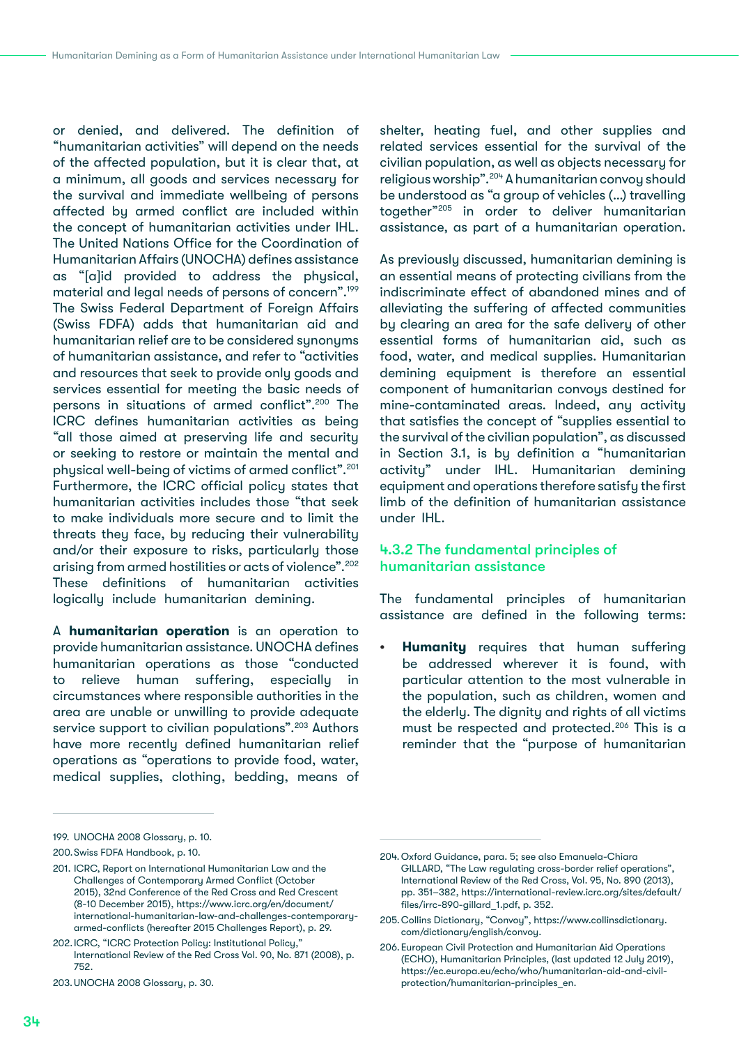or denied, and delivered. The definition of "humanitarian activities" will depend on the needs of the affected population, but it is clear that, at a minimum, all goods and services necessary for the survival and immediate wellbeing of persons affected by armed conflict are included within the concept of humanitarian activities under IHL. The United Nations Office for the Coordination of Humanitarian Affairs (UNOCHA) defines assistance as "[a]id provided to address the physical, material and legal needs of persons of concern".[199] The Swiss Federal Department of Foreign Affairs (Swiss FDFA) adds that humanitarian aid and humanitarian relief are to be considered synonyms of humanitarian assistance, and refer to "activities and resources that seek to provide only goods and services essential for meeting the basic needs of persons in situations of armed conflict".[200] The ICRC defines humanitarian activities as being "all those aimed at preserving life and security or seeking to restore or maintain the mental and physical well-being of victims of armed conflict".[201] Furthermore, the ICRC official policy states that humanitarian activities includes those "that seek to make individuals more secure and to limit the threats they face, by reducing their vulnerability and/or their exposure to risks, particularly those arising from armed hostilities or acts of violence".[202] These definitions of humanitarian activities logically include humanitarian demining.

A **humanitarian operation** is an operation to provide humanitarian assistance. UNOCHA defines humanitarian operations as those "conducted to relieve human suffering, especially in circumstances where responsible authorities in the area are unable or unwilling to provide adequate service support to civilian populations".[203] Authors have more recently defined humanitarian relief operations as "operations to provide food, water, medical supplies, clothing, bedding, means of shelter, heating fuel, and other supplies and related services essential for the survival of the civilian population, as well as objects necessary for religious worship".[204] A humanitarian convoy should be understood as "a group of vehicles (...) travelling together"[205] in order to deliver humanitarian assistance, as part of a humanitarian operation.

As previously discussed, humanitarian demining is an essential means of protecting civilians from the indiscriminate effect of abandoned mines and of alleviating the suffering of affected communities by clearing an area for the safe delivery of other essential forms of humanitarian aid, such as food, water, and medical supplies. Humanitarian demining equipment is therefore an essential component of humanitarian convoys destined for mine-contaminated areas. Indeed, any activity that satisfies the concept of "supplies essential to the survival of the civilian population", as discussed in Section 3.1, is by definition a "humanitarian activity" under IHL. Humanitarian demining equipment and operations therefore satisfy the first limb of the definition of humanitarian assistance under IHL.

### 4.3.2 The fundamental principles of humanitarian assistance

The fundamental principles of humanitarian assistance are defined in the following terms:

- **Humanity** requires that human suffering be addressed wherever it is found, with particular attention to the most vulnerable in the population, such as children, women and the elderly. The dignity and rights of all victims must be respected and protected.[206] This is a reminder that the "purpose of humanitarian

---

199. UNOCHA 2008 Glossary, p. 10.

200. Swiss FDFA Handbook, p. 10.

201. ICRC, Report on International Humanitarian Law and the Challenges of Contemporary Armed Conflict (October 2015), 32nd Conference of the Red Cross and Red Crescent (8-10 December 2015), https://www.icrc.org/en/document/international-humanitarian-law-and-challenges-contemporary-armed-conflicts (hereafter 2015 Challenges Report), p. 29.

202. ICRC, "ICRC Protection Policy: Institutional Policy," International Review of the Red Cross Vol. 90, No. 871 (2008), p. 752.

203. UNOCHA 2008 Glossary, p. 30.

204. Oxford Guidance, para. 5; see also Emanuela-Chiara GILLARD, "The Law regulating cross-border relief operations", International Review of the Red Cross, Vol. 95, No. 890 (2013), pp. 351–382, https://international-review.icrc.org/sites/default/files/irrc-890-gillard_1.pdf, p. 352.

205. Collins Dictionary, "Convoy", https://www.collinsdictionary.com/dictionary/english/convoy.

206. European Civil Protection and Humanitarian Aid Operations (ECHO), Humanitarian Principles, (last updated 12 July 2019), https://ec.europa.eu/echo/who/humanitarian-aid-and-civil-protection/humanitarian-principles_en.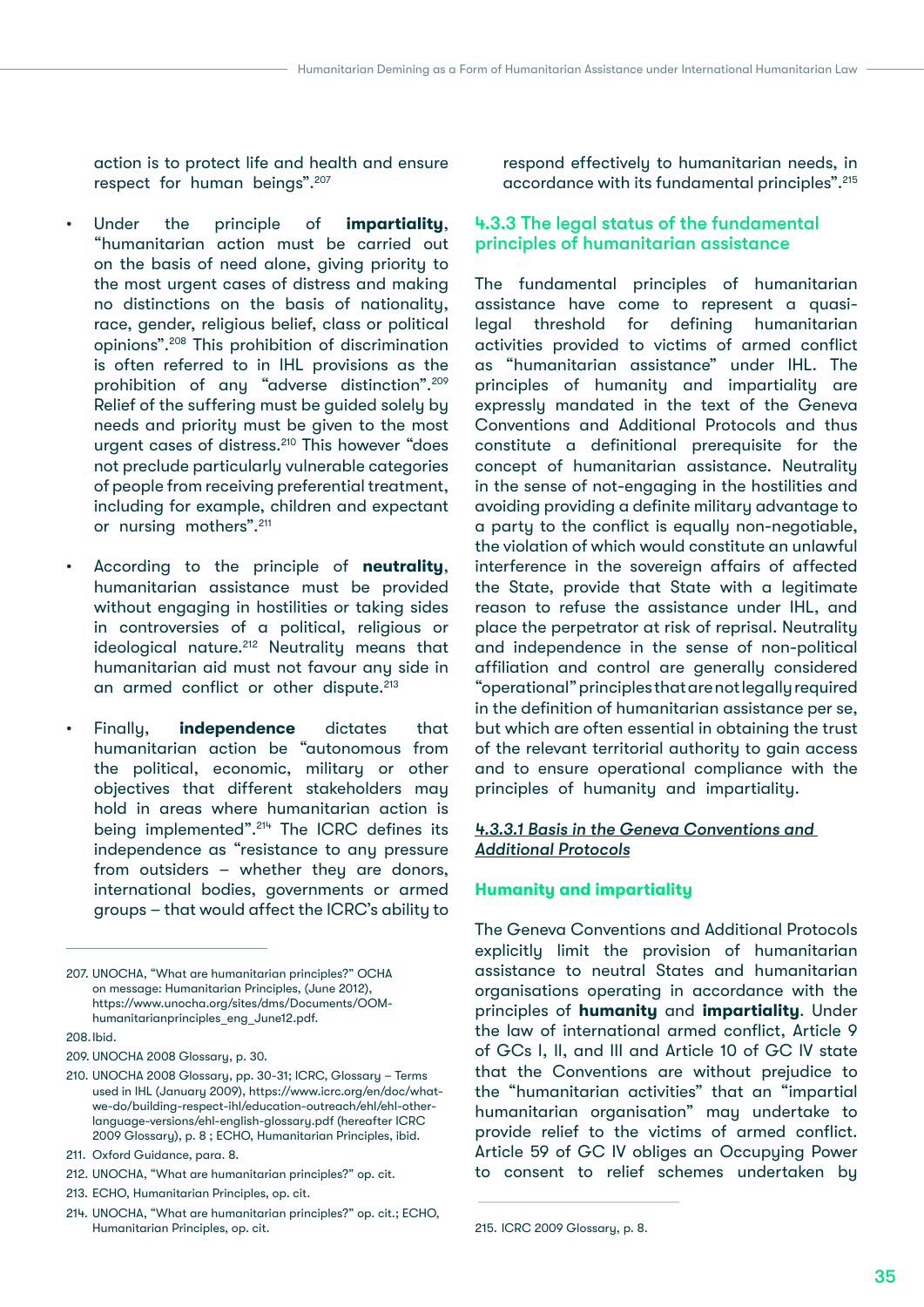action is to protect life and health and ensure respect for human beings".[207]

- Under the principle of **impartiality**, "humanitarian action must be carried out on the basis of need alone, giving priority to the most urgent cases of distress and making no distinctions on the basis of nationality, race, gender, religious belief, class or political opinions".[208] This prohibition of discrimination is often referred to in IHL provisions as the prohibition of any "adverse distinction".[209] Relief of the suffering must be guided solely by needs and priority must be given to the most urgent cases of distress.[210] This however "does not preclude particularly vulnerable categories of people from receiving preferential treatment, including for example, children and expectant or nursing mothers".[211]

- According to the principle of **neutrality**, humanitarian assistance must be provided without engaging in hostilities or taking sides in controversies of a political, religious or ideological nature.[212] Neutrality means that humanitarian aid must not favour any side in an armed conflict or other dispute.[213]

- Finally, **independence** dictates that humanitarian action be "autonomous from the political, economic, military or other objectives that different stakeholders may hold in areas where humanitarian action is being implemented".[214] The ICRC defines its independence as "resistance to any pressure from outsiders – whether they are donors, international bodies, governments or armed groups – that would affect the ICRC's ability to respond effectively to humanitarian needs, in accordance with its fundamental principles".[215]

### 4.3.3 The legal status of the fundamental principles of humanitarian assistance

The fundamental principles of humanitarian assistance have come to represent a quasi-legal threshold defining humanitarian activities provided to victims of armed conflict as "humanitarian assistance" under IHL. The principles of humanity and impartiality are expressly mandated in the text of the Geneva Conventions and Additional Protocols and thus constitute a definitional prerequisite for the concept of humanitarian assistance. Neutrality in the sense of not-engaging in the hostilities and avoiding providing a definite military advantage to a party to the conflict is equally non-negotiable, the violation of which would constitute an unlawful interference in the sovereign affairs of affected the State, provide that State with a legitimate reason to refuse the assistance under IHL, and place the perpetrator at risk of reprisal. Neutrality and independence in the sense of non-political affiliation and control are generally considered "operational" principles that are not legally required in the definition of humanitarian assistance per se, but which are often essential in obtaining the trust of the relevant territorial authority to gain access and to ensure operational compliance with the principles of humanity and impartiality.

#### *4.3.3.1 Basis in the Geneva Conventions and Additional Protocols*

#### Humanity and impartiality

The Geneva Conventions and Additional Protocols explicitly limit the provision of humanitarian assistance to neutral States and humanitarian organisations operating in accordance with the principles of **humanity** and **impartiality**. Under the law of international armed conflict, Article 9 of GCs I, II, and III and Article 10 of GC IV state that the Conventions are without prejudice to the "humanitarian activities" that an "impartial humanitarian organisation" may undertake to provide relief to the victims of armed conflict. Article 59 of GC IV obliges an Occupying Power to consent to relief schemes undertaken by

---

207. UNOCHA, "What are humanitarian principles?" OCHA on message: Humanitarian Principles, (June 2012), https://www.unocha.org/sites/dms/Documents/OOM-humanitarianprinciples_eng_June12.pdf.

208. Ibid.

209. UNOCHA 2008 Glossary, p. 30.

210. UNOCHA 2008 Glossary, pp. 30-31; ICRC, Glossary – Terms used in IHL (January 2009), https://www.icrc.org/en/doc/what-we-do/building-respect-ihl/education-outreach/ehl/ehl-other-language-versions/ehl-english-glossary.pdf (hereafter ICRC 2009 Glossary), p. 8 ; ECHO, Humanitarian Principles, ibid.

211. Oxford Guidance, para. 8.

212. UNOCHA, "What are humanitarian principles?" op. cit.

213. ECHO, Humanitarian Principles, op. cit.

214. UNOCHA, "What are humanitarian principles?" op. cit.; ECHO, Humanitarian Principles, op. cit.

215. ICRC 2009 Glossary, p. 8.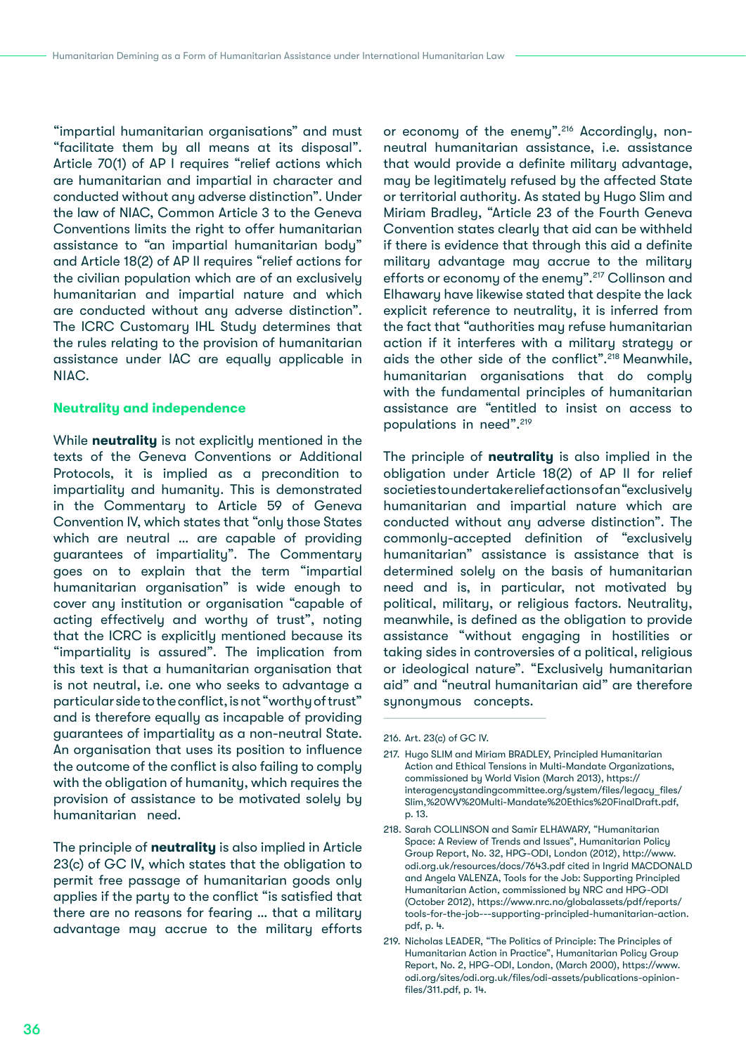"impartial humanitarian organisations" and must "facilitate them by all means at its disposal". Article 70(1) of AP I requires "relief actions which are humanitarian and impartial in character and conducted without any adverse distinction". Under the law of NIAC, Common Article 3 to the Geneva Conventions limits the right to offer humanitarian assistance to "an impartial humanitarian body" and Article 18(2) of AP II requires "relief actions for the civilian population which are of an exclusively humanitarian and impartial nature and which are conducted without any adverse distinction". The ICRC Customary IHL Study determines that the rules relating to the provision of humanitarian assistance under IAC are equally applicable in NIAC.

### Neutrality and independence

While **neutrality** is not explicitly mentioned in the texts of the Geneva Conventions or Additional Protocols, it is implied as a precondition to impartiality and humanity. This is demonstrated in the Commentary to Article 59 of Geneva Convention IV, which states that "only those States which are neutral ... are capable of providing guarantees of impartiality". The Commentary goes on to explain that the term "impartial humanitarian organisation" is wide enough to cover any institution or organisation "capable of acting effectively and worthy of trust", noting that the ICRC is explicitly mentioned because its "impartiality is assured". The implication from this text is that a humanitarian organisation that is not neutral, i.e. one who seeks to advantage a particular side to the conflict, is not "worthy of trust" and is therefore equally as incapable of providing guarantees of impartiality as a non-neutral State. An organisation that uses its position to influence the outcome of the conflict is also failing to comply with the obligation of humanity, which requires the provision of assistance to be motivated solely by humanitarian need.

The principle of **neutrality** is also implied in Article 23(c) of GC IV, which states that the obligation to permit free passage of humanitarian goods only applies if the party to the conflict "is satisfied that there are no reasons for fearing ... that a military advantage may accrue to the military efforts or economy of the enemy".[216] Accordingly, non-neutral humanitarian assistance, i.e. assistance that would provide a definite military advantage, may be legitimately refused by the affected State or territorial authority. As stated by Hugo Slim and Miriam Bradley, "Article 23 of the Fourth Geneva Convention states clearly that aid can be withheld if there is evidence that through this aid a definite military advantage may accrue to the military efforts or economy of the enemy".[217] Collinson and Elhawary have likewise stated that despite the lack explicit reference to neutrality, it is inferred from the fact that "authorities may refuse humanitarian action if it interferes with a military strategy or aids the other side of the conflict".[218] Meanwhile, humanitarian organisations that do comply with the fundamental principles of humanitarian assistance are "entitled to insist on access to populations in need".[219]

The principle of **neutrality** is also implied in the obligation under Article 18(2) of AP II for relief societies to undertake relief actions of an "exclusively humanitarian and impartial nature which are conducted without any adverse distinction". The commonly-accepted definition of "exclusively humanitarian" assistance is assistance that is determined solely on the basis of humanitarian need and is, in particular, not motivated by political, military, or religious factors. Neutrality, meanwhile, is defined as the obligation to provide assistance "without engaging in hostilities or taking sides in controversies of a political, religious or ideological nature". "Exclusively humanitarian aid" and "neutral humanitarian aid" are therefore synonymous concepts.

---

216. Art. 23(c) of GC IV.

217. Hugo SLIM and Miriam BRADLEY, Principled Humanitarian Action and Ethical Tensions in Multi-Mandate Organizations, commissioned by World Vision (March 2013), https://interagencystandingcommittee.org/system/files/legacy_files/Slim,%20WV%20Multi-Mandate%20Ethics%20FinalDraft.pdf, p. 13.

218. Sarah COLLINSON and Samir ELHAWARY, "Humanitarian Space: A Review of Trends and Issues", Humanitarian Policy Group Report, No. 32, HPG-ODI, London (2012), http://www.odi.org.uk/resources/docs/7643.pdf cited in Ingrid MACDONALD and Angela VALENZA, Tools for the Job: Supporting Principled Humanitarian Action, commissioned by NRC and HPG-ODI (October 2012), https://www.nrc.no/globalassets/pdf/reports/tools-for-the-job---supporting-principled-humanitarian-action.pdf, p. 4.

219. Nicholas LEADER, "The Politics of Principle: The Principles of Humanitarian Action in Practice", Humanitarian Policy Group Report, No. 2, HPG-ODI, London, (March 2000), https://www.odi.org/sites/odi.org.uk/files/odi-assets/publications-opinion-files/311.pdf, p. 14.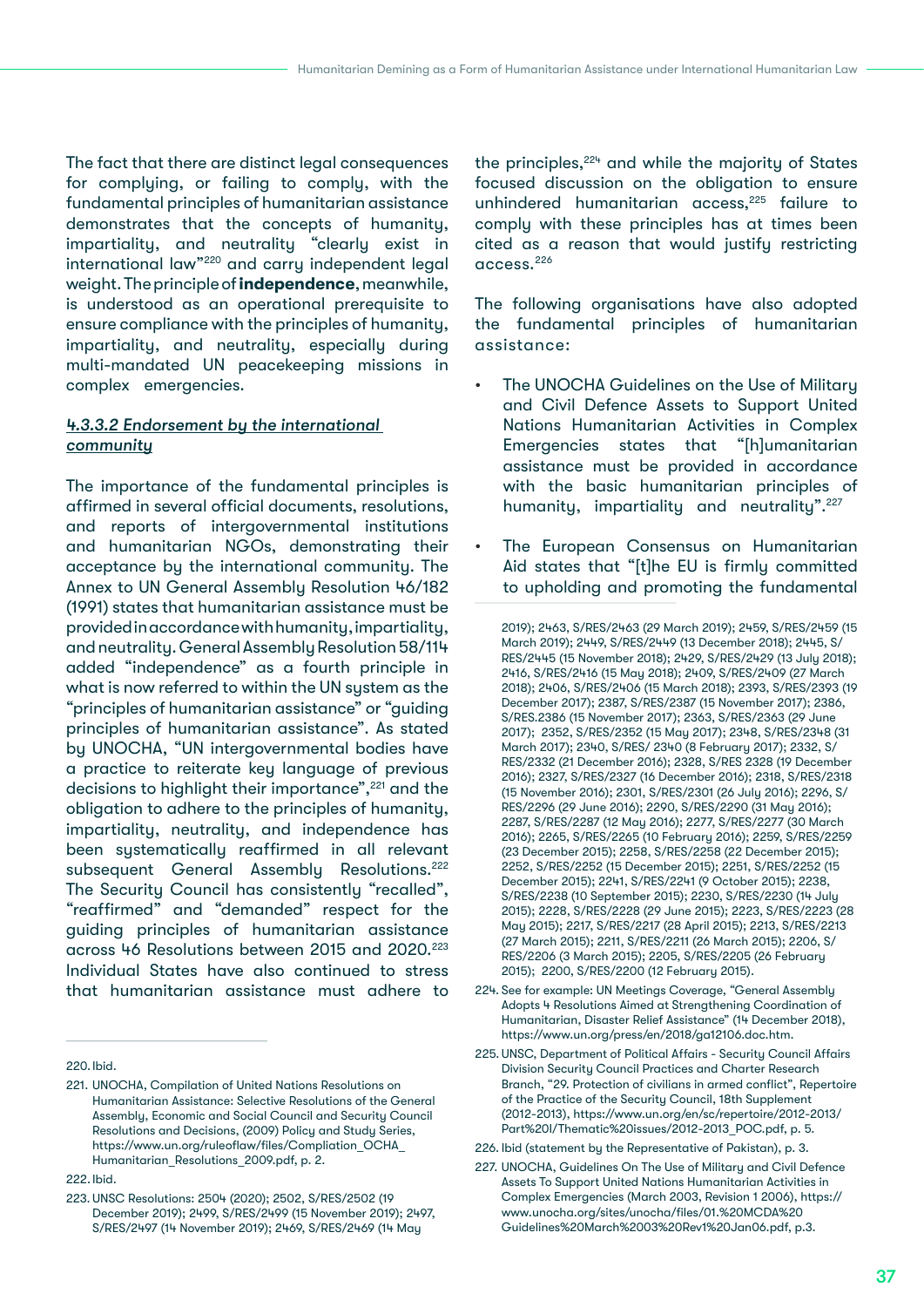The fact that there are distinct legal consequences for complying, or failing to comply, with the fundamental principles of humanitarian assistance demonstrates that the concepts of humanity, impartiality, and neutrality "clearly exist in international law"[220] and carry independent legal weight. The principle of **independence**, meanwhile, is understood as an operational prerequisite to ensure compliance with the principles of humanity, impartiality, and neutrality, especially during multi-mandated UN peacekeeping missions in complex emergencies.

*4.3.3.2 Endorsement by the international community*

The importance of the fundamental principles is affirmed in several official documents, resolutions, and reports of intergovernmental institutions and humanitarian NGOs, demonstrating their acceptance by the international community. The Annex to UN General Assembly Resolution 46/182 (1991) states that humanitarian assistance must be provided in accordance with humanity, impartiality, and neutrality. General Assembly Resolution 58/114 added "independence" as a fourth principle in what is now referred to within the UN system as the "principles of humanitarian assistance" or "guiding principles of humanitarian assistance". As stated by UNOCHA, "UN intergovernmental bodies have a practice to reiterate key language of previous decisions to highlight their importance",[221] and the obligation to adhere to the principles of humanity, impartiality, neutrality, and independence has been systematically reaffirmed in all relevant subsequent General Assembly Resolutions.[222] The Security Council has consistently "recalled", "reaffirmed" and "demanded" respect for the guiding principles of humanitarian assistance across 46 Resolutions between 2015 and 2020.[223] Individual States have also continued to stress that humanitarian assistance must adhere to the principles,[224] and while the majority of States focused discussion on the obligation to ensure unhindered humanitarian access,[225] failure to comply with these principles has at times been cited as a reason that would justify restricting access.[226]

The following organisations have also adopted the fundamental principles of humanitarian assistance:

- The UNOCHA Guidelines on the Use of Military and Civil Defence Assets to Support United Nations Humanitarian Activities in Complex Emergencies states that "[h]umanitarian assistance must be provided in accordance with the basic humanitarian principles of humanity, impartiality and neutrality".[227]
- The European Consensus on Humanitarian Aid states that "[t]he EU is firmly committed to upholding and promoting the fundamental

220. Ibid.

221. UNOCHA, Compilation of United Nations Resolutions on Humanitarian Assistance: Selective Resolutions of the General Assembly, Economic and Social Council and Security Council Resolutions and Decisions, (2009) Policy and Study Series, https://www.un.org/ruleoflaw/files/Compliation_OCHA_Humanitarian_Resolutions_2009.pdf, p. 2.

222. Ibid.

223. UNSC Resolutions: 2504 (2020); 2502, S/RES/2502 (19 December 2019); 2499, S/RES/2499 (15 November 2019); 2497, S/RES/2497 (14 November 2019); 2469, S/RES/2469 (14 May 2019); 2463, S/RES/2463 (29 March 2019); 2459, S/RES/2459 (15 March 2019); 2449, S/RES/2449 (13 December 2018); 2445, S/RES/2445 (15 November 2018); 2429, S/RES/2429 (13 July 2018); 2416, S/RES/2416 (15 May 2018); 2409, S/RES/2409 (27 March 2018); 2406, S/RES/2406 (15 March 2018); 2393, S/RES/2393 (19 December 2017); 2387, S/RES/2387 (15 November 2017); 2386, S/RES.2386 (15 November 2017); 2363, S/RES/2363 (29 June 2017); 2352, S/RES/2352 (15 May 2017); 2348, S/RES/2348 (31 March 2017); 2340, S/RES/ 2340 (8 February 2017); 2332, S/RES/2332 (21 December 2016); 2328, S/RES 2328 (19 December 2016); 2327, S/RES/2327 (16 December 2016); 2318, S/RES/2318 (15 November 2016); 2301, S/RES/2301 (26 July 2016); 2296, S/RES/2296 (29 June 2016); 2290, S/RES/2290 (31 May 2016); 2287, S/RES/2287 (12 May 2016); 2277, S/RES/2277 (30 March 2016); 2265, S/RES/2265 (10 February 2016); 2259, S/RES/2259 (23 December 2015); 2258, S/RES/2258 (22 December 2015); 2252, S/RES/2252 (15 December 2015); 2251, S/RES/2252 (15 December 2015); 2241, S/RES/2241 (9 October 2015); 2238, S/RES/2238 (10 September 2015); 2230, S/RES/2230 (14 July 2015); 2228, S/RES/2228 (29 June 2015); 2223, S/RES/2223 (28 May 2015); 2217, S/RES/2217 (28 April 2015); 2213, S/RES/2213 (27 March 2015); 2211, S/RES/2211 (26 March 2015); 2206, S/RES/2206 (3 March 2015); 2205, S/RES/2205 (26 February 2015); 2200, S/RES/2200 (12 February 2015).

224. See for example: UN Meetings Coverage, "General Assembly Adopts 4 Resolutions Aimed at Strengthening Coordination of Humanitarian, Disaster Relief Assistance" (14 December 2018), https://www.un.org/press/en/2018/ga12106.doc.htm.

225. UNSC, Department of Political Affairs - Security Council Affairs Division Security Council Practices and Charter Research Branch, "29. Protection of civilians in armed conflict", Repertoire of the Practice of the Security Council, 18th Supplement (2012-2013), https://www.un.org/en/sc/repertoire/2012-2013/Part%20I/Thematic%20issues/2012-2013_POC.pdf, p. 5.

226. Ibid (statement by the Representative of Pakistan), p. 3.

227. UNOCHA, Guidelines On The Use of Military and Civil Defence Assets To Support United Nations Humanitarian Activities in Complex Emergencies (March 2003, Revision 1 2006), https://www.unocha.org/sites/unocha/files/01.%20MCDA%20Guidelines%20March%2003%20Rev1%20Jan06.pdf, p.3.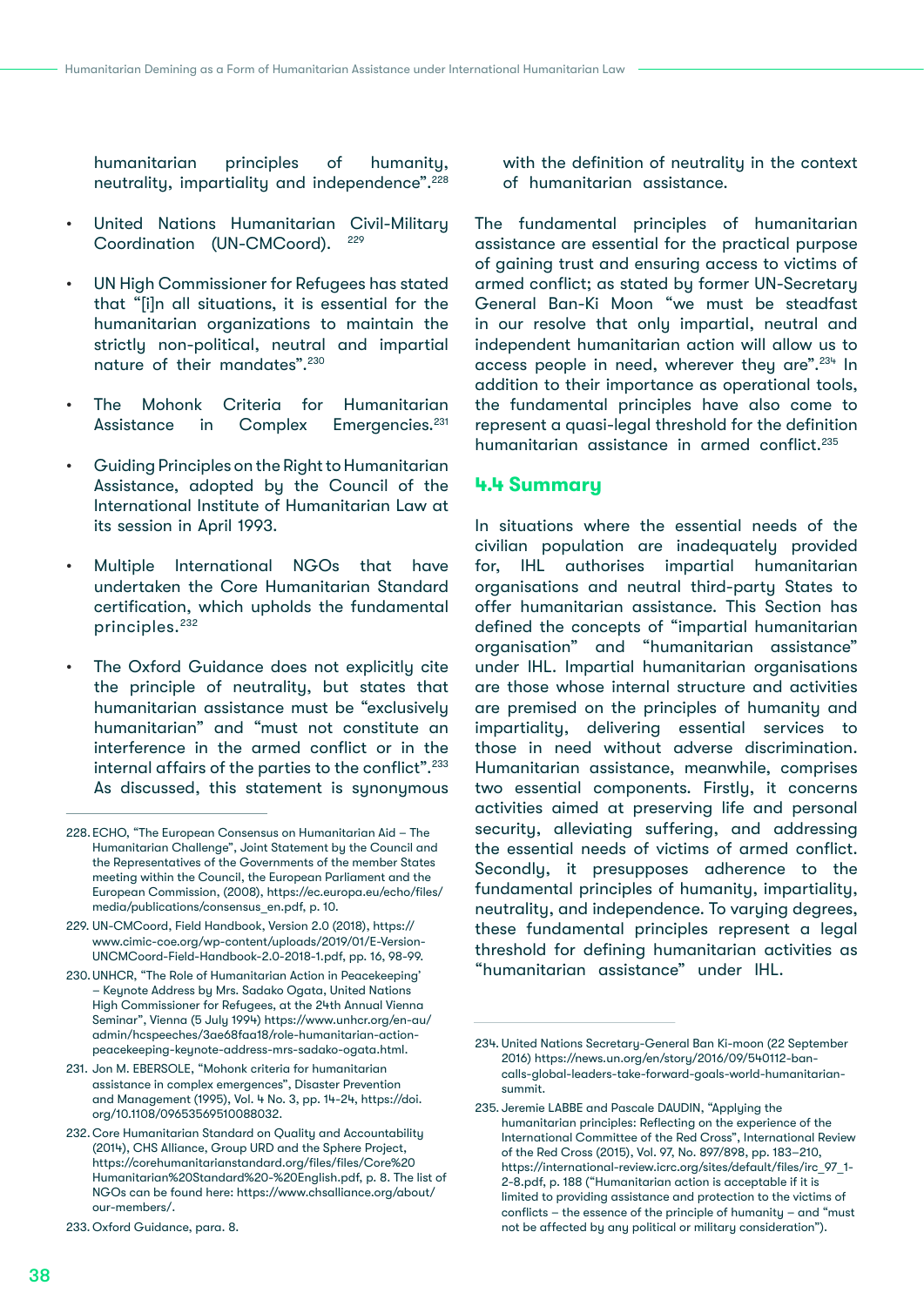humanitarian principles of humanity, neutrality, impartiality and independence".[228]

- United Nations Humanitarian Civil-Military Coordination (UN-CMCoord).[229]
- UN High Commissioner for Refugees has stated that "[i]n all situations, it is essential for the humanitarian organizations to maintain the strictly non-political, neutral and impartial nature of their mandates".[230]
- The Mohonk Criteria for Humanitarian Assistance in Complex Emergencies.[231]
- Guiding Principles on the Right to Humanitarian Assistance, adopted by the Council of the International Institute of Humanitarian Law at its session in April 1993.
- Multiple International NGOs that have undertaken the Core Humanitarian Standard certification, which upholds the fundamental principles.[232]
- The Oxford Guidance does not explicitly cite the principle of neutrality, but states that humanitarian assistance must be "exclusively humanitarian" and "must not constitute an interference in the armed conflict or in the internal affairs of the parties to the conflict".[233] As discussed, this statement is synonymous with the definition of neutrality in the context of humanitarian assistance.

The fundamental principles of humanitarian assistance are essential for the practical purpose of gaining trust and ensuring access to victims of armed conflict; as stated by former UN-Secretary General Ban-Ki Moon "we must be steadfast in our resolve that only impartial, neutral and independent humanitarian action will allow us to access people in need, wherever they are".[234] In addition to their importance as operational tools, the fundamental principles have also come to represent a quasi-legal threshold for the definition humanitarian assistance in armed conflict.[235]

## 4.4 Summary

In situations where the essential needs of the civilian population are inadequately provided for, IHL authorises impartial humanitarian organisations and neutral third-party States to offer humanitarian assistance. This Section has defined the concepts of "impartial humanitarian organisation" and "humanitarian assistance" under IHL. Impartial humanitarian organisations are those whose internal structure and activities are premised on the principles of humanity and impartiality, delivering essential services to those in need without adverse discrimination. Humanitarian assistance, meanwhile, comprises two essential components. Firstly, it concerns activities aimed at preserving life and personal security, alleviating suffering, and addressing the essential needs of victims of armed conflict. Secondly, it presupposes adherence to the fundamental principles of humanity, impartiality, neutrality, and independence. To varying degrees, these fundamental principles represent a legal threshold for defining humanitarian activities as "humanitarian assistance" under IHL.

---

228. ECHO, "The European Consensus on Humanitarian Aid – The Humanitarian Challenge", Joint Statement by the Council and the Representatives of the Governments of the member States meeting within the Council, the European Parliament and the European Commission, (2008), https://ec.europa.eu/echo/files/media/publications/consensus_en.pdf, p. 10.

229. UN-CMCoord, Field Handbook, Version 2.0 (2018), https://www.cimic-coe.org/wp-content/uploads/2019/01/E-Version-UNCMCoord-Field-Handbook-2.0-2018-1.pdf, pp. 16, 98-99.

230. UNHCR, "The Role of Humanitarian Action in Peacekeeping' – Keynote Address by Mrs. Sadako Ogata, United Nations High Commissioner for Refugees, at the 24th Annual Vienna Seminar", Vienna (5 July 1994) https://www.unhcr.org/en-au/admin/hcspeeches/3ae68faa18/role-humanitarian-action-peacekeeping-keynote-address-mrs-sadako-ogata.html.

231. Jon M. EBERSOLE, "Mohonk criteria for humanitarian assistance in complex emergences", Disaster Prevention and Management (1995), Vol. 4 No. 3, pp. 14-24, https://doi.org/10.1108/09653569510088032.

232. Core Humanitarian Standard on Quality and Accountability (2014), CHS Alliance, Group URD and the Sphere Project, https://corehumanitarianstandard.org/files/files/Core%20Humanitarian%20Standard%20-%20English.pdf, p. 8. The list of NGOs can be found here: https://www.chsalliance.org/about/our-members/.

233. Oxford Guidance, para. 8.

234. United Nations Secretary-General Ban Ki-moon (22 September 2016) https://news.un.org/en/story/2016/09/540112-ban-calls-global-leaders-take-forward-goals-world-humanitarian-summit.

235. Jeremie LABBE and Pascale DAUDIN, "Applying the humanitarian principles: Reflecting on the experience of the International Committee of the Red Cross", International Review of the Red Cross (2015), Vol. 97, No. 897/898, pp. 183–210, https://international-review.icrc.org/sites/default/files/irc_97_1-2-8.pdf, p. 188 ("Humanitarian action is acceptable if it is limited to providing assistance and protection to the victims of conflicts – the essence of the principle of humanity – and "must not be affected by any political or military consideration").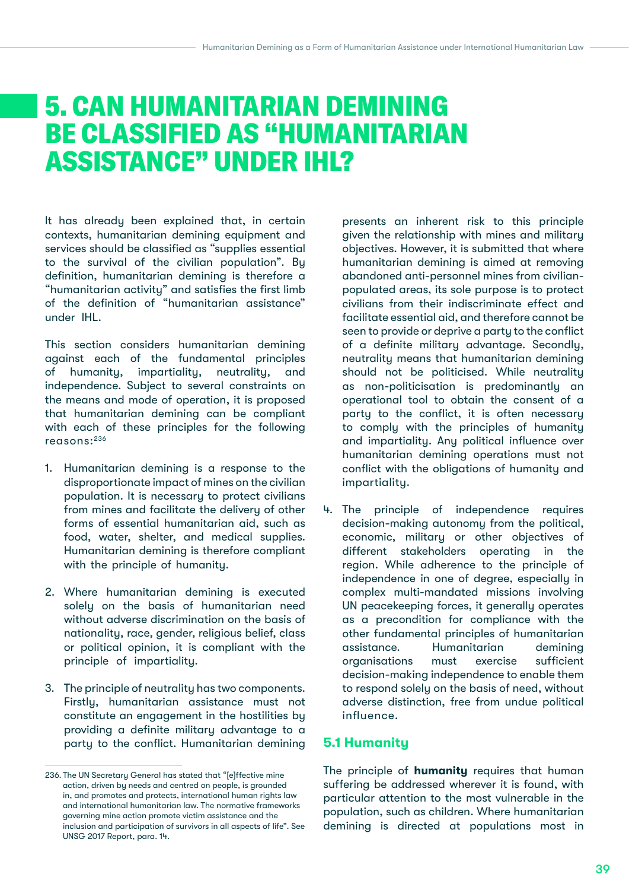# 5. CAN HUMANITARIAN DEMINING BE CLASSIFIED AS "HUMANITARIAN ASSISTANCE" UNDER IHL?

It has already been explained that, in certain contexts, humanitarian demining equipment and services should be classified as "supplies essential to the survival of the civilian population". By definition, humanitarian demining is therefore a "humanitarian activity" and satisfies the first limb of the definition of "humanitarian assistance" under IHL.

This section considers humanitarian demining against each of the fundamental principles of humanity, impartiality, neutrality, and independence. Subject to several constraints on the means and mode of operation, it is proposed that humanitarian demining can be compliant with each of these principles for the following reasons:[236]

1. Humanitarian demining is a response to the disproportionate impact of mines on the civilian population. It is necessary to protect civilians from mines and facilitate the delivery of other forms of essential humanitarian aid, such as food, water, shelter, and medical supplies. Humanitarian demining is therefore compliant with the principle of humanity.

2. Where humanitarian demining is executed solely on the basis of humanitarian need without adverse discrimination on the basis of nationality, race, gender, religious belief, class or political opinion, it is compliant with the principle of impartiality.

3. The principle of neutrality has two components. Firstly, humanitarian assistance must not constitute an engagement in the hostilities by providing a definite military advantage to a party to the conflict. Humanitarian demining presents an inherent risk to this principle given the relationship with mines and military objectives. However, it is submitted that where humanitarian demining is aimed at removing abandoned anti-personnel mines from civilian-populated areas, its sole purpose is to protect civilians from their indiscriminate effect and facilitate essential aid, and therefore cannot be seen to provide or deprive a party to the conflict of a definite military advantage. Secondly, neutrality means that humanitarian demining should not be politicised. While neutrality as non-politicisation is predominantly an operational tool to obtain the consent of a party to the conflict, it is often necessary to comply with the principles of humanity and impartiality. Any political influence over humanitarian demining operations must not conflict with the obligations of humanity and impartiality.

4. The principle of independence requires decision-making autonomy from the political, economic, military or other objectives of different stakeholders operating in the region. While adherence to the principle of independence in one of degree, especially in complex multi-mandated missions involving UN peacekeeping forces, it generally operates as a precondition for compliance with the other fundamental principles of humanitarian assistance. Humanitarian demining organisations must exercise sufficient decision-making independence to enable them to respond solely on the basis of need, without adverse distinction, free from undue political influence.

## 5.1 Humanity

The principle of **humanity** requires that human suffering be addressed wherever it is found, with particular attention to the most vulnerable in the population, such as children. Where humanitarian demining is directed at populations most in

236. The UN Secretary General has stated that "[e]ffective mine action, driven by needs and centred on people, is grounded in, and promotes and protects, international human rights law and international humanitarian law. The normative frameworks governing mine action promote victim assistance and the inclusion and participation of survivors in all aspects of life". See UNSG 2017 Report, para. 14.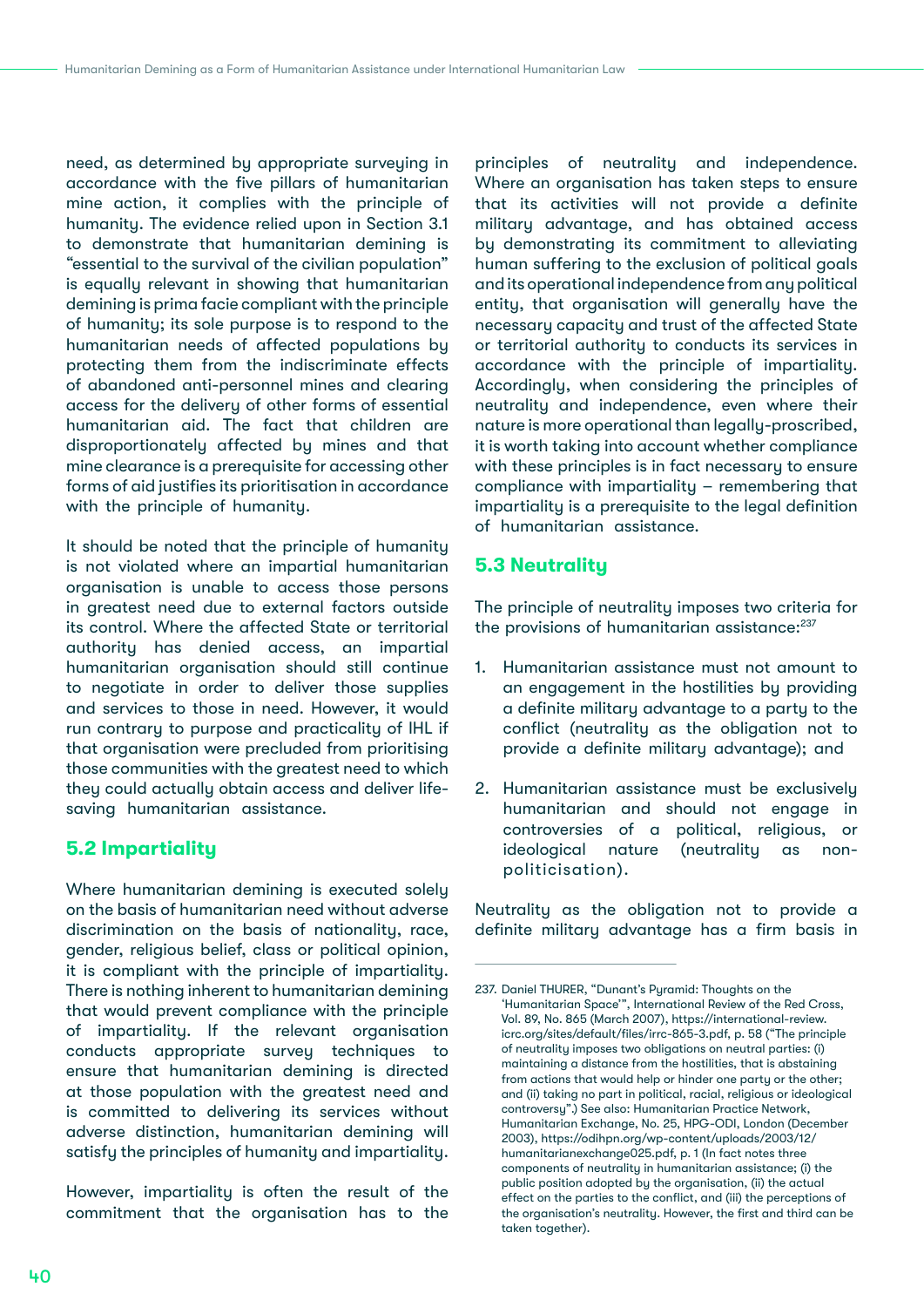need, as determined by appropriate surveying in accordance with the five pillars of humanitarian mine action, it complies with the principle of humanity. The evidence relied upon in Section 3.1 to demonstrate that humanitarian demining is "essential to the survival of the civilian population" is equally relevant in showing that humanitarian demining is prima facie compliant with the principle of humanity; its sole purpose is to respond to the humanitarian needs of affected populations by protecting them from the indiscriminate effects of abandoned anti-personnel mines and clearing access for the delivery of other forms of essential humanitarian aid. The fact that children are disproportionately affected by mines and that mine clearance is a prerequisite for accessing other forms of aid justifies its prioritisation in accordance with the principle of humanity.

It should be noted that the principle of humanity is not violated where an impartial humanitarian organisation is unable to access those persons in greatest need due to external factors outside its control. Where the affected State or territorial authority has denied access, an impartial humanitarian organisation should still continue to negotiate in order to deliver those supplies and services to those in need. However, it would run contrary to purpose and practicality of IHL if that organisation were precluded from prioritising those communities with the greatest need to which they could actually obtain access and deliver life-saving humanitarian assistance.

## 5.2 Impartiality

Where humanitarian demining is executed solely on the basis of humanitarian need without adverse discrimination on the basis of nationality, race, gender, religious belief, class or political opinion, it is compliant with the principle of impartiality. There is nothing inherent to humanitarian demining that would prevent compliance with the principle of impartiality. If the relevant organisation conducts appropriate survey techniques to ensure that humanitarian demining is directed at those population with the greatest need and is committed to delivering its services without adverse distinction, humanitarian demining will satisfy the principles of humanity and impartiality.

However, impartiality is often the result of the commitment that the organisation has to the principles of neutrality and independence. Where an organisation has taken steps to ensure that its activities will not provide a definite military advantage, and has obtained access by demonstrating its commitment to alleviating human suffering to the exclusion of political goals and its operational independence from any political entity, that organisation will generally have the necessary capacity and trust of the affected State or territorial authority to conducts its services in accordance with the principle of impartiality. Accordingly, when considering the principles of neutrality and independence, even where their nature is more operational than legally-proscribed, it is worth taking into account whether compliance with these principles is in fact necessary to ensure compliance with impartiality – remembering that impartiality is a prerequisite to the legal definition of humanitarian assistance.

## 5.3 Neutrality

The principle of neutrality imposes two criteria for the provisions of humanitarian assistance:[237]

1. Humanitarian assistance must not amount to an engagement in the hostilities by providing a definite military advantage to a party to the conflict (neutrality as the obligation not to provide a definite military advantage); and
2. Humanitarian assistance must be exclusively humanitarian and should not engage in controversies of a political, religious, or ideological nature (neutrality as non-politicisation).

Neutrality as the obligation not to provide a definite military advantage has a firm basis in

237. Daniel THURER, "Dunant's Pyramid: Thoughts on the 'Humanitarian Space'", International Review of the Red Cross, Vol. 89, No. 865 (March 2007), https://international-review.icrc.org/sites/default/files/irrc-865-3.pdf, p. 58 ("The principle of neutrality imposes two obligations on neutral parties: (i) maintaining a distance from the hostilities, that is abstaining from actions that would help or hinder one party or the other; and (ii) taking no part in political, racial, religious or ideological controversy".) See also: Humanitarian Practice Network, Humanitarian Exchange, No. 25, HPG-ODI, London (December 2003), https://odihpn.org/wp-content/uploads/2003/12/humanitarianexchange025.pdf, p. 1 (In fact notes three components of neutrality in humanitarian assistance; (i) the public position adopted by the organisation, (ii) the actual effect on the parties to the conflict, and (iii) the perceptions of the organisation's neutrality. However, the first and third can be taken together).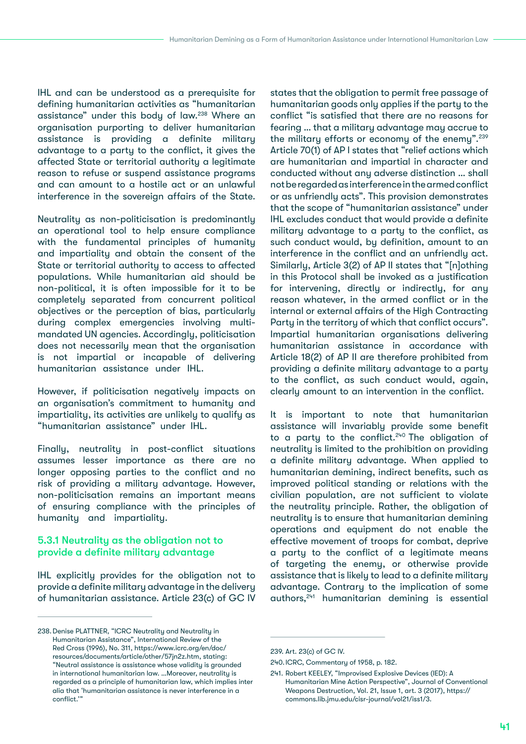IHL and can be understood as a prerequisite for defining humanitarian activities as "humanitarian assistance" under this body of law.[238] Where an organisation purporting to deliver humanitarian assistance is providing a definite military advantage to a party to the conflict, it gives the affected State or territorial authority a legitimate reason to refuse or suspend assistance programs and can amount to a hostile act or an unlawful interference in the sovereign affairs of the State.

Neutrality as non-politicisation is predominantly an operational tool to help ensure compliance with the fundamental principles of humanity and impartiality and obtain the consent of the State or territorial authority to access to affected populations. While humanitarian aid should be non-political, it is often impossible for it to be completely separated from concurrent political objectives or the perception of bias, particularly during complex emergencies involving multi-mandated UN agencies. Accordingly, politicisation does not necessarily mean that the organisation is not impartial or incapable of delivering humanitarian assistance under IHL.

However, if politicisation negatively impacts on an organisation's commitment to humanity and impartiality, its activities are unlikely to qualify as "humanitarian assistance" under IHL.

Finally, neutrality in post-conflict situations assumes lesser importance as there are no longer opposing parties to the conflict and no risk of providing a military advantage. However, non-politicisation remains an important means of ensuring compliance with the principles of humanity and impartiality.

### 5.3.1 Neutrality as the obligation not to provide a definite military advantage

IHL explicitly provides for the obligation not to provide a definite military advantage in the delivery of humanitarian assistance. Article 23(c) of GC IV states that the obligation to permit free passage of humanitarian goods only applies if the party to the conflict "is satisfied that there are no reasons for fearing ... that a military advantage may accrue to the military efforts or economy of the enemy".[239] Article 70(1) of AP I states that "relief actions which are humanitarian and impartial in character and conducted without any adverse distinction ... shall not be regarded as interference in the armed conflict or as unfriendly acts". This provision demonstrates that the scope of "humanitarian assistance" under IHL excludes conduct that would provide a definite military advantage to a party to the conflict, as such conduct would, by definition, amount to an interference in the conflict and an unfriendly act. Similarly, Article 3(2) of AP II states that "[n]othing in this Protocol shall be invoked as a justification for intervening, directly or indirectly, for any reason whatever, in the armed conflict or in the internal or external affairs of the High Contracting Party in the territory of which that conflict occurs". Impartial humanitarian organisations delivering humanitarian assistance in accordance with Article 18(2) of AP II are therefore prohibited from providing a definite military advantage to a party to the conflict, as such conduct would, again, clearly amount to an intervention in the conflict.

It is important to note that humanitarian assistance will invariably provide some benefit to a party to the conflict.[240] The obligation of neutrality is limited to the prohibition on providing a definite military advantage. When applied to humanitarian demining, indirect benefits, such as improved political standing or relations with the civilian population, are not sufficient to violate the neutrality principle. Rather, the obligation of neutrality is to ensure that humanitarian demining operations and equipment do not enable the effective movement of troops for combat, deprive a party to the conflict of a legitimate means of targeting the enemy, or otherwise provide assistance that is likely to lead to a definite military advantage. Contrary to the implication of some authors,[241] humanitarian demining is essential

---

238. Denise PLATTNER, "ICRC Neutrality and Neutrality in Humanitarian Assistance", International Review of the Red Cross (1996), No. 311, https://www.icrc.org/en/doc/resources/documents/article/other/57jn2z.htm, stating: "Neutral assistance is assistance whose validity is grounded in international humanitarian law. ...Moreover, neutrality is regarded as a principle of humanitarian law, which implies inter alia that 'humanitarian assistance is never interference in a conflict.'"

239. Art. 23(c) of GC IV.

240. ICRC, Commentary of 1958, p. 182.

241. Robert KEELEY, "Improvised Explosive Devices (IED): A Humanitarian Mine Action Perspective", Journal of Conventional Weapons Destruction, Vol. 21, Issue 1, art. 3 (2017), https://commons.lib.jmu.edu/cisr-journal/vol21/iss1/3.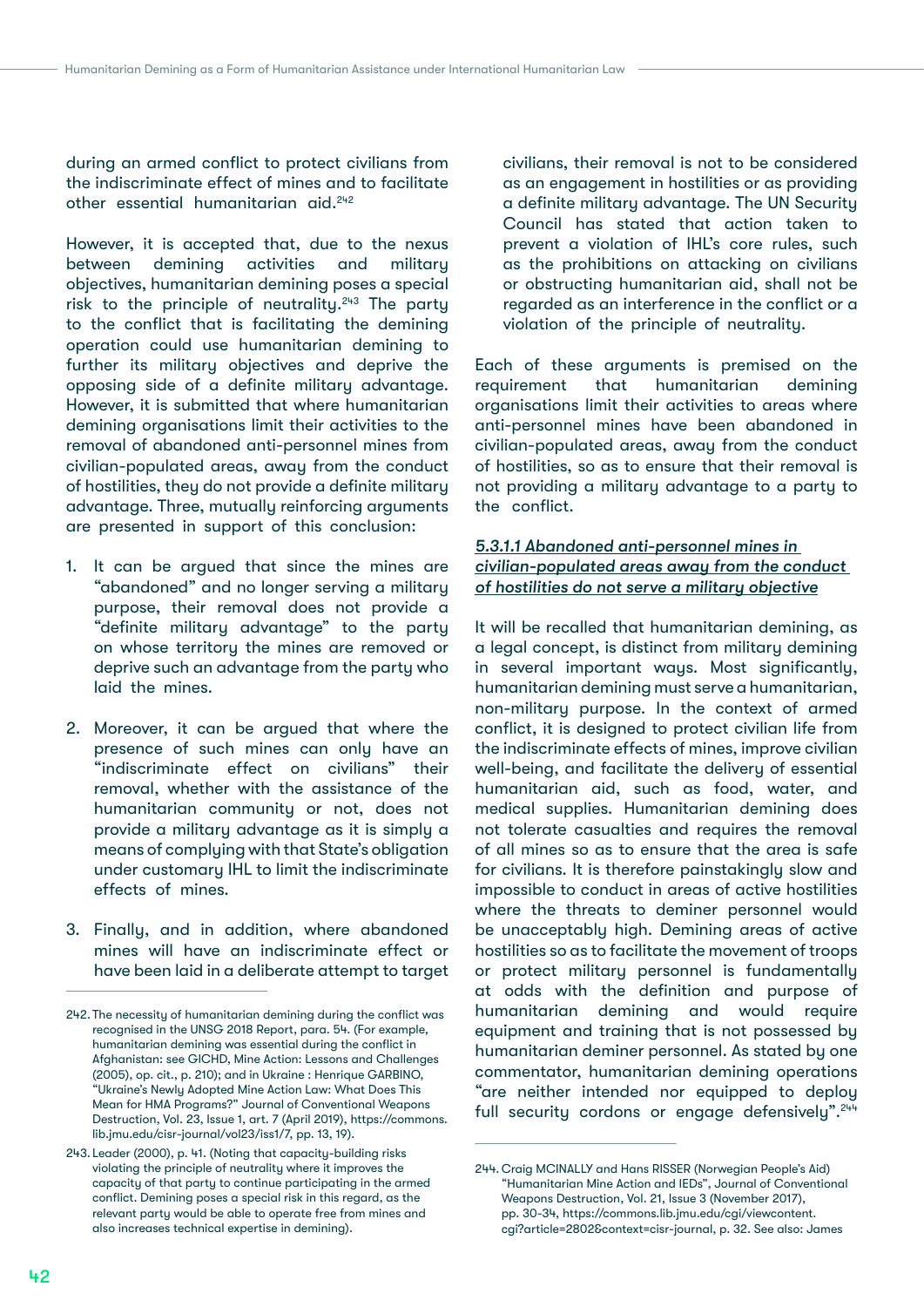during an armed conflict to protect civilians from the indiscriminate effect of mines and to facilitate other essential humanitarian aid.[242]

However, it is accepted that, due to the nexus between demining activities and military objectives, humanitarian demining poses a special risk to the principle of neutrality.[243] The party to the conflict that is facilitating the demining operation could use humanitarian demining to further its military objectives and deprive the opposing side of a definite military advantage. However, it is submitted that where humanitarian demining organisations limit their activities to the removal of abandoned anti-personnel mines from civilian-populated areas, away from the conduct of hostilities, they do not provide a definite military advantage. Three, mutually reinforcing arguments are presented in support of this conclusion:

1. It can be argued that since the mines are "abandoned" and no longer serving a military purpose, their removal does not provide a "definite military advantage" to the party on whose territory the mines are removed or deprive such an advantage from the party who laid the mines.

2. Moreover, it can be argued that where the presence of such mines can only have an "indiscriminate effect on civilians" their removal, whether with the assistance of the humanitarian community or not, does not provide a military advantage as it is simply a means of complying with that State's obligation under customary IHL to limit the indiscriminate effects of mines.

3. Finally, and in addition, where abandoned mines will have an indiscriminate effect or have been laid in a deliberate attempt to target civilians, their removal is not to be considered as an engagement in hostilities or as providing a definite military advantage. The UN Security Council has stated that action taken to prevent a violation of IHL's core rules, such as the prohibitions on attacking on civilians or obstructing humanitarian aid, shall not be regarded as an interference in the conflict or a violation of the principle of neutrality.

Each of these arguments is premised on the requirement that humanitarian demining organisations limit their activities to areas where anti-personnel mines have been abandoned in civilian-populated areas, away from the conduct of hostilities, so as to ensure that their removal is not providing a military advantage to a party to the conflict.

### *5.3.1.1 Abandoned anti-personnel mines in civilian-populated areas away from the conduct of hostilities do not serve a military objective*

It will be recalled that humanitarian demining, as a legal concept, is distinct from military demining in several important ways. Most significantly, humanitarian demining must serve a humanitarian, non-military purpose. In the context of armed conflict, it is designed to protect civilian life from the indiscriminate effects of mines, improve civilian well-being, and facilitate the delivery of essential humanitarian aid, such as food, water, and medical supplies. Humanitarian demining does not tolerate casualties and requires the removal of all mines so as to ensure that the area is safe for civilians. It is therefore painstakingly slow and impossible to conduct in areas of active hostilities where the threats to deminer personnel would be unacceptably high. Demining areas of active hostilities so as to facilitate the movement of troops or protect military personnel is fundamentally at odds with the definition and purpose of humanitarian demining and would require equipment and training that is not possessed by humanitarian deminer personnel. As stated by one commentator, humanitarian demining operations "are neither intended nor equipped to deploy full security cordons or engage defensively".[244]

---

242. The necessity of humanitarian demining during the conflict was recognised in the UNSG 2018 Report, para. 54. (For example, humanitarian demining was essential during the conflict in Afghanistan: see GICHD, Mine Action: Lessons and Challenges (2005), op. cit., p. 210); and in Ukraine : Henrique GARBINO, "Ukraine's Newly Adopted Mine Action Law: What Does This Mean for HMA Programs?" Journal of Conventional Weapons Destruction, Vol. 23, Issue 1, art. 7 (April 2019), https://commons.lib.jmu.edu/cisr-journal/vol23/iss1/7, pp. 13, 19).

243. Leader (2000), p. 41. (Noting that capacity-building risks violating the principle of neutrality where it improves the capacity of that party to continue participating in the armed conflict. Demining poses a special risk in this regard, as the relevant party would be able to operate free from mines and also increases technical expertise in demining).

244. Craig MCINALLY and Hans RISSER (Norwegian People's Aid) "Humanitarian Mine Action and IEDs", Journal of Conventional Weapons Destruction, Vol. 21, Issue 3 (November 2017), pp. 30-34, https://commons.lib.jmu.edu/cgi/viewcontent.cgi?article=2802&context=cisr-journal, p. 32. See also: James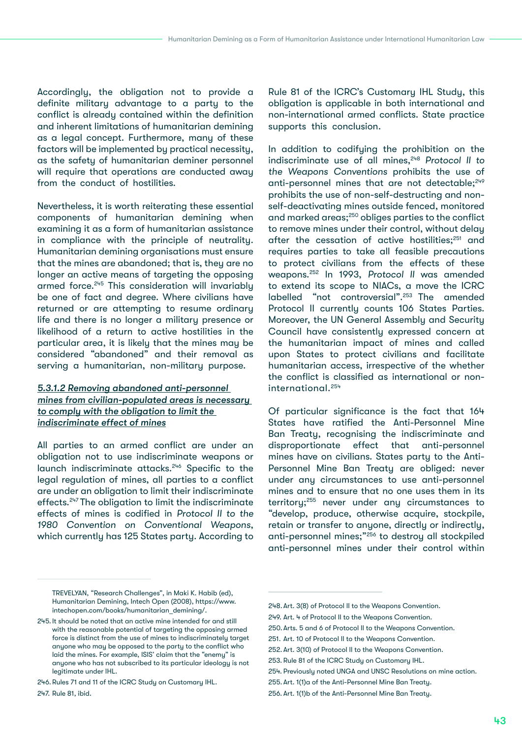Accordingly, the obligation not to provide a definite military advantage to a party to the conflict is already contained within the definition and inherent limitations of humanitarian demining as a legal concept. Furthermore, many of these factors will be implemented by practical necessity, as the safety of humanitarian deminer personnel will require that operations are conducted away from the conduct of hostilities.

Nevertheless, it is worth reiterating these essential components of humanitarian demining when examining it as a form of humanitarian assistance in compliance with the principle of neutrality. Humanitarian demining organisations must ensure that the mines are abandoned; that is, they are no longer an active means of targeting the opposing armed force.[245] This consideration will invariably be one of fact and degree. Where civilians have returned or are attempting to resume ordinary life and there is no longer a military presence or likelihood of a return to active hostilities in the particular area, it is likely that the mines may be considered "abandoned" and their removal as serving a humanitarian, non-military purpose.

#### *5.3.1.2 Removing abandoned anti-personnel mines from civilian-populated areas is necessary to comply with the obligation to limit the indiscriminate effect of mines*

All parties to an armed conflict are under an obligation not to use indiscriminate weapons or launch indiscriminate attacks.[246] Specific to the legal regulation of mines, all parties to a conflict are under an obligation to limit their indiscriminate effects.[247] The obligation to limit the indiscriminate effects of mines is codified in *Protocol II to the 1980 Convention on Conventional Weapons*, which currently has 125 States party. According to Rule 81 of the ICRC's Customary IHL Study, this obligation is applicable in both international and non-international armed conflicts. State practice supports this conclusion.

In addition to codifying the prohibition on the indiscriminate use of all mines,[248] *Protocol II to the Weapons Conventions* prohibits the use of anti-personnel mines that are not detectable;[249] prohibits the use of non-self-destructing and non-self-deactivating mines outside fenced, monitored and marked areas;[250] obliges parties to the conflict to remove mines under their control, without delay after the cessation of active hostilities;[251] and requires parties to take all feasible precautions to protect civilians from the effects of these weapons.[252] In 1993, *Protocol II* was amended to extend its scope to NIACs, a move the ICRC labelled "not controversial".[253] The amended Protocol II currently counts 106 States Parties. Moreover, the UN General Assembly and Security Council have consistently expressed concern at the humanitarian impact of mines and called upon States to protect civilians and facilitate humanitarian access, irrespective of the whether the conflict is classified as international or non-international.[254]

Of particular significance is the fact that 164 States have ratified the Anti-Personnel Mine Ban Treaty, recognising the indiscriminate and disproportionate effect that anti-personnel mines have on civilians. States party to the Anti-Personnel Mine Ban Treaty are obliged: never under any circumstances to use anti-personnel mines and to ensure that no one uses them in its territory;[255] never under any circumstances to "develop, produce, otherwise acquire, stockpile, retain or transfer to anyone, directly or indirectly, anti-personnel mines;"[256] to destroy all stockpiled anti-personnel mines under their control within

---

TREVELYAN, "Research Challenges", in Maki K. Habib (ed), Humanitarian Demining, Intech Open (2008), https://www.intechopen.com/books/humanitarian_demining/.

245. It should be noted that an active mine intended for and still with the reasonable potential of targeting the opposing armed force is distinct from the use of mines to indiscriminately target anyone who may be opposed to the party to the conflict who laid the mines. For example, ISIS' claim that the "enemy" is anyone who has not subscribed to its particular ideology is not legitimate under IHL.

246. Rules 71 and 11 of the ICRC Study on Customary IHL.

247. Rule 81, ibid.

248. Art. 3(8) of Protocol II to the Weapons Convention.

249. Art. 4 of Protocol II to the Weapons Convention.

250. Arts. 5 and 6 of Protocol II to the Weapons Convention.

251. Art. 10 of Protocol II to the Weapons Convention.

252. Art. 3(10) of Protocol II to the Weapons Convention.

253. Rule 81 of the ICRC Study on Customary IHL.

254. Previously noted UNGA and UNSC Resolutions on mine action.

255. Art. 1(1)a of the Anti-Personnel Mine Ban Treaty.

256. Art. 1(1)b of the Anti-Personnel Mine Ban Treaty.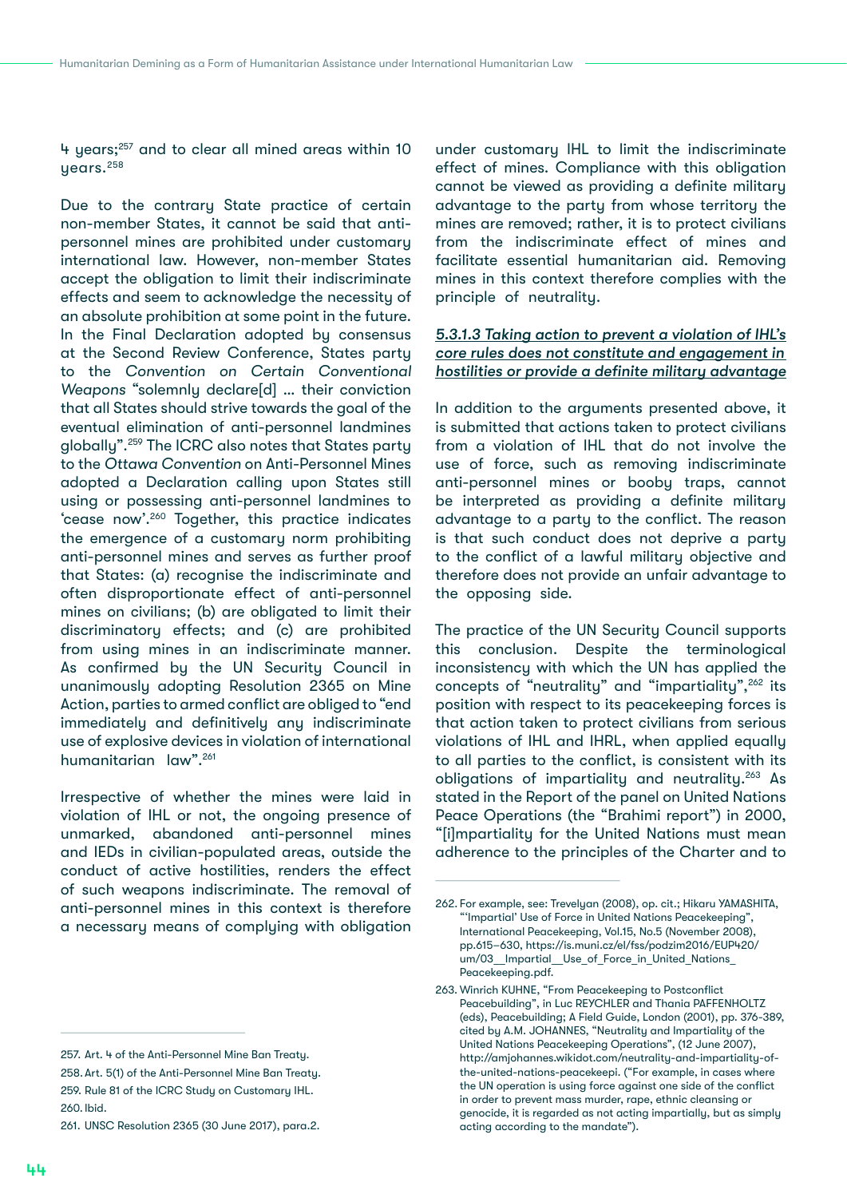4 years;[257] and to clear all mined areas within 10 years.[258]

Due to the contrary State practice of certain non-member States, it cannot be said that anti-personnel mines are prohibited under customary international law. However, non-member States accept the obligation to limit their indiscriminate effects and seem to acknowledge the necessity of an absolute prohibition at some point in the future. In the Final Declaration adopted by consensus at the Second Review Conference, States party to the *Convention on Certain Conventional Weapons* "solemnly declare[d] … their conviction that all States should strive towards the goal of the eventual elimination of anti-personnel landmines globally".[259] The ICRC also notes that States party to the *Ottawa Convention* on Anti-Personnel Mines adopted a Declaration calling upon States still using or possessing anti-personnel landmines to 'cease now'.[260] Together, this practice indicates the emergence of a customary norm prohibiting anti-personnel mines and serves as further proof that States: (a) recognise the indiscriminate and often disproportionate effect of anti-personnel mines on civilians; (b) are obligated to limit their discriminatory effects; and (c) are prohibited from using mines in an indiscriminate manner. As confirmed by the UN Security Council in unanimously adopting Resolution 2365 on Mine Action, parties to armed conflict are obliged to "end immediately and definitively any indiscriminate use of explosive devices in violation of international humanitarian law".[261]

Irrespective of whether the mines were laid in violation of IHL or not, the ongoing presence of unmarked, abandoned anti-personnel mines and IEDs in civilian-populated areas, outside the conduct of active hostilities, renders the effect of such weapons indiscriminate. The removal of anti-personnel mines in this context is therefore a necessary means of complying with obligation under customary IHL to limit the indiscriminate effect of mines. Compliance with this obligation cannot be viewed as providing a definite military advantage to the party from whose territory the mines are removed; rather, it is to protect civilians from the indiscriminate effect of mines and facilitate essential humanitarian aid. Removing mines in this context therefore complies with the principle of neutrality.

#### 5.3.1.3 Taking action to prevent a violation of IHL's core rules does not constitute and engagement in hostilities or provide a definite military advantage

In addition to the arguments presented above, it is submitted that actions taken to protect civilians from a violation of IHL that do not involve the use of force, such as removing indiscriminate anti-personnel mines or booby traps, cannot be interpreted as providing a definite military advantage to a party to the conflict. The reason is that such conduct does not deprive a party to the conflict of a lawful military objective and therefore does not provide an unfair advantage to the opposing side.

The practice of the UN Security Council supports this conclusion. Despite the terminological inconsistency with which the UN has applied the concepts of "neutrality" and "impartiality",[262] its position with respect to its peacekeeping forces is that action taken to protect civilians from serious violations of IHL and IHRL, when applied equally to all parties to the conflict, is consistent with its obligations of impartiality and neutrality.[263] As stated in the Report of the panel on United Nations Peace Operations (the "Brahimi report") in 2000, "[i]mpartiality for the United Nations must mean adherence to the principles of the Charter and to

---

257. Art. 4 of the Anti-Personnel Mine Ban Treaty.

258. Art. 5(1) of the Anti-Personnel Mine Ban Treaty.

259. Rule 81 of the ICRC Study on Customary IHL.

260. Ibid.

261. UNSC Resolution 2365 (30 June 2017), para.2.

262. For example, see: Trevelyan (2008), op. cit.; Hikaru YAMASHITA, "'Impartial' Use of Force in United Nations Peacekeeping", International Peacekeeping, Vol.15, No.5 (November 2008), pp.615–630, https://is.muni.cz/el/fss/podzim2016/EUP420/um/03__Impartial__Use_of_Force_in_United_Nations_Peacekeeping.pdf.

263. Winrich KUHNE, "From Peacekeeping to Postconflict Peacebuilding", in Luc REYCHLER and Thania PAFFENHOLTZ (eds), Peacebuilding; A Field Guide, London (2001), pp. 376-389, cited by A.M. JOHANNES, "Neutrality and Impartiality of the United Nations Peacekeeping Operations", (12 June 2007), http://amjohannes.wikidot.com/neutrality-and-impartiality-of-the-united-nations-peacekeepi. ("For example, in cases where the UN operation is using force against one side of the conflict in order to prevent mass murder, rape, ethnic cleansing or genocide, it is regarded as not acting impartially, but as simply acting according to the mandate").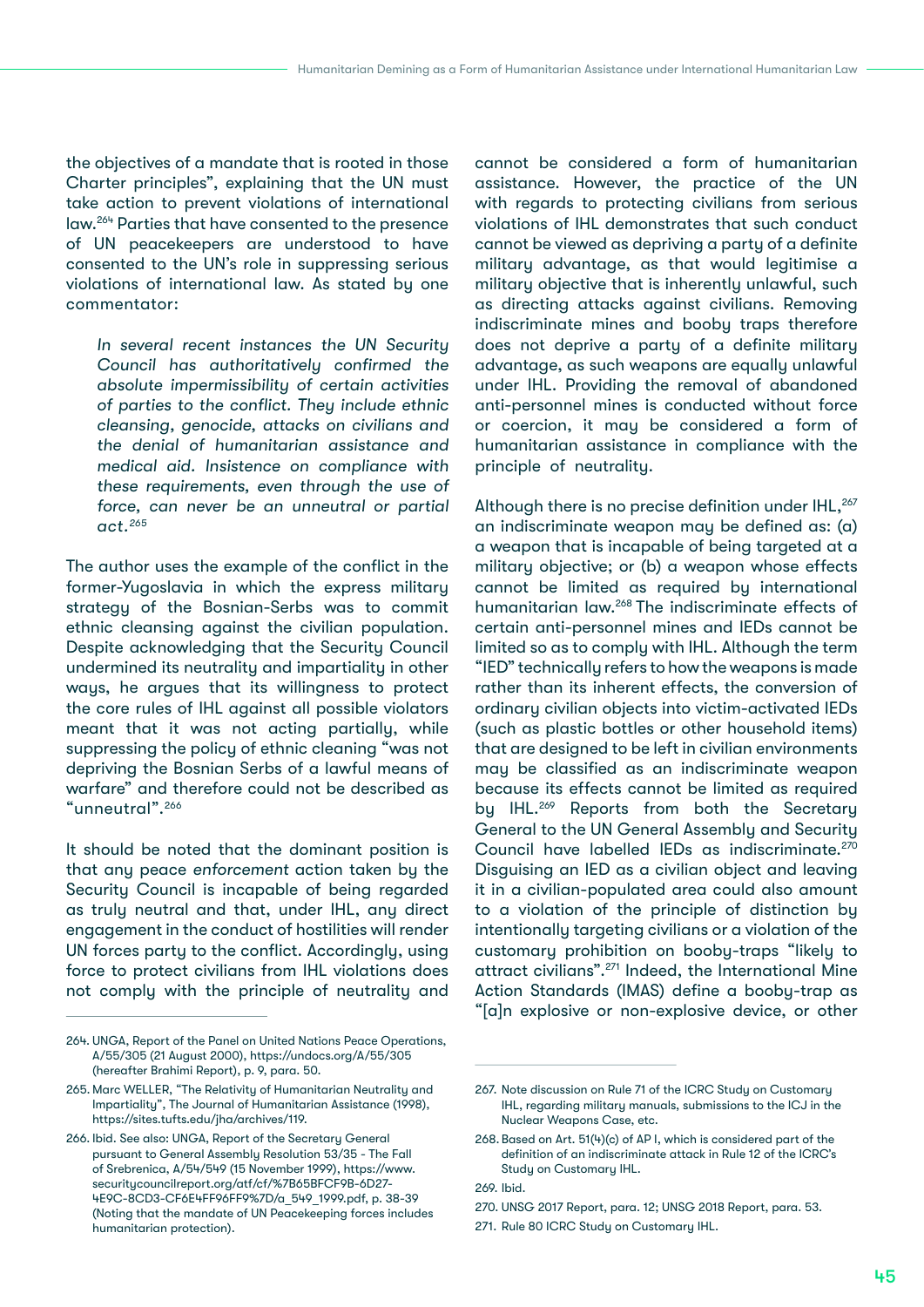the objectives of a mandate that is rooted in those Charter principles", explaining that the UN must take action to prevent violations of international law.[264] Parties that have consented to the presence of UN peacekeepers are understood to have consented to the UN's role in suppressing serious violations of international law. As stated by one commentator:

> *In several recent instances the UN Security Council has authoritatively confirmed the absolute impermissibility of certain activities of parties to the conflict. They include ethnic cleansing, genocide, attacks on civilians and the denial of humanitarian assistance and medical aid. Insistence on compliance with these requirements, even through the use of force, can never be an unneutral or partial act.*[265]

The author uses the example of the conflict in the former-Yugoslavia in which the express military strategy of the Bosnian-Serbs was to commit ethnic cleansing against the civilian population. Despite acknowledging that the Security Council undermined its neutrality and impartiality in other ways, he argues that its willingness to protect the core rules of IHL against all possible violators meant that it was not acting partially, while suppressing the policy of ethnic cleaning "was not depriving the Bosnian Serbs of a lawful means of warfare" and therefore could not be described as "unneutral".[266]

It should be noted that the dominant position is that any peace *enforcement* action taken by the Security Council is incapable of being regarded as truly neutral and that, under IHL, any direct engagement in the conduct of hostilities will render UN forces party to the conflict. Accordingly, using force to protect civilians from IHL violations does not comply with the principle of neutrality and cannot be considered a form of humanitarian assistance. However, the practice of the UN with regards to protecting civilians from serious violations of IHL demonstrates that such conduct cannot be viewed as depriving a party of a definite military advantage, as that would legitimise a military objective that is inherently unlawful, such as directing attacks against civilians. Removing indiscriminate mines and booby traps therefore does not deprive a party of a definite military advantage, as such weapons are equally unlawful under IHL. Providing the removal of abandoned anti-personnel mines is conducted without force or coercion, it may be considered a form of humanitarian assistance in compliance with the principle of neutrality.

Although there is no precise definition under IHL,[267] an indiscriminate weapon may be defined as: (a) a weapon that is incapable of being targeted at a military objective; or (b) a weapon whose effects cannot be limited as required by international humanitarian law.[268] The indiscriminate effects of certain anti-personnel mines and IEDs cannot be limited so as to comply with IHL. Although the term "IED" technically refers to how the weapons is made rather than its inherent effects, the conversion of ordinary civilian objects into victim-activated IEDs (such as plastic bottles or other household items) that are designed to be left in civilian environments may be classified as an indiscriminate weapon because its effects cannot be limited as required by IHL.[269] Reports from both the Secretary General to the UN General Assembly and Security Council have labelled IEDs as indiscriminate.[270] Disguising an IED as a civilian object and leaving it in a civilian-populated area could also amount to a violation of the principle of distinction by intentionally targeting civilians or a violation of the customary prohibition on booby-traps "likely to attract civilians".[271] Indeed, the International Mine Action Standards (IMAS) define a booby-trap as "[a]n explosive or non-explosive device, or other

---

264. UNGA, Report of the Panel on United Nations Peace Operations, A/55/305 (21 August 2000), https://undocs.org/A/55/305 (hereafter Brahimi Report), p. 9, para. 50.

265. Marc WELLER, "The Relativity of Humanitarian Neutrality and Impartiality", The Journal of Humanitarian Assistance (1998), https://sites.tufts.edu/jha/archives/119.

266. Ibid. See also: UNGA, Report of the Secretary General pursuant to General Assembly Resolution 53/35 - The Fall of Srebrenica, A/54/549 (15 November 1999), https://www.securitycouncilreport.org/atf/cf/%7B65BFCF9B-6D27-4E9C-8CD3-CF6E4FF96FF9%7D/a_549_1999.pdf, p. 38-39 (Noting that the mandate of UN Peacekeeping forces includes humanitarian protection).

267. Note discussion on Rule 71 of the ICRC Study on Customary IHL, regarding military manuals, submissions to the ICJ in the Nuclear Weapons Case, etc.

268. Based on Art. 51(4)(c) of AP I, which is considered part of the definition of an indiscriminate attack in Rule 12 of the ICRC's Study on Customary IHL.

269. Ibid.

270. UNSG 2017 Report, para. 12; UNSG 2018 Report, para. 53.

271. Rule 80 ICRC Study on Customary IHL.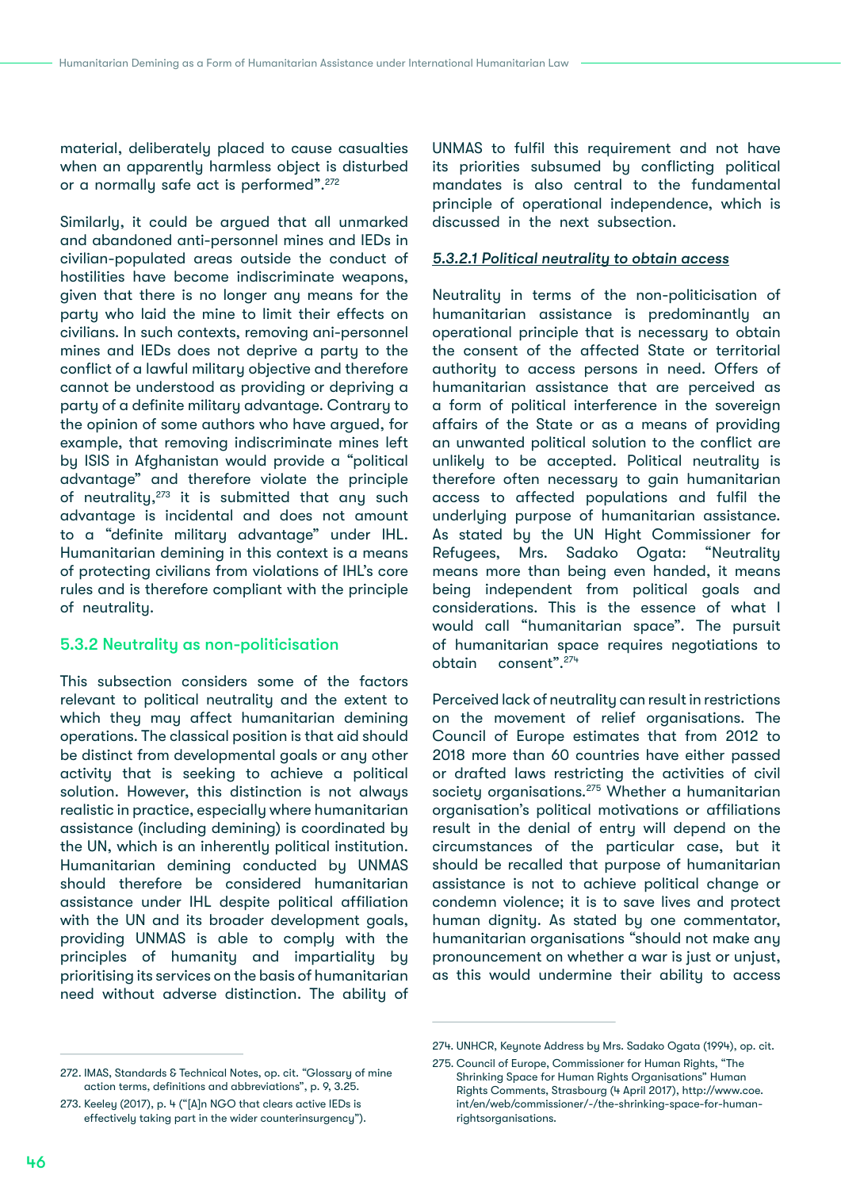material, deliberately placed to cause casualties when an apparently harmless object is disturbed or a normally safe act is performed".[272]

Similarly, it could be argued that all unmarked and abandoned anti-personnel mines and IEDs in civilian-populated areas outside the conduct of hostilities have become indiscriminate weapons, given that there is no longer any means for the party who laid the mine to limit their effects on civilians. In such contexts, removing ani-personnel mines and IEDs does not deprive a party to the conflict of a lawful military objective and therefore cannot be understood as providing or depriving a party of a definite military advantage. Contrary to the opinion of some authors who have argued, for example, that removing indiscriminate mines left by ISIS in Afghanistan would provide a "political advantage" and therefore violate the principle of neutrality,[273] it is submitted that any such advantage is incidental and does not amount to a "definite military advantage" under IHL. Humanitarian demining in this context is a means of protecting civilians from violations of IHL's core rules and is therefore compliant with the principle of neutrality.

### 5.3.2 Neutrality as non-politicisation

This subsection considers some of the factors relevant to political neutrality and the extent to which they may affect humanitarian demining operations. The classical position is that aid should be distinct from developmental goals or any other activity that is seeking to achieve a political solution. However, this distinction is not always realistic in practice, especially where humanitarian assistance (including demining) is coordinated by the UN, which is an inherently political institution. Humanitarian demining conducted by UNMAS should therefore be considered humanitarian assistance under IHL despite political affiliation with the UN and its broader development goals, providing UNMAS is able to comply with the principles of humanity and impartiality by prioritising its services on the basis of humanitarian need without adverse distinction. The ability of UNMAS to fulfil this requirement and not have its priorities subsumed by conflicting political mandates is also central to the fundamental principle of operational independence, which is discussed in the next subsection.

#### *5.3.2.1 Political neutrality to obtain access*

Neutrality in terms of the non-politicisation of humanitarian assistance is predominantly an operational principle that is necessary to obtain the consent of the affected State or territorial authority to access persons in need. Offers of humanitarian assistance that are perceived as a form of political interference in the sovereign affairs of the State or as a means of providing an unwanted political solution to the conflict are unlikely to be accepted. Political neutrality is therefore often necessary to gain humanitarian access to affected populations and fulfil the underlying purpose of humanitarian assistance. As stated by the UN Hight Commissioner for Refugees, Mrs. Sadako Ogata: "Neutrality means more than being even handed, it means being independent from political goals and considerations. This is the essence of what I would call "humanitarian space". The pursuit of humanitarian space requires negotiations to obtain consent".[274]

Perceived lack of neutrality can result in restrictions on the movement of relief organisations. The Council of Europe estimates that from 2012 to 2018 more than 60 countries have either passed or drafted laws restricting the activities of civil society organisations.[275] Whether a humanitarian organisation's political motivations or affiliations result in the denial of entry will depend on the circumstances of the particular case, but it should be recalled that purpose of humanitarian assistance is not to achieve political change or condemn violence; it is to save lives and protect human dignity. As stated by one commentator, humanitarian organisations "should not make any pronouncement on whether a war is just or unjust, as this would undermine their ability to access

---

272. IMAS, Standards & Technical Notes, op. cit. "Glossary of mine action terms, definitions and abbreviations", p. 9, 3.25.

273. Keeley (2017), p. 4 ("[A]n NGO that clears active IEDs is effectively taking part in the wider counterinsurgency").

274. UNHCR, Keynote Address by Mrs. Sadako Ogata (1994), op. cit.

275. Council of Europe, Commissioner for Human Rights, "The Shrinking Space for Human Rights Organisations" Human Rights Comments, Strasbourg (4 April 2017), http://www.coe.int/en/web/commissioner/-/the-shrinking-space-for-human-rightsorganisations.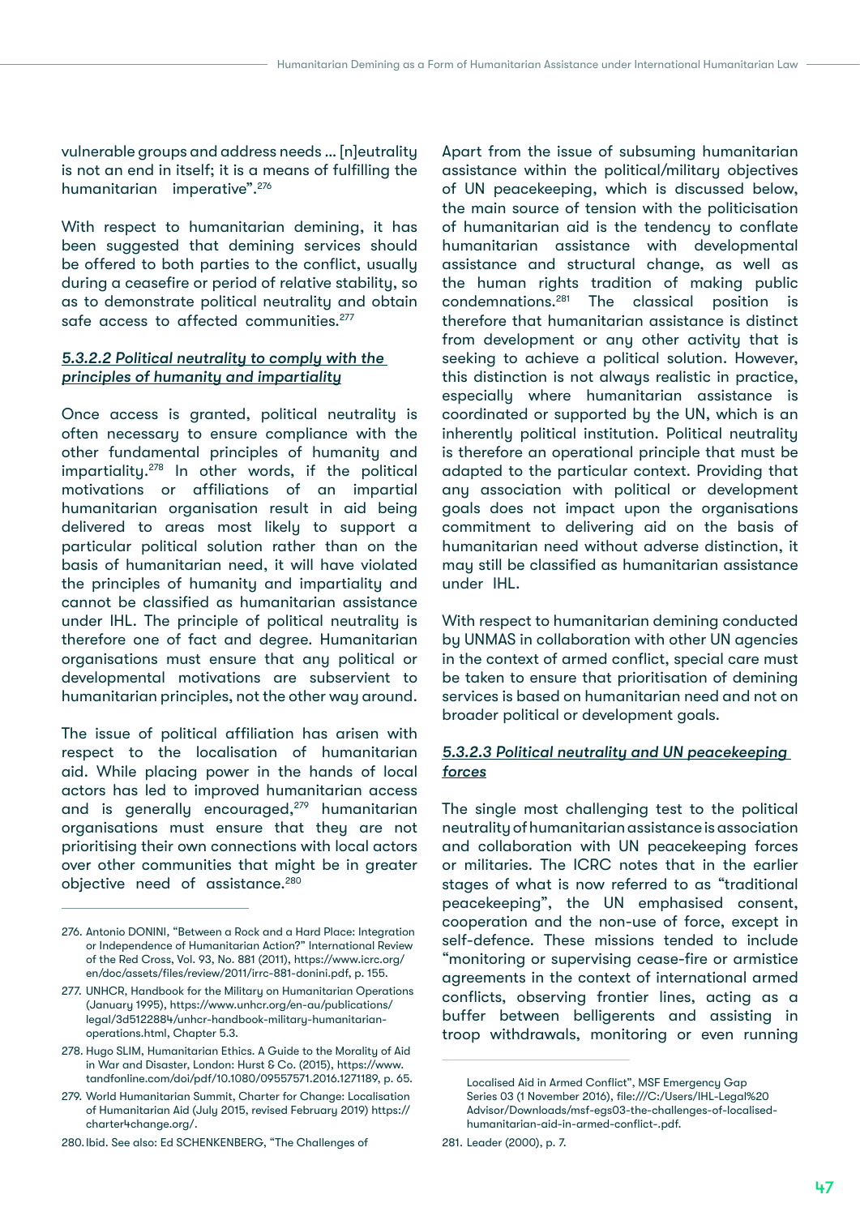vulnerable groups and address needs … [n]eutrality is not an end in itself; it is a means of fulfilling the humanitarian imperative".[276]

With respect to humanitarian demining, it has been suggested that demining services should be offered to both parties to the conflict, usually during a ceasefire or period of relative stability, so as to demonstrate political neutrality and obtain safe access to affected communities.[277]

#### *5.3.2.2 Political neutrality to comply with the principles of humanity and impartiality*

Once access is granted, political neutrality is often necessary to ensure compliance with the other fundamental principles of humanity and impartiality.[278] In other words, if the political motivations or affiliations of an impartial humanitarian organisation result in aid being delivered to areas most likely to support a particular political solution rather than on the basis of humanitarian need, it will have violated the principles of humanity and impartiality and cannot be classified as humanitarian assistance under IHL. The principle of political neutrality is therefore one of fact and degree. Humanitarian organisations must ensure that any political or developmental motivations are subservient to humanitarian principles, not the other way around.

The issue of political affiliation has arisen with respect to the localisation of humanitarian aid. While placing power in the hands of local actors has led to improved humanitarian access and is generally encouraged,[279] humanitarian organisations must ensure that they are not prioritising their own connections with local actors over other communities that might be in greater objective need of assistance.[280]

Apart from the issue of subsuming humanitarian assistance within the political/military objectives of UN peacekeeping, which is discussed below, the main source of tension with the politicisation of humanitarian aid is the tendency to conflate humanitarian assistance with developmental assistance and structural change, as well as the human rights tradition of making public condemnations.[281] The classical position is therefore that humanitarian assistance is distinct from development or any other activity that is seeking to achieve a political solution. However, this distinction is not always realistic in practice, especially where humanitarian assistance is coordinated or supported by the UN, which is an inherently political institution. Political neutrality is therefore an operational principle that must be adapted to the particular context. Providing that any association with political or development goals does not impact upon the organisations commitment to delivering aid on the basis of humanitarian need without adverse distinction, it may still be classified as humanitarian assistance under IHL.

With respect to humanitarian demining conducted by UNMAS in collaboration with other UN agencies in the context of armed conflict, special care must be taken to ensure that prioritisation of demining services is based on humanitarian need and not on broader political or development goals.

#### *5.3.2.3 Political neutrality and UN peacekeeping forces*

The single most challenging test to the political neutrality of humanitarian assistance is association and collaboration with UN peacekeeping forces or militaries. The ICRC notes that in the earlier stages of what is now referred to as "traditional peacekeeping", the UN emphasised consent, cooperation and the non-use of force, except in self-defence. These missions tended to include "monitoring or supervising cease-fire or armistice agreements in the context of international armed conflicts, observing frontier lines, acting as a buffer between belligerents and assisting in troop withdrawals, monitoring or even running

---

276. Antonio DONINI, "Between a Rock and a Hard Place: Integration or Independence of Humanitarian Action?" International Review of the Red Cross, Vol. 93, No. 881 (2011), https://www.icrc.org/en/doc/assets/files/review/2011/irrc-881-donini.pdf, p. 155.

277. UNHCR, Handbook for the Military on Humanitarian Operations (January 1995), https://www.unhcr.org/en-au/publications/legal/3d5122884/unhcr-handbook-military-humanitarian-operations.html, Chapter 5.3.

278. Hugo SLIM, Humanitarian Ethics. A Guide to the Morality of Aid in War and Disaster, London: Hurst & Co. (2015), https://www.tandfonline.com/doi/pdf/10.1080/09557571.2016.1271189, p. 65.

279. World Humanitarian Summit, Charter for Change: Localisation of Humanitarian Aid (July 2015, revised February 2019) https://charter4change.org/.

280. Ibid. See also: Ed SCHENKENBERG, "The Challenges of Localised Aid in Armed Conflict", MSF Emergency Gap Series 03 (1 November 2016), file:///C:/Users/IHL-Legal%20Advisor/Downloads/msf-egs03-the-challenges-of-localised-humanitarian-aid-in-armed-conflict-.pdf.

281. Leader (2000), p. 7.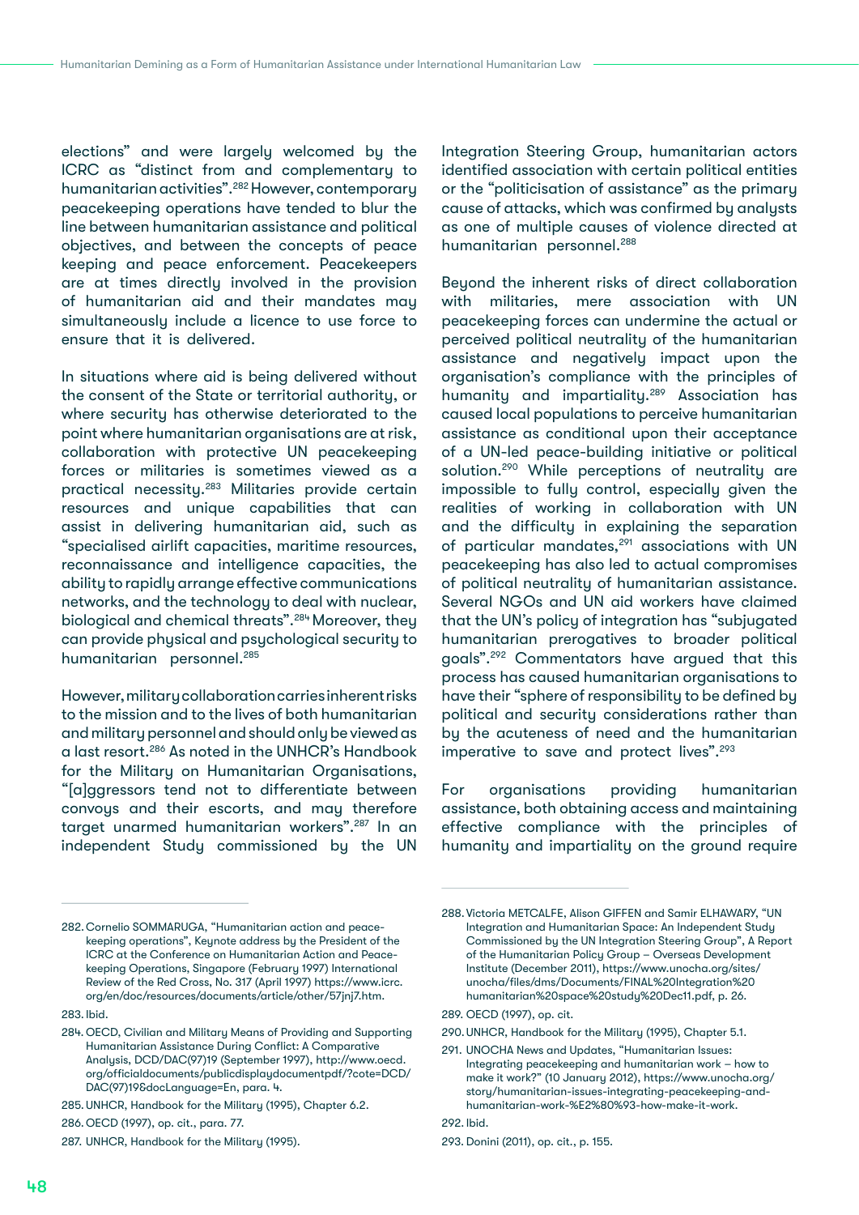elections" and were largely welcomed by the ICRC as "distinct from and complementary to humanitarian activities".[282] However, contemporary peacekeeping operations have tended to blur the line between humanitarian assistance and political objectives, and between the concepts of peace keeping and peace enforcement. Peacekeepers are at times directly involved in the provision of humanitarian aid and their mandates may simultaneously include a licence to use force to ensure that it is delivered.

In situations where aid is being delivered without the consent of the State or territorial authority, or where security has otherwise deteriorated to the point where humanitarian organisations are at risk, collaboration with protective UN peacekeeping forces or militaries is sometimes viewed as a practical necessity.[283] Militaries provide certain resources and unique capabilities that can assist in delivering humanitarian aid, such as "specialised airlift capacities, maritime resources, reconnaissance and intelligence capacities, the ability to rapidly arrange effective communications networks, and the technology to deal with nuclear, biological and chemical threats".[284] Moreover, they can provide physical and psychological security to humanitarian personnel.[285]

However, military collaboration carries inherent risks to the mission and to the lives of both humanitarian and military personnel and should only be viewed as a last resort.[286] As noted in the UNHCR's Handbook for the Military on Humanitarian Organisations, "[a]ggressors tend not to differentiate between convoys and their escorts, and may therefore target unarmed humanitarian workers".[287] In an independent Study commissioned by the UN Integration Steering Group, humanitarian actors identified association with certain political entities or the "politicisation of assistance" as the primary cause of attacks, which was confirmed by analysts as one of multiple causes of violence directed at humanitarian personnel.[288]

Beyond the inherent risks of direct collaboration with militaries, mere association with UN peacekeeping forces can undermine the actual or perceived political neutrality of the humanitarian assistance and negatively impact upon the organisation's compliance with the principles of humanity and impartiality.[289] Association has caused local populations to perceive humanitarian assistance as conditional upon their acceptance of a UN-led peace-building initiative or political solution.[290] While perceptions of neutrality are impossible to fully control, especially given the realities of working in collaboration with UN and the difficulty in explaining the separation of particular mandates,[291] associations with UN peacekeeping has also led to actual compromises of political neutrality of humanitarian assistance. Several NGOs and UN aid workers have claimed that the UN's policy of integration has "subjugated humanitarian prerogatives to broader political goals".[292] Commentators have argued that this process has caused humanitarian organisations to have their "sphere of responsibility to be defined by political and security considerations rather than by the acuteness of need and the humanitarian imperative to save and protect lives".[293]

For organisations providing humanitarian assistance, both obtaining access and maintaining effective compliance with the principles of humanity and impartiality on the ground require

---

282. Cornelio SOMMARUGA, "Humanitarian action and peace-keeping operations", Keynote address by the President of the ICRC at the Conference on Humanitarian Action and Peace-keeping Operations, Singapore (February 1997) International Review of the Red Cross, No. 317 (April 1997) https://www.icrc.org/en/doc/resources/documents/article/other/57jnj7.htm.

283. Ibid.

284. OECD, Civilian and Military Means of Providing and Supporting Humanitarian Assistance During Conflict: A Comparative Analysis, DCD/DAC(97)19 (September 1997), http://www.oecd.org/officialdocuments/publicdisplaydocumentpdf/?cote=DCD/DAC(97)19&docLanguage=En, para. 4.

285. UNHCR, Handbook for the Military (1995), Chapter 6.2.

286. OECD (1997), op. cit., para. 77.

287. UNHCR, Handbook for the Military (1995).

288. Victoria METCALFE, Alison GIFFEN and Samir ELHAWARY, "UN Integration and Humanitarian Space: An Independent Study Commissioned by the UN Integration Steering Group", A Report of the Humanitarian Policy Group – Overseas Development Institute (December 2011), https://www.unocha.org/sites/unocha/files/dms/Documents/FINAL%20Integration%20humanitarian%20space%20study%20Dec11.pdf, p. 26.

289. OECD (1997), op. cit.

290. UNHCR, Handbook for the Military (1995), Chapter 5.1.

291. UNOCHA News and Updates, "Humanitarian Issues: Integrating peacekeeping and humanitarian work – how to make it work?" (10 January 2012), https://www.unocha.org/story/humanitarian-issues-integrating-peacekeeping-and-humanitarian-work-%E2%80%93-how-make-it-work.

292. Ibid.

293. Donini (2011), op. cit., p. 155.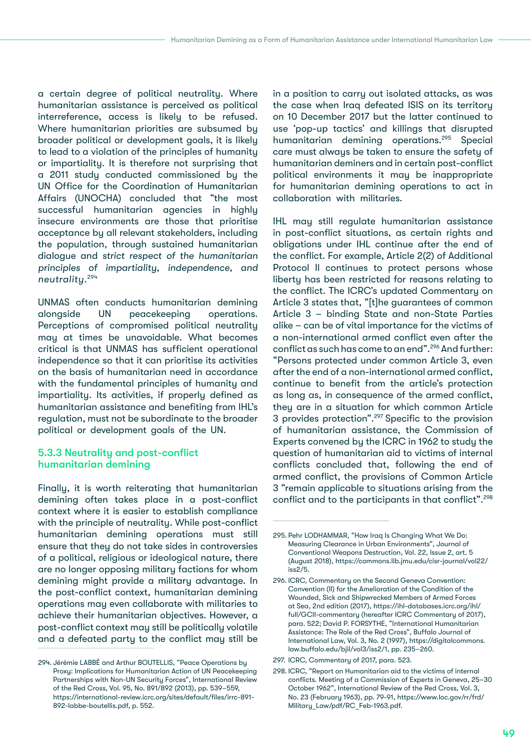a certain degree of political neutrality. Where humanitarian assistance is perceived as political interreference, access is likely to be refused. Where humanitarian priorities are subsumed by broader political or development goals, it is likely to lead to a violation of the principles of humanity or impartiality. It is therefore not surprising that a 2011 study conducted commissioned by the UN Office for the Coordination of Humanitarian Affairs (UNOCHA) concluded that "the most successful humanitarian agencies in highly insecure environments are those that prioritise acceptance by all relevant stakeholders, including the population, through sustained humanitarian dialogue and *strict respect of the humanitarian principles of impartiality, independence, and neutrality*.[294]

UNMAS often conducts humanitarian demining alongside UN peacekeeping operations. Perceptions of compromised political neutrality may at times be unavoidable. What becomes critical is that UNMAS has sufficient operational independence so that it can prioritise its activities on the basis of humanitarian need in accordance with the fundamental principles of humanity and impartiality. Its activities, if properly defined as humanitarian assistance and benefiting from IHL's regulation, must not be subordinate to the broader political or development goals of the UN.

### 5.3.3 Neutrality and post-conflict humanitarian demining

Finally, it is worth reiterating that humanitarian demining often takes place in a post-conflict context where it is easier to establish compliance with the principle of neutrality. While post-conflict humanitarian demining operations must still ensure that they do not take sides in controversies of a political, religious or ideological nature, there are no longer opposing military factions for whom demining might provide a military advantage. In the post-conflict context, humanitarian demining operations may even collaborate with militaries to achieve their humanitarian objectives. However, a post-conflict context may still be politically volatile and a defeated party to the conflict may still be in a position to carry out isolated attacks, as was the case when Iraq defeated ISIS on its territory on 10 December 2017 but the latter continued to use 'pop-up tactics' and killings that disrupted humanitarian demining operations.[295] Special care must always be taken to ensure the safety of humanitarian deminers and in certain post-conflict political environments it may be inappropriate for humanitarian demining operations to act in collaboration with militaries.

IHL may still regulate humanitarian assistance in post-conflict situations, as certain rights and obligations under IHL continue after the end of the conflict. For example, Article 2(2) of Additional Protocol II continues to protect persons whose liberty has been restricted for reasons relating to the conflict. The ICRC's updated Commentary on Article 3 states that, "[t]he guarantees of common Article 3 – binding State and non-State Parties alike – can be of vital importance for the victims of a non-international armed conflict even after the conflict as such has come to an end".[296] And further: "Persons protected under common Article 3, even after the end of a non-international armed conflict, continue to benefit from the article's protection as long as, in consequence of the armed conflict, they are in a situation for which common Article 3 provides protection".[297] Specific to the provision of humanitarian assistance, the Commission of Experts convened by the ICRC in 1962 to study the question of humanitarian aid to victims of internal conflicts concluded that, following the end of armed conflict, the provisions of Common Article 3 "remain applicable to situations arising from the conflict and to the participants in that conflict".[298]

---

294. Jérémie LABBÉ and Arthur BOUTELLIS, "Peace Operations by Proxy: Implications for Humanitarian Action of UN Peacekeeping Partnerships with Non-UN Security Forces", International Review of the Red Cross, Vol. 95, No. 891/892 (2013), pp. 539–559, https://international-review.icrc.org/sites/default/files/irrc-891-892-labbe-boutellis.pdf, p. 552.

295. Pehr LODHAMMAR, "How Iraq Is Changing What We Do: Measuring Clearance in Urban Environments", Journal of Conventional Weapons Destruction, Vol. 22, Issue 2, art. 5 (August 2018), https://commons.lib.jmu.edu/cisr-journal/vol22/iss2/5.

296. ICRC, Commentary on the Second Geneva Convention: Convention (II) for the Amelioration of the Condition of the Wounded, Sick and Shipwrecked Members of Armed Forces at Sea, 2nd edition (2017), https://ihl-databases.icrc.org/ihl/full/GCII-commentary (hereafter ICRC Commentary of 2017), para. 522; David P. FORSYTHE, "International Humanitarian Assistance: The Role of the Red Cross", Buffalo Journal of International Law, Vol. 3, No. 2 (1997), https://digitalcommons.law.buffalo.edu/bjil/vol3/iss2/1, pp. 235–260.

297. ICRC, Commentary of 2017, para. 523.

298. ICRC, "Report on Humanitarian aid to the victims of internal conflicts. Meeting of a Commission of Experts in Geneva, 25–30 October 1962", International Review of the Red Cross, Vol. 3, No. 23 (February 1963), pp. 79-91, https://www.loc.gov/rr/frd/Military_Law/pdf/RC_Feb-1963.pdf.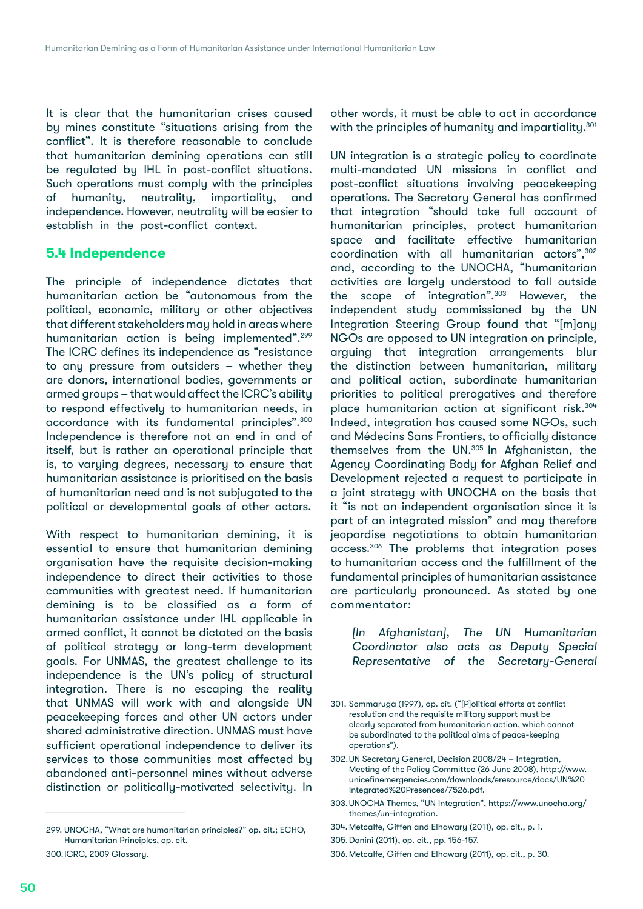It is clear that the humanitarian crises caused by mines constitute "situations arising from the conflict". It is therefore reasonable to conclude that humanitarian demining operations can still be regulated by IHL in post-conflict situations. Such operations must comply with the principles of humanity, neutrality, impartiality, and independence. However, neutrality will be easier to establish in the post-conflict context.

## 5.4 Independence

The principle of independence dictates that humanitarian action be "autonomous from the political, economic, military or other objectives that different stakeholders may hold in areas where humanitarian action is being implemented".[299] The ICRC defines its independence as "resistance to any pressure from outsiders – whether they are donors, international bodies, governments or armed groups – that would affect the ICRC's ability to respond effectively to humanitarian needs, in accordance with its fundamental principles".[300] Independence is therefore not an end in and of itself, but is rather an operational principle that is, to varying degrees, necessary to ensure that humanitarian assistance is prioritised on the basis of humanitarian need and is not subjugated to the political or developmental goals of other actors.

With respect to humanitarian demining, it is essential to ensure that humanitarian demining organisation have the requisite decision-making independence to direct their activities to those communities with greatest need. If humanitarian demining is to be classified as a form of humanitarian assistance under IHL applicable in armed conflict, it cannot be dictated on the basis of political strategy or long-term development goals. For UNMAS, the greatest challenge to its independence is the UN's policy of structural integration. There is no escaping the reality that UNMAS will work with and alongside UN peacekeeping forces and other UN actors under shared administrative direction. UNMAS must have sufficient operational independence to deliver its services to those communities most affected by abandoned anti-personnel mines without adverse distinction or politically-motivated selectivity. In other words, it must be able to act in accordance with the principles of humanity and impartiality.[301]

UN integration is a strategic policy to coordinate multi-mandated UN missions in conflict and post-conflict situations involving peacekeeping operations. The Secretary General has confirmed that integration "should take full account of humanitarian principles, protect humanitarian space and facilitate effective humanitarian coordination with all humanitarian actors",[302] and, according to the UNOCHA, "humanitarian activities are largely understood to fall outside the scope of integration".[303] However, the independent study commissioned by the UN Integration Steering Group found that "[m]any NGOs are opposed to UN integration on principle, arguing that integration arrangements blur the distinction between humanitarian, military and political action, subordinate humanitarian priorities to political prerogatives and therefore place humanitarian action at significant risk.[304] Indeed, integration has caused some NGOs, such and Médecins Sans Frontiers, to officially distance themselves from the UN.[305] In Afghanistan, the Agency Coordinating Body for Afghan Relief and Development rejected a request to participate in a joint strategy with UNOCHA on the basis that it "is not an independent organisation since it is part of an integrated mission" and may therefore jeopardise negotiations to obtain humanitarian access.[306] The problems that integration poses to humanitarian access and the fulfillment of the fundamental principles of humanitarian assistance are particularly pronounced. As stated by one commentator:

> *[In Afghanistan], The UN Humanitarian Coordinator also acts as Deputy Special Representative of the Secretary-General*

---

299. UNOCHA, "What are humanitarian principles?" op. cit.; ECHO, Humanitarian Principles, op. cit.

300. ICRC, 2009 Glossary.

301. Sommaruga (1997), op. cit. ("[P]olitical efforts at conflict resolution and the requisite military support must be clearly separated from humanitarian action, which cannot be subordinated to the political aims of peace-keeping operations").

302. UN Secretary General, Decision 2008/24 – Integration, Meeting of the Policy Committee (26 June 2008), http://www.unicefinemergencies.com/downloads/eresource/docs/UN%20Integrated%20Presences/7526.pdf.

303. UNOCHA Themes, "UN Integration", https://www.unocha.org/themes/un-integration.

304. Metcalfe, Giffen and Elhawary (2011), op. cit., p. 1.

305. Donini (2011), op. cit., pp. 156-157.

306. Metcalfe, Giffen and Elhawary (2011), op. cit., p. 30.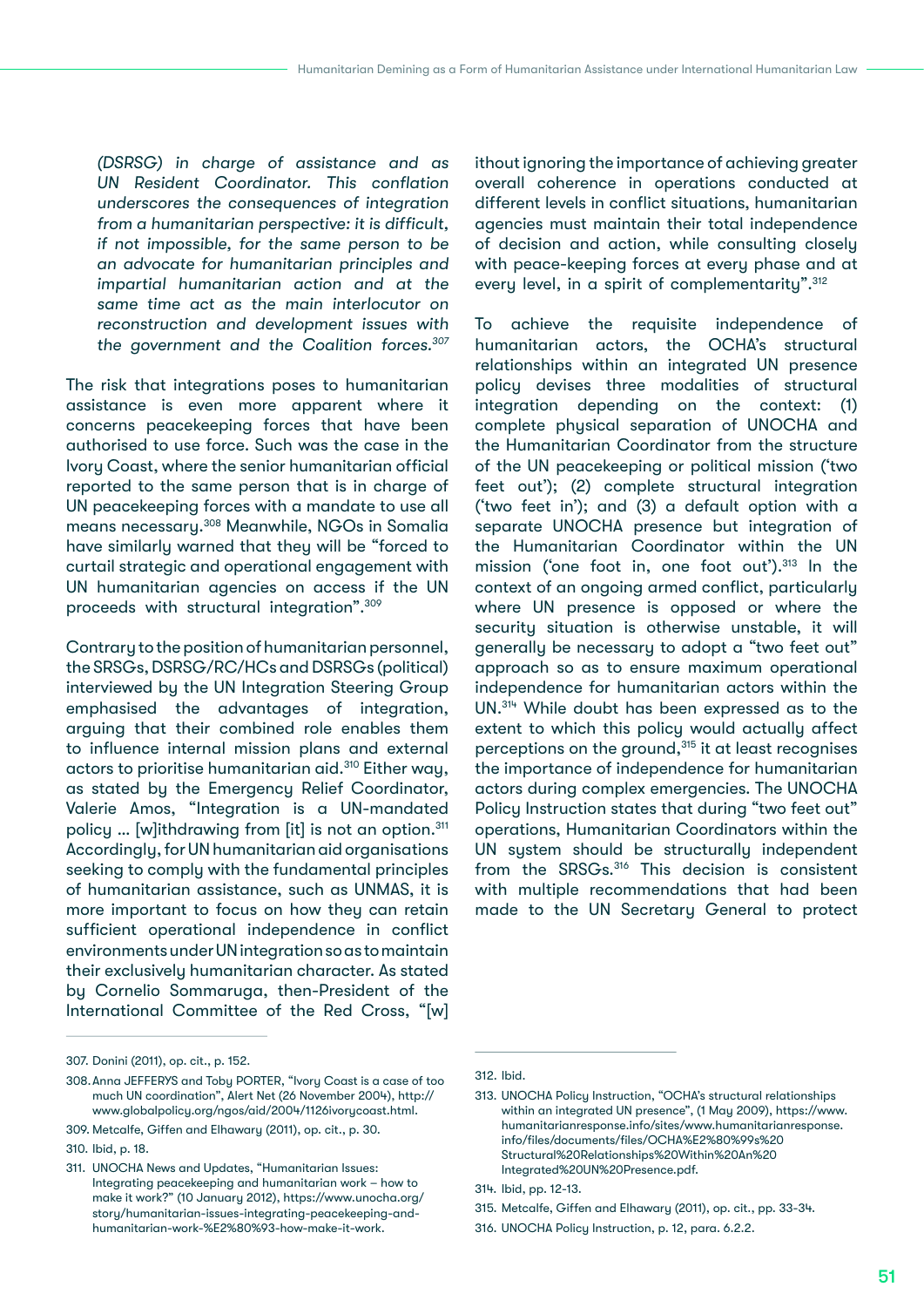*(DSRSG) in charge of assistance and as UN Resident Coordinator. This conflation underscores the consequences of integration from a humanitarian perspective: it is difficult, if not impossible, for the same person to be an advocate for humanitarian principles and impartial humanitarian action and at the same time act as the main interlocutor on reconstruction and development issues with the government and the Coalition forces.*[307]

The risk that integrations poses to humanitarian assistance is even more apparent where it concerns peacekeeping forces that have been authorised to use force. Such was the case in the Ivory Coast, where the senior humanitarian official reported to the same person that is in charge of UN peacekeeping forces with a mandate to use all means necessary.[308] Meanwhile, NGOs in Somalia have similarly warned that they will be "forced to curtail strategic and operational engagement with UN humanitarian agencies on access if the UN proceeds with structural integration".[309]

Contrary to the position of humanitarian personnel, the SRSGs, DSRSG/RC/HCs and DSRSGs (political) interviewed by the UN Integration Steering Group emphasised the advantages of integration, arguing that their combined role enables them to influence internal mission plans and external actors to prioritise humanitarian aid.[310] Either way, as stated by the Emergency Relief Coordinator, Valerie Amos, "Integration is a UN-mandated policy ... [w]ithdrawing from [it] is not an option.[311] Accordingly, for UN humanitarian aid organisations seeking to comply with the fundamental principles of humanitarian assistance, such as UNMAS, it is more important to focus on how they can retain sufficient operational independence in conflict environments under UN integration so as to maintain their exclusively humanitarian character. As stated by Cornelio Sommaruga, then-President of the International Committee of the Red Cross, "[w]ithout ignoring the importance of achieving greater overall coherence in operations conducted at different levels in conflict situations, humanitarian agencies must maintain their total independence of decision and action, while consulting closely with peace-keeping forces at every phase and at every level, in a spirit of complementarity".[312]

To achieve the requisite independence of humanitarian actors, the OCHA's structural relationships within an integrated UN presence policy devises three modalities of structural integration depending on the context: (1) complete physical separation of UNOCHA and the Humanitarian Coordinator from the structure of the UN peacekeeping or political mission ('two feet out'); (2) complete structural integration ('two feet in'); and (3) a default option with a separate UNOCHA presence but integration of the Humanitarian Coordinator within the UN mission ('one foot in, one foot out').[313] In the context of an ongoing armed conflict, particularly where UN presence is opposed or where the security situation is otherwise unstable, it will generally be necessary to adopt a "two feet out" approach so as to ensure maximum operational independence for humanitarian actors within the UN.[314] While doubt has been expressed as to the extent to which this policy would actually affect perceptions on the ground,[315] it at least recognises the importance of independence for humanitarian actors during complex emergencies. The UNOCHA Policy Instruction states that during "two feet out" operations, Humanitarian Coordinators within the UN system should be structurally independent from the SRSGs.[316] This decision is consistent with multiple recommendations that had been made to the UN Secretary General to protect

---

307. Donini (2011), op. cit., p. 152.

308. Anna JEFFERYS and Toby PORTER, "Ivory Coast is a case of too much UN coordination", Alert Net (26 November 2004), http://www.globalpolicy.org/ngos/aid/2004/1126ivorycoast.html.

309. Metcalfe, Giffen and Elhawary (2011), op. cit., p. 30.

310. Ibid, p. 18.

311. UNOCHA News and Updates, "Humanitarian Issues: Integrating peacekeeping and humanitarian work – how to make it work?" (10 January 2012), https://www.unocha.org/story/humanitarian-issues-integrating-peacekeeping-and-humanitarian-work-%E2%80%93-how-make-it-work.

312. Ibid.

313. UNOCHA Policy Instruction, "OCHA's structural relationships within an integrated UN presence", (1 May 2009), https://www.humanitarianresponse.info/sites/www.humanitarianresponse.info/files/documents/files/OCHA%E2%80%99s%20Structural%20Relationships%20Within%20An%20Integrated%20UN%20Presence.pdf.

314. Ibid, pp. 12-13.

315. Metcalfe, Giffen and Elhawary (2011), op. cit., pp. 33-34.

316. UNOCHA Policy Instruction, p. 12, para. 6.2.2.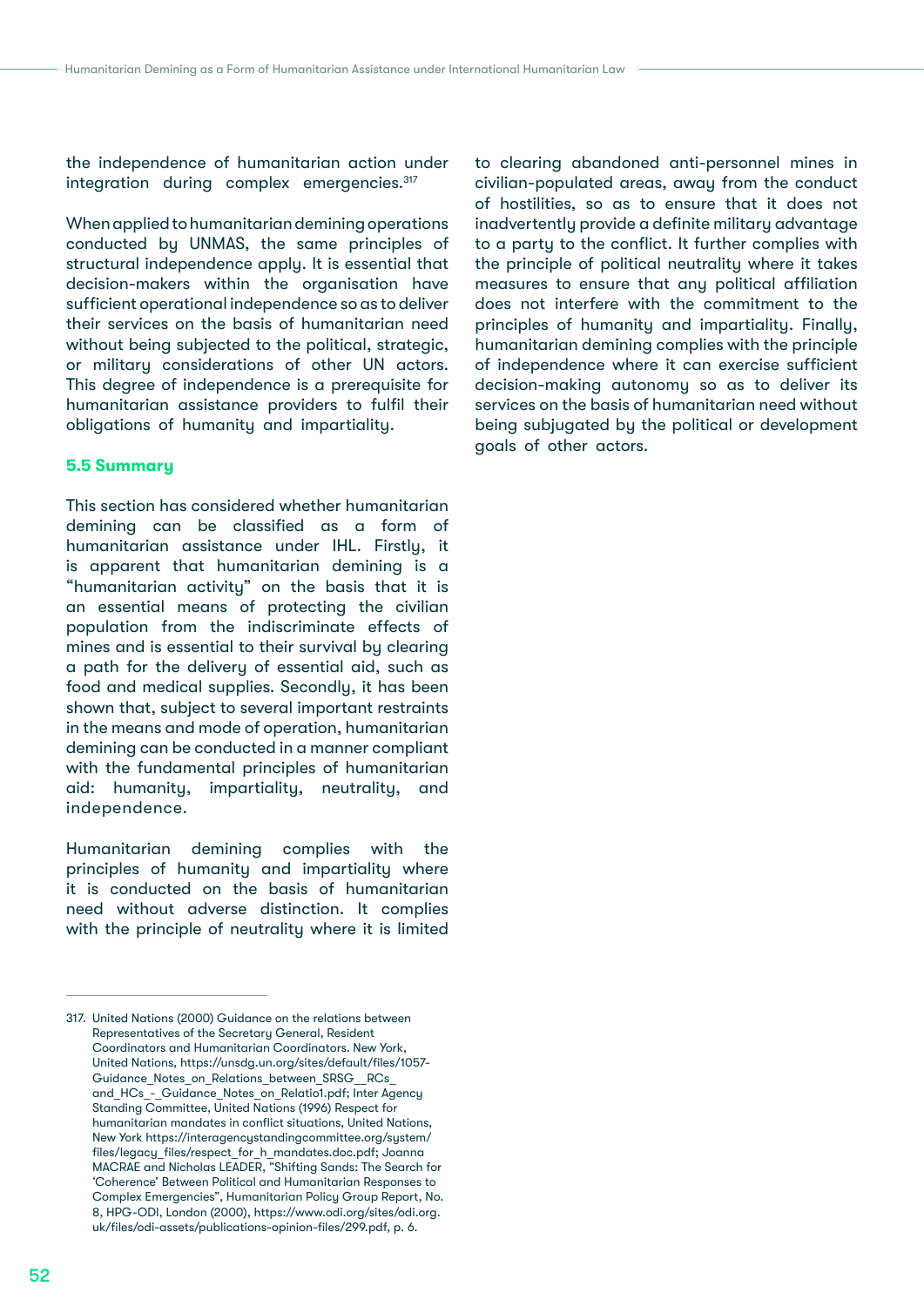the independence of humanitarian action under integration during complex emergencies.[317]

When applied to humanitarian demining operations conducted by UNMAS, the same principles of structural independence apply. It is essential that decision-makers within the organisation have sufficient operational independence so as to deliver their services on the basis of humanitarian need without being subjected to the political, strategic, or military considerations of other UN actors. This degree of independence is a prerequisite for humanitarian assistance providers to fulfil their obligations of humanity and impartiality.

### 5.5 Summary

This section has considered whether humanitarian demining can be classified as a form of humanitarian assistance under IHL. Firstly, it is apparent that humanitarian demining is a "humanitarian activity" on the basis that it is an essential means of protecting the civilian population from the indiscriminate effects of mines and is essential to their survival by clearing a path for the delivery of essential aid, such as food and medical supplies. Secondly, it has been shown that, subject to several important restraints in the means and mode of operation, humanitarian demining can be conducted in a manner compliant with the fundamental principles of humanitarian aid: humanity, impartiality, neutrality, and independence.

Humanitarian demining complies with the principles of humanity and impartiality where it is conducted on the basis of humanitarian need without adverse distinction. It complies with the principle of neutrality where it is limited to clearing abandoned anti-personnel mines in civilian-populated areas, away from the conduct of hostilities, so as to ensure that it does not inadvertently provide a definite military advantage to a party to the conflict. It further complies with the principle of political neutrality where it takes measures to ensure that any political affiliation does not interfere with the commitment to the principles of humanity and impartiality. Finally, humanitarian demining complies with the principle of independence where it can exercise sufficient decision-making autonomy so as to deliver its services on the basis of humanitarian need without being subjugated by the political or development goals of other actors.

---

317. United Nations (2000) Guidance on the relations between Representatives of the Secretary General, Resident Coordinators and Humanitarian Coordinators. New York, United Nations, https://unsdg.un.org/sites/default/files/1057-Guidance_Notes_on_Relations_between_SRSG__RCs_and_HCs_-_Guidance_Notes_on_Relatio1.pdf; Inter Agency Standing Committee, United Nations (1996) Respect for humanitarian mandates in conflict situations, United Nations, New York https://interagencystandingcommittee.org/system/files/legacy_files/respect_for_h_mandates.doc.pdf; Joanna MACRAE and Nicholas LEADER, "Shifting Sands: The Search for 'Coherence' Between Political and Humanitarian Responses to Complex Emergencies", Humanitarian Policy Group Report, No. 8, HPG-ODI, London (2000), https://www.odi.org/sites/odi.org.uk/files/odi-assets/publications-opinion-files/299.pdf, p. 6.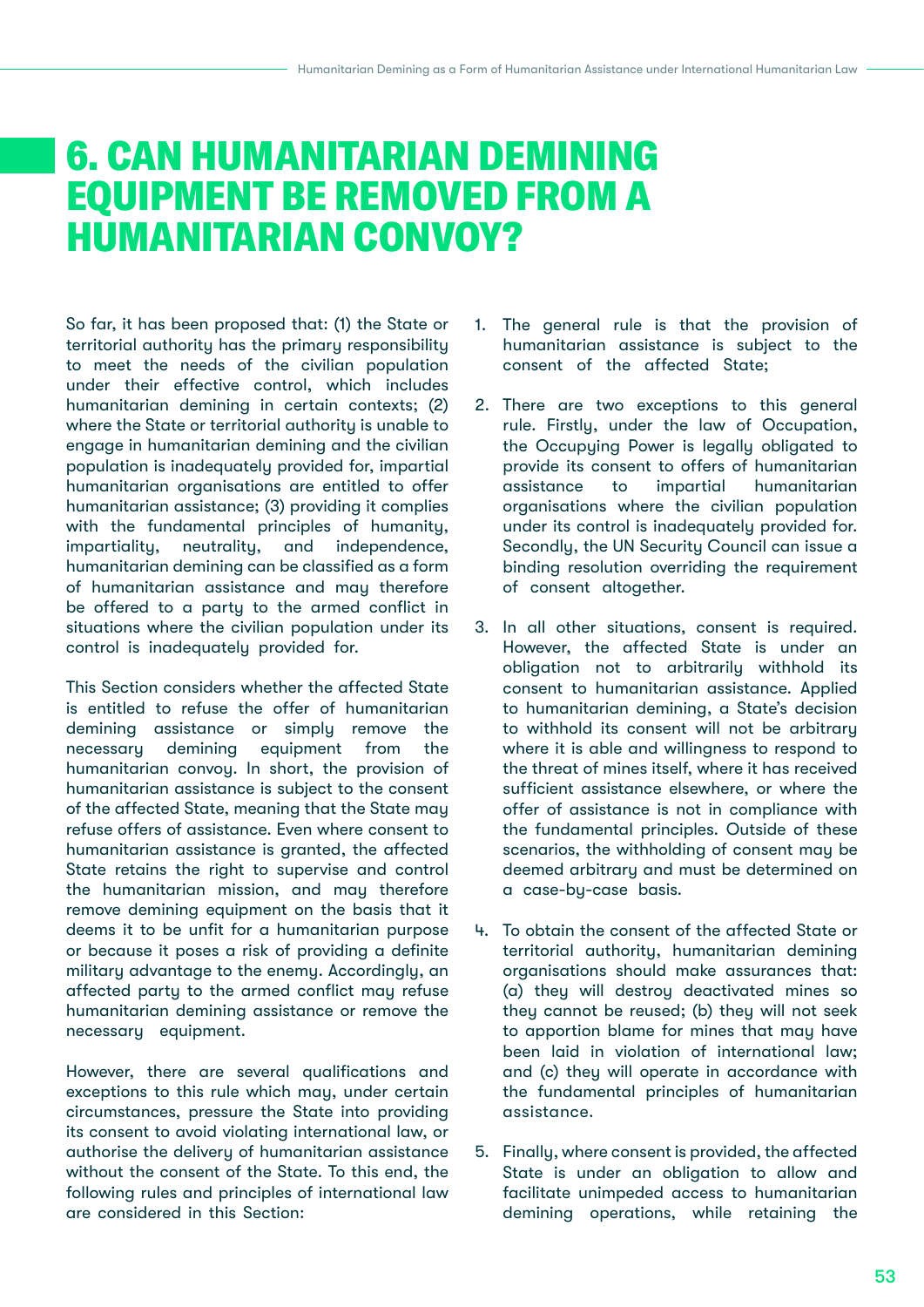# 6. CAN HUMANITARIAN DEMINING EQUIPMENT BE REMOVED FROM A HUMANITARIAN CONVOY?

So far, it has been proposed that: (1) the State or territorial authority has the primary responsibility to meet the needs of the civilian population under their effective control, which includes humanitarian demining in certain contexts; (2) where the State or territorial authority is unable to engage in humanitarian demining and the civilian population is inadequately provided for, impartial humanitarian organisations are entitled to offer humanitarian assistance; (3) providing it complies with the fundamental principles of humanity, impartiality, neutrality, and independence, humanitarian demining can be classified as a form of humanitarian assistance and may therefore be offered to a party to the armed conflict in situations where the civilian population under its control is inadequately provided for.

This Section considers whether the affected State is entitled to refuse the offer of humanitarian demining assistance or simply remove the necessary demining equipment from the humanitarian convoy. In short, the provision of humanitarian assistance is subject to the consent of the affected State, meaning that the State may refuse offers of assistance. Even where consent to humanitarian assistance is granted, the affected State retains the right to supervise and control the humanitarian mission, and may therefore remove demining equipment on the basis that it deems it to be unfit for a humanitarian purpose or because it poses a risk of providing a definite military advantage to the enemy. Accordingly, an affected party to the armed conflict may refuse humanitarian demining assistance or remove the necessary equipment.

However, there are several qualifications and exceptions to this rule which may, under certain circumstances, pressure the State into providing its consent to avoid violating international law, or authorise the delivery of humanitarian assistance without the consent of the State. To this end, the following rules and principles of international law are considered in this Section:

1. The general rule is that the provision of humanitarian assistance is subject to the consent of the affected State;

2. There are two exceptions to this general rule. Firstly, under the law of Occupation, the Occupying Power is legally obligated to provide its consent to offers of humanitarian assistance to impartial humanitarian organisations where the civilian population under its control is inadequately provided for. Secondly, the UN Security Council can issue a binding resolution overriding the requirement of consent altogether.

3. In all other situations, consent is required. However, the affected State is under an obligation not to arbitrarily withhold its consent to humanitarian assistance. Applied to humanitarian demining, a State's decision to withhold its consent will not be arbitrary where it is able and willingness to respond to the threat of mines itself, where it has received sufficient assistance elsewhere, or where the offer of assistance is not in compliance with the fundamental principles. Outside of these scenarios, the withholding of consent may be deemed arbitrary and must be determined on a case-by-case basis.

4. To obtain the consent of the affected State or territorial authority, humanitarian demining organisations should make assurances that: (a) they will destroy deactivated mines so they cannot be reused; (b) they will not seek to apportion blame for mines that may have been laid in violation of international law; and (c) they will operate in accordance with the fundamental principles of humanitarian assistance.

5. Finally, where consent is provided, the affected State is under an obligation to allow and facilitate unimpeded access to humanitarian demining operations, while retaining the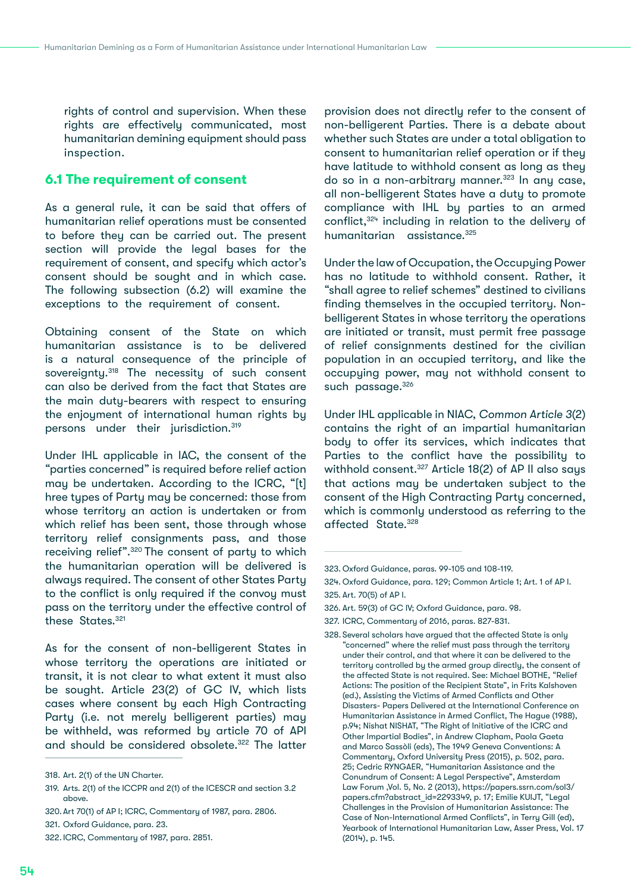rights of control and supervision. When these rights are effectively communicated, most humanitarian demining equipment should pass inspection.

## 6.1 The requirement of consent

As a general rule, it can be said that offers of humanitarian relief operations must be consented to before they can be carried out. The present section will provide the legal bases for the requirement of consent, and specify which actor's consent should be sought and in which case. The following subsection (6.2) will examine the exceptions to the requirement of consent.

Obtaining consent of the State on which humanitarian assistance is to be delivered is a natural consequence of the principle of sovereignty.[318] The necessity of such consent can also be derived from the fact that States are the main duty-bearers with respect to ensuring the enjoyment of international human rights by persons under their jurisdiction.[319]

Under IHL applicable in IAC, the consent of the "parties concerned" is required before relief action may be undertaken. According to the ICRC, "[t]hree types of Party may be concerned: those from whose territory an action is undertaken or from which relief has been sent, those through whose territory relief consignments pass, and those receiving relief".[320] The consent of party to which the humanitarian operation will be delivered is always required. The consent of other States Party to the conflict is only required if the convoy must pass on the territory under the effective control of these States.[321]

As for the consent of non-belligerent States in whose territory the operations are initiated or transit, it is not clear to what extent it must also be sought. Article 23(2) of GC IV, which lists cases where consent by each High Contracting Party (i.e. not merely belligerent parties) may be withheld, was reformed by article 70 of API and should be considered obsolete.[322] The latter provision does not directly refer to the consent of non-belligerent Parties. There is a debate about whether such States are under a total obligation to consent to humanitarian relief operation or if they have latitude to withhold consent as long as they do so in a non-arbitrary manner.[323] In any case, all non-belligerent States have a duty to promote compliance with IHL by parties to an armed conflict,[324] including in relation to the delivery of humanitarian assistance.[325]

Under the law of Occupation, the Occupying Power has no latitude to withhold consent. Rather, it "shall agree to relief schemes" destined to civilians finding themselves in the occupied territory. Non-belligerent States in whose territory the operations are initiated or transit, must permit free passage of relief consignments destined for the civilian population in an occupied territory, and like the occupying power, may not withhold consent to such passage.[326]

Under IHL applicable in NIAC, *Common Article 3*(2) contains the right of an impartial humanitarian body to offer its services, which indicates that Parties to the conflict have the possibility to withhold consent.[327] Article 18(2) of AP II also says that actions may be undertaken subject to the consent of the High Contracting Party concerned, which is commonly understood as referring to the affected State.[328]

---

318. Art. 2(1) of the UN Charter.

319. Arts. 2(1) of the ICCPR and 2(1) of the ICESCR and section 3.2 above.

320. Art 70(1) of AP I; ICRC, Commentary of 1987, para. 2806.

321. Oxford Guidance, para. 23.

322. ICRC, Commentary of 1987, para. 2851.

323. Oxford Guidance, paras. 99-105 and 108-119.

324. Oxford Guidance, para. 129; Common Article 1; Art. 1 of AP I.

325. Art. 70(5) of AP I.

326. Art. 59(3) of GC IV; Oxford Guidance, para. 98.

327. ICRC, Commentary of 2016, paras. 827-831.

328. Several scholars have argued that the affected State is only "concerned" where the relief must pass through the territory under their control, and that where it can be delivered to the territory controlled by the armed group directly, the consent of the affected State is not required. See: Michael BOTHE, "Relief Actions: The position of the Recipient State", in Frits Kalshoven (ed.), Assisting the Victims of Armed Conflicts and Other Disasters- Papers Delivered at the International Conference on Humanitarian Assistance in Armed Conflict, The Hague (1988), p.94; Nishat NISHAT, "The Right of Initiative of the ICRC and Other Impartial Bodies", in Andrew Clapham, Paola Gaeta and Marco Sassòli (eds), The 1949 Geneva Conventions: A Commentary, Oxford University Press (2015), p. 502, para. 25; Cedric RYNGAER, "Humanitarian Assistance and the Conundrum of Consent: A Legal Perspective", Amsterdam Law Forum ,Vol. 5, No. 2 (2013), https://papers.ssrn.com/sol3/papers.cfm?abstract_id=2293349, p. 17; Emilie KUIJT, "Legal Challenges in the Provision of Humanitarian Assistance: The Case of Non-International Armed Conflicts", in Terry Gill (ed), Yearbook of International Humanitarian Law, Asser Press, Vol. 17 (2014), p. 145.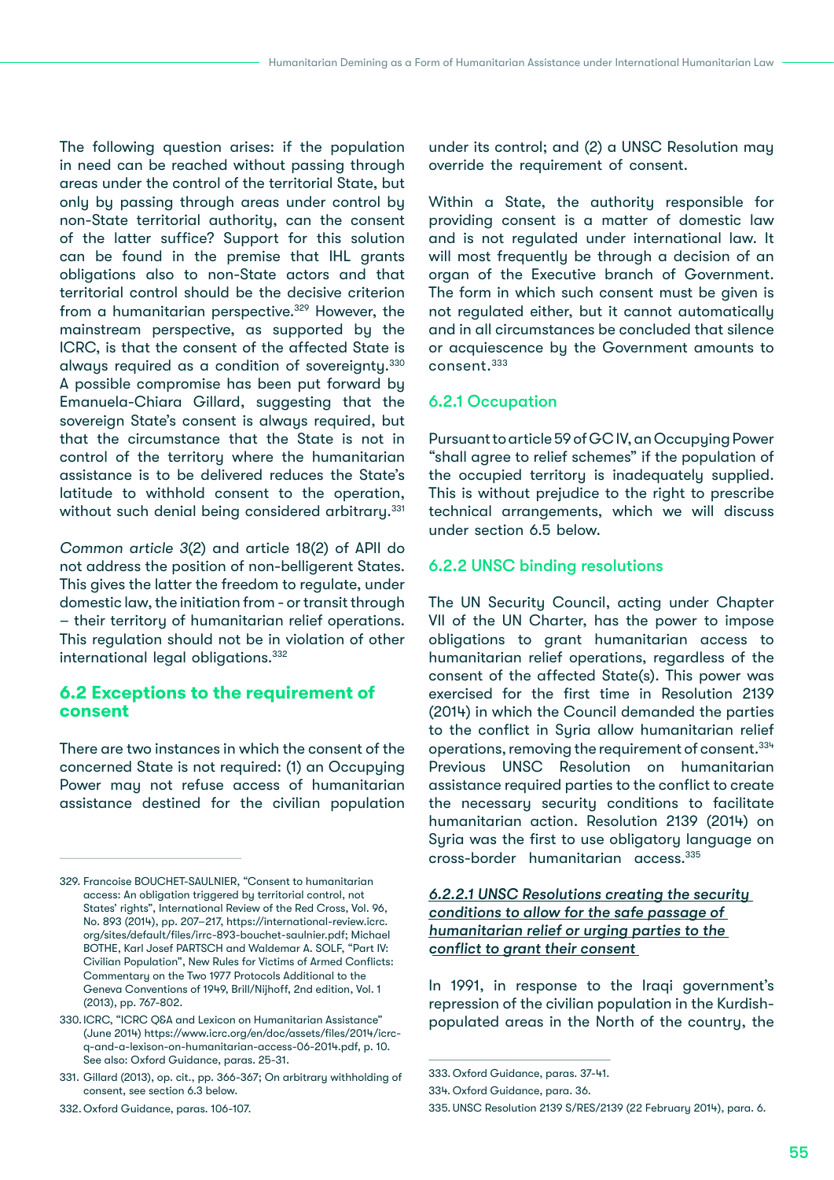The following question arises: if the population in need can be reached without passing through areas under the control of the territorial State, but only by passing through areas under control by non-State territorial authority, can the consent of the latter suffice? Support for this solution can be found in the premise that IHL grants obligations also to non-State actors and that territorial control should be the decisive criterion from a humanitarian perspective.[329] However, the mainstream perspective, as supported by the ICRC, is that the consent of the affected State is always required as a condition of sovereignty.[330] A possible compromise has been put forward by Emanuela-Chiara Gillard, suggesting that the sovereign State's consent is always required, but that the circumstance that the State is not in control of the territory where the humanitarian assistance is to be delivered reduces the State's latitude to withhold consent to the operation, without such denial being considered arbitrary.[331]

*Common article 3*(2) and article 18(2) of APII do not address the position of non-belligerent States. This gives the latter the freedom to regulate, under domestic law, the initiation from - or transit through – their territory of humanitarian relief operations. This regulation should not be in violation of other international legal obligations.[332]

## 6.2 Exceptions to the requirement of consent

There are two instances in which the consent of the concerned State is not required: (1) an Occupying Power may not refuse access of humanitarian assistance destined for the civilian population under its control; and (2) a UNSC Resolution may override the requirement of consent.

Within a State, the authority responsible for providing consent is a matter of domestic law and is not regulated under international law. It will most frequently be through a decision of an organ of the Executive branch of Government. The form in which such consent must be given is not regulated either, but it cannot automatically and in all circumstances be concluded that silence or acquiescence by the Government amounts to consent.[333]

### 6.2.1 Occupation

Pursuant to article 59 of GC IV, an Occupying Power "shall agree to relief schemes" if the population of the occupied territory is inadequately supplied. This is without prejudice to the right to prescribe technical arrangements, which we will discuss under section 6.5 below.

### 6.2.2 UNSC binding resolutions

The UN Security Council, acting under Chapter VII of the UN Charter, has the power to impose obligations to grant humanitarian access to humanitarian relief operations, regardless of the consent of the affected State(s). This power was exercised for the first time in Resolution 2139 (2014) in which the Council demanded the parties to the conflict in Syria allow humanitarian relief operations, removing the requirement of consent.[334] Previous UNSC Resolution on humanitarian assistance required parties to the conflict to create the necessary security conditions to facilitate humanitarian action. Resolution 2139 (2014) on Syria was the first to use obligatory language on cross-border humanitarian access.[335]

#### *6.2.2.1 UNSC Resolutions creating the security conditions to allow for the safe passage of humanitarian relief or urging parties to the conflict to grant their consent*

In 1991, in response to the Iraqi government's repression of the civilian population in the Kurdish-populated areas in the North of the country, the

---

329. Francoise BOUCHET-SAULNIER, "Consent to humanitarian access: An obligation triggered by territorial control, not States' rights", International Review of the Red Cross, Vol. 96, No. 893 (2014), pp. 207–217, https://international-review.icrc.org/sites/default/files/irrc-893-bouchet-saulnier.pdf; Michael BOTHE, Karl Josef PARTSCH and Waldemar A. SOLF, "Part IV: Civilian Population", New Rules for Victims of Armed Conflicts: Commentary on the Two 1977 Protocols Additional to the Geneva Conventions of 1949, Brill/Nijhoff, 2nd edition, Vol. 1 (2013), pp. 767-802.

330. ICRC, "ICRC Q&A and Lexicon on Humanitarian Assistance" (June 2014) https://www.icrc.org/en/doc/assets/files/2014/icrc-q-and-a-lexison-on-humanitarian-access-06-2014.pdf, p. 10. See also: Oxford Guidance, paras. 25-31.

331. Gillard (2013), op. cit., pp. 366-367; On arbitrary withholding of consent, see section 6.3 below.

332. Oxford Guidance, paras. 106-107.

333. Oxford Guidance, paras. 37-41.

334. Oxford Guidance, para. 36.

335. UNSC Resolution 2139 S/RES/2139 (22 February 2014), para. 6.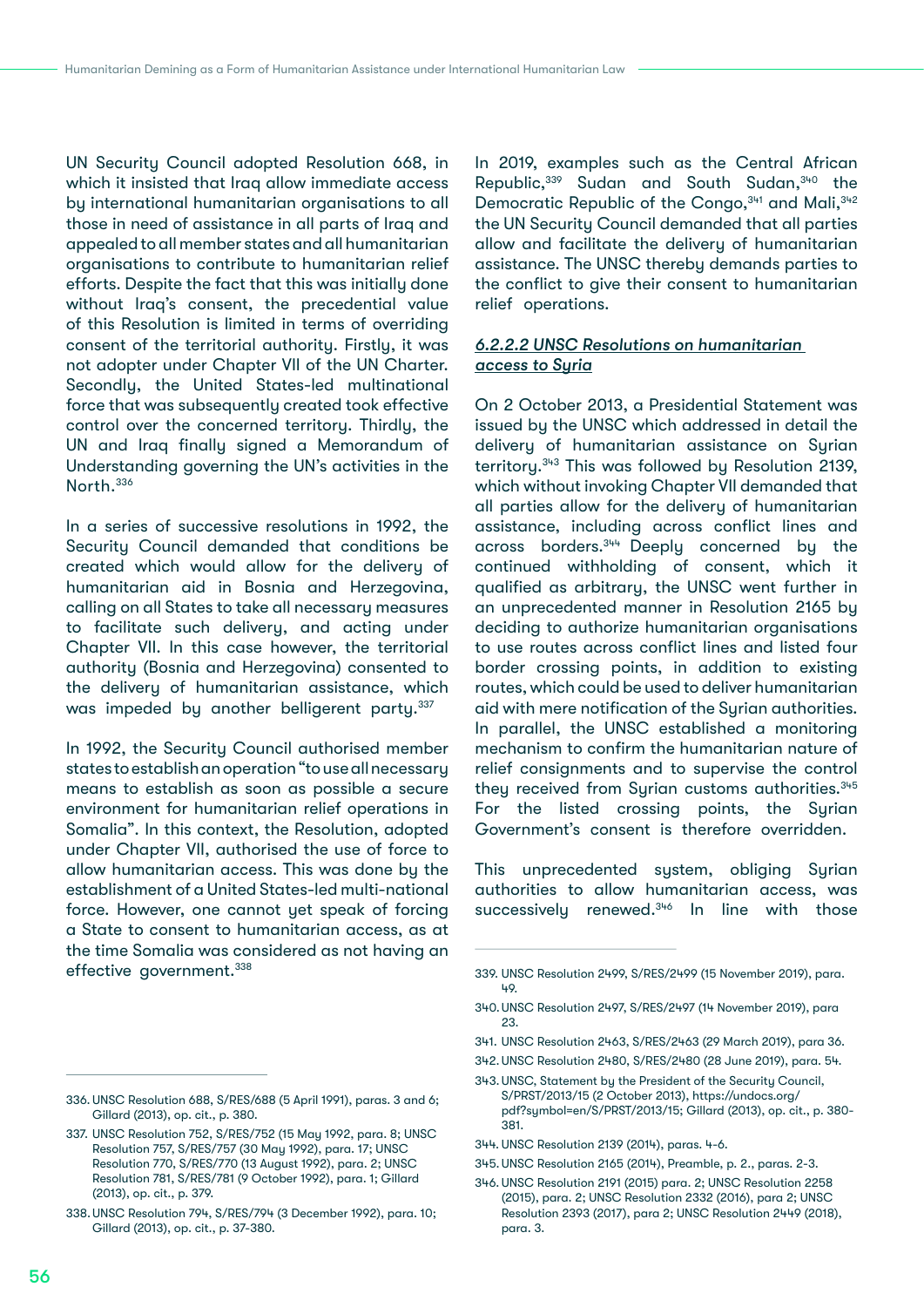UN Security Council adopted Resolution 668, in which it insisted that Iraq allow immediate access by international humanitarian organisations to all those in need of assistance in all parts of Iraq and appealed to all member states and all humanitarian organisations to contribute to humanitarian relief efforts. Despite the fact that this was initially done without Iraq's consent, the precedential value of this Resolution is limited in terms of overriding consent of the territorial authority. Firstly, it was not adopter under Chapter VII of the UN Charter. Secondly, the United States-led multinational force that was subsequently created took effective control over the concerned territory. Thirdly, the UN and Iraq finally signed a Memorandum of Understanding governing the UN's activities in the North.[336]

In a series of successive resolutions in 1992, the Security Council demanded that conditions be created which would allow for the delivery of humanitarian aid in Bosnia and Herzegovina, calling on all States to take all necessary measures to facilitate such delivery, and acting under Chapter VII. In this case however, the territorial authority (Bosnia and Herzegovina) consented to the delivery of humanitarian assistance, which was impeded by another belligerent party.[337]

In 1992, the Security Council authorised member states to establish an operation "to use all necessary means to establish as soon as possible a secure environment for humanitarian relief operations in Somalia". In this context, the Resolution, adopted under Chapter VII, authorised the use of force to allow humanitarian access. This was done by the establishment of a United States-led multi-national force. However, one cannot yet speak of forcing a State to consent to humanitarian access, as at the time Somalia was considered as not having an effective government.[338]

In 2019, examples such as the Central African Republic,[339] Sudan and South Sudan,[340] the Democratic Republic of the Congo,[341] and Mali,[342] the UN Security Council demanded that all parties allow and facilitate the delivery of humanitarian assistance. The UNSC thereby demands parties to the conflict to give their consent to humanitarian relief operations.

#### *6.2.2.2 UNSC Resolutions on humanitarian access to Syria*

On 2 October 2013, a Presidential Statement was issued by the UNSC which addressed in detail the delivery of humanitarian assistance on Syrian territory.[343] This was followed by Resolution 2139, which without invoking Chapter VII demanded that all parties allow for the delivery of humanitarian assistance, including across conflict lines and across borders.[344] Deeply concerned by the continued withholding of consent, which it qualified as arbitrary, the UNSC went further in an unprecedented manner in Resolution 2165 by deciding to authorize humanitarian organisations to use routes across conflict lines and listed four border crossing points, in addition to existing routes, which could be used to deliver humanitarian aid with mere notification of the Syrian authorities. In parallel, the UNSC established a monitoring mechanism to confirm the humanitarian nature of relief consignments and to supervise the control they received from Syrian customs authorities.[345] For the listed crossing points, the Syrian Government's consent is therefore overridden.

This unprecedented system, obliging Syrian authorities to allow humanitarian access, was successively renewed.[346] In line with those

---

336. UNSC Resolution 688, S/RES/688 (5 April 1991), paras. 3 and 6; Gillard (2013), op. cit., p. 380.

337. UNSC Resolution 752, S/RES/752 (15 May 1992), para. 8; UNSC Resolution 757, S/RES/757 (30 May 1992), para. 17; UNSC Resolution 770, S/RES/770 (13 August 1992), para. 2; UNSC Resolution 781, S/RES/781 (9 October 1992), para. 1; Gillard (2013), op. cit., p. 379.

338. UNSC Resolution 794, S/RES/794 (3 December 1992), para. 10; Gillard (2013), op. cit., p. 37-380.

339. UNSC Resolution 2499, S/RES/2499 (15 November 2019), para. 49.

340. UNSC Resolution 2497, S/RES/2497 (14 November 2019), para 23.

341. UNSC Resolution 2463, S/RES/2463 (29 March 2019), para 36.

342. UNSC Resolution 2480, S/RES/2480 (28 June 2019), para. 54.

343. UNSC, Statement by the President of the Security Council, S/PRST/2013/15 (2 October 2013), https://undocs.org/pdf?symbol=en/S/PRST/2013/15; Gillard (2013), op. cit., p. 380-381.

344. UNSC Resolution 2139 (2014), paras. 4-6.

345. UNSC Resolution 2165 (2014), Preamble, p. 2., paras. 2-3.

346. UNSC Resolution 2191 (2015) para. 2; UNSC Resolution 2258 (2015), para. 2; UNSC Resolution 2332 (2016), para 2; UNSC Resolution 2393 (2017), para 2; UNSC Resolution 2449 (2018), para. 3.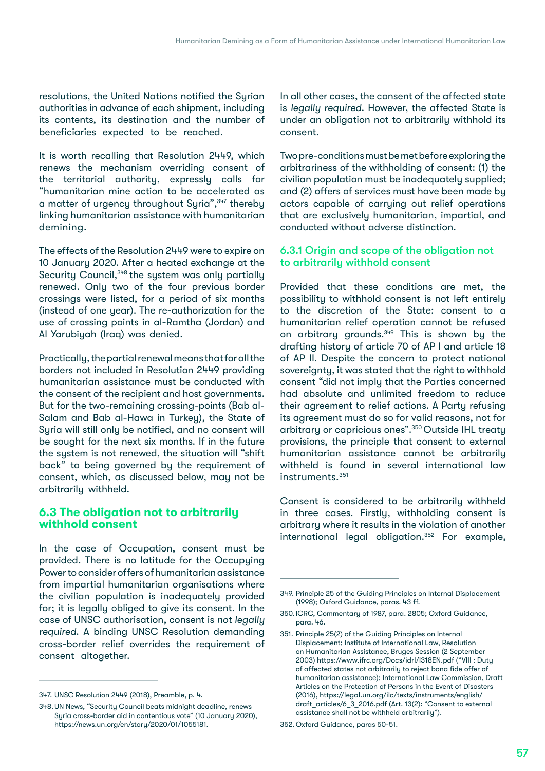resolutions, the United Nations notified the Syrian authorities in advance of each shipment, including its contents, its destination and the number of beneficiaries expected to be reached.

It is worth recalling that Resolution 2449, which renews the mechanism overriding consent of the territorial authority, expressly calls for "humanitarian mine action to be accelerated as a matter of urgency throughout Syria",[347] thereby linking humanitarian assistance with humanitarian demining.

The effects of the Resolution 2449 were to expire on 10 January 2020. After a heated exchange at the Security Council,[348] the system was only partially renewed. Only two of the four previous border crossings were listed, for a period of six months (instead of one year). The re-authorization for the use of crossing points in al-Ramtha (Jordan) and Al Yarubiyah (Iraq) was denied.

Practically, the partial renewal means that for all the borders not included in Resolution 2449 providing humanitarian assistance must be conducted with the consent of the recipient and host governments. But for the two-remaining crossing-points (Bab al-Salam and Bab al-Hawa in Turkey), the State of Syria will still only be notified, and no consent will be sought for the next six months. If in the future the system is not renewed, the situation will "shift back" to being governed by the requirement of consent, which, as discussed below, may not be arbitrarily withheld.

## 6.3 The obligation not to arbitrarily withhold consent

In the case of Occupation, consent must be provided. There is no latitude for the Occupying Power to consider offers of humanitarian assistance from impartial humanitarian organisations where the civilian population is inadequately provided for; it is legally obliged to give its consent. In the case of UNSC authorisation, consent is *not legally required*. A binding UNSC Resolution demanding cross-border relief overrides the requirement of consent altogether.

In all other cases, the consent of the affected state is *legally required*. However, the affected State is under an obligation not to arbitrarily withhold its consent.

Two pre-conditions must be met before exploring the arbitrariness of the withholding of consent: (1) the civilian population must be inadequately supplied; and (2) offers of services must have been made by actors capable of carrying out relief operations that are exclusively humanitarian, impartial, and conducted without adverse distinction.

### 6.3.1 Origin and scope of the obligation not to arbitrarily withhold consent

Provided that these conditions are met, the possibility to withhold consent is not left entirely to the discretion of the State: consent to a humanitarian relief operation cannot be refused on arbitrary grounds.[349] This is shown by the drafting history of article 70 of AP I and article 18 of AP II. Despite the concern to protect national sovereignty, it was stated that the right to withhold consent "did not imply that the Parties concerned had absolute and unlimited freedom to reduce their agreement to relief actions. A Party refusing its agreement must do so for valid reasons, not for arbitrary or capricious ones".[350] Outside IHL treaty provisions, the principle that consent to external humanitarian assistance cannot be arbitrarily withheld is found in several international law instruments.[351]

Consent is considered to be arbitrarily withheld in three cases. Firstly, withholding consent is arbitrary where it results in the violation of another international legal obligation.[352] For example,

347. UNSC Resolution 2449 (2018), Preamble, p. 4.

348. UN News, "Security Council beats midnight deadline, renews Syria cross-border aid in contentious vote" (10 January 2020), https://news.un.org/en/story/2020/01/1055181.

349. Principle 25 of the Guiding Principles on Internal Displacement (1998); Oxford Guidance, paras. 43 ff.

350. ICRC, Commentary of 1987, para. 2805; Oxford Guidance, para. 46.

351. Principle 25(2) of the Guiding Principles on Internal Displacement; Institute of International Law, Resolution on Humanitarian Assistance, Bruges Session (2 September 2003) https://www.ifrc.org/Docs/idrl/I318EN.pdf ("VIII : Duty of affected states not arbitrarily to reject bona fide offer of humanitarian assistance); International Law Commission, Draft Articles on the Protection of Persons in the Event of Disasters (2016), https://legal.un.org/ilc/texts/instruments/english/draft_articles/6_3_2016.pdf (Art. 13(2): "Consent to external assistance shall not be withheld arbitrarily").

352. Oxford Guidance, paras 50-51.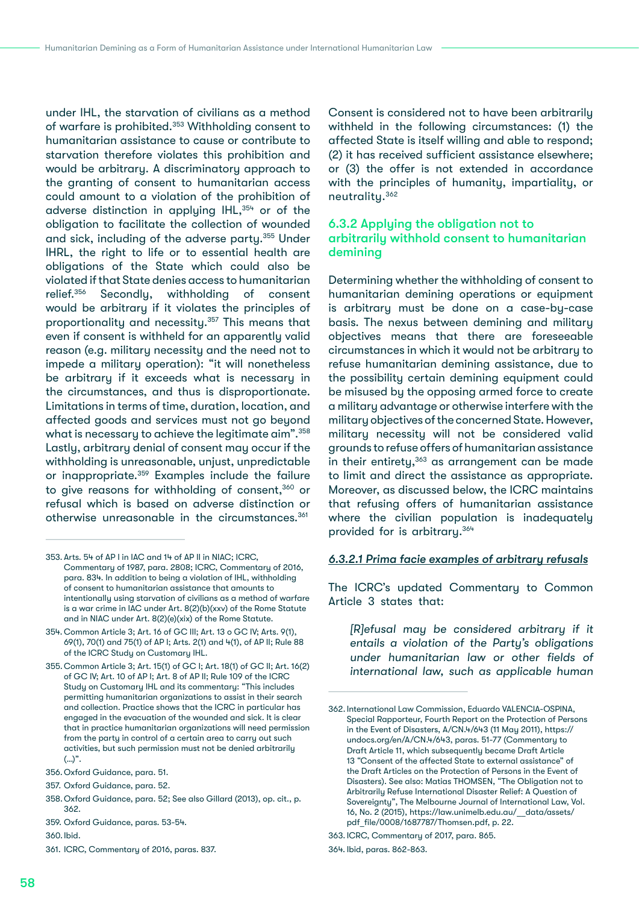under IHL, the starvation of civilians as a method of warfare is prohibited.[353] Withholding consent to humanitarian assistance to cause or contribute to starvation therefore violates this prohibition and would be arbitrary. A discriminatory approach to the granting of consent to humanitarian access could amount to a violation of the prohibition of adverse distinction in applying IHL,[354] or of the obligation to facilitate the collection of wounded and sick, including of the adverse party.[355] Under IHRL, the right to life or to essential health are obligations of the State which could also be violated if that State denies access to humanitarian relief.[356] Secondly, withholding of consent would be arbitrary if it violates the principles of proportionality and necessity.[357] This means that even if consent is withheld for an apparently valid reason (e.g. military necessity and the need not to impede a military operation): "it will nonetheless be arbitrary if it exceeds what is necessary in the circumstances, and thus is disproportionate. Limitations in terms of time, duration, location, and affected goods and services must not go beyond what is necessary to achieve the legitimate aim".[358] Lastly, arbitrary denial of consent may occur if the withholding is unreasonable, unjust, unpredictable or inappropriate.[359] Examples include the failure to give reasons for withholding of consent,[360] or refusal which is based on adverse distinction or otherwise unreasonable in the circumstances.[361]

Consent is considered not to have been arbitrarily withheld in the following circumstances: (1) the affected State is itself willing and able to respond; (2) it has received sufficient assistance elsewhere; or (3) the offer is not extended in accordance with the principles of humanity, impartiality, or neutrality.[362]

### 6.3.2 Applying the obligation not to arbitrarily withhold consent to humanitarian demining

Determining whether the withholding of consent to humanitarian demining operations or equipment is arbitrary must be done on a case-by-case basis. The nexus between demining and military objectives means that there are foreseeable circumstances in which it would not be arbitrary to refuse humanitarian demining assistance, due to the possibility certain demining equipment could be misused by the opposing armed force to create a military advantage or otherwise interfere with the military objectives of the concerned State. However, military necessity will not be considered valid grounds to refuse offers of humanitarian assistance in their entirety,[363] as arrangement can be made to limit and direct the assistance as appropriate. Moreover, as discussed below, the ICRC maintains that refusing offers of humanitarian assistance where the civilian population is inadequately provided for is arbitrary.[364]

#### *6.3.2.1 Prima facie examples of arbitrary refusals*

The ICRC's updated Commentary to Common Article 3 states that:

> *[R]efusal may be considered arbitrary if it entails a violation of the Party's obligations under humanitarian law or other fields of international law, such as applicable human*

---

353. Arts. 54 of AP I in IAC and 14 of AP II in NIAC; ICRC, Commentary of 1987, para. 2808; ICRC, Commentary of 2016, para. 834. In addition to being a violation of IHL, withholding of consent to humanitarian assistance that amounts to intentionally using starvation of civilians as a method of warfare is a war crime in IAC under Art. 8(2)(b)(xxv) of the Rome Statute and in NIAC under Art. 8(2)(e)(xix) of the Rome Statute.

354. Common Article 3; Art. 16 of GC III; Art. 13 o GC IV; Arts. 9(1), 69(1), 70(1) and 75(1) of AP I; Arts. 2(1) and 4(1), of AP II; Rule 88 of the ICRC Study on Customary IHL.

355. Common Article 3; Art. 15(1) of GC I; Art. 18(1) of GC II; Art. 16(2) of GC IV; Art. 10 of AP I; Art. 8 of AP II; Rule 109 of the ICRC Study on Customary IHL and its commentary: "This includes permitting humanitarian organizations to assist in their search and collection. Practice shows that the ICRC in particular has engaged in the evacuation of the wounded and sick. It is clear that in practice humanitarian organizations will need permission from the party in control of a certain area to carry out such activities, but such permission must not be denied arbitrarily (…)".

356. Oxford Guidance, para. 51.

357. Oxford Guidance, para. 52.

358. Oxford Guidance, para. 52; See also Gillard (2013), op. cit., p. 362.

359. Oxford Guidance, paras. 53-54.

360. Ibid.

361. ICRC, Commentary of 2016, paras. 837.

362. International Law Commission, Eduardo VALENCIA-OSPINA, Special Rapporteur, Fourth Report on the Protection of Persons in the Event of Disasters, A/CN.4/643 (11 May 2011), https://undocs.org/en/A/CN.4/643, paras. 51-77 (Commentary to Draft Article 11, which subsequently became Draft Article 13 "Consent of the affected State to external assistance" of the Draft Articles on the Protection of Persons in the Event of Disasters). See also: Matias THOMSEN, "The Obligation not to Arbitrarily Refuse International Disaster Relief: A Question of Sovereignty", The Melbourne Journal of International Law, Vol. 16, No. 2 (2015), https://law.unimelb.edu.au/__data/assets/pdf_file/0008/1687787/Thomsen.pdf, p. 22.

363. ICRC, Commentary of 2017, para. 865.

364. Ibid, paras. 862-863.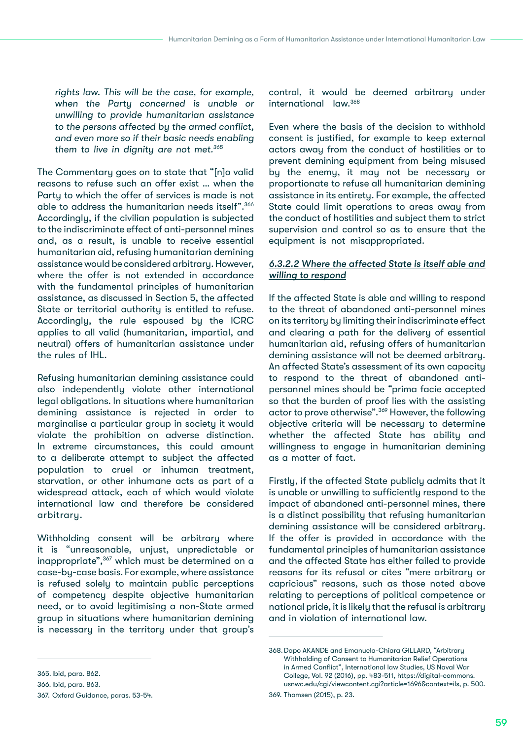*rights law. This will be the case, for example, when the Party concerned is unable or unwilling to provide humanitarian assistance to the persons affected by the armed conflict, and even more so if their basic needs enabling them to live in dignity are not met.*[365]

The Commentary goes on to state that "[n]o valid reasons to refuse such an offer exist … when the Party to which the offer of services is made is not able to address the humanitarian needs itself".[366] Accordingly, if the civilian population is subjected to the indiscriminate effect of anti-personnel mines and, as a result, is unable to receive essential humanitarian aid, refusing humanitarian demining assistance would be considered arbitrary. However, where the offer is not extended in accordance with the fundamental principles of humanitarian assistance, as discussed in Section 5, the affected State or territorial authority is entitled to refuse. Accordingly, the rule espoused by the ICRC applies to all valid (humanitarian, impartial, and neutral) offers of humanitarian assistance under the rules of IHL.

Refusing humanitarian demining assistance could also independently violate other international legal obligations. In situations where humanitarian demining assistance is rejected in order to marginalise a particular group in society it would violate the prohibition on adverse distinction. In extreme circumstances, this could amount to a deliberate attempt to subject the affected population to cruel or inhuman treatment, starvation, or other inhumane acts as part of a widespread attack, each of which would violate international law and therefore be considered arbitrary.

Withholding consent will be arbitrary where it is "unreasonable, unjust, unpredictable or inappropriate",[367] which must be determined on a case-by-case basis. For example, where assistance is refused solely to maintain public perceptions of competency despite objective humanitarian need, or to avoid legitimising a non-State armed group in situations where humanitarian demining is necessary in the territory under that group's control, it would be deemed arbitrary under international law.[368]

Even where the basis of the decision to withhold consent is justified, for example to keep external actors away from the conduct of hostilities or to prevent demining equipment from being misused by the enemy, it may not be necessary or proportionate to refuse all humanitarian demining assistance in its entirety. For example, the affected State could limit operations to areas away from the conduct of hostilities and subject them to strict supervision and control so as to ensure that the equipment is not misappropriated.

#### *6.3.2.2 Where the affected State is itself able and willing to respond*

If the affected State is able and willing to respond to the threat of abandoned anti-personnel mines on its territory by limiting their indiscriminate effect and clearing a path for the delivery of essential humanitarian aid, refusing offers of humanitarian demining assistance will not be deemed arbitrary. An affected State's assessment of its own capacity to respond to the threat of abandoned anti-personnel mines should be "prima facie accepted so that the burden of proof lies with the assisting actor to prove otherwise".[369] However, the following objective criteria will be necessary to determine whether the affected State has ability and willingness to engage in humanitarian demining as a matter of fact.

Firstly, if the affected State publicly admits that it is unable or unwilling to sufficiently respond to the impact of abandoned anti-personnel mines, there is a distinct possibility that refusing humanitarian demining assistance will be considered arbitrary. If the offer is provided in accordance with the fundamental principles of humanitarian assistance and the affected State has either failed to provide reasons for its refusal or cites "mere arbitrary or capricious" reasons, such as those noted above relating to perceptions of political competence or national pride, it is likely that the refusal is arbitrary and in violation of international law.

---

365. Ibid, para. 862.

366. Ibid, para. 863.

367. Oxford Guidance, paras. 53-54.

368. Dapo AKANDE and Emanuela-Chiara GILLARD, "Arbitrary Withholding of Consent to Humanitarian Relief Operations in Armed Conflict", International law Studies, US Naval War College, Vol. 92 (2016), pp. 483-511, https://digital-commons.usnwc.edu/cgi/viewcontent.cgi?article=1696&context=ils, p. 500.

369. Thomsen (2015), p. 23.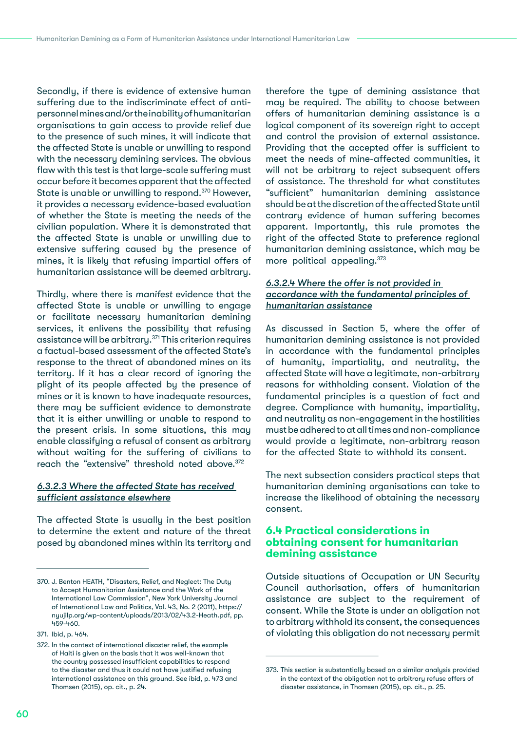Secondly, if there is evidence of extensive human suffering due to the indiscriminate effect of anti-personnel mines and/or the inability of humanitarian organisations to gain access to provide relief due to the presence of such mines, it will indicate that the affected State is unable or unwilling to respond with the necessary demining services. The obvious flaw with this test is that large-scale suffering must occur before it becomes apparent that the affected State is unable or unwilling to respond.[370] However, it provides a necessary evidence-based evaluation of whether the State is meeting the needs of the civilian population. Where it is demonstrated that the affected State is unable or unwilling due to extensive suffering caused by the presence of mines, it is likely that refusing impartial offers of humanitarian assistance will be deemed arbitrary.

Thirdly, where there is *manifest* evidence that the affected State is unable or unwilling to engage or facilitate necessary humanitarian demining services, it enlivens the possibility that refusing assistance will be arbitrary.[371] This criterion requires a factual-based assessment of the affected State's response to the threat of abandoned mines on its territory. If it has a clear record of ignoring the plight of its people affected by the presence of mines or it is known to have inadequate resources, there may be sufficient evidence to demonstrate that it is either unwilling or unable to respond to the present crisis. In some situations, this may enable classifying a refusal of consent as arbitrary without waiting for the suffering of civilians to reach the "extensive" threshold noted above.[372]

#### *6.3.2.3 Where the affected State has received sufficient assistance elsewhere*

The affected State is usually in the best position to determine the extent and nature of the threat posed by abandoned mines within its territory and therefore the type of demining assistance that may be required. The ability to choose between offers of humanitarian demining assistance is a logical component of its sovereign right to accept and control the provision of external assistance. Providing that the accepted offer is sufficient to meet the needs of mine-affected communities, it will not be arbitrary to reject subsequent offers of assistance. The threshold for what constitutes "sufficient" humanitarian demining assistance should be at the discretion of the affected State until contrary evidence of human suffering becomes apparent. Importantly, this rule promotes the right of the affected State to preference regional humanitarian demining assistance, which may be more political appealing.[373]

#### *6.3.2.4 Where the offer is not provided in accordance with the fundamental principles of humanitarian assistance*

As discussed in Section 5, where the offer of humanitarian demining assistance is not provided in accordance with the fundamental principles of humanity, impartiality, and neutrality, the affected State will have a legitimate, non-arbitrary reasons for withholding consent. Violation of the fundamental principles is a question of fact and degree. Compliance with humanity, impartiality, and neutrality as non-engagement in the hostilities must be adhered to at all times and non-compliance would provide a legitimate, non-arbitrary reason for the affected State to withhold its consent.

The next subsection considers practical steps that humanitarian demining organisations can take to increase the likelihood of obtaining the necessary consent.

## 6.4 Practical considerations in obtaining consent for humanitarian demining assistance

Outside situations of Occupation or UN Security Council authorisation, offers of humanitarian assistance are subject to the requirement of consent. While the State is under an obligation not to arbitrary withhold its consent, the consequences of violating this obligation do not necessary permit

---

370. J. Benton HEATH, "Disasters, Relief, and Neglect: The Duty to Accept Humanitarian Assistance and the Work of the International Law Commission", New York University Journal of International Law and Politics, Vol. 43, No. 2 (2011), https://nyujilp.org/wp-content/uploads/2013/02/43.2-Heath.pdf, pp. 459-460.

371. Ibid, p. 464.

372. In the context of international disaster relief, the example of Haiti is given on the basis that it was well-known that the country possessed insufficient capabilities to respond to the disaster and thus it could not have justified refusing international assistance on this ground. See ibid, p. 473 and Thomsen (2015), op. cit., p. 24.

373. This section is substantially based on a similar analysis provided in the context of the obligation not to arbitrary refuse offers of disaster assistance, in Thomsen (2015), op. cit., p. 25.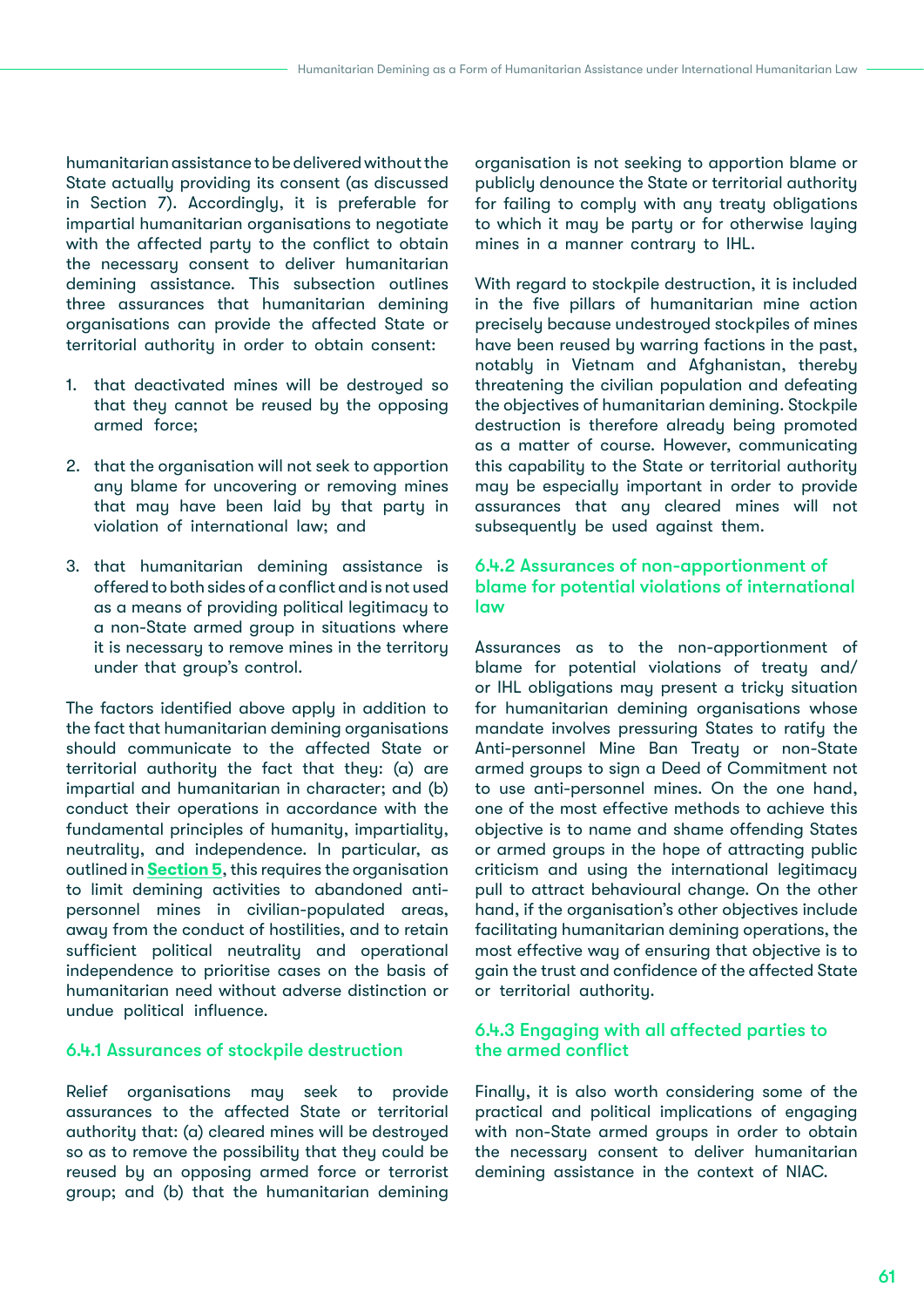humanitarian assistance to be delivered without the State actually providing its consent (as discussed in Section 7). Accordingly, it is preferable for impartial humanitarian organisations to negotiate with the affected party to the conflict to obtain the necessary consent to deliver humanitarian demining assistance. This subsection outlines three assurances that humanitarian demining organisations can provide the affected State or territorial authority in order to obtain consent:

1. that deactivated mines will be destroyed so that they cannot be reused by the opposing armed force;

2. that the organisation will not seek to apportion any blame for uncovering or removing mines that may have been laid by that party in violation of international law; and

3. that humanitarian demining assistance is offered to both sides of a conflict and is not used as a means of providing political legitimacy to a non-State armed group in situations where it is necessary to remove mines in the territory under that group's control.

The factors identified above apply in addition to the fact that humanitarian demining organisations should communicate to the affected State or territorial authority the fact that they: (a) are impartial and humanitarian in character; and (b) conduct their operations in accordance with the fundamental principles of humanity, impartiality, neutrality, and independence. In particular, as outlined in **Section 5**, this requires the organisation to limit demining activities to abandoned anti-personnel mines in civilian-populated areas, away from the conduct of hostilities, and to retain sufficient political neutrality and operational independence to prioritise cases on the basis of humanitarian need without adverse distinction or undue political influence.

### 6.4.1 Assurances of stockpile destruction

Relief organisations may seek to provide assurances to the affected State or territorial authority that: (a) cleared mines will be destroyed so as to remove the possibility that they could be reused by an opposing armed force or terrorist group; and (b) that the humanitarian demining organisation is not seeking to apportion blame or publicly denounce the State or territorial authority for failing to comply with any treaty obligations to which it may be party or for otherwise laying mines in a manner contrary to IHL.

With regard to stockpile destruction, it is included in the five pillars of humanitarian mine action precisely because undestroyed stockpiles of mines have been reused by warring factions in the past, notably in Vietnam and Afghanistan, thereby threatening the civilian population and defeating the objectives of humanitarian demining. Stockpile destruction is therefore already being promoted as a matter of course. However, communicating this capability to the State or territorial authority may be especially important in order to provide assurances that any cleared mines will not subsequently be used against them.

### 6.4.2 Assurances of non-apportionment of blame for potential violations of international law

Assurances as to the non-apportionment of blame for potential violations of treaty and/or IHL obligations may present a tricky situation for humanitarian demining organisations whose mandate involves pressuring States to ratify the Anti-personnel Mine Ban Treaty or non-State armed groups to sign a Deed of Commitment not to use anti-personnel mines. On the one hand, one of the most effective methods to achieve this objective is to name and shame offending States or armed groups in the hope of attracting public criticism and using the international legitimacy pull to attract behavioural change. On the other hand, if the organisation's other objectives include facilitating humanitarian demining operations, the most effective way of ensuring that objective is to gain the trust and confidence of the affected State or territorial authority.

### 6.4.3 Engaging with all affected parties to the armed conflict

Finally, it is also worth considering some of the practical and political implications of engaging with non-State armed groups in order to obtain the necessary consent to deliver humanitarian demining assistance in the context of NIAC.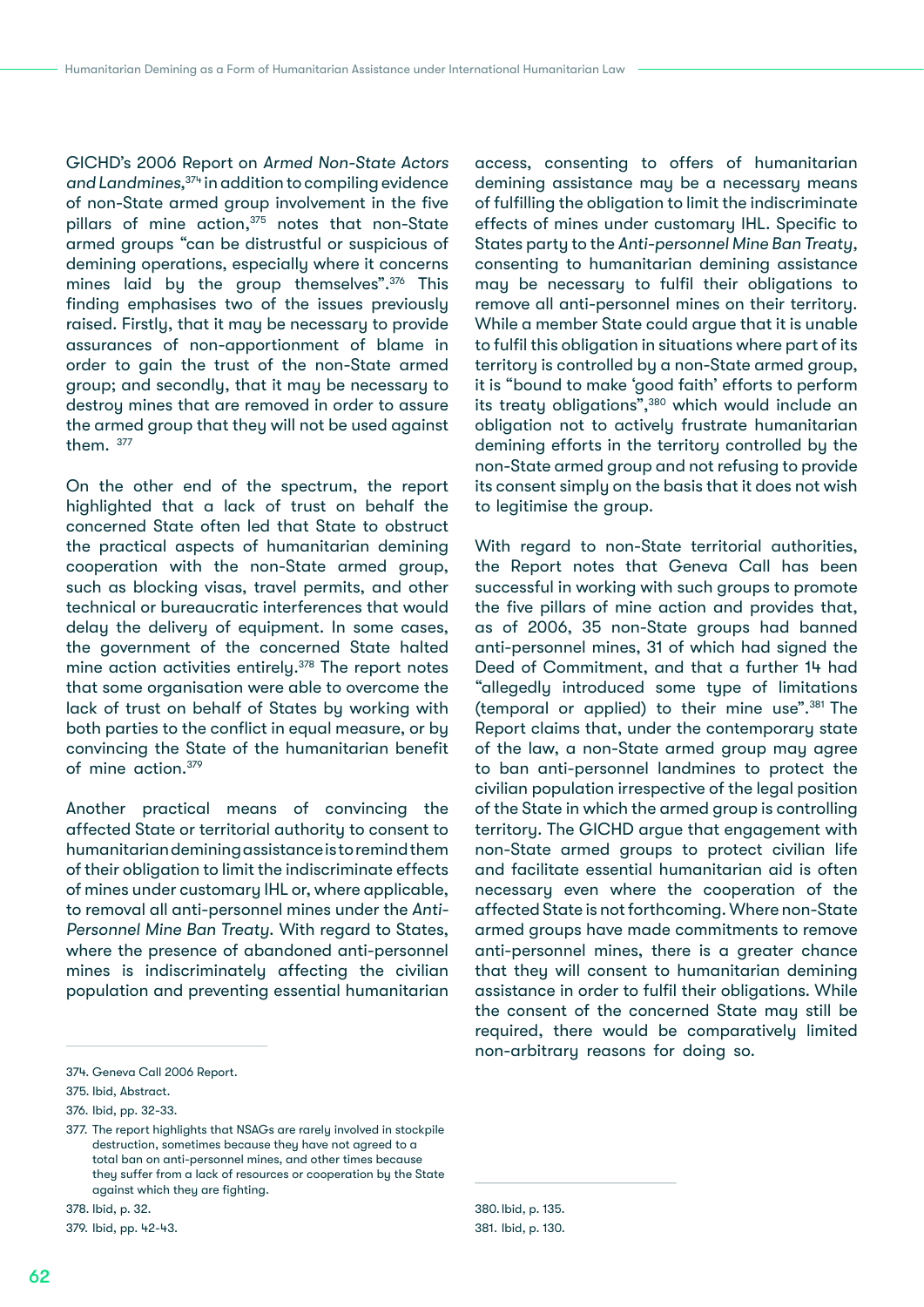GICHD's 2006 Report on *Armed Non-State Actors and Landmines*,[374] in addition to compiling evidence of non-State armed group involvement in the five pillars of mine action,[375] notes that non-State armed groups "can be distrustful or suspicious of demining operations, especially where it concerns mines laid by the group themselves".[376] This finding emphasises two of the issues previously raised. Firstly, that it may be necessary to provide assurances of non-apportionment of blame in order to gain the trust of the non-State armed group; and secondly, that it may be necessary to destroy mines that are removed in order to assure the armed group that they will not be used against them. [377]

On the other end of the spectrum, the report highlighted that a lack of trust on behalf the concerned State often led that State to obstruct the practical aspects of humanitarian demining cooperation with the non-State armed group, such as blocking visas, travel permits, and other technical or bureaucratic interferences that would delay the delivery of equipment. In some cases, the government of the concerned State halted mine action activities entirely.[378] The report notes that some organisation were able to overcome the lack of trust on behalf of States by working with both parties to the conflict in equal measure, or by convincing the State of the humanitarian benefit of mine action.[379]

Another practical means of convincing the affected State or territorial authority to consent to humanitarian demining assistance is to remind them of their obligation to limit the indiscriminate effects of mines under customary IHL or, where applicable, to removal all anti-personnel mines under the *Anti-Personnel Mine Ban Treaty*. With regard to States, where the presence of abandoned anti-personnel mines is indiscriminately affecting the civilian population and preventing essential humanitarian access, consenting to offers of humanitarian demining assistance may be a necessary means of fulfilling the obligation to limit the indiscriminate effects of mines under customary IHL. Specific to States party to the *Anti-personnel Mine Ban Treaty*, consenting to humanitarian demining assistance may be necessary to fulfil their obligations to remove all anti-personnel mines on their territory. While a member State could argue that it is unable to fulfil this obligation in situations where part of its territory is controlled by a non-State armed group, it is "bound to make 'good faith' efforts to perform its treaty obligations",[380] which would include an obligation not to actively frustrate humanitarian demining efforts in the territory controlled by the non-State armed group and not refusing to provide its consent simply on the basis that it does not wish to legitimise the group.

With regard to non-State territorial authorities, the Report notes that Geneva Call has been successful in working with such groups to promote the five pillars of mine action and provides that, as of 2006, 35 non-State groups had banned anti-personnel mines, 31 of which had signed the Deed of Commitment, and that a further 14 had "allegedly introduced some type of limitations (temporal or applied) to their mine use".[381] The Report claims that, under the contemporary state of the law, a non-State armed group may agree to ban anti-personnel landmines to protect the civilian population irrespective of the legal position of the State in which the armed group is controlling territory. The GICHD argue that engagement with non-State armed groups to protect civilian life and facilitate essential humanitarian aid is often necessary even where the cooperation of the affected State is not forthcoming. Where non-State armed groups have made commitments to remove anti-personnel mines, there is a greater chance that they will consent to humanitarian demining assistance in order to fulfil their obligations. While the consent of the concerned State may still be required, there would be comparatively limited non-arbitrary reasons for doing so.

374. Geneva Call 2006 Report.

375. Ibid, Abstract.

376. Ibid, pp. 32-33.

377. The report highlights that NSAGs are rarely involved in stockpile destruction, sometimes because they have not agreed to a total ban on anti-personnel mines, and other times because they suffer from a lack of resources or cooperation by the State against which they are fighting.

378. Ibid, p. 32.

379. Ibid, pp. 42-43.

380. Ibid, p. 135.

381. Ibid, p. 130.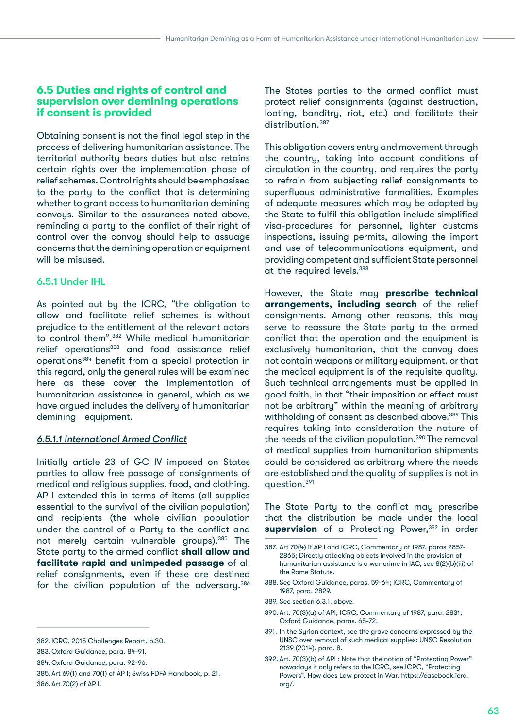## 6.5 Duties and rights of control and supervision over demining operations if consent is provided

Obtaining consent is not the final legal step in the process of delivering humanitarian assistance. The territorial authority bears duties but also retains certain rights over the implementation phase of relief schemes. Control rights should be emphasised to the party to the conflict that is determining whether to grant access to humanitarian demining convoys. Similar to the assurances noted above, reminding a party to the conflict of their right of control over the convoy should help to assuage concerns that the demining operation or equipment will be misused.

### 6.5.1 Under IHL

As pointed out by the ICRC, "the obligation to allow and facilitate relief schemes is without prejudice to the entitlement of the relevant actors to control them".[382] While medical humanitarian relief operations[383] and food assistance relief operations[384] benefit from a special protection in this regard, only the general rules will be examined here as these cover the implementation of humanitarian assistance in general, which as we have argued includes the delivery of humanitarian demining equipment.

#### *6.5.1.1 International Armed Conflict*

Initially article 23 of GC IV imposed on States parties to allow free passage of consignments of medical and religious supplies, food, and clothing. AP I extended this in terms of items (all supplies essential to the survival of the civilian population) and recipients (the whole civilian population under the control of a Party to the conflict and not merely certain vulnerable groups).[385] The State party to the armed conflict **shall allow and facilitate rapid and unimpeded passage** of all relief consignments, even if these are destined for the civilian population of the adversary.[386]

The States parties to the armed conflict must protect relief consignments (against destruction, looting, banditry, riot, etc.) and facilitate their distribution.[387]

This obligation covers entry and movement through the country, taking into account conditions of circulation in the country, and requires the party to refrain from subjecting relief consignments to superfluous administrative formalities. Examples of adequate measures which may be adopted by the State to fulfil this obligation include simplified visa-procedures for personnel, lighter customs inspections, issuing permits, allowing the import and use of telecommunications equipment, and providing competent and sufficient State personnel at the required levels.[388]

However, the State may **prescribe technical arrangements, including search** of the relief consignments. Among other reasons, this may serve to reassure the State party to the armed conflict that the operation and the equipment is exclusively humanitarian, that the convoy does not contain weapons or military equipment, or that the medical equipment is of the requisite quality. Such technical arrangements must be applied in good faith, in that "their imposition or effect must not be arbitrary" within the meaning of arbitrary withholding of consent as described above.[389] This requires taking into consideration the nature of the needs of the civilian population.[390] The removal of medical supplies from humanitarian shipments could be considered as arbitrary where the needs are established and the quality of supplies is not in question.[391]

The State Party to the conflict may prescribe that the distribution be made under the local **supervision** of a Protecting Power,[392] in order

382. ICRC, 2015 Challenges Report, p.30.

383. Oxford Guidance, para. 84-91.

384. Oxford Guidance, para. 92-96.

385. Art 69(1) and 70(1) of AP I; Swiss FDFA Handbook, p. 21.

386. Art 70(2) of AP I.

387. Art 70(4) if AP I and ICRC, Commentary of 1987, paras 2857-2865; Directly attacking objects involved in the provision of humanitarian assistance is a war crime in IAC, see 8(2)(b)(iii) of the Rome Statute.

388. See Oxford Guidance, paras. 59-64; ICRC, Commentary of 1987, para. 2829.

389. See section 6.3.1. above.

390. Art. 70(3)(a) of API; ICRC, Commentary of 1987, para. 2831; Oxford Guidance, paras. 65-72.

391. In the Syrian context, see the grave concerns expressed by the UNSC over removal of such medical supplies: UNSC Resolution 2139 (2014), para. 8.

392. Art. 70(3)(b) of API ; Note that the notion of "Protecting Power" nowadays it only refers to the ICRC, see ICRC, "Protecting Powers", How does Law protect in War, https://casebook.icrc.org/.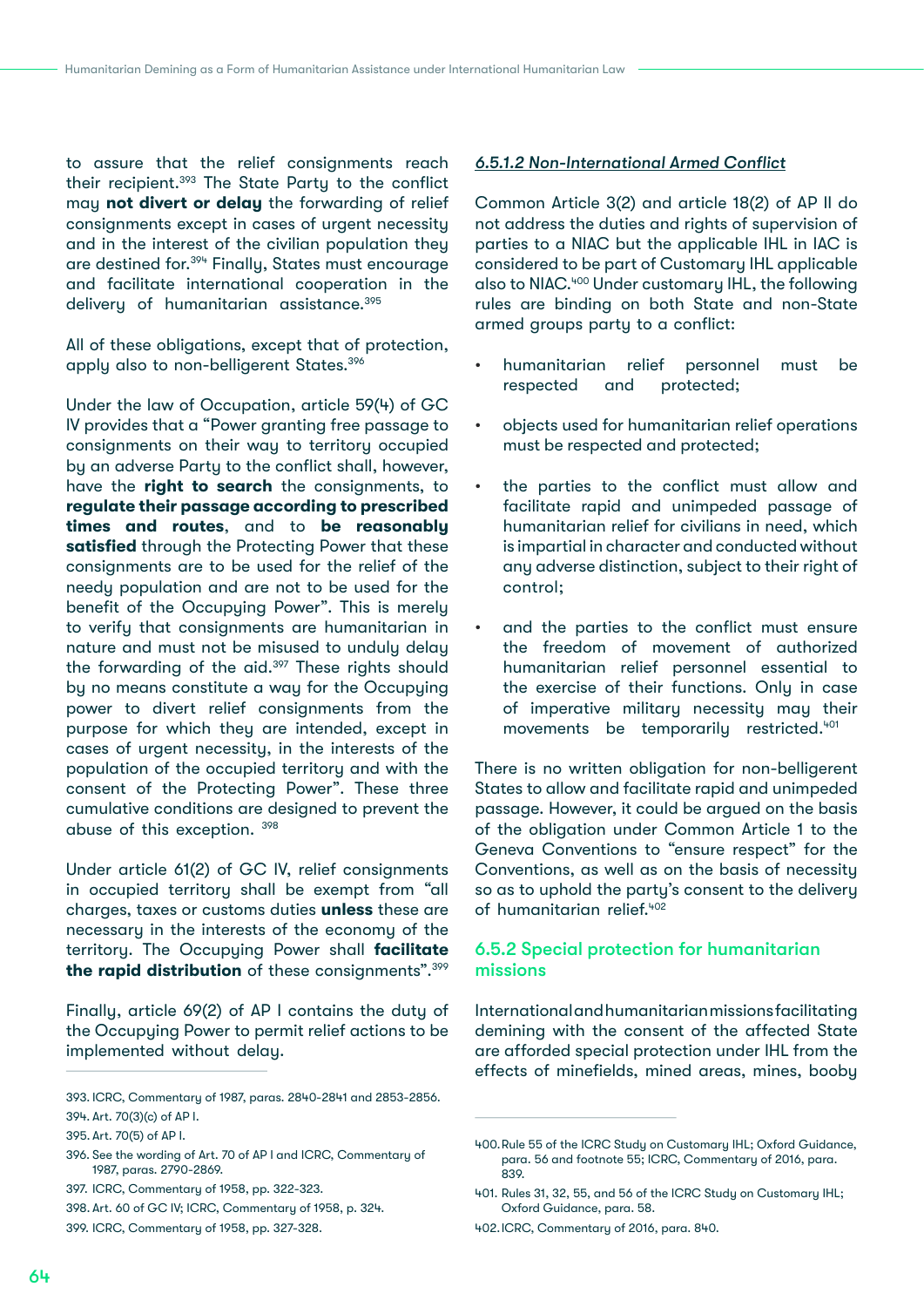to assure that the relief consignments reach their recipient.[393] The State Party to the conflict may **not divert or delay** the forwarding of relief consignments except in cases of urgent necessity and in the interest of the civilian population they are destined for.[394] Finally, States must encourage and facilitate international cooperation in the delivery of humanitarian assistance.[395]

All of these obligations, except that of protection, apply also to non-belligerent States.[396]

Under the law of Occupation, article 59(4) of GC IV provides that a "Power granting free passage to consignments on their way to territory occupied by an adverse Party to the conflict shall, however, have the **right to search** the consignments, to **regulate their passage according to prescribed times and routes**, and to **be reasonably satisfied** through the Protecting Power that these consignments are to be used for the relief of the needy population and are not to be used for the benefit of the Occupying Power". This is merely to verify that consignments are humanitarian in nature and must not be misused to unduly delay the forwarding of the aid.[397] These rights should by no means constitute a way for the Occupying power to divert relief consignments from the purpose for which they are intended, except in cases of urgent necessity, in the interests of the population of the occupied territory and with the consent of the Protecting Power". These three cumulative conditions are designed to prevent the abuse of this exception. [398]

Under article 61(2) of GC IV, relief consignments in occupied territory shall be exempt from "all charges, taxes or customs duties **unless** these are necessary in the interests of the economy of the territory. The Occupying Power shall **facilitate the rapid distribution** of these consignments".[399]

Finally, article 69(2) of AP I contains the duty of the Occupying Power to permit relief actions to be implemented without delay.

#### *6.5.1.2 Non-International Armed Conflict*

Common Article 3(2) and article 18(2) of AP II do not address the duties and rights of supervision of parties to a NIAC but the applicable IHL in IAC is considered to be part of Customary IHL applicable also to NIAC.[400] Under customary IHL, the following rules are binding on both State and non-State armed groups party to a conflict:

- humanitarian relief personnel must be respected and protected;
- objects used for humanitarian relief operations must be respected and protected;
- the parties to the conflict must allow and facilitate rapid and unimpeded passage of humanitarian relief for civilians in need, which is impartial in character and conducted without any adverse distinction, subject to their right of control;
- and the parties to the conflict must ensure the freedom of movement of authorized humanitarian relief personnel essential to the exercise of their functions. Only in case of imperative military necessity may their movements be temporarily restricted.[401]

There is no written obligation for non-belligerent States to allow and facilitate rapid and unimpeded passage. However, it could be argued on the basis of the obligation under Common Article 1 to the Geneva Conventions to "ensure respect" for the Conventions, as well as on the basis of necessity so as to uphold the party's consent to the delivery of humanitarian relief.[402]

### 6.5.2 Special protection for humanitarian missions

International and humanitarian missions facilitating demining with the consent of the affected State are afforded special protection under IHL from the effects of minefields, mined areas, mines, booby

393. ICRC, Commentary of 1987, paras. 2840-2841 and 2853-2856.
394. Art. 70(3)(c) of AP I.
395. Art. 70(5) of AP I.
396. See the wording of Art. 70 of AP I and ICRC, Commentary of 1987, paras. 2790-2869.
397. ICRC, Commentary of 1958, pp. 322-323.
398. Art. 60 of GC IV; ICRC, Commentary of 1958, p. 324.
399. ICRC, Commentary of 1958, pp. 327-328.
400. Rule 55 of the ICRC Study on Customary IHL; Oxford Guidance, para. 56 and footnote 55; ICRC, Commentary of 2016, para. 839.
401. Rules 31, 32, 55, and 56 of the ICRC Study on Customary IHL; Oxford Guidance, para. 58.
402. ICRC, Commentary of 2016, para. 840.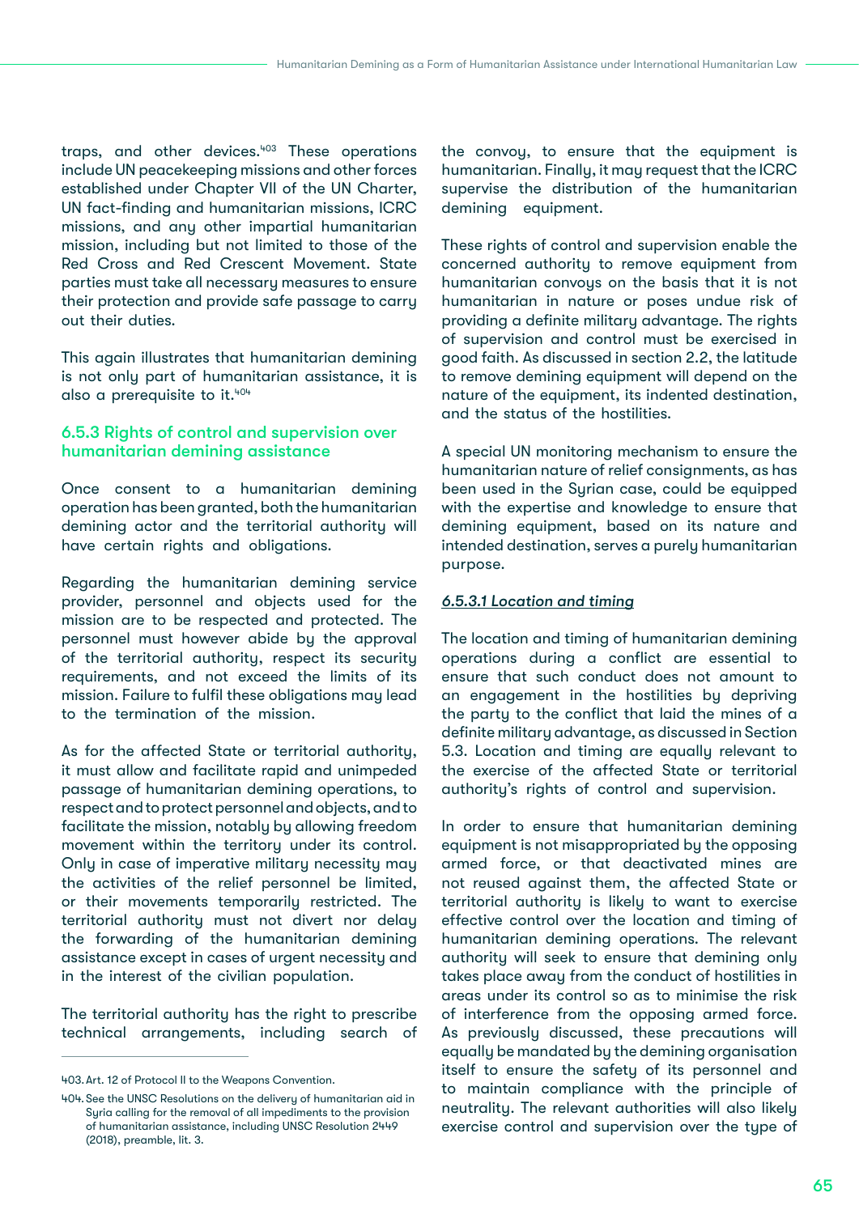traps, and other devices.[403] These operations include UN peacekeeping missions and other forces established under Chapter VII of the UN Charter, UN fact-finding and humanitarian missions, ICRC missions, and any other impartial humanitarian mission, including but not limited to those of the Red Cross and Red Crescent Movement. State parties must take all necessary measures to ensure their protection and provide safe passage to carry out their duties.

This again illustrates that humanitarian demining is not only part of humanitarian assistance, it is also a prerequisite to it.[404]

### 6.5.3 Rights of control and supervision over humanitarian demining assistance

Once consent to a humanitarian demining operation has been granted, both the humanitarian demining actor and the territorial authority will have certain rights and obligations.

Regarding the humanitarian demining service provider, personnel and objects used for the mission are to be respected and protected. The personnel must however abide by the approval of the territorial authority, respect its security requirements, and not exceed the limits of its mission. Failure to fulfil these obligations may lead to the termination of the mission.

As for the affected State or territorial authority, it must allow and facilitate rapid and unimpeded passage of humanitarian demining operations, to respect and to protect personnel and objects, and to facilitate the mission, notably by allowing freedom movement within the territory under its control. Only in case of imperative military necessity may the activities of the relief personnel be limited, or their movements temporarily restricted. The territorial authority must not divert nor delay the forwarding of the humanitarian demining assistance except in cases of urgent necessity and in the interest of the civilian population.

The territorial authority has the right to prescribe technical arrangements, including search of the convoy, to ensure that the equipment is humanitarian. Finally, it may request that the ICRC supervise the distribution of the humanitarian demining equipment.

These rights of control and supervision enable the concerned authority to remove equipment from humanitarian convoys on the basis that it is not humanitarian in nature or poses undue risk of providing a definite military advantage. The rights of supervision and control must be exercised in good faith. As discussed in section 2.2, the latitude to remove demining equipment will depend on the nature of the equipment, its indented destination, and the status of the hostilities.

A special UN monitoring mechanism to ensure the humanitarian nature of relief consignments, as has been used in the Syrian case, could be equipped with the expertise and knowledge to ensure that demining equipment, based on its nature and intended destination, serves a purely humanitarian purpose.

#### *6.5.3.1 Location and timing*

The location and timing of humanitarian demining operations during a conflict are essential to ensure that such conduct does not amount to an engagement in the hostilities by depriving the party to the conflict that laid the mines of a definite military advantage, as discussed in Section 5.3. Location and timing are equally relevant to the exercise of the affected State or territorial authority's rights of control and supervision.

In order to ensure that humanitarian demining equipment is not misappropriated by the opposing armed force, or that deactivated mines are not reused against them, the affected State or territorial authority is likely to want to exercise effective control over the location and timing of humanitarian demining operations. The relevant authority will seek to ensure that demining only takes place away from the conduct of hostilities in areas under its control so as to minimise the risk of interference from the opposing armed force. As previously discussed, these precautions will equally be mandated by the demining organisation itself to ensure the safety of its personnel and to maintain compliance with the principle of neutrality. The relevant authorities will also likely exercise control and supervision over the type of

---

403. Art. 12 of Protocol II to the Weapons Convention.

404. See the UNSC Resolutions on the delivery of humanitarian aid in Syria calling for the removal of all impediments to the provision of humanitarian assistance, including UNSC Resolution 2449 (2018), preamble, lit. 3.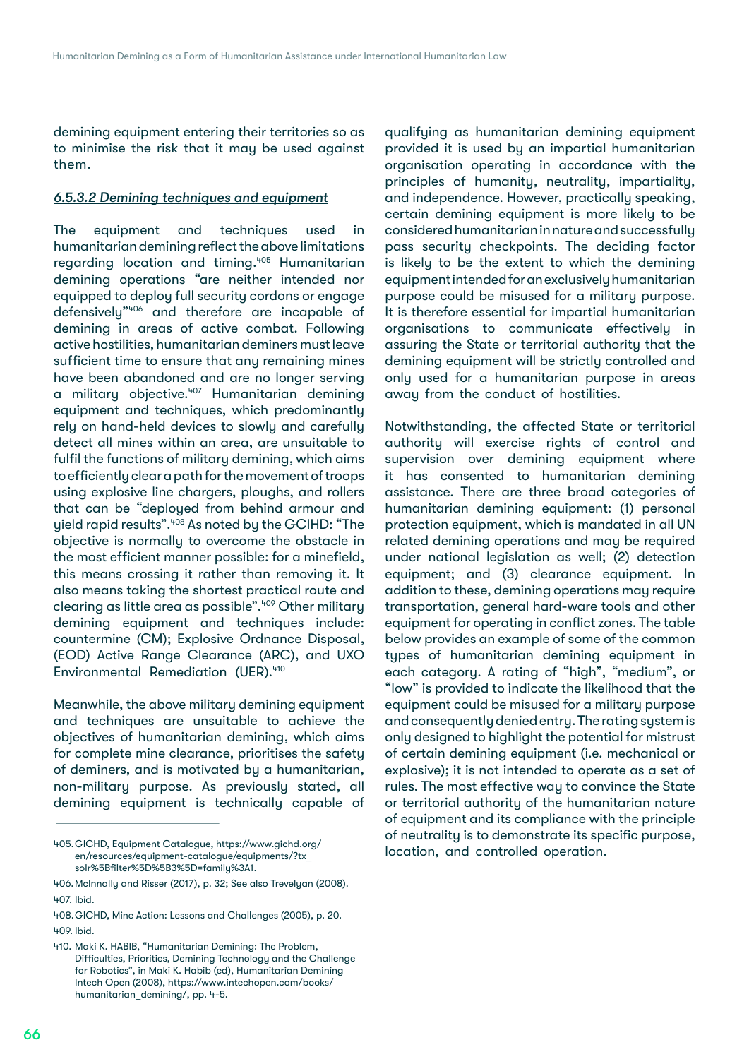demining equipment entering their territories so as to minimise the risk that it may be used against them.

#### *6.5.3.2 Demining techniques and equipment*

The equipment and techniques used in humanitarian demining reflect the above limitations regarding location and timing.[405] Humanitarian demining operations "are neither intended nor equipped to deploy full security cordons or engage defensively"[406] and therefore are incapable of demining in areas of active combat. Following active hostilities, humanitarian deminers must leave sufficient time to ensure that any remaining mines have been abandoned and are no longer serving a military objective.[407] Humanitarian demining equipment and techniques, which predominantly rely on hand-held devices to slowly and carefully detect all mines within an area, are unsuitable to fulfil the functions of military demining, which aims to efficiently clear a path for the movement of troops using explosive line chargers, ploughs, and rollers that can be "deployed from behind armour and yield rapid results".[408] As noted by the GCIHD: "The objective is normally to overcome the obstacle in the most efficient manner possible: for a minefield, this means crossing it rather than removing it. It also means taking the shortest practical route and clearing as little area as possible".[409] Other military demining equipment and techniques include: countermine (CM); Explosive Ordnance Disposal, (EOD) Active Range Clearance (ARC), and UXO Environmental Remediation (UER).[410]

Meanwhile, the above military demining equipment and techniques are unsuitable to achieve the objectives of humanitarian demining, which aims for complete mine clearance, prioritises the safety of deminers, and is motivated by a humanitarian, non-military purpose. As previously stated, all demining equipment is technically capable of qualifying as humanitarian demining equipment provided it is used by an impartial humanitarian organisation operating in accordance with the principles of humanity, neutrality, impartiality, and independence. However, practically speaking, certain demining equipment is more likely to be considered humanitarian in nature and successfully pass security checkpoints. The deciding factor is likely to be the extent to which the demining equipment intended for an exclusively humanitarian purpose could be misused for a military purpose. It is therefore essential for impartial humanitarian organisations to communicate effectively in assuring the State or territorial authority that the demining equipment will be strictly controlled and only used for a humanitarian purpose in areas away from the conduct of hostilities.

Notwithstanding, the affected State or territorial authority will exercise rights of control and supervision over demining equipment where it has consented to humanitarian demining assistance. There are three broad categories of humanitarian demining equipment: (1) personal protection equipment, which is mandated in all UN related demining operations and may be required under national legislation as well; (2) detection equipment; and (3) clearance equipment. In addition to these, demining operations may require transportation, general hard-ware tools and other equipment for operating in conflict zones. The table below provides an example of some of the common types of humanitarian demining equipment in each category. A rating of "high", "medium", or "low" is provided to indicate the likelihood that the equipment could be misused for a military purpose and consequently denied entry. The rating system is only designed to highlight the potential for mistrust of certain demining equipment (i.e. mechanical or explosive); it is not intended to operate as a set of rules. The most effective way to convince the State or territorial authority of the humanitarian nature of equipment and its compliance with the principle of neutrality is to demonstrate its specific purpose, location, and controlled operation.

---

405. GICHD, Equipment Catalogue, https://www.gichd.org/en/resources/equipment-catalogue/equipments/?tx_solr%5Bfilter%5D%5B3%5D=family%3A1.

406. McInnally and Risser (2017), p. 32; See also Trevelyan (2008).

407. Ibid.

408. GICHD, Mine Action: Lessons and Challenges (2005), p. 20.

409. Ibid.

410. Maki K. HABIB, "Humanitarian Demining: The Problem, Difficulties, Priorities, Demining Technology and the Challenge for Robotics", in Maki K. Habib (ed), Humanitarian Demining Intech Open (2008), https://www.intechopen.com/books/humanitarian_demining/, pp. 4-5.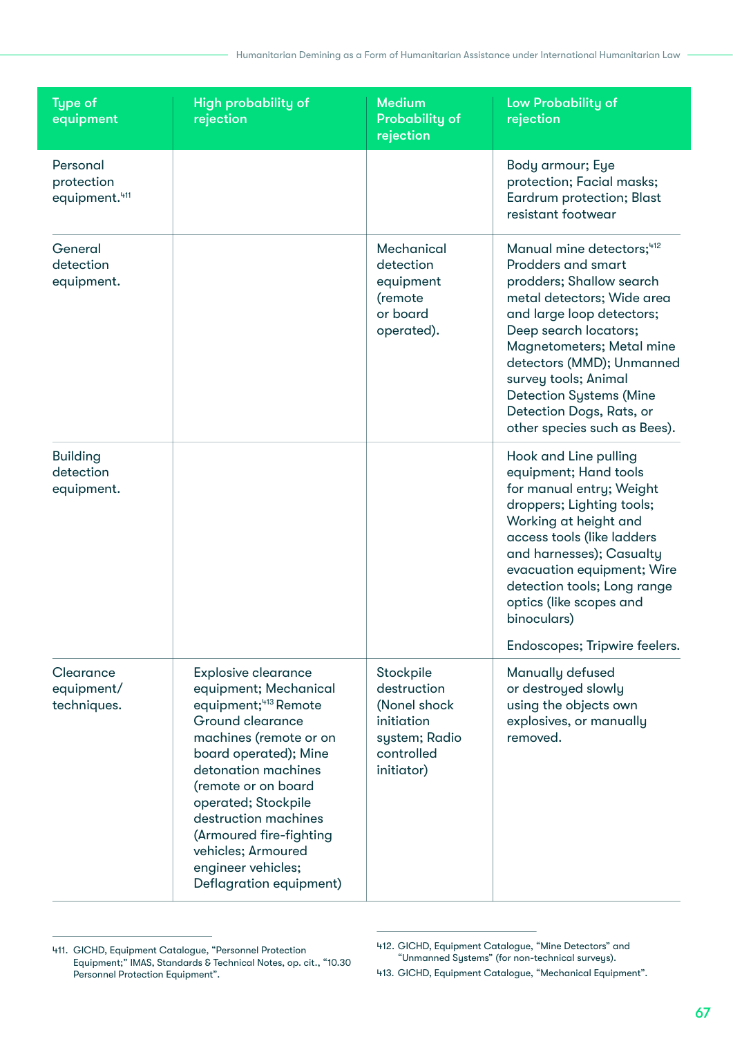| Type of equipment | High probability of rejection | Medium Probability of rejection | Low Probability of rejection |
| --- | --- | --- | --- |
| Personal protection equipment.[411] | | | Body armour; Eye protection; Facial masks; Eardrum protection; Blast resistant footwear |
| General detection equipment. | | Mechanical detection equipment (remote or board operated). | Manual mine detectors;[412] Prodders and smart prodders; Shallow search metal detectors; Wide area and large loop detectors; Deep search locators; Magnetometers; Metal mine detectors (MMD); Unmanned survey tools; Animal Detection Systems (Mine Detection Dogs, Rats, or other species such as Bees). |
| Building detection equipment. | | | Hook and Line pulling equipment; Hand tools for manual entry; Weight droppers; Lighting tools; Working at height and access tools (like ladders and harnesses); Casualty evacuation equipment; Wire detection tools; Long range optics (like scopes and binoculars)<br><br>Endoscopes; Tripwire feelers. |
| Clearance equipment/ techniques. | Explosive clearance equipment; Mechanical equipment;[413] Remote Ground clearance machines (remote or on board operated); Mine detonation machines (remote or on board operated; Stockpile destruction machines (Armoured fire-fighting vehicles; Armoured engineer vehicles; Deflagration equipment) | Stockpile destruction (Nonel shock initiation system; Radio controlled initiator) | Manually defused or destroyed slowly using the objects own explosives, or manually removed. |

411. GICHD, Equipment Catalogue, "Personnel Protection Equipment;" IMAS, Standards & Technical Notes, op. cit., "10.30 Personnel Protection Equipment".

412. GICHD, Equipment Catalogue, "Mine Detectors" and "Unmanned Systems" (for non-technical surveys).

413. GICHD, Equipment Catalogue, "Mechanical Equipment".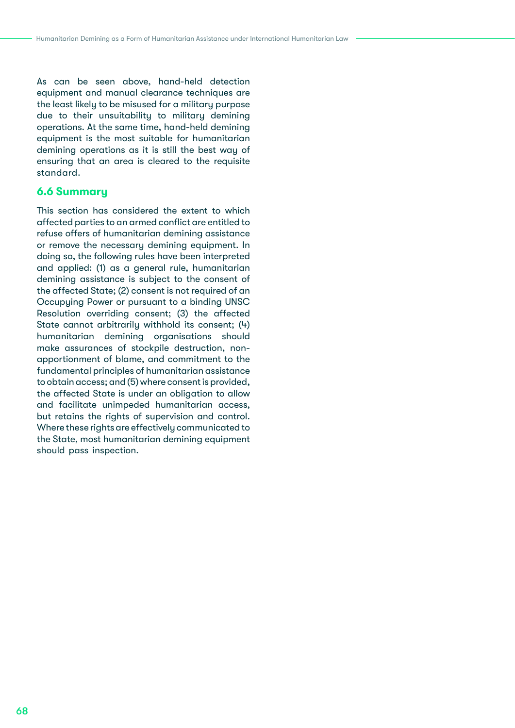As can be seen above, hand-held detection equipment and manual clearance techniques are the least likely to be misused for a military purpose due to their unsuitability to military demining operations. At the same time, hand-held demining equipment is the most suitable for humanitarian demining operations as it is still the best way of ensuring that an area is cleared to the requisite standard.

## 6.6 Summary

This section has considered the extent to which affected parties to an armed conflict are entitled to refuse offers of humanitarian demining assistance or remove the necessary demining equipment. In doing so, the following rules have been interpreted and applied: (1) as a general rule, humanitarian demining assistance is subject to the consent of the affected State; (2) consent is not required of an Occupying Power or pursuant to a binding UNSC Resolution overriding consent; (3) the affected State cannot arbitrarily withhold its consent; (4) humanitarian demining organisations should make assurances of stockpile destruction, non-apportionment of blame, and commitment to the fundamental principles of humanitarian assistance to obtain access; and (5) where consent is provided, the affected State is under an obligation to allow and facilitate unimpeded humanitarian access, but retains the rights of supervision and control. Where these rights are effectively communicated to the State, most humanitarian demining equipment should pass inspection.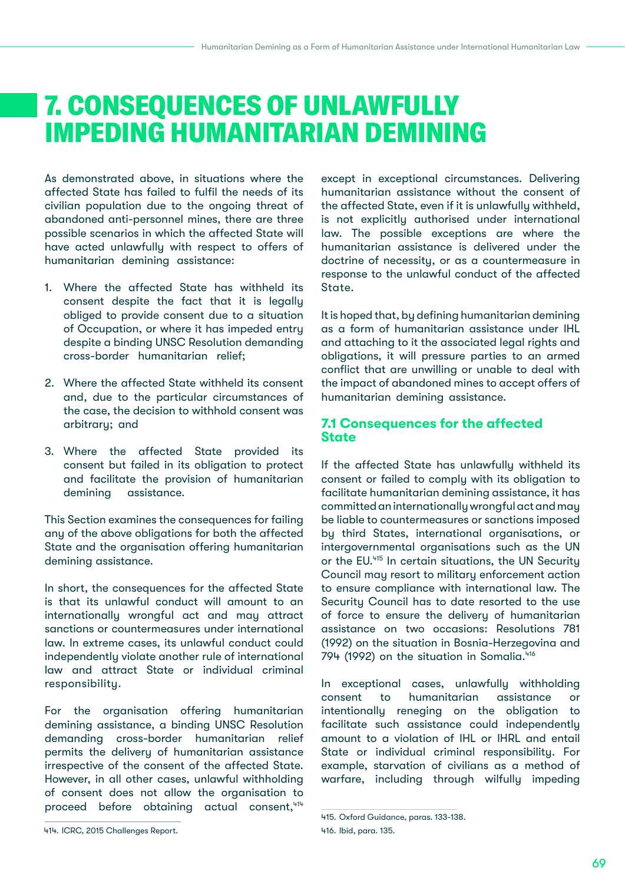# 7. CONSEQUENCES OF UNLAWFULLY IMPEDING HUMANITARIAN DEMINING

As demonstrated above, in situations where the affected State has failed to fulfil the needs of its civilian population due to the ongoing threat of abandoned anti-personnel mines, there are three possible scenarios in which the affected State will have acted unlawfully with respect to offers of humanitarian demining assistance:

1. Where the affected State has withheld its consent despite the fact that it is legally obliged to provide consent due to a situation of Occupation, or where it has impeded entry despite a binding UNSC Resolution demanding cross-border humanitarian relief;

2. Where the affected State withheld its consent and, due to the particular circumstances of the case, the decision to withhold consent was arbitrary; and

3. Where the affected State provided its consent but failed in its obligation to protect and facilitate the provision of humanitarian demining assistance.

This Section examines the consequences for failing any of the above obligations for both the affected State and the organisation offering humanitarian demining assistance.

In short, the consequences for the affected State is that its unlawful conduct will amount to an internationally wrongful act and may attract sanctions or countermeasures under international law. In extreme cases, its unlawful conduct could independently violate another rule of international law and attract State or individual criminal responsibility.

For the organisation offering humanitarian demining assistance, a binding UNSC Resolution demanding cross-border humanitarian relief permits the delivery of humanitarian assistance irrespective of the consent of the affected State. However, in all other cases, unlawful withholding of consent does not allow the organisation to proceed before obtaining actual consent,[414] except in exceptional circumstances. Delivering humanitarian assistance without the consent of the affected State, even if it is unlawfully withheld, is not explicitly authorised under international law. The possible exceptions are where the humanitarian assistance is delivered under the doctrine of necessity, or as a countermeasure in response to the unlawful conduct of the affected State.

It is hoped that, by defining humanitarian demining as a form of humanitarian assistance under IHL and attaching to it the associated legal rights and obligations, it will pressure parties to an armed conflict that are unwilling or unable to deal with the impact of abandoned mines to accept offers of humanitarian demining assistance.

## 7.1 Consequences for the affected State

If the affected State has unlawfully withheld its consent or failed to comply with its obligation to facilitate humanitarian demining assistance, it has committed an internationally wrongful act and may be liable to countermeasures or sanctions imposed by third States, international organisations, or intergovernmental organisations such as the UN or the EU.[415] In certain situations, the UN Security Council may resort to military enforcement action to ensure compliance with international law. The Security Council has to date resorted to the use of force to ensure the delivery of humanitarian assistance on two occasions: Resolutions 781 (1992) on the situation in Bosnia-Herzegovina and 794 (1992) on the situation in Somalia.[416]

In exceptional cases, unlawfully withholding consent to humanitarian assistance or intentionally reneging on the obligation to facilitate such assistance could independently amount to a violation of IHL or IHRL and entail State or individual criminal responsibility. For example, starvation of civilians as a method of warfare, including through wilfully impeding

---

414. ICRC, 2015 Challenges Report.

415. Oxford Guidance, paras. 133-138.

416. Ibid, para. 135.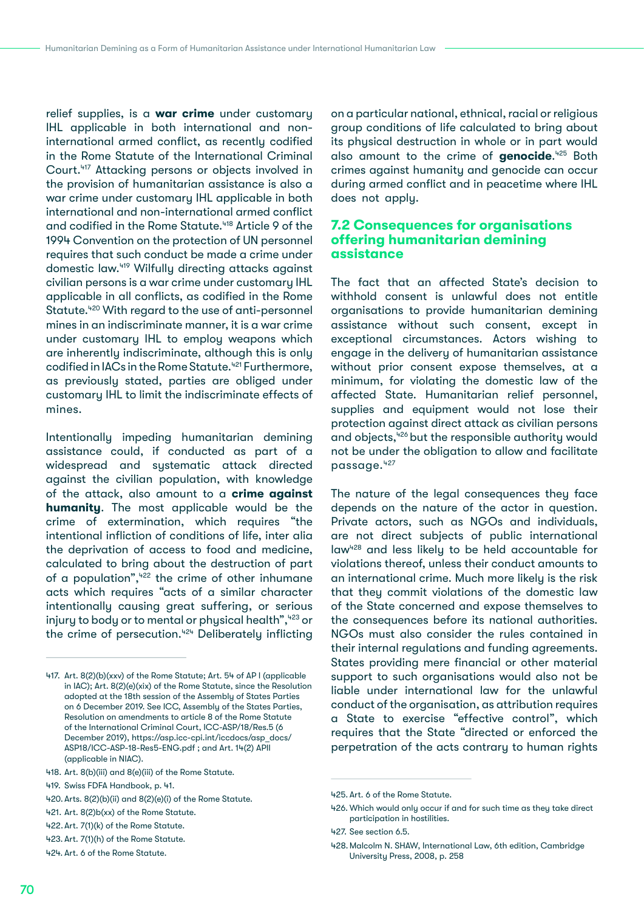relief supplies, is a **war crime** under customary IHL applicable in both international and non-international armed conflict, as recently codified in the Rome Statute of the International Criminal Court.[417] Attacking persons or objects involved in the provision of humanitarian assistance is also a war crime under customary IHL applicable in both international and non-international armed conflict and codified in the Rome Statute.[418] Article 9 of the 1994 Convention on the protection of UN personnel requires that such conduct be made a crime under domestic law.[419] Wilfully directing attacks against civilian persons is a war crime under customary IHL applicable in all conflicts, as codified in the Rome Statute.[420] With regard to the use of anti-personnel mines in an indiscriminate manner, it is a war crime under customary IHL to employ weapons which are inherently indiscriminate, although this is only codified in IACs in the Rome Statute.[421] Furthermore, as previously stated, parties are obliged under customary IHL to limit the indiscriminate effects of mines.

Intentionally impeding humanitarian demining assistance could, if conducted as part of a widespread and systematic attack directed against the civilian population, with knowledge of the attack, also amount to a **crime against humanity**. The most applicable would be the crime of extermination, which requires "the intentional infliction of conditions of life, inter alia the deprivation of access to food and medicine, calculated to bring about the destruction of part of a population",[422] the crime of other inhumane acts which requires "acts of a similar character intentionally causing great suffering, or serious injury to body or to mental or physical health",[423] or the crime of persecution.[424] Deliberately inflicting on a particular national, ethnical, racial or religious group conditions of life calculated to bring about its physical destruction in whole or in part would also amount to the crime of **genocide**.[425] Both crimes against humanity and genocide can occur during armed conflict and in peacetime where IHL does not apply.

## 7.2 Consequences for organisations offering humanitarian demining assistance

The fact that an affected State's decision to withhold consent is unlawful does not entitle organisations to provide humanitarian demining assistance without such consent, except in exceptional circumstances. Actors wishing to engage in the delivery of humanitarian assistance without prior consent expose themselves, at a minimum, for violating the domestic law of the affected State. Humanitarian relief personnel, supplies and equipment would not lose their protection against direct attack as civilian persons and objects,[426] but the responsible authority would not be under the obligation to allow and facilitate passage.[427]

The nature of the legal consequences they face depends on the nature of the actor in question. Private actors, such as NGOs and individuals, are not direct subjects of public international law[428] and less likely to be held accountable for violations thereof, unless their conduct amounts to an international crime. Much more likely is the risk that they commit violations of the domestic law of the State concerned and expose themselves to the consequences before its national authorities. NGOs must also consider the rules contained in their internal regulations and funding agreements. States providing mere financial or other material support to such organisations would also not be liable under international law for the unlawful conduct of the organisation, as attribution requires a State to exercise "effective control", which requires that the State "directed or enforced the perpetration of the acts contrary to human rights

---

417. Art. 8(2)(b)(xxv) of the Rome Statute; Art. 54 of AP I (applicable in IAC); Art. 8(2)(e)(xix) of the Rome Statute, since the Resolution adopted at the 18th session of the Assembly of States Parties on 6 December 2019. See ICC, Assembly of the States Parties, Resolution on amendments to article 8 of the Rome Statute of the International Criminal Court, ICC-ASP/18/Res.5 (6 December 2019), https://asp.icc-cpi.int/iccdocs/asp_docs/ASP18/ICC-ASP-18-Res5-ENG.pdf ; and Art. 14(2) APII (applicable in NIAC).

418. Art. 8(b)(iii) and 8(e)(iii) of the Rome Statute.

419. Swiss FDFA Handbook, p. 41.

420. Arts. 8(2)(b)(ii) and 8(2)(e)(i) of the Rome Statute.

421. Art. 8(2)b(xx) of the Rome Statute.

422. Art. 7(1)(k) of the Rome Statute.

423. Art. 7(1)(h) of the Rome Statute.

424. Art. 6 of the Rome Statute.

425. Art. 6 of the Rome Statute.

426. Which would only occur if and for such time as they take direct participation in hostilities.

427. See section 6.5.

428. Malcolm N. SHAW, International Law, 6th edition, Cambridge University Press, 2008, p. 258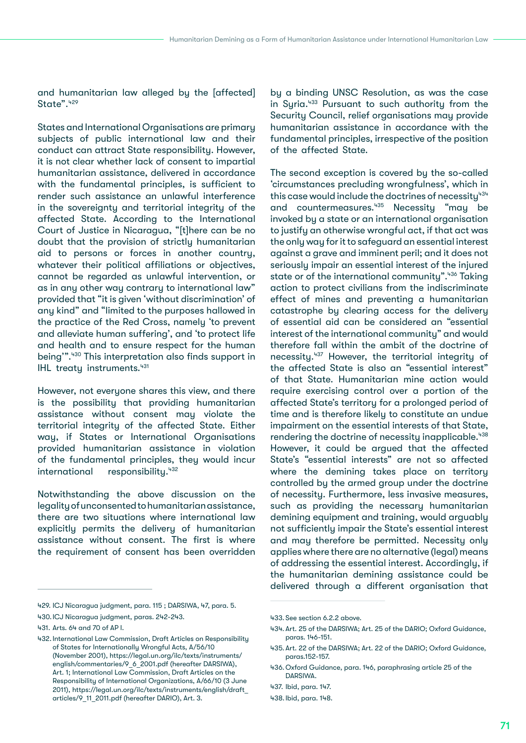and humanitarian law alleged by the [affected] State".[429]

States and International Organisations are primary subjects of public international law and their conduct can attract State responsibility. However, it is not clear whether lack of consent to impartial humanitarian assistance, delivered in accordance with the fundamental principles, is sufficient to render such assistance an unlawful interference in the sovereignty and territorial integrity of the affected State. According to the International Court of Justice in Nicaragua, "[t]here can be no doubt that the provision of strictly humanitarian aid to persons or forces in another country, whatever their political affiliations or objectives, cannot be regarded as unlawful intervention, or as in any other way contrary to international law" provided that "it is given 'without discrimination' of any kind" and "limited to the purposes hallowed in the practice of the Red Cross, namely 'to prevent and alleviate human suffering', and 'to protect life and health and to ensure respect for the human being'".[430] This interpretation also finds support in IHL treaty instruments.[431]

However, not everyone shares this view, and there is the possibility that providing humanitarian assistance without consent may violate the territorial integrity of the affected State. Either way, if States or International Organisations provided humanitarian assistance in violation of the fundamental principles, they would incur international responsibility.[432]

Notwithstanding the above discussion on the legality of unconsented to humanitarian assistance, there are two situations where international law explicitly permits the delivery of humanitarian assistance without consent. The first is where the requirement of consent has been overridden by a binding UNSC Resolution, as was the case in Syria.[433] Pursuant to such authority from the Security Council, relief organisations may provide humanitarian assistance in accordance with the fundamental principles, irrespective of the position of the affected State.

The second exception is covered by the so-called 'circumstances precluding wrongfulness', which in this case would include the doctrines of necessity[434] and countermeasures.[435] Necessity "may be invoked by a state or an international organisation to justify an otherwise wrongful act, if that act was the only way for it to safeguard an essential interest against a grave and imminent peril; and it does not seriously impair an essential interest of the injured state or of the international community".[436] Taking action to protect civilians from the indiscriminate effect of mines and preventing a humanitarian catastrophe by clearing access for the delivery of essential aid can be considered an "essential interest of the international community" and would therefore fall within the ambit of the doctrine of necessity.[437] However, the territorial integrity of the affected State is also an "essential interest" of that State. Humanitarian mine action would require exercising control over a portion of the affected State's territory for a prolonged period of time and is therefore likely to constitute an undue impairment on the essential interests of that State, rendering the doctrine of necessity inapplicable.[438] However, it could be argued that the affected State's "essential interests" are not so affected where the demining takes place on territory controlled by the armed group under the doctrine of necessity. Furthermore, less invasive measures, such as providing the necessary humanitarian demining equipment and training, would arguably not sufficiently impair the State's essential interest and may therefore be permitted. Necessity only applies where there are no alternative (legal) means of addressing the essential interest. Accordingly, if the humanitarian demining assistance could be delivered through a different organisation that

429. ICJ Nicaragua judgment, para. 115 ; DARSIWA, 47, para. 5.

430. ICJ Nicaragua judgment, paras. 242-243.

431. Arts. 64 and 70 of AP I.

432. International Law Commission, Draft Articles on Responsibility of States for Internationally Wrongful Acts, A/56/10 (November 2001), https://legal.un.org/ilc/texts/instruments/english/commentaries/9_6_2001.pdf (hereafter DARSIWA), Art. 1; International Law Commission, Draft Articles on the Responsibility of International Organizations, A/66/10 (3 June 2011), https://legal.un.org/ilc/texts/instruments/english/draft_articles/9_11_2011.pdf (hereafter DARIO), Art. 3.

433. See section 6.2.2 above.

434. Art. 25 of the DARSIWA; Art. 25 of the DARIO; Oxford Guidance, paras. 146-151.

435. Art. 22 of the DARSIWA; Art. 22 of the DARIO; Oxford Guidance, paras.152-157.

436. Oxford Guidance, para. 146, paraphrasing article 25 of the DARSIWA.

437. Ibid, para. 147.

438. Ibid, para. 148.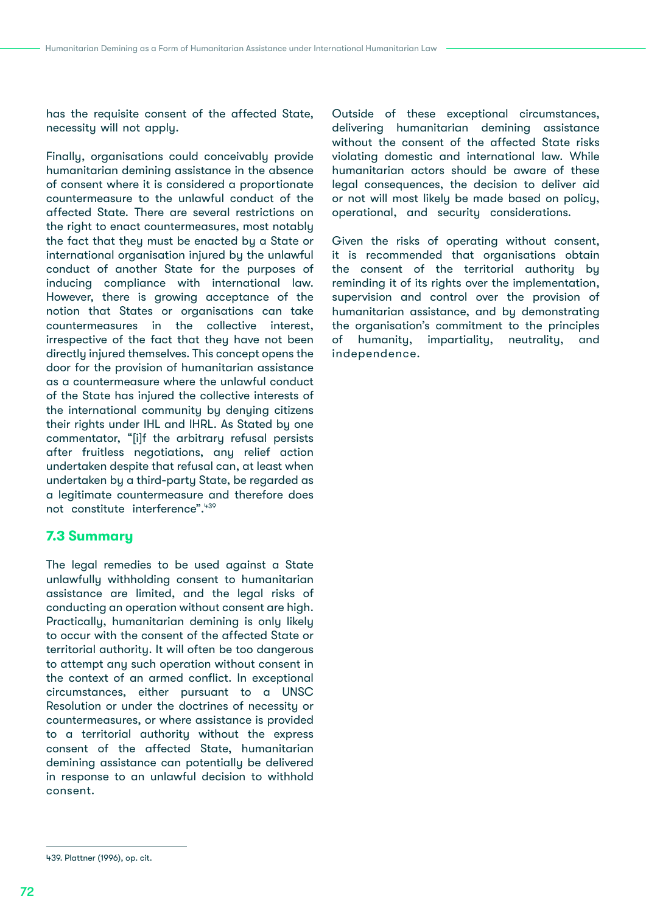has the requisite consent of the affected State, necessity will not apply.

Finally, organisations could conceivably provide humanitarian demining assistance in the absence of consent where it is considered a proportionate countermeasure to the unlawful conduct of the affected State. There are several restrictions on the right to enact countermeasures, most notably the fact that they must be enacted by a State or international organisation injured by the unlawful conduct of another State for the purposes of inducing compliance with international law. However, there is growing acceptance of the notion that States or organisations can take countermeasures in the collective interest, irrespective of the fact that they have not been directly injured themselves. This concept opens the door for the provision of humanitarian assistance as a countermeasure where the unlawful conduct of the State has injured the collective interests of the international community by denying citizens their rights under IHL and IHRL. As Stated by one commentator, "[i]f the arbitrary refusal persists after fruitless negotiations, any relief action undertaken despite that refusal can, at least when undertaken by a third-party State, be regarded as a legitimate countermeasure and therefore does not constitute interference".[439]

## 7.3 Summary

The legal remedies to be used against a State unlawfully withholding consent to humanitarian assistance are limited, and the legal risks of conducting an operation without consent are high. Practically, humanitarian demining is only likely to occur with the consent of the affected State or territorial authority. It will often be too dangerous to attempt any such operation without consent in the context of an armed conflict. In exceptional circumstances, either pursuant to a UNSC Resolution or under the doctrines of necessity or countermeasures, or where assistance is provided to a territorial authority without the express consent of the affected State, humanitarian demining assistance can potentially be delivered in response to an unlawful decision to withhold consent.

Outside of these exceptional circumstances, delivering humanitarian demining assistance without the consent of the affected State risks violating domestic and international law. While humanitarian actors should be aware of these legal consequences, the decision to deliver aid or not will most likely be made based on policy, operational, and security considerations.

Given the risks of operating without consent, it is recommended that organisations obtain the consent of the territorial authority by reminding it of its rights over the implementation, supervision and control over the provision of humanitarian assistance, and by demonstrating the organisation's commitment to the principles of humanity, impartiality, neutrality, and independence.

439. Plattner (1996), op. cit.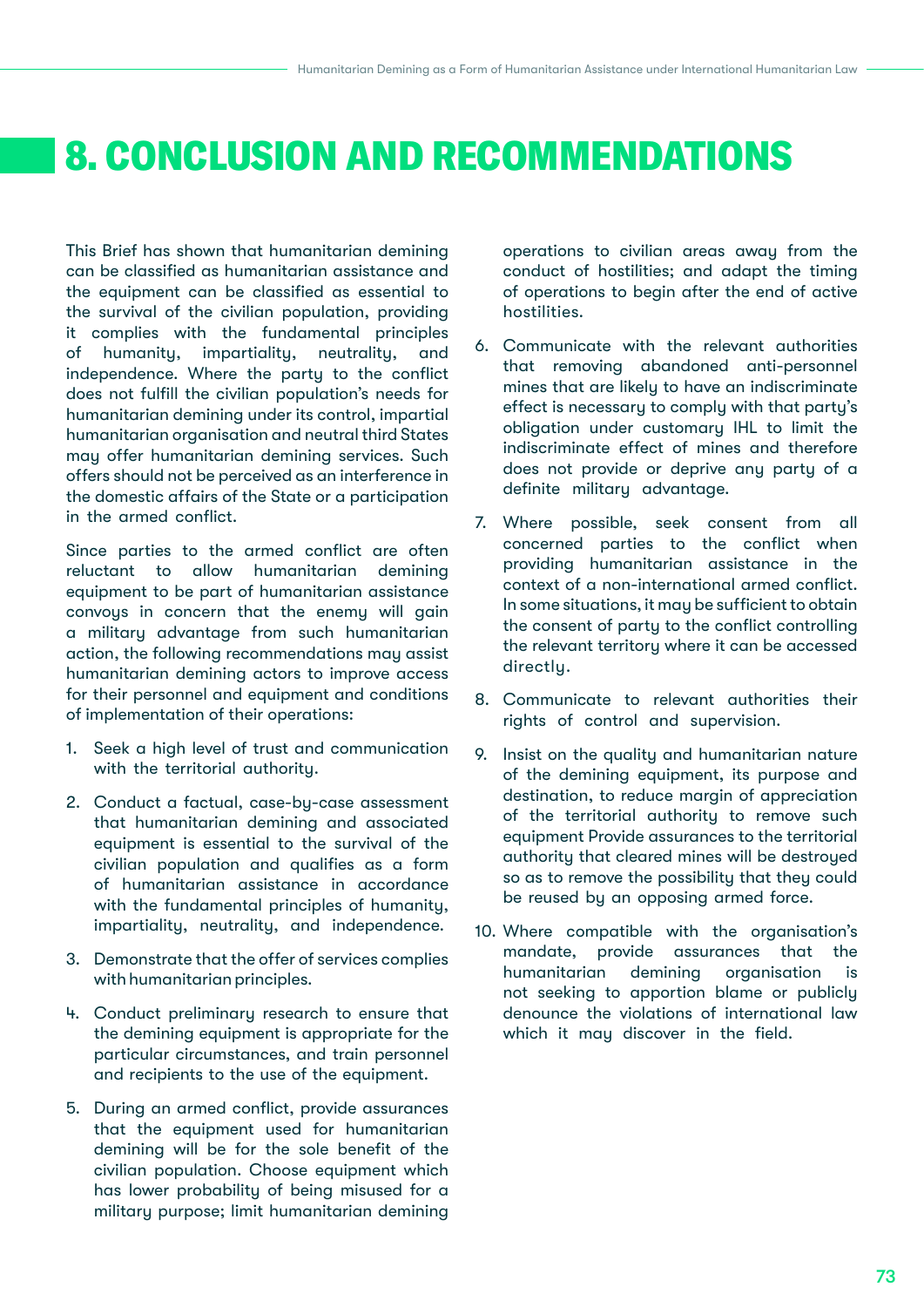# 8. CONCLUSION AND RECOMMENDATIONS

This Brief has shown that humanitarian demining can be classified as humanitarian assistance and the equipment can be classified as essential to the survival of the civilian population, providing it complies with the fundamental principles of humanity, impartiality, neutrality, and independence. Where the party to the conflict does not fulfill the civilian population's needs for humanitarian demining under its control, impartial humanitarian organisation and neutral third States may offer humanitarian demining services. Such offers should not be perceived as an interference in the domestic affairs of the State or a participation in the armed conflict.

Since parties to the armed conflict are often reluctant to allow humanitarian demining equipment to be part of humanitarian assistance convoys in concern that the enemy will gain a military advantage from such humanitarian action, the following recommendations may assist humanitarian demining actors to improve access for their personnel and equipment and conditions of implementation of their operations:

1. Seek a high level of trust and communication with the territorial authority.
2. Conduct a factual, case-by-case assessment that humanitarian demining and associated equipment is essential to the survival of the civilian population and qualifies as a form of humanitarian assistance in accordance with the fundamental principles of humanity, impartiality, neutrality, and independence.
3. Demonstrate that the offer of services complies with humanitarian principles.
4. Conduct preliminary research to ensure that the demining equipment is appropriate for the particular circumstances, and train personnel and recipients to the use of the equipment.
5. During an armed conflict, provide assurances that the equipment used for humanitarian demining will be for the sole benefit of the civilian population. Choose equipment which has lower probability of being misused for a military purpose; limit humanitarian demining operations to civilian areas away from the conduct of hostilities; and adapt the timing of operations to begin after the end of active hostilities.
6. Communicate with the relevant authorities that removing abandoned anti-personnel mines that are likely to have an indiscriminate effect is necessary to comply with that party's obligation under customary IHL to limit the indiscriminate effect of mines and therefore does not provide or deprive any party of a definite military advantage.
7. Where possible, seek consent from all concerned parties to the conflict when providing humanitarian assistance in the context of a non-international armed conflict. In some situations, it may be sufficient to obtain the consent of party to the conflict controlling the relevant territory where it can be accessed directly.
8. Communicate to relevant authorities their rights of control and supervision.
9. Insist on the quality and humanitarian nature of the demining equipment, its purpose and destination, to reduce margin of appreciation of the territorial authority to remove such equipment Provide assurances to the territorial authority that cleared mines will be destroyed so as to remove the possibility that they could be reused by an opposing armed force.
10. Where compatible with the organisation's mandate, provide assurances that the humanitarian demining organisation is not seeking to apportion blame or publicly denounce the violations of international law which it may discover in the field.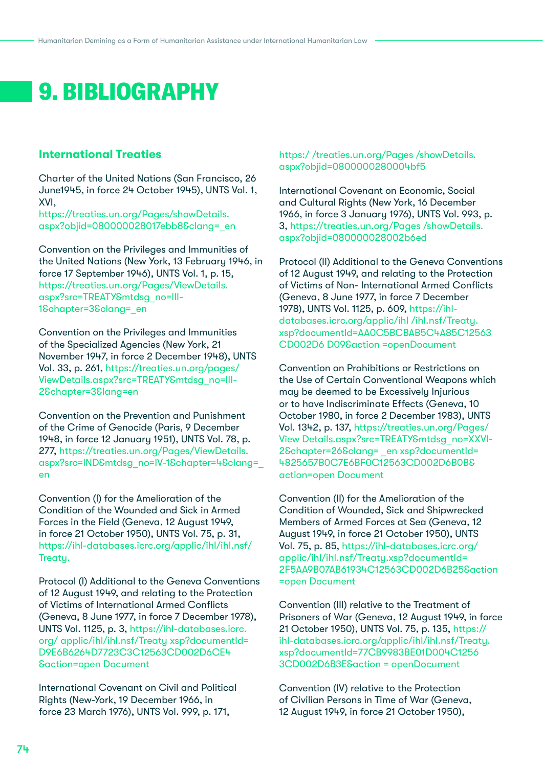# 9. BIBLIOGRAPHY

## International Treaties

Charter of the United Nations (San Francisco, 26 June1945, in force 24 October 1945), UNTS Vol. 1, XVI, https://treaties.un.org/Pages/showDetails.aspx?objid=080000028017ebb8&clang=_en

Convention on the Privileges and Immunities of the United Nations (New York, 13 February 1946, in force 17 September 1946), UNTS Vol. 1, p. 15, https://treaties.un.org/Pages/ViewDetails.aspx?src=TREATY&mtdsg_no=III-1&chapter=3&clang=_en

Convention on the Privileges and Immunities of the Specialized Agencies (New York, 21 November 1947, in force 2 December 1948), UNTS Vol. 33, p. 261, https://treaties.un.org/pages/ViewDetails.aspx?src=TREATY&mtdsg_no=III-2&chapter=3&lang=en

Convention on the Prevention and Punishment of the Crime of Genocide (Paris, 9 December 1948, in force 12 January 1951), UNTS Vol. 78, p. 277, https://treaties.un.org/Pages/ViewDetails.aspx?src=IND&mtdsg_no=IV-1&chapter=4&clang=_en

Convention (I) for the Amelioration of the Condition of the Wounded and Sick in Armed Forces in the Field (Geneva, 12 August 1949, in force 21 October 1950), UNTS Vol. 75, p. 31, https://ihl-databases.icrc.org/applic/ihl/ihl.nsf/Treaty.

Protocol (I) Additional to the Geneva Conventions of 12 August 1949, and relating to the Protection of Victims of International Armed Conflicts (Geneva, 8 June 1977, in force 7 December 1978), UNTS Vol. 1125, p. 3, https://ihl-databases.icrc.org/ applic/ihl/ihl.nsf/Treaty xsp?documentId=D9E6B6264D7723C3C12563CD002D6CE4&action=open Document

International Covenant on Civil and Political Rights (New-York, 19 December 1966, in force 23 March 1976), UNTS Vol. 999, p. 171, https:/ /treaties.un.org/Pages /showDetails.aspx?objid=0800000280004bf5

International Covenant on Economic, Social and Cultural Rights (New York, 16 December 1966, in force 3 January 1976), UNTS Vol. 993, p. 3, https://treaties.un.org/Pages /showDetails.aspx?objid=080000028002b6ed

Protocol (II) Additional to the Geneva Conventions of 12 August 1949, and relating to the Protection of Victims of Non- International Armed Conflicts (Geneva, 8 June 1977, in force 7 December 1978), UNTS Vol. 1125, p. 609, https://ihl-databases.icrc.org/applic/ihl /ihl.nsf/Treaty.xsp?documentId=AA0C5BCBAB5C4A85C12563CD002D6 D09&action =openDocument

Convention on Prohibitions or Restrictions on the Use of Certain Conventional Weapons which may be deemed to be Excessively Injurious or to have Indiscriminate Effects (Geneva, 10 October 1980, in force 2 December 1983), UNTS Vol. 1342, p. 137, https://treaties.un.org/Pages/View Details.aspx?src=TREATY&mtdsg_no=XXVI-2&chapter=26&clang= _en xsp?documentId=4825657B0C7E6BF0C12563CD002D6B0B&action=open Document

Convention (II) for the Amelioration of the Condition of Wounded, Sick and Shipwrecked Members of Armed Forces at Sea (Geneva, 12 August 1949, in force 21 October 1950), UNTS Vol. 75, p. 85, https://ihl-databases.icrc.org/applic/ihl/ihl.nsf/Treaty.xsp?documentId=2F5AA9B07AB61934C12563CD002D6B25&action=open Document

Convention (III) relative to the Treatment of Prisoners of War (Geneva, 12 August 1949, in force 21 October 1950), UNTS Vol. 75, p. 135, https://ihl-databases.icrc.org/applic/ihl/ihl.nsf/Treaty.xsp?documentId=77CB9983BE01D004C12563CD002D6B3E&action = openDocument

Convention (IV) relative to the Protection of Civilian Persons in Time of War (Geneva, 12 August 1949, in force 21 October 1950),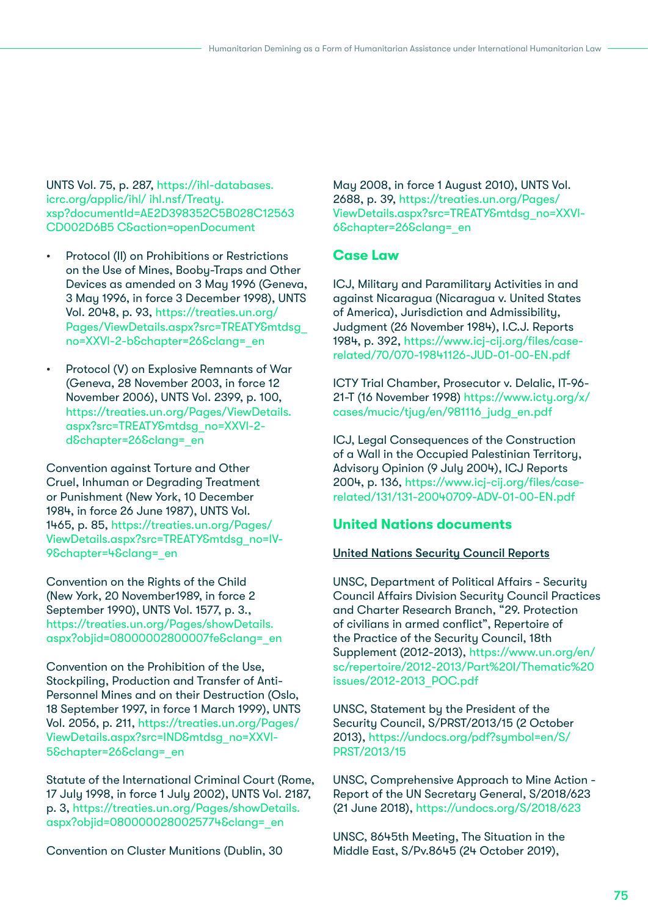UNTS Vol. 75, p. 287, https://ihl-databases.icrc.org/applic/ihl/ ihl.nsf/Treaty.xsp?documentId=AE2D398352C5B028C12563CD002D6B5 C&action=openDocument

- Protocol (II) on Prohibitions or Restrictions on the Use of Mines, Booby-Traps and Other Devices as amended on 3 May 1996 (Geneva, 3 May 1996, in force 3 December 1998), UNTS Vol. 2048, p. 93, https://treaties.un.org/Pages/ViewDetails.aspx?src=TREATY&mtdsg_no=XXVI-2-b&chapter=26&clang=_en

- Protocol (V) on Explosive Remnants of War (Geneva, 28 November 2003, in force 12 November 2006), UNTS Vol. 2399, p. 100, https://treaties.un.org/Pages/ViewDetails.aspx?src=TREATY&mtdsg_no=XXVI-2-d&chapter=26&clang=_en

Convention against Torture and Other Cruel, Inhuman or Degrading Treatment or Punishment (New York, 10 December 1984, in force 26 June 1987), UNTS Vol. 1465, p. 85, https://treaties.un.org/Pages/ViewDetails.aspx?src=TREATY&mtdsg_no=IV-9&chapter=4&clang=_en

Convention on the Rights of the Child (New York, 20 November1989, in force 2 September 1990), UNTS Vol. 1577, p. 3., https://treaties.un.org/Pages/showDetails.aspx?objid=08000002800007fe&clang=_en

Convention on the Prohibition of the Use, Stockpiling, Production and Transfer of Anti-Personnel Mines and on their Destruction (Oslo, 18 September 1997, in force 1 March 1999), UNTS Vol. 2056, p. 211, https://treaties.un.org/Pages/ViewDetails.aspx?src=IND&mtdsg_no=XXVI-5&chapter=26&clang=_en

Statute of the International Criminal Court (Rome, 17 July 1998, in force 1 July 2002), UNTS Vol. 2187, p. 3, https://treaties.un.org/Pages/showDetails.aspx?objid=0800000280025774&clang=_en

Convention on Cluster Munitions (Dublin, 30 May 2008, in force 1 August 2010), UNTS Vol. 2688, p. 39, https://treaties.un.org/Pages/ViewDetails.aspx?src=TREATY&mtdsg_no=XXVI-6&chapter=26&clang=_en

## Case Law

ICJ, Military and Paramilitary Activities in and against Nicaragua (Nicaragua v. United States of America), Jurisdiction and Admissibility, Judgment (26 November 1984), I.C.J. Reports 1984, p. 392, https://www.icj-cij.org/files/case-related/70/070-19841126-JUD-01-00-EN.pdf

ICTY Trial Chamber, Prosecutor v. Delalic, IT-96-21-T (16 November 1998) https://www.icty.org/x/cases/mucic/tjug/en/981116_judg_en.pdf

ICJ, Legal Consequences of the Construction of a Wall in the Occupied Palestinian Territory, Advisory Opinion (9 July 2004), ICJ Reports 2004, p. 136, https://www.icj-cij.org/files/case-related/131/131-20040709-ADV-01-00-EN.pdf

## United Nations documents

### United Nations Security Council Reports

UNSC, Department of Political Affairs - Security Council Affairs Division Security Council Practices and Charter Research Branch, "29. Protection of civilians in armed conflict", Repertoire of the Practice of the Security Council, 18th Supplement (2012-2013), https://www.un.org/en/sc/repertoire/2012-2013/Part%20I/Thematic%20issues/2012-2013_POC.pdf

UNSC, Statement by the President of the Security Council, S/PRST/2013/15 (2 October 2013), https://undocs.org/pdf?symbol=en/S/PRST/2013/15

UNSC, Comprehensive Approach to Mine Action - Report of the UN Secretary General, S/2018/623 (21 June 2018), https://undocs.org/S/2018/623

UNSC, 8645th Meeting, The Situation in the Middle East, S/Pv.8645 (24 October 2019),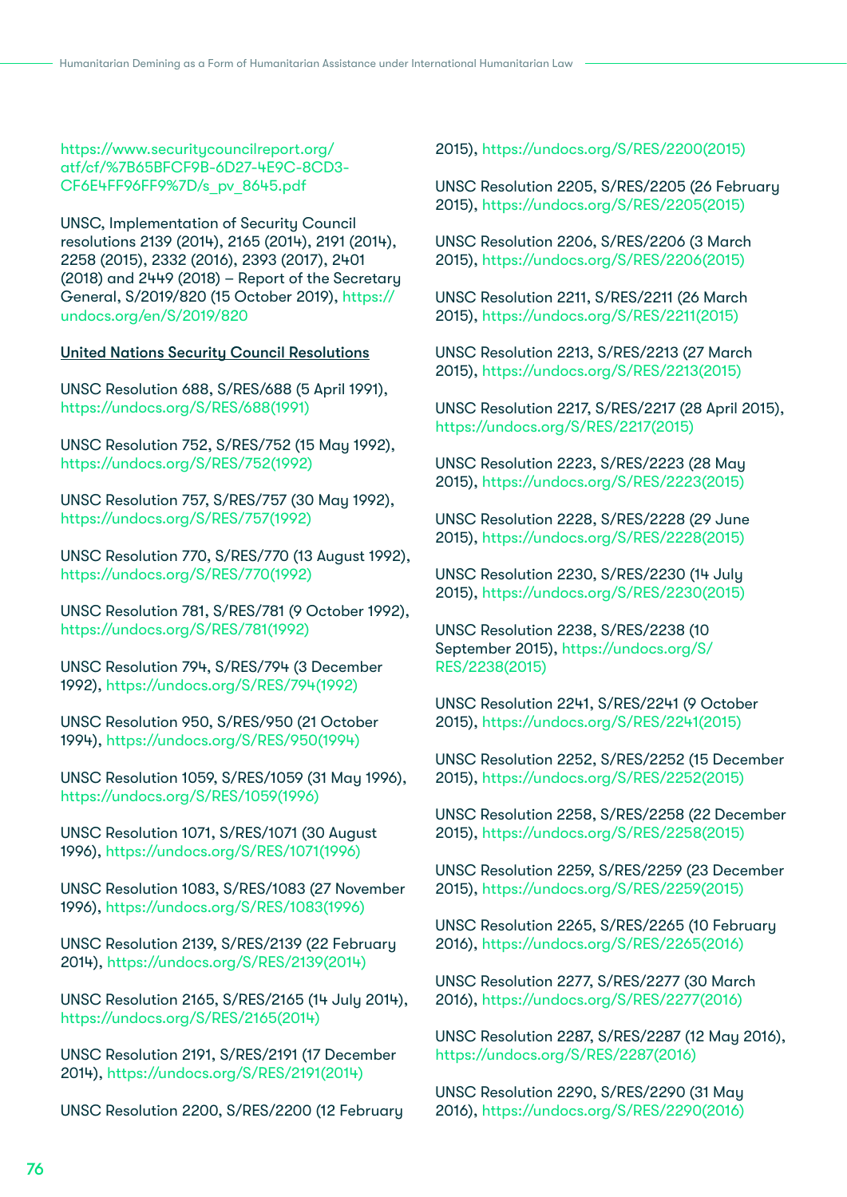https://www.securitycouncilreport.org/atf/cf/%7B65BFCF9B-6D27-4E9C-8CD3-CF6E4FF96FF9%7D/s_pv_8645.pdf

UNSC, Implementation of Security Council resolutions 2139 (2014), 2165 (2014), 2191 (2014), 2258 (2015), 2332 (2016), 2393 (2017), 2401 (2018) and 2449 (2018) – Report of the Secretary General, S/2019/820 (15 October 2019), https://undocs.org/en/S/2019/820

### United Nations Security Council Resolutions

UNSC Resolution 688, S/RES/688 (5 April 1991), https://undocs.org/S/RES/688(1991)

UNSC Resolution 752, S/RES/752 (15 May 1992), https://undocs.org/S/RES/752(1992)

UNSC Resolution 757, S/RES/757 (30 May 1992), https://undocs.org/S/RES/757(1992)

UNSC Resolution 770, S/RES/770 (13 August 1992), https://undocs.org/S/RES/770(1992)

UNSC Resolution 781, S/RES/781 (9 October 1992), https://undocs.org/S/RES/781(1992)

UNSC Resolution 794, S/RES/794 (3 December 1992), https://undocs.org/S/RES/794(1992)

UNSC Resolution 950, S/RES/950 (21 October 1994), https://undocs.org/S/RES/950(1994)

UNSC Resolution 1059, S/RES/1059 (31 May 1996), https://undocs.org/S/RES/1059(1996)

UNSC Resolution 1071, S/RES/1071 (30 August 1996), https://undocs.org/S/RES/1071(1996)

UNSC Resolution 1083, S/RES/1083 (27 November 1996), https://undocs.org/S/RES/1083(1996)

UNSC Resolution 2139, S/RES/2139 (22 February 2014), https://undocs.org/S/RES/2139(2014)

UNSC Resolution 2165, S/RES/2165 (14 July 2014), https://undocs.org/S/RES/2165(2014)

UNSC Resolution 2191, S/RES/2191 (17 December 2014), https://undocs.org/S/RES/2191(2014)

UNSC Resolution 2200, S/RES/2200 (12 February 2015), https://undocs.org/S/RES/2200(2015)

UNSC Resolution 2205, S/RES/2205 (26 February 2015), https://undocs.org/S/RES/2205(2015)

UNSC Resolution 2206, S/RES/2206 (3 March 2015), https://undocs.org/S/RES/2206(2015)

UNSC Resolution 2211, S/RES/2211 (26 March 2015), https://undocs.org/S/RES/2211(2015)

UNSC Resolution 2213, S/RES/2213 (27 March 2015), https://undocs.org/S/RES/2213(2015)

UNSC Resolution 2217, S/RES/2217 (28 April 2015), https://undocs.org/S/RES/2217(2015)

UNSC Resolution 2223, S/RES/2223 (28 May 2015), https://undocs.org/S/RES/2223(2015)

UNSC Resolution 2228, S/RES/2228 (29 June 2015), https://undocs.org/S/RES/2228(2015)

UNSC Resolution 2230, S/RES/2230 (14 July 2015), https://undocs.org/S/RES/2230(2015)

UNSC Resolution 2238, S/RES/2238 (10 September 2015), https://undocs.org/S/RES/2238(2015)

UNSC Resolution 2241, S/RES/2241 (9 October 2015), https://undocs.org/S/RES/2241(2015)

UNSC Resolution 2252, S/RES/2252 (15 December 2015), https://undocs.org/S/RES/2252(2015)

UNSC Resolution 2258, S/RES/2258 (22 December 2015), https://undocs.org/S/RES/2258(2015)

UNSC Resolution 2259, S/RES/2259 (23 December 2015), https://undocs.org/S/RES/2259(2015)

UNSC Resolution 2265, S/RES/2265 (10 February 2016), https://undocs.org/S/RES/2265(2016)

UNSC Resolution 2277, S/RES/2277 (30 March 2016), https://undocs.org/S/RES/2277(2016)

UNSC Resolution 2287, S/RES/2287 (12 May 2016), https://undocs.org/S/RES/2287(2016)

UNSC Resolution 2290, S/RES/2290 (31 May 2016), https://undocs.org/S/RES/2290(2016)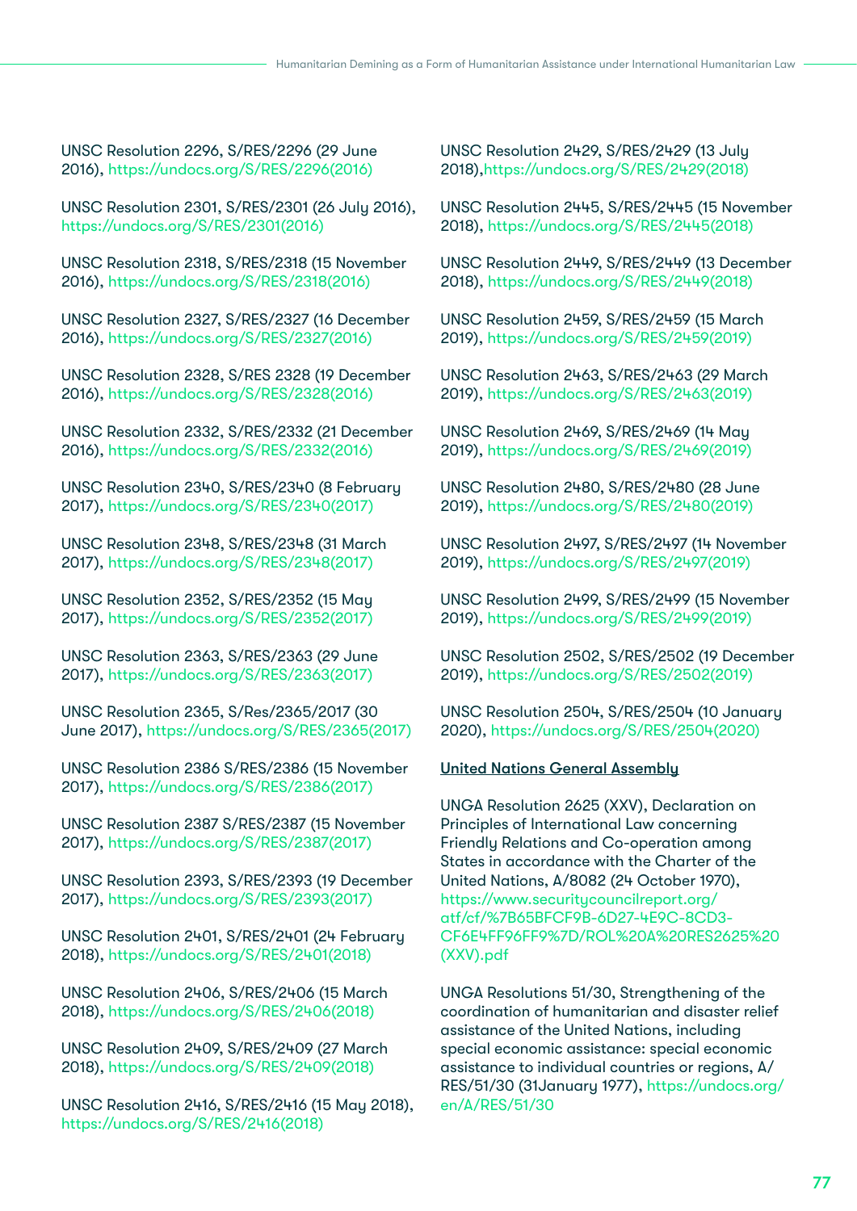UNSC Resolution 2296, S/RES/2296 (29 June 2016), https://undocs.org/S/RES/2296(2016)

UNSC Resolution 2301, S/RES/2301 (26 July 2016), https://undocs.org/S/RES/2301(2016)

UNSC Resolution 2318, S/RES/2318 (15 November 2016), https://undocs.org/S/RES/2318(2016)

UNSC Resolution 2327, S/RES/2327 (16 December 2016), https://undocs.org/S/RES/2327(2016)

UNSC Resolution 2328, S/RES 2328 (19 December 2016), https://undocs.org/S/RES/2328(2016)

UNSC Resolution 2332, S/RES/2332 (21 December 2016), https://undocs.org/S/RES/2332(2016)

UNSC Resolution 2340, S/RES/2340 (8 February 2017), https://undocs.org/S/RES/2340(2017)

UNSC Resolution 2348, S/RES/2348 (31 March 2017), https://undocs.org/S/RES/2348(2017)

UNSC Resolution 2352, S/RES/2352 (15 May 2017), https://undocs.org/S/RES/2352(2017)

UNSC Resolution 2363, S/RES/2363 (29 June 2017), https://undocs.org/S/RES/2363(2017)

UNSC Resolution 2365, S/Res/2365/2017 (30 June 2017), https://undocs.org/S/RES/2365(2017)

UNSC Resolution 2386 S/RES/2386 (15 November 2017), https://undocs.org/S/RES/2386(2017)

UNSC Resolution 2387 S/RES/2387 (15 November 2017), https://undocs.org/S/RES/2387(2017)

UNSC Resolution 2393, S/RES/2393 (19 December 2017), https://undocs.org/S/RES/2393(2017)

UNSC Resolution 2401, S/RES/2401 (24 February 2018), https://undocs.org/S/RES/2401(2018)

UNSC Resolution 2406, S/RES/2406 (15 March 2018), https://undocs.org/S/RES/2406(2018)

UNSC Resolution 2409, S/RES/2409 (27 March 2018), https://undocs.org/S/RES/2409(2018)

UNSC Resolution 2416, S/RES/2416 (15 May 2018), https://undocs.org/S/RES/2416(2018)

UNSC Resolution 2429, S/RES/2429 (13 July 2018),https://undocs.org/S/RES/2429(2018)

UNSC Resolution 2445, S/RES/2445 (15 November 2018), https://undocs.org/S/RES/2445(2018)

UNSC Resolution 2449, S/RES/2449 (13 December 2018), https://undocs.org/S/RES/2449(2018)

UNSC Resolution 2459, S/RES/2459 (15 March 2019), https://undocs.org/S/RES/2459(2019)

UNSC Resolution 2463, S/RES/2463 (29 March 2019), https://undocs.org/S/RES/2463(2019)

UNSC Resolution 2469, S/RES/2469 (14 May 2019), https://undocs.org/S/RES/2469(2019)

UNSC Resolution 2480, S/RES/2480 (28 June 2019), https://undocs.org/S/RES/2480(2019)

UNSC Resolution 2497, S/RES/2497 (14 November 2019), https://undocs.org/S/RES/2497(2019)

UNSC Resolution 2499, S/RES/2499 (15 November 2019), https://undocs.org/S/RES/2499(2019)

UNSC Resolution 2502, S/RES/2502 (19 December 2019), https://undocs.org/S/RES/2502(2019)

UNSC Resolution 2504, S/RES/2504 (10 January 2020), https://undocs.org/S/RES/2504(2020)

United Nations General Assembly

UNGA Resolution 2625 (XXV), Declaration on Principles of International Law concerning Friendly Relations and Co-operation among States in accordance with the Charter of the United Nations, A/8082 (24 October 1970), https://www.securitycouncilreport.org/atf/cf/%7B65BFCF9B-6D27-4E9C-8CD3-CF6E4FF96FF9%7D/ROL%20A%20RES2625%20(XXV).pdf

UNGA Resolutions 51/30, Strengthening of the coordination of humanitarian and disaster relief assistance of the United Nations, including special economic assistance: special economic assistance to individual countries or regions, A/RES/51/30 (31January 1977), https://undocs.org/en/A/RES/51/30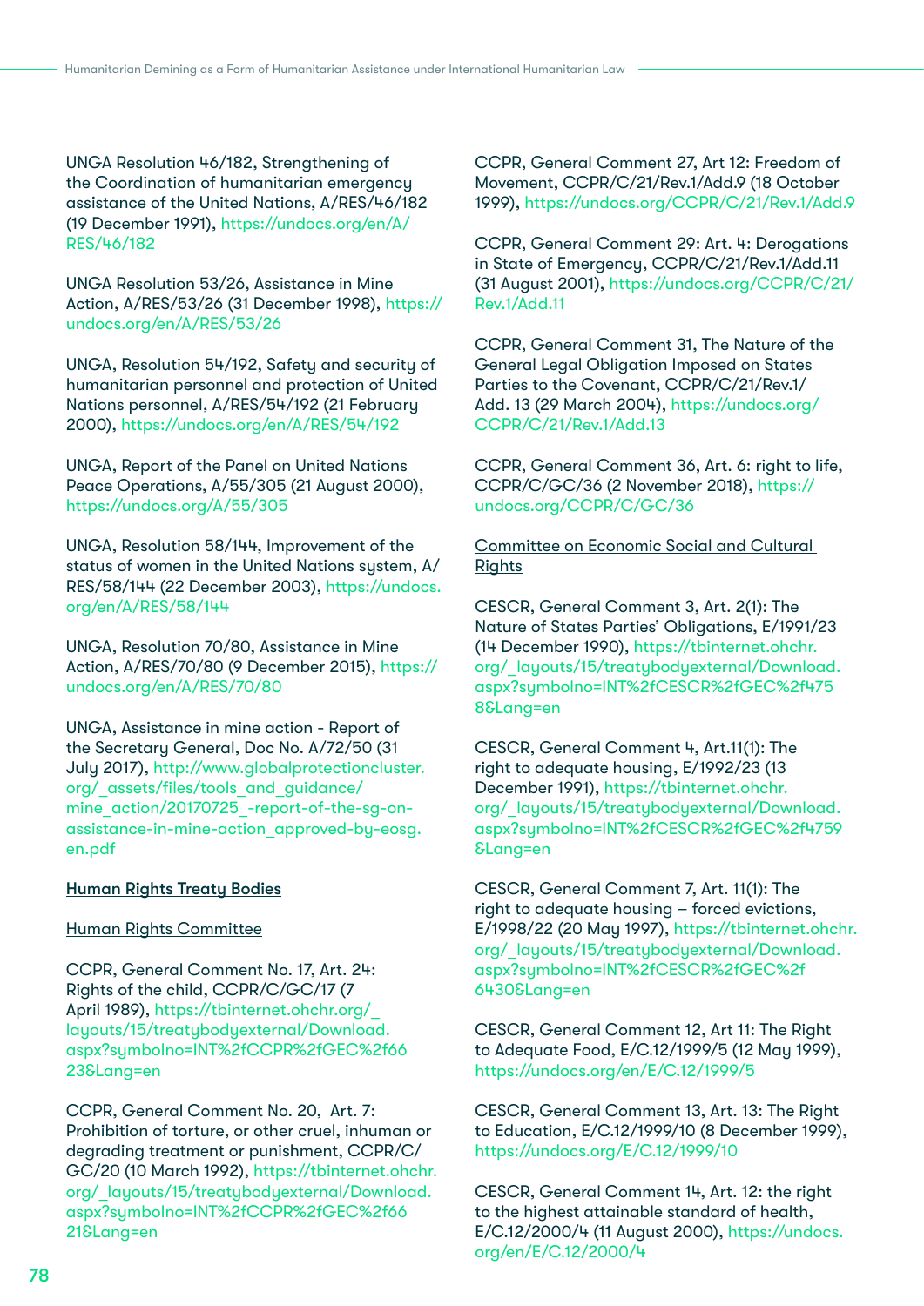UNGA Resolution 46/182, Strengthening of the Coordination of humanitarian emergency assistance of the United Nations, A/RES/46/182 (19 December 1991), https://undocs.org/en/A/RES/46/182

UNGA Resolution 53/26, Assistance in Mine Action, A/RES/53/26 (31 December 1998), https://undocs.org/en/A/RES/53/26

UNGA, Resolution 54/192, Safety and security of humanitarian personnel and protection of United Nations personnel, A/RES/54/192 (21 February 2000), https://undocs.org/en/A/RES/54/192

UNGA, Report of the Panel on United Nations Peace Operations, A/55/305 (21 August 2000), https://undocs.org/A/55/305

UNGA, Resolution 58/144, Improvement of the status of women in the United Nations system, A/RES/58/144 (22 December 2003), https://undocs.org/en/A/RES/58/144

UNGA, Resolution 70/80, Assistance in Mine Action, A/RES/70/80 (9 December 2015), https://undocs.org/en/A/RES/70/80

UNGA, Assistance in mine action - Report of the Secretary General, Doc No. A/72/50 (31 July 2017), http://www.globalprotectioncluster.org/_assets/files/tools_and_guidance/mine_action/20170725_-report-of-the-sg-on-assistance-in-mine-action_approved-by-eosg.en.pdf

Human Rights Treaty Bodies

Human Rights Committee

CCPR, General Comment No. 17, Art. 24: Rights of the child, CCPR/C/GC/17 (7 April 1989), https://tbinternet.ohchr.org/_layouts/15/treatybodyexternal/Download.aspx?symbolno=INT%2fCCPR%2fGEC%2f6623&Lang=en

CCPR, General Comment No. 20, Art. 7: Prohibition of torture, or other cruel, inhuman or degrading treatment or punishment, CCPR/C/GC/20 (10 March 1992), https://tbinternet.ohchr.org/_layouts/15/treatybodyexternal/Download.aspx?symbolno=INT%2fCCPR%2fGEC%2f6621&Lang=en

CCPR, General Comment 27, Art 12: Freedom of Movement, CCPR/C/21/Rev.1/Add.9 (18 October 1999), https://undocs.org/CCPR/C/21/Rev.1/Add.9

CCPR, General Comment 29: Art. 4: Derogations in State of Emergency, CCPR/C/21/Rev.1/Add.11 (31 August 2001), https://undocs.org/CCPR/C/21/Rev.1/Add.11

CCPR, General Comment 31, The Nature of the General Legal Obligation Imposed on States Parties to the Covenant, CCPR/C/21/Rev.1/Add. 13 (29 March 2004), https://undocs.org/CCPR/C/21/Rev.1/Add.13

CCPR, General Comment 36, Art. 6: right to life, CCPR/C/GC/36 (2 November 2018), https://undocs.org/CCPR/C/GC/36

Committee on Economic Social and Cultural Rights

CESCR, General Comment 3, Art. 2(1): The Nature of States Parties' Obligations, E/1991/23 (14 December 1990), https://tbinternet.ohchr.org/_layouts/15/treatybodyexternal/Download.aspx?symbolno=INT%2fCESCR%2fGEC%2f4758&Lang=en

CESCR, General Comment 4, Art.11(1): The right to adequate housing, E/1992/23 (13 December 1991), https://tbinternet.ohchr.org/_layouts/15/treatybodyexternal/Download.aspx?symbolno=INT%2fCESCR%2fGEC%2f4759&Lang=en

CESCR, General Comment 7, Art. 11(1): The right to adequate housing – forced evictions, E/1998/22 (20 May 1997), https://tbinternet.ohchr.org/_layouts/15/treatybodyexternal/Download.aspx?symbolno=INT%2fCESCR%2fGEC%2f6430&Lang=en

CESCR, General Comment 12, Art 11: The Right to Adequate Food, E/C.12/1999/5 (12 May 1999), https://undocs.org/en/E/C.12/1999/5

CESCR, General Comment 13, Art. 13: The Right to Education, E/C.12/1999/10 (8 December 1999), https://undocs.org/E/C.12/1999/10

CESCR, General Comment 14, Art. 12: the right to the highest attainable standard of health, E/C.12/2000/4 (11 August 2000), https://undocs.org/en/E/C.12/2000/4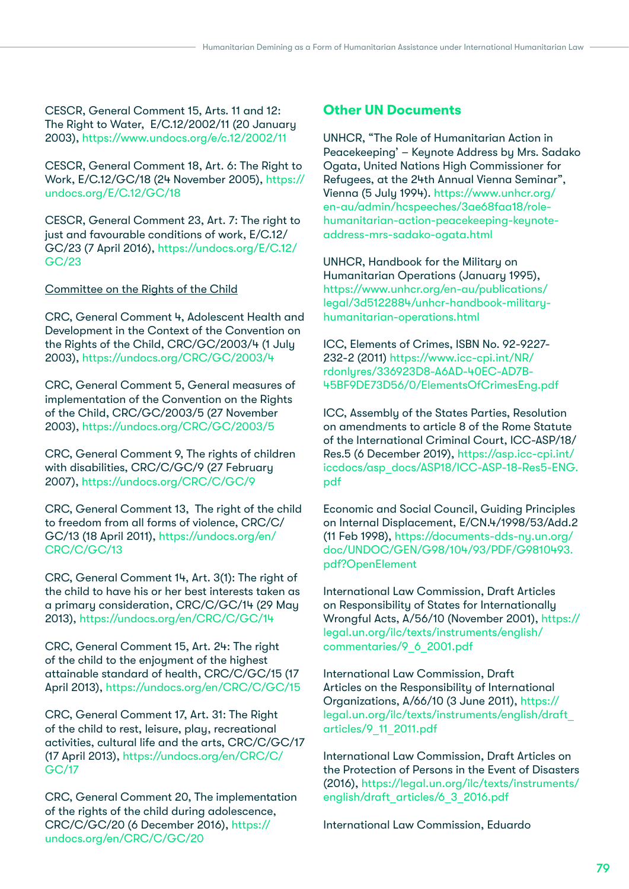CESCR, General Comment 15, Arts. 11 and 12: The Right to Water, E/C.12/2002/11 (20 January 2003), https://www.undocs.org/e/c.12/2002/11

CESCR, General Comment 18, Art. 6: The Right to Work, E/C.12/GC/18 (24 November 2005), https://undocs.org/E/C.12/GC/18

CESCR, General Comment 23, Art. 7: The right to just and favourable conditions of work, E/C.12/GC/23 (7 April 2016), https://undocs.org/E/C.12/GC/23

Committee on the Rights of the Child

CRC, General Comment 4, Adolescent Health and Development in the Context of the Convention on the Rights of the Child, CRC/GC/2003/4 (1 July 2003), https://undocs.org/CRC/GC/2003/4

CRC, General Comment 5, General measures of implementation of the Convention on the Rights of the Child, CRC/GC/2003/5 (27 November 2003), https://undocs.org/CRC/GC/2003/5

CRC, General Comment 9, The rights of children with disabilities, CRC/C/GC/9 (27 February 2007), https://undocs.org/CRC/C/GC/9

CRC, General Comment 13, The right of the child to freedom from all forms of violence, CRC/C/GC/13 (18 April 2011), https://undocs.org/en/CRC/C/GC/13

CRC, General Comment 14, Art. 3(1): The right of the child to have his or her best interests taken as a primary consideration, CRC/C/GC/14 (29 May 2013), https://undocs.org/en/CRC/C/GC/14

CRC, General Comment 15, Art. 24: The right of the child to the enjoyment of the highest attainable standard of health, CRC/C/GC/15 (17 April 2013), https://undocs.org/en/CRC/C/GC/15

CRC, General Comment 17, Art. 31: The Right of the child to rest, leisure, play, recreational activities, cultural life and the arts, CRC/C/GC/17 (17 April 2013), https://undocs.org/en/CRC/C/GC/17

CRC, General Comment 20, The implementation of the rights of the child during adolescence, CRC/C/GC/20 (6 December 2016), https://undocs.org/en/CRC/C/GC/20

## Other UN Documents

UNHCR, "The Role of Humanitarian Action in Peacekeeping' – Keynote Address by Mrs. Sadako Ogata, United Nations High Commissioner for Refugees, at the 24th Annual Vienna Seminar", Vienna (5 July 1994). https://www.unhcr.org/en-au/admin/hcspeeches/3ae68faa18/role-humanitarian-action-peacekeeping-keynote-address-mrs-sadako-ogata.html

UNHCR, Handbook for the Military on Humanitarian Operations (January 1995), https://www.unhcr.org/en-au/publications/legal/3d5122884/unhcr-handbook-military-humanitarian-operations.html

ICC, Elements of Crimes, ISBN No. 92-9227-232-2 (2011) https://www.icc-cpi.int/NR/rdonlyres/336923D8-A6AD-40EC-AD7B-45BF9DE73D56/0/ElementsOfCrimesEng.pdf

ICC, Assembly of the States Parties, Resolution on amendments to article 8 of the Rome Statute of the International Criminal Court, ICC-ASP/18/Res.5 (6 December 2019), https://asp.icc-cpi.int/iccdocs/asp_docs/ASP18/ICC-ASP-18-Res5-ENG.pdf

Economic and Social Council, Guiding Principles on Internal Displacement, E/CN.4/1998/53/Add.2 (11 Feb 1998), https://documents-dds-ny.un.org/doc/UNDOC/GEN/G98/104/93/PDF/G9810493.pdf?OpenElement

International Law Commission, Draft Articles on Responsibility of States for Internationally Wrongful Acts, A/56/10 (November 2001), https://legal.un.org/ilc/texts/instruments/english/commentaries/9_6_2001.pdf

International Law Commission, Draft Articles on the Responsibility of International Organizations, A/66/10 (3 June 2011), https://legal.un.org/ilc/texts/instruments/english/draft_articles/9_11_2011.pdf

International Law Commission, Draft Articles on the Protection of Persons in the Event of Disasters (2016), https://legal.un.org/ilc/texts/instruments/english/draft_articles/6_3_2016.pdf

International Law Commission, Eduardo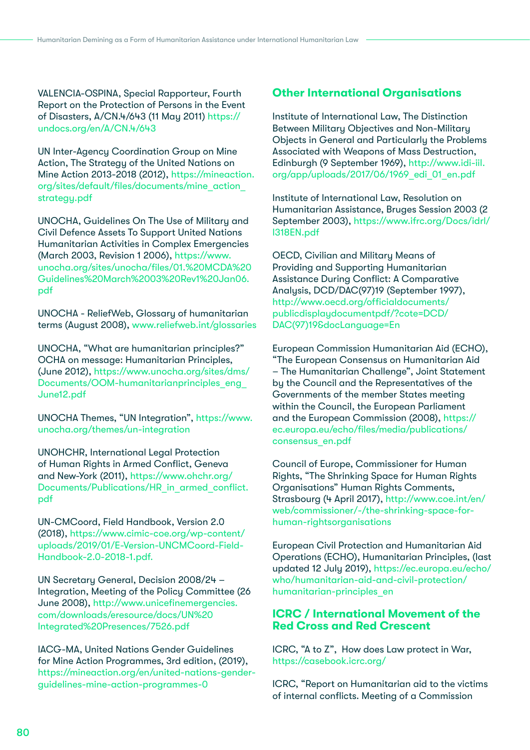VALENCIA-OSPINA, Special Rapporteur, Fourth Report on the Protection of Persons in the Event of Disasters, A/CN.4/643 (11 May 2011) https://undocs.org/en/A/CN.4/643

UN Inter-Agency Coordination Group on Mine Action, The Strategy of the United Nations on Mine Action 2013-2018 (2012), https://mineaction.org/sites/default/files/documents/mine_action_strategy.pdf

UNOCHA, Guidelines On The Use of Military and Civil Defence Assets To Support United Nations Humanitarian Activities in Complex Emergencies (March 2003, Revision 1 2006), https://www.unocha.org/sites/unocha/files/01.%20MCDA%20Guidelines%20March%2003%20Rev1%20Jan06.pdf

UNOCHA - ReliefWeb, Glossary of humanitarian terms (August 2008), www.reliefweb.int/glossaries

UNOCHA, "What are humanitarian principles?" OCHA on message: Humanitarian Principles, (June 2012), https://www.unocha.org/sites/dms/Documents/OOM-humanitarianprinciples_eng_June12.pdf

UNOCHA Themes, "UN Integration", https://www.unocha.org/themes/un-integration

UNOHCHR, International Legal Protection of Human Rights in Armed Conflict, Geneva and New-York (2011), https://www.ohchr.org/Documents/Publications/HR_in_armed_conflict.pdf

UN-CMCoord, Field Handbook, Version 2.0 (2018), https://www.cimic-coe.org/wp-content/uploads/2019/01/E-Version-UNCMCoord-Field-Handbook-2.0-2018-1.pdf.

UN Secretary General, Decision 2008/24 – Integration, Meeting of the Policy Committee (26 June 2008), http://www.unicefinemergencies.com/downloads/eresource/docs/UN%20Integrated%20Presences/7526.pdf

IACG-MA, United Nations Gender Guidelines for Mine Action Programmes, 3rd edition, (2019), https://mineaction.org/en/united-nations-gender-guidelines-mine-action-programmes-0

## Other International Organisations

Institute of International Law, The Distinction Between Military Objectives and Non-Military Objects in General and Particularly the Problems Associated with Weapons of Mass Destruction, Edinburgh (9 September 1969), http://www.idi-iil.org/app/uploads/2017/06/1969_edi_01_en.pdf

Institute of International Law, Resolution on Humanitarian Assistance, Bruges Session 2003 (2 September 2003), https://www.ifrc.org/Docs/idrl/I318EN.pdf

OECD, Civilian and Military Means of Providing and Supporting Humanitarian Assistance During Conflict: A Comparative Analysis, DCD/DAC(97)19 (September 1997), http://www.oecd.org/officialdocuments/publicdisplaydocumentpdf/?cote=DCD/DAC(97)19&docLanguage=En

European Commission Humanitarian Aid (ECHO), "The European Consensus on Humanitarian Aid – The Humanitarian Challenge", Joint Statement by the Council and the Representatives of the Governments of the member States meeting within the Council, the European Parliament and the European Commission (2008), https://ec.europa.eu/echo/files/media/publications/consensus_en.pdf

Council of Europe, Commissioner for Human Rights, "The Shrinking Space for Human Rights Organisations" Human Rights Comments, Strasbourg (4 April 2017), http://www.coe.int/en/web/commissioner/-/the-shrinking-space-for-human-rightsorganisations

European Civil Protection and Humanitarian Aid Operations (ECHO), Humanitarian Principles, (last updated 12 July 2019), https://ec.europa.eu/echo/who/humanitarian-aid-and-civil-protection/humanitarian-principles_en

## ICRC / International Movement of the Red Cross and Red Crescent

ICRC, "A to Z", How does Law protect in War, https://casebook.icrc.org/

ICRC, "Report on Humanitarian aid to the victims of internal conflicts. Meeting of a Commission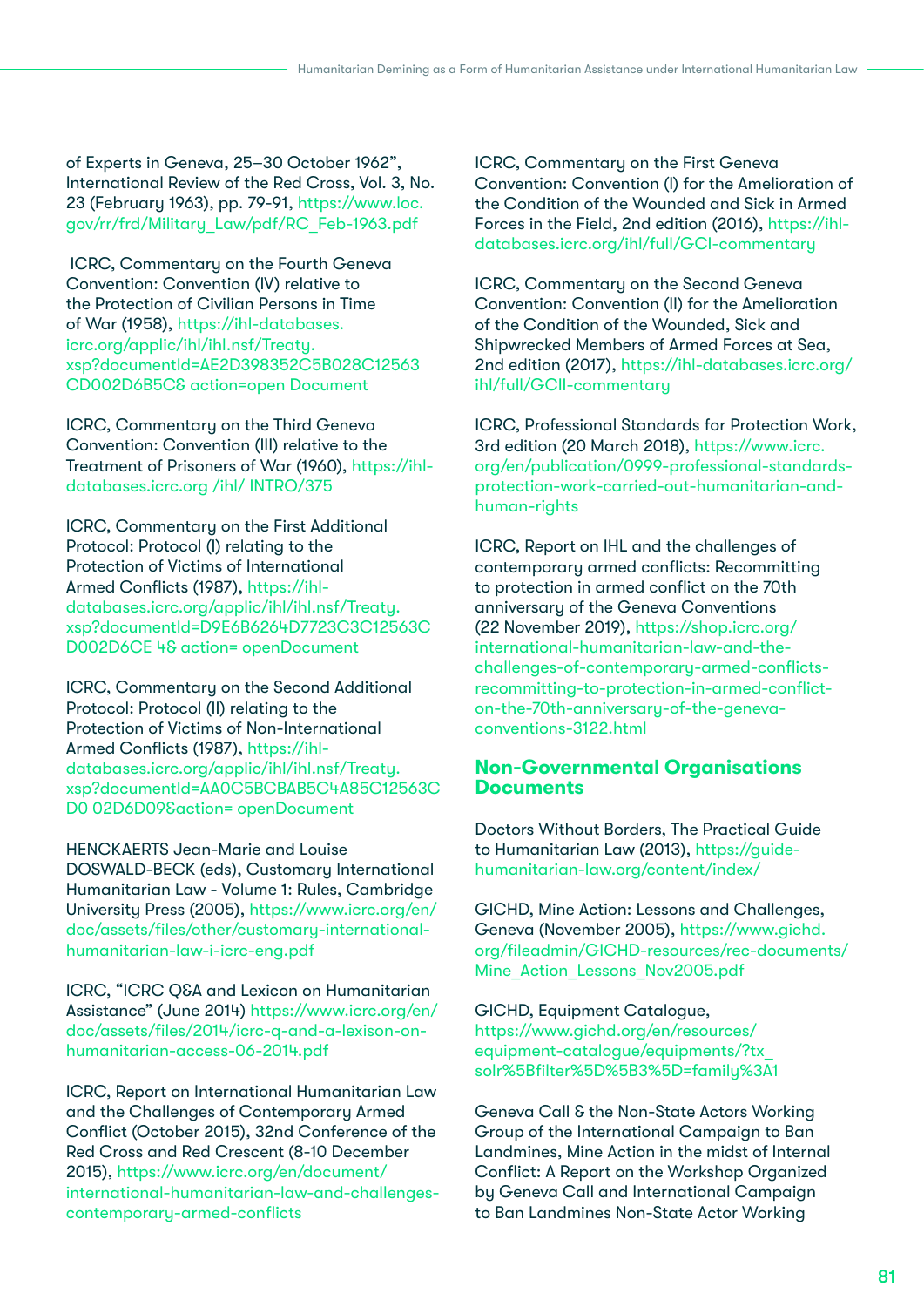of Experts in Geneva, 25–30 October 1962", International Review of the Red Cross, Vol. 3, No. 23 (February 1963), pp. 79-91, https://www.loc.gov/rr/frd/Military_Law/pdf/RC_Feb-1963.pdf

ICRC, Commentary on the Fourth Geneva Convention: Convention (IV) relative to the Protection of Civilian Persons in Time of War (1958), https://ihl-databases.icrc.org/applic/ihl/ihl.nsf/Treaty.xsp?documentId=AE2D398352C5B028C12563CD002D6B5C& action=open Document

ICRC, Commentary on the Third Geneva Convention: Convention (III) relative to the Treatment of Prisoners of War (1960), https://ihl-databases.icrc.org /ihl/ INTRO/375

ICRC, Commentary on the First Additional Protocol: Protocol (I) relating to the Protection of Victims of International Armed Conflicts (1987), https://ihl-databases.icrc.org/applic/ihl/ihl.nsf/Treaty.xsp?documentId=D9E6B6264D7723C3C12563CD002D6CE 4& action= openDocument

ICRC, Commentary on the Second Additional Protocol: Protocol (II) relating to the Protection of Victims of Non-International Armed Conflicts (1987), https://ihl-databases.icrc.org/applic/ihl/ihl.nsf/Treaty.xsp?documentId=AA0C5BCBAB5C4A85C12563CD0 02D6D09&action= openDocument

HENCKAERTS Jean-Marie and Louise DOSWALD-BECK (eds), Customary International Humanitarian Law - Volume 1: Rules, Cambridge University Press (2005), https://www.icrc.org/en/doc/assets/files/other/customary-international-humanitarian-law-i-icrc-eng.pdf

ICRC, "ICRC Q&A and Lexicon on Humanitarian Assistance" (June 2014) https://www.icrc.org/en/doc/assets/files/2014/icrc-q-and-a-lexison-on-humanitarian-access-06-2014.pdf

ICRC, Report on International Humanitarian Law and the Challenges of Contemporary Armed Conflict (October 2015), 32nd Conference of the Red Cross and Red Crescent (8-10 December 2015), https://www.icrc.org/en/document/international-humanitarian-law-and-challenges-contemporary-armed-conflicts

ICRC, Commentary on the First Geneva Convention: Convention (I) for the Amelioration of the Condition of the Wounded and Sick in Armed Forces in the Field, 2nd edition (2016), https://ihl-databases.icrc.org/ihl/full/GCI-commentary

ICRC, Commentary on the Second Geneva Convention: Convention (II) for the Amelioration of the Condition of the Wounded, Sick and Shipwrecked Members of Armed Forces at Sea, 2nd edition (2017), https://ihl-databases.icrc.org/ihl/full/GCII-commentary

ICRC, Professional Standards for Protection Work, 3rd edition (20 March 2018), https://www.icrc.org/en/publication/0999-professional-standards-protection-work-carried-out-humanitarian-and-human-rights

ICRC, Report on IHL and the challenges of contemporary armed conflicts: Recommitting to protection in armed conflict on the 70th anniversary of the Geneva Conventions (22 November 2019), https://shop.icrc.org/international-humanitarian-law-and-the-challenges-of-contemporary-armed-conflicts-recommitting-to-protection-in-armed-conflict-on-the-70th-anniversary-of-the-geneva-conventions-3122.html

## Non-Governmental Organisations Documents

Doctors Without Borders, The Practical Guide to Humanitarian Law (2013), https://guide-humanitarian-law.org/content/index/

GICHD, Mine Action: Lessons and Challenges, Geneva (November 2005), https://www.gichd.org/fileadmin/GICHD-resources/rec-documents/Mine_Action_Lessons_Nov2005.pdf

GICHD, Equipment Catalogue, https://www.gichd.org/en/resources/equipment-catalogue/equipments/?tx_solr%5Bfilter%5D%5B%5D=family%3A1

Geneva Call & the Non-State Actors Working Group of the International Campaign to Ban Landmines, Mine Action in the midst of Internal Conflict: A Report on the Workshop Organized by Geneva Call and International Campaign to Ban Landmines Non-State Actor Working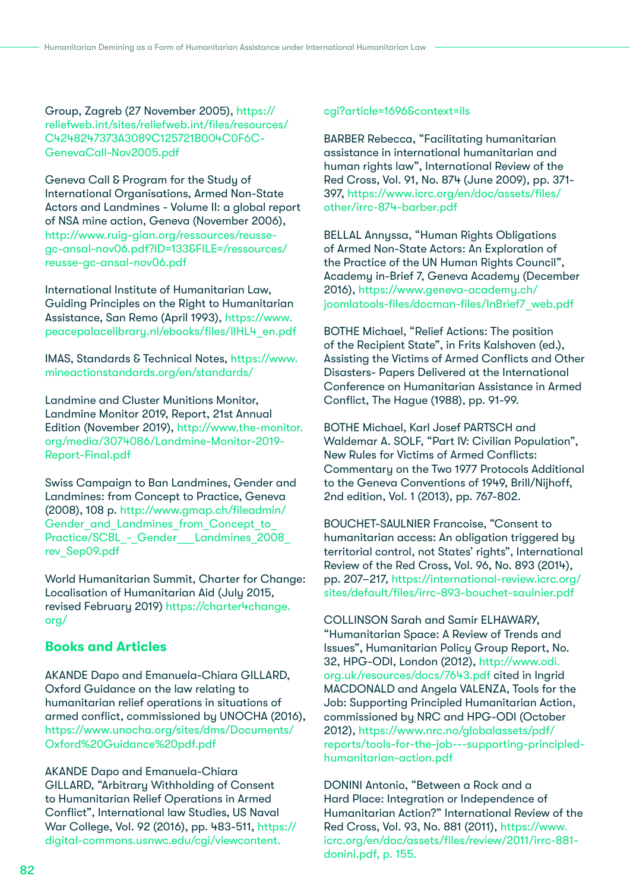Group, Zagreb (27 November 2005), https://reliefweb.int/sites/reliefweb.int/files/resources/C4248247373A3089C125721B004C0F6C-GenevaCall-Nov2005.pdf

Geneva Call & Program for the Study of International Organisations, Armed Non-State Actors and Landmines - Volume II: a global report of NSA mine action, Geneva (November 2006), http://www.ruig-gian.org/ressources/reusse-gc-ansal-nov06.pdf?ID=133&FILE=/ressources/reusse-gc-ansal-nov06.pdf

International Institute of Humanitarian Law, Guiding Principles on the Right to Humanitarian Assistance, San Remo (April 1993), https://www.peacepalacelibrary.nl/ebooks/files/IIHL4_en.pdf

IMAS, Standards & Technical Notes, https://www.mineactionstandards.org/en/standards/

Landmine and Cluster Munitions Monitor, Landmine Monitor 2019, Report, 21st Annual Edition (November 2019), http://www.the-monitor.org/media/3074086/Landmine-Monitor-2019-Report-Final.pdf

Swiss Campaign to Ban Landmines, Gender and Landmines: from Concept to Practice, Geneva (2008), 108 p. http://www.gmap.ch/fileadmin/Gender_and_Landmines_from_Concept_to_Practice/SCBL_-_Gender___Landmines_2008_rev_Sep09.pdf

World Humanitarian Summit, Charter for Change: Localisation of Humanitarian Aid (July 2015, revised February 2019) https://charter4change.org/

## Books and Articles

AKANDE Dapo and Emanuela-Chiara GILLARD, Oxford Guidance on the law relating to humanitarian relief operations in situations of armed conflict, commissioned by UNOCHA (2016), https://www.unocha.org/sites/dms/Documents/Oxford%20Guidance%20pdf.pdf

AKANDE Dapo and Emanuela-Chiara GILLARD, "Arbitrary Withholding of Consent to Humanitarian Relief Operations in Armed Conflict", International law Studies, US Naval War College, Vol. 92 (2016), pp. 483-511, https://digital-commons.usnwc.edu/cgi/viewcontent.cgi?article=1696&context=ils

BARBER Rebecca, "Facilitating humanitarian assistance in international humanitarian and human rights law", International Review of the Red Cross, Vol. 91, No. 874 (June 2009), pp. 371-397, https://www.icrc.org/en/doc/assets/files/other/irrc-874-barber.pdf

BELLAL Annyssa, "Human Rights Obligations of Armed Non-State Actors: An Exploration of the Practice of the UN Human Rights Council", Academy in-Brief 7, Geneva Academy (December 2016), https://www.geneva-academy.ch/joomlatools-files/docman-files/InBrief7_web.pdf

BOTHE Michael, "Relief Actions: The position of the Recipient State", in Frits Kalshoven (ed.), Assisting the Victims of Armed Conflicts and Other Disasters- Papers Delivered at the International Conference on Humanitarian Assistance in Armed Conflict, The Hague (1988), pp. 91-99.

BOTHE Michael, Karl Josef PARTSCH and Waldemar A. SOLF, "Part IV: Civilian Population", New Rules for Victims of Armed Conflicts: Commentary on the Two 1977 Protocols Additional to the Geneva Conventions of 1949, Brill/Nijhoff, 2nd edition, Vol. 1 (2013), pp. 767-802.

BOUCHET-SAULNIER Francoise, "Consent to humanitarian access: An obligation triggered by territorial control, not States' rights", International Review of the Red Cross, Vol. 96, No. 893 (2014), pp. 207–217, https://international-review.icrc.org/sites/default/files/irrc-893-bouchet-saulnier.pdf

COLLINSON Sarah and Samir ELHAWARY, "Humanitarian Space: A Review of Trends and Issues", Humanitarian Policy Group Report, No. 32, HPG-ODI, London (2012), http://www.odi.org.uk/resources/docs/7643.pdf cited in Ingrid MACDONALD and Angela VALENZA, Tools for the Job: Supporting Principled Humanitarian Action, commissioned by NRC and HPG-ODI (October 2012), https://www.nrc.no/globalassets/pdf/reports/tools-for-the-job---supporting-principled-humanitarian-action.pdf

DONINI Antonio, "Between a Rock and a Hard Place: Integration or Independence of Humanitarian Action?" International Review of the Red Cross, Vol. 93, No. 881 (2011), https://www.icrc.org/en/doc/assets/files/review/2011/irrc-881-donini.pdf, p. 155.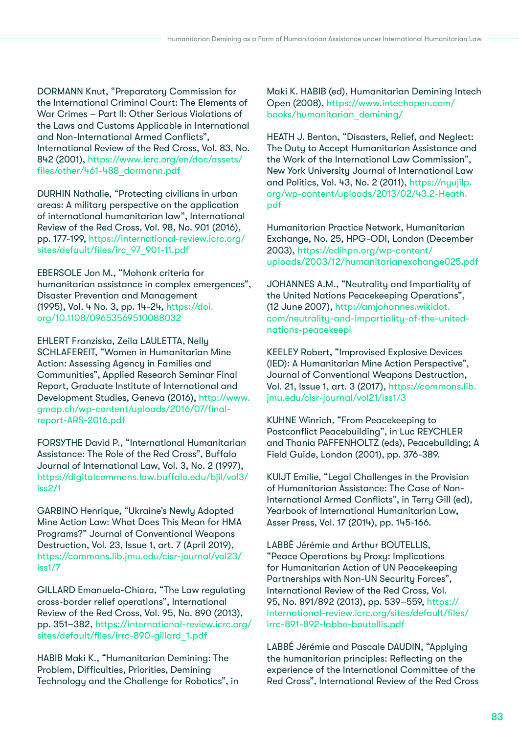DORMANN Knut, “Preparatory Commission for the International Criminal Court: The Elements of War Crimes – Part II: Other Serious Violations of the Laws and Customs Applicable in International and Non-International Armed Conflicts”, International Review of the Red Cross, Vol. 83, No. 842 (2001), https://www.icrc.org/en/doc/assets/files/other/461-488_dormann.pdf

DURHIN Nathalie, “Protecting civilians in urban areas: A military perspective on the application of international humanitarian law”, International Review of the Red Cross, Vol. 98, No. 901 (2016), pp. 177-199, https://international-review.icrc.org/sites/default/files/irc_97_901-11.pdf

EBERSOLE Jon M., “Mohonk criteria for humanitarian assistance in complex emergences”, Disaster Prevention and Management (1995), Vol. 4 No. 3, pp. 14-24, https://doi.org/10.1108/09653569510088032

EHLERT Franziska, Zeila LAULETTA, Nelly SCHLAFEREIT, “Women in Humanitarian Mine Action: Assessing Agency in Families and Communities”, Applied Research Seminar Final Report, Graduate Institute of International and Development Studies, Geneva (2016), http://www.gmap.ch/wp-content/uploads/2016/07/final-report-ARS-2016.pdf

FORSYTHE David P., “International Humanitarian Assistance: The Role of the Red Cross”, Buffalo Journal of International Law, Vol. 3, No. 2 (1997), https://digitalcommons.law.buffalo.edu/bjil/vol3/iss2/1

GARBINO Henrique, “Ukraine’s Newly Adopted Mine Action Law: What Does This Mean for HMA Programs?” Journal of Conventional Weapons Destruction, Vol. 23, Issue 1, art. 7 (April 2019), https://commons.lib.jmu.edu/cisr-journal/vol23/iss1/7

GILLARD Emanuela-Chiara, “The Law regulating cross-border relief operations”, International Review of the Red Cross, Vol. 95, No. 890 (2013), pp. 351–382, https://international-review.icrc.org/sites/default/files/irrc-890-gillard_1.pdf

HABIB Maki K., “Humanitarian Demining: The Problem, Difficulties, Priorities, Demining Technology and the Challenge for Robotics”, in Maki K. HABIB (ed), Humanitarian Demining Intech Open (2008), https://www.intechopen.com/books/humanitarian_demining/

HEATH J. Benton, “Disasters, Relief, and Neglect: The Duty to Accept Humanitarian Assistance and the Work of the International Law Commission”, New York University Journal of International Law and Politics, Vol. 43, No. 2 (2011), https://nyujilp.org/wp-content/uploads/2013/02/43.2-Heath.pdf

Humanitarian Practice Network, Humanitarian Exchange, No. 25, HPG-ODI, London (December 2003), https://odihpn.org/wp-content/uploads/2003/12/humanitarianexchange025.pdf

JOHANNES A.M., “Neutrality and Impartiality of the United Nations Peacekeeping Operations”, (12 June 2007), http://amjohannes.wikidot.com/neutrality-and-impartiality-of-the-united-nations-peacekeepi

KEELEY Robert, “Improvised Explosive Devices (IED): A Humanitarian Mine Action Perspective”, Journal of Conventional Weapons Destruction, Vol. 21, Issue 1, art. 3 (2017), https://commons.lib.jmu.edu/cisr-journal/vol21/iss1/3

KUHNE Winrich, “From Peacekeeping to Postconflict Peacebuilding”, in Luc REYCHLER and Thania PAFFENHOLTZ (eds), Peacebuilding; A Field Guide, London (2001), pp. 376-389.

KUIJT Emilie, “Legal Challenges in the Provision of Humanitarian Assistance: The Case of Non-International Armed Conflicts”, in Terry Gill (ed), Yearbook of International Humanitarian Law, Asser Press, Vol. 17 (2014), pp. 145-166.

LABBÉ Jérémie and Arthur BOUTELLIS, “Peace Operations by Proxy: Implications for Humanitarian Action of UN Peacekeeping Partnerships with Non-UN Security Forces”, International Review of the Red Cross, Vol. 95, No. 891/892 (2013), pp. 539–559, https://international-review.icrc.org/sites/default/files/irrc-891-892-labbe-boutellis.pdf

LABBÉ Jérémie and Pascale DAUDIN, “Applying the humanitarian principles: Reflecting on the experience of the International Committee of the Red Cross”, International Review of the Red Cross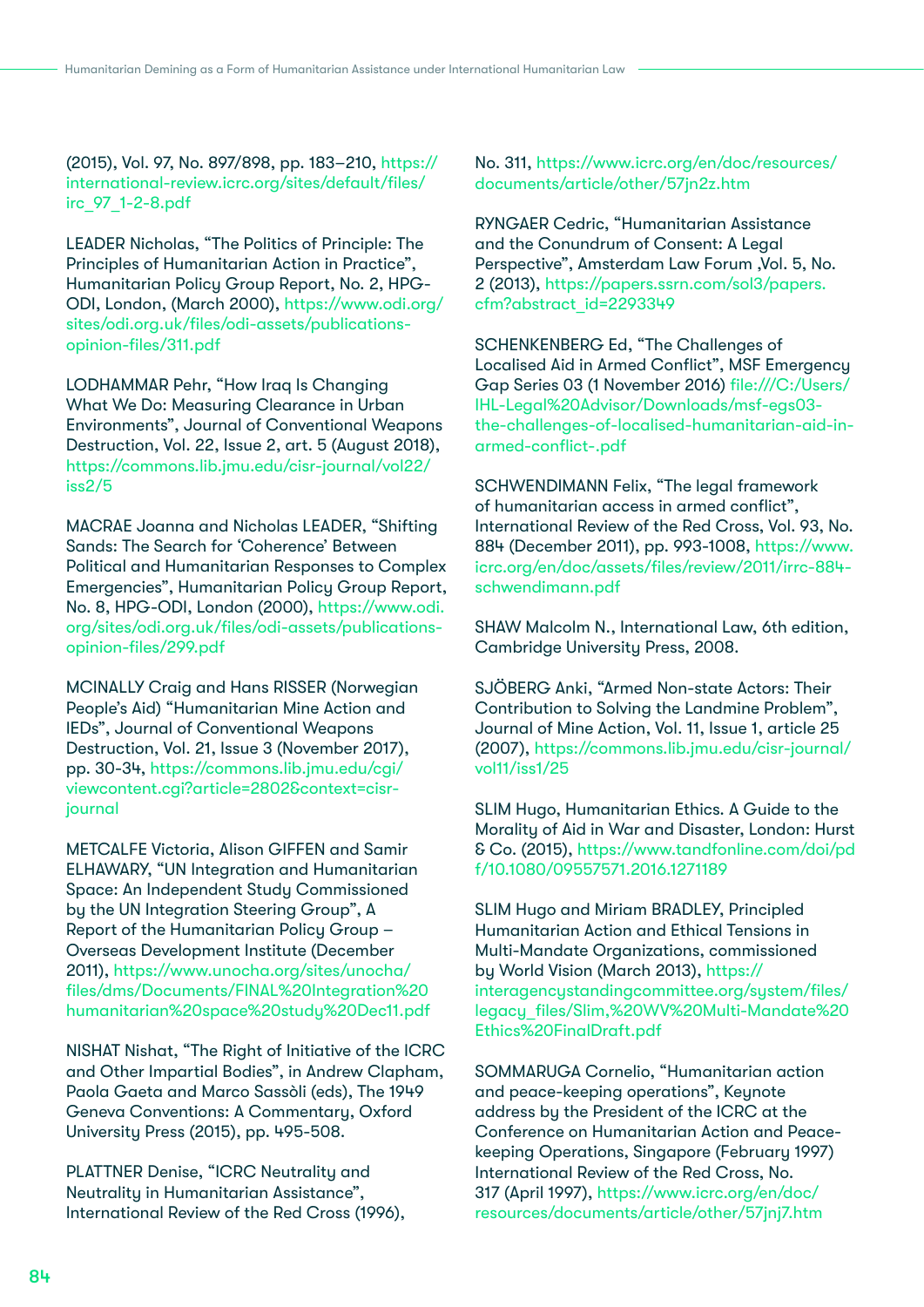(2015), Vol. 97, No. 897/898, pp. 183–210, https://international-review.icrc.org/sites/default/files/irc_97_1-2-8.pdf

LEADER Nicholas, "The Politics of Principle: The Principles of Humanitarian Action in Practice", Humanitarian Policy Group Report, No. 2, HPG-ODI, London, (March 2000), https://www.odi.org/sites/odi.org.uk/files/odi-assets/publications-opinion-files/311.pdf

LODHAMMAR Pehr, "How Iraq Is Changing What We Do: Measuring Clearance in Urban Environments", Journal of Conventional Weapons Destruction, Vol. 22, Issue 2, art. 5 (August 2018), https://commons.lib.jmu.edu/cisr-journal/vol22/iss2/5

MACRAE Joanna and Nicholas LEADER, "Shifting Sands: The Search for 'Coherence' Between Political and Humanitarian Responses to Complex Emergencies", Humanitarian Policy Group Report, No. 8, HPG-ODI, London (2000), https://www.odi.org/sites/odi.org.uk/files/odi-assets/publications-opinion-files/299.pdf

MCINALLY Craig and Hans RISSER (Norwegian People's Aid) "Humanitarian Mine Action and IEDs", Journal of Conventional Weapons Destruction, Vol. 21, Issue 3 (November 2017), pp. 30-34, https://commons.lib.jmu.edu/cgi/viewcontent.cgi?article=2802&context=cisr-journal

METCALFE Victoria, Alison GIFFEN and Samir ELHAWARY, "UN Integration and Humanitarian Space: An Independent Study Commissioned by the UN Integration Steering Group", A Report of the Humanitarian Policy Group – Overseas Development Institute (December 2011), https://www.unocha.org/sites/unocha/files/dms/Documents/FINAL%20Integration%20humanitarian%20space%20study%20Dec11.pdf

NISHAT Nishat, "The Right of Initiative of the ICRC and Other Impartial Bodies", in Andrew Clapham, Paola Gaeta and Marco Sassòli (eds), The 1949 Geneva Conventions: A Commentary, Oxford University Press (2015), pp. 495-508.

PLATTNER Denise, "ICRC Neutrality and Neutrality in Humanitarian Assistance", International Review of the Red Cross (1996), No. 311, https://www.icrc.org/en/doc/resources/documents/article/other/57jn2z.htm

RYNGAER Cedric, "Humanitarian Assistance and the Conundrum of Consent: A Legal Perspective", Amsterdam Law Forum ,Vol. 5, No. 2 (2013), https://papers.ssrn.com/sol3/papers.cfm?abstract_id=2293349

SCHENKENBERG Ed, "The Challenges of Localised Aid in Armed Conflict", MSF Emergency Gap Series 03 (1 November 2016) file:///C:/Users/IHL-Legal%20Advisor/Downloads/msf-egs03-the-challenges-of-localised-humanitarian-aid-in-armed-conflict-.pdf

SCHWENDIMANN Felix, "The legal framework of humanitarian access in armed conflict", International Review of the Red Cross, Vol. 93, No. 884 (December 2011), pp. 993-1008, https://www.icrc.org/en/doc/assets/files/review/2011/irrc-884-schwendimann.pdf

SHAW Malcolm N., International Law, 6th edition, Cambridge University Press, 2008.

SJÖBERG Anki, "Armed Non-state Actors: Their Contribution to Solving the Landmine Problem", Journal of Mine Action, Vol. 11, Issue 1, article 25 (2007), https://commons.lib.jmu.edu/cisr-journal/vol11/iss1/25

SLIM Hugo, Humanitarian Ethics. A Guide to the Morality of Aid in War and Disaster, London: Hurst & Co. (2015), https://www.tandfonline.com/doi/pdf/10.1080/09557571.2016.1271189

SLIM Hugo and Miriam BRADLEY, Principled Humanitarian Action and Ethical Tensions in Multi-Mandate Organizations, commissioned by World Vision (March 2013), https://interagencystandingcommittee.org/system/files/legacy_files/Slim,%20WV%20Multi-Mandate%20Ethics%20FinalDraft.pdf

SOMMARUGA Cornelio, "Humanitarian action and peace-keeping operations", Keynote address by the President of the ICRC at the Conference on Humanitarian Action and Peace-keeping Operations, Singapore (February 1997) International Review of the Red Cross, No. 317 (April 1997), https://www.icrc.org/en/doc/resources/documents/article/other/57jnj7.htm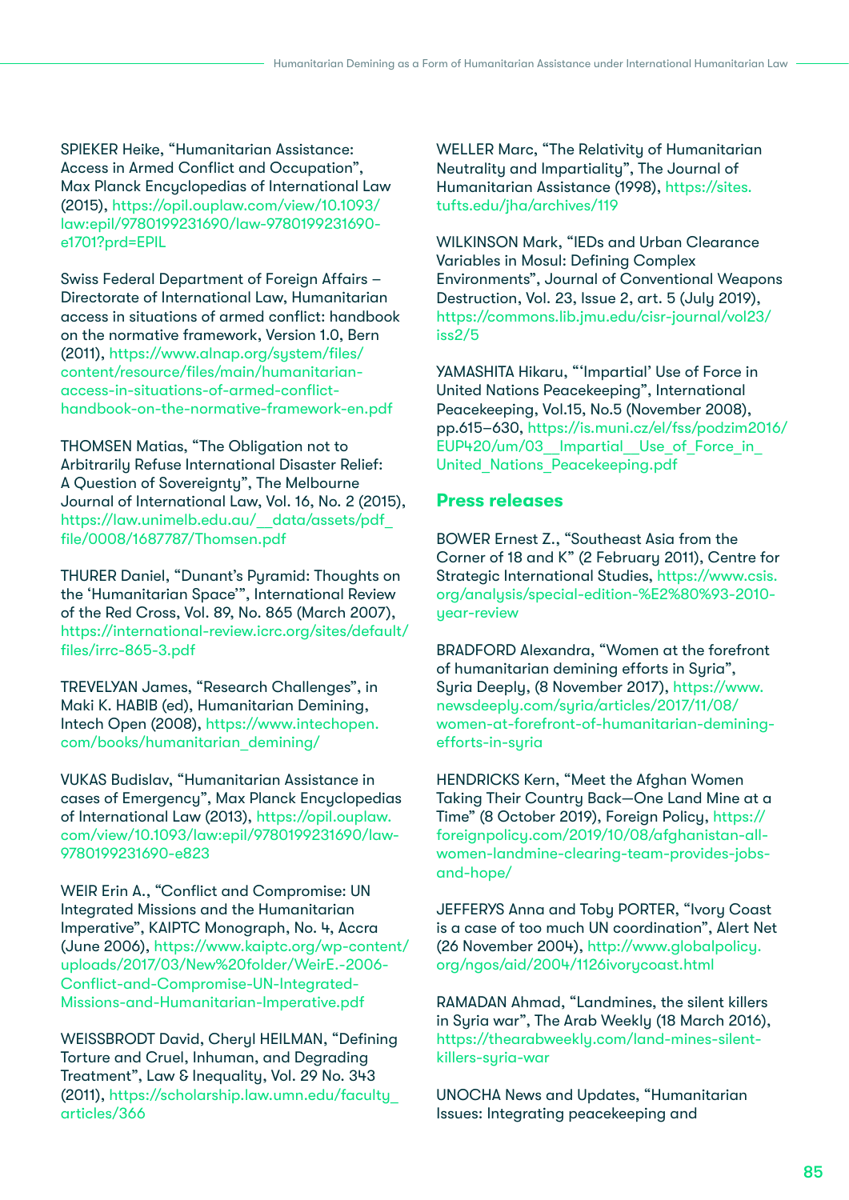SPIEKER Heike, “Humanitarian Assistance: Access in Armed Conflict and Occupation”, Max Planck Encyclopedias of International Law (2015), https://opil.ouplaw.com/view/10.1093/law:epil/9780199231690/law-9780199231690-e1701?prd=EPIL

Swiss Federal Department of Foreign Affairs – Directorate of International Law, Humanitarian access in situations of armed conflict: handbook on the normative framework, Version 1.0, Bern (2011), https://www.alnap.org/system/files/content/resource/files/main/humanitarian-access-in-situations-of-armed-conflict-handbook-on-the-normative-framework-en.pdf

THOMSEN Matias, “The Obligation not to Arbitrarily Refuse International Disaster Relief: A Question of Sovereignty”, The Melbourne Journal of International Law, Vol. 16, No. 2 (2015), https://law.unimelb.edu.au/__data/assets/pdf_file/0008/1687787/Thomsen.pdf

THURER Daniel, “Dunant’s Pyramid: Thoughts on the ‘Humanitarian Space’”, International Review of the Red Cross, Vol. 89, No. 865 (March 2007), https://international-review.icrc.org/sites/default/files/irrc-865-3.pdf

TREVELYAN James, “Research Challenges”, in Maki K. HABIB (ed), Humanitarian Demining, Intech Open (2008), https://www.intechopen.com/books/humanitarian_demining/

VUKAS Budislav, “Humanitarian Assistance in cases of Emergency”, Max Planck Encyclopedias of International Law (2013), https://opil.ouplaw.com/view/10.1093/law:epil/9780199231690/law-9780199231690-e823

WEIR Erin A., “Conflict and Compromise: UN Integrated Missions and the Humanitarian Imperative”, KAIPTC Monograph, No. 4, Accra (June 2006), https://www.kaiptc.org/wp-content/uploads/2017/03/New%20folder/WeirE.-2006-Conflict-and-Compromise-UN-Integrated-Missions-and-Humanitarian-Imperative.pdf

WEISSBRODT David, Cheryl HEILMAN, “Defining Torture and Cruel, Inhuman, and Degrading Treatment”, Law & Inequality, Vol. 29 No. 343 (2011), https://scholarship.law.umn.edu/faculty_articles/366

WELLER Marc, “The Relativity of Humanitarian Neutrality and Impartiality”, The Journal of Humanitarian Assistance (1998), https://sites.tufts.edu/jha/archives/119

WILKINSON Mark, “IEDs and Urban Clearance Variables in Mosul: Defining Complex Environments”, Journal of Conventional Weapons Destruction, Vol. 23, Issue 2, art. 5 (July 2019), https://commons.lib.jmu.edu/cisr-journal/vol23/iss2/5

YAMASHITA Hikaru, “‘Impartial’ Use of Force in United Nations Peacekeeping”, International Peacekeeping, Vol.15, No.5 (November 2008), pp.615–630, https://is.muni.cz/el/fss/podzim2016/EUP420/um/03__Impartial__Use_of_Force_in_United_Nations_Peacekeeping.pdf

## Press releases

BOWER Ernest Z., “Southeast Asia from the Corner of 18 and K” (2 February 2011), Centre for Strategic International Studies, https://www.csis.org/analysis/special-edition-%E2%80%93-2010-year-review

BRADFORD Alexandra, “Women at the forefront of humanitarian demining efforts in Syria”, Syria Deeply, (8 November 2017), https://www.newsdeeply.com/syria/articles/2017/11/08/women-at-forefront-of-humanitarian-demining-efforts-in-syria

HENDRICKS Kern, “Meet the Afghan Women Taking Their Country Back—One Land Mine at a Time” (8 October 2019), Foreign Policy, https://foreignpolicy.com/2019/10/08/afghanistan-all-women-landmine-clearing-team-provides-jobs-and-hope/

JEFFERYS Anna and Toby PORTER, “Ivory Coast is a case of too much UN coordination”, Alert Net (26 November 2004), http://www.globalpolicy.org/ngos/aid/2004/1126ivorycoast.html

RAMADAN Ahmad, “Landmines, the silent killers in Syria war”, The Arab Weekly (18 March 2016), https://thearabweekly.com/land-mines-silent-killers-syria-war

UNOCHA News and Updates, “Humanitarian Issues: Integrating peacekeeping and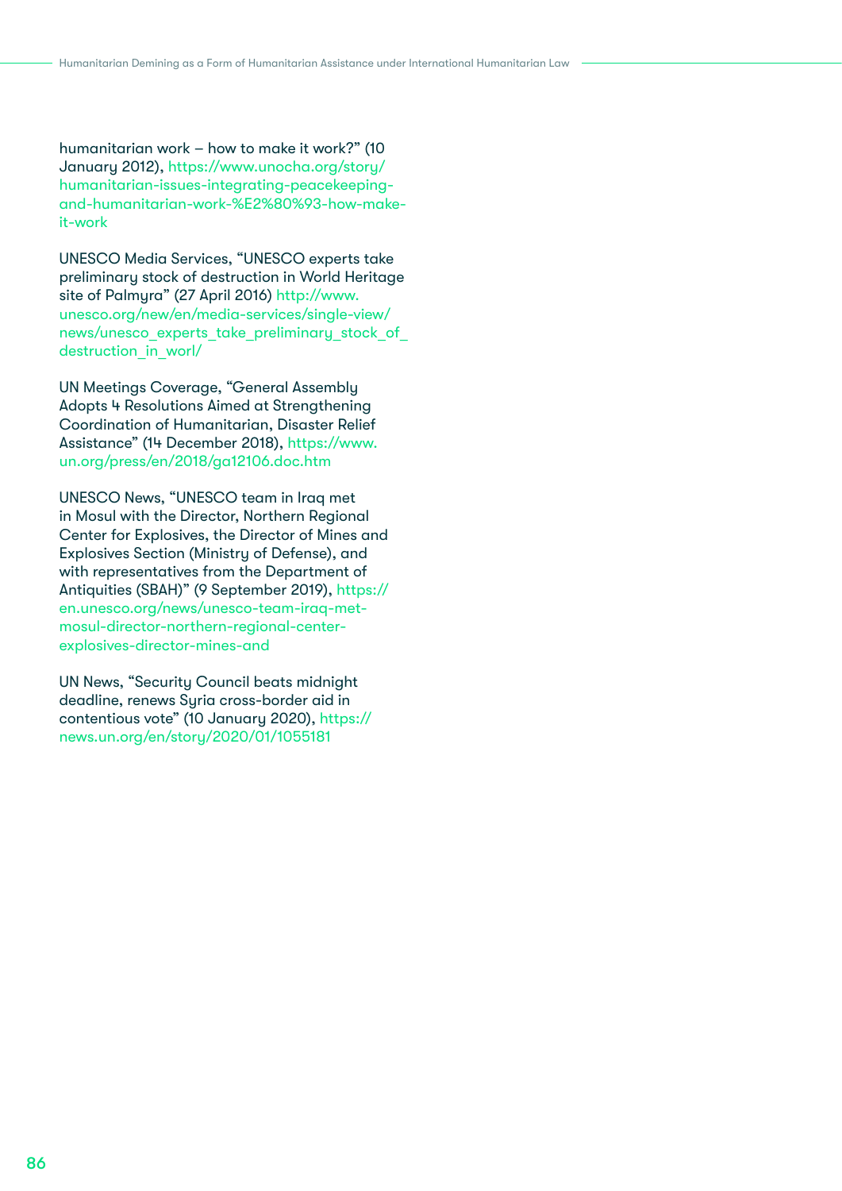humanitarian work – how to make it work?" (10 January 2012), https://www.unocha.org/story/humanitarian-issues-integrating-peacekeeping-and-humanitarian-work-%E2%80%93-how-make-it-work

UNESCO Media Services, "UNESCO experts take preliminary stock of destruction in World Heritage site of Palmyra" (27 April 2016) http://www.unesco.org/new/en/media-services/single-view/news/unesco_experts_take_preliminary_stock_of_destruction_in_worl/

UN Meetings Coverage, "General Assembly Adopts 4 Resolutions Aimed at Strengthening Coordination of Humanitarian, Disaster Relief Assistance" (14 December 2018), https://www.un.org/press/en/2018/ga12106.doc.htm

UNESCO News, "UNESCO team in Iraq met in Mosul with the Director, Northern Regional Center for Explosives, the Director of Mines and Explosives Section (Ministry of Defense), and with representatives from the Department of Antiquities (SBAH)" (9 September 2019), https://en.unesco.org/news/unesco-team-iraq-met-mosul-director-northern-regional-center-explosives-director-mines-and

UN News, "Security Council beats midnight deadline, renews Syria cross-border aid in contentious vote" (10 January 2020), https://news.un.org/en/story/2020/01/1055181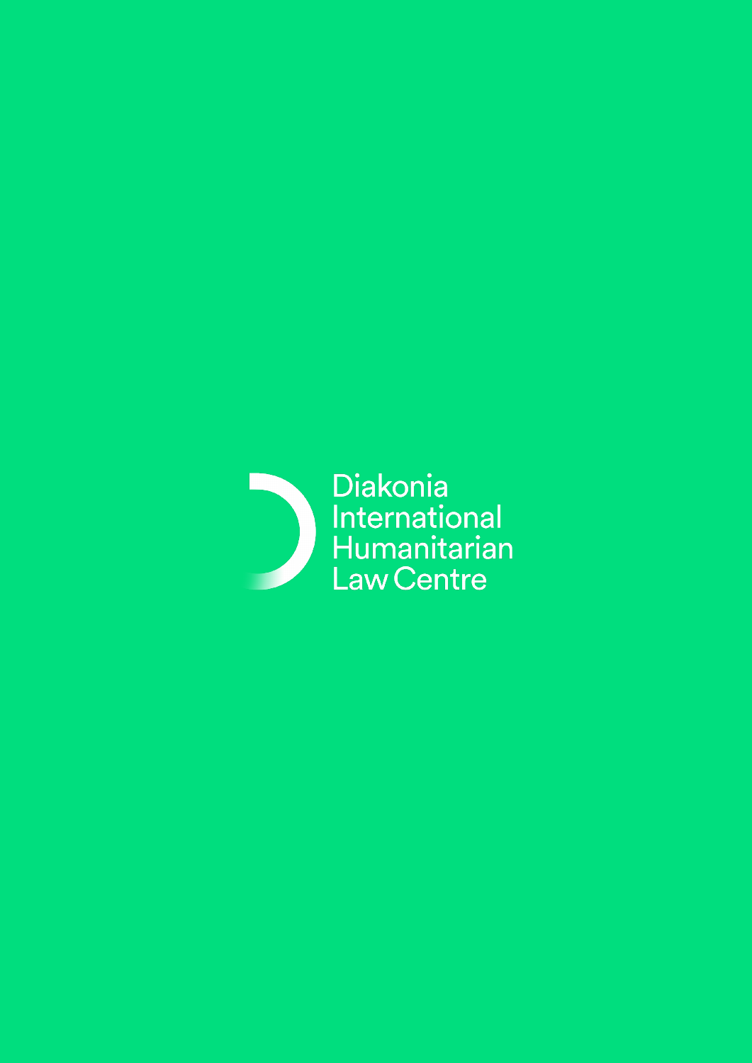Diakonia
International
Humanitarian
Law Centre